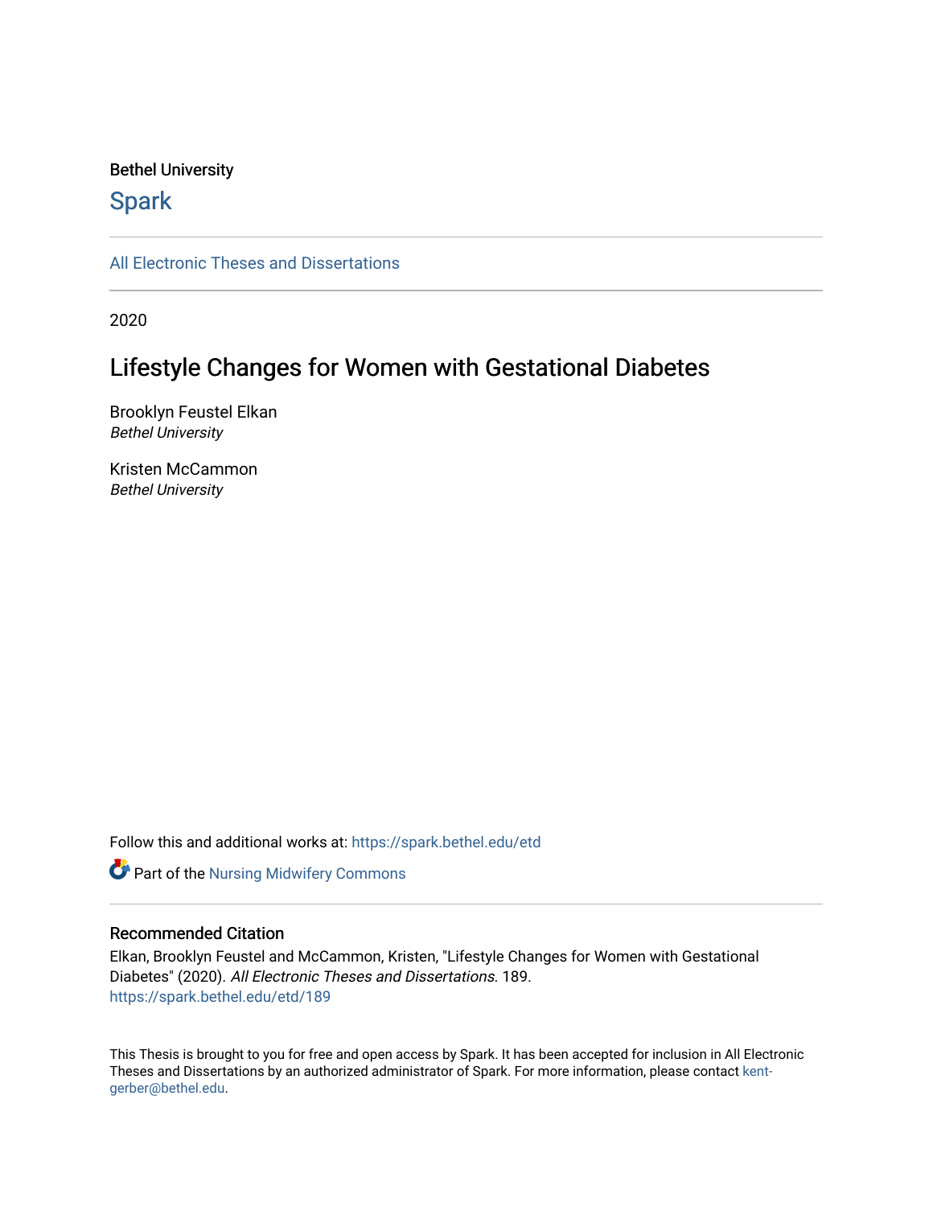Bethel University

## Spark

All Electronic Theses and Dissertations

2020

# Lifestyle Changes for Women with Gestational Diabetes

Brooklyn Feustel Elkan
*Bethel University*

Kristen McCammon
*Bethel University*

Follow this and additional works at: https://spark.bethel.edu/etd

Part of the Nursing Midwifery Commons

### Recommended Citation

Elkan, Brooklyn Feustel and McCammon, Kristen, "Lifestyle Changes for Women with Gestational Diabetes" (2020). *All Electronic Theses and Dissertations*. 189.
https://spark.bethel.edu/etd/189

This Thesis is brought to you for free and open access by Spark. It has been accepted for inclusion in All Electronic Theses and Dissertations by an authorized administrator of Spark. For more information, please contact kent-gerber@bethel.edu.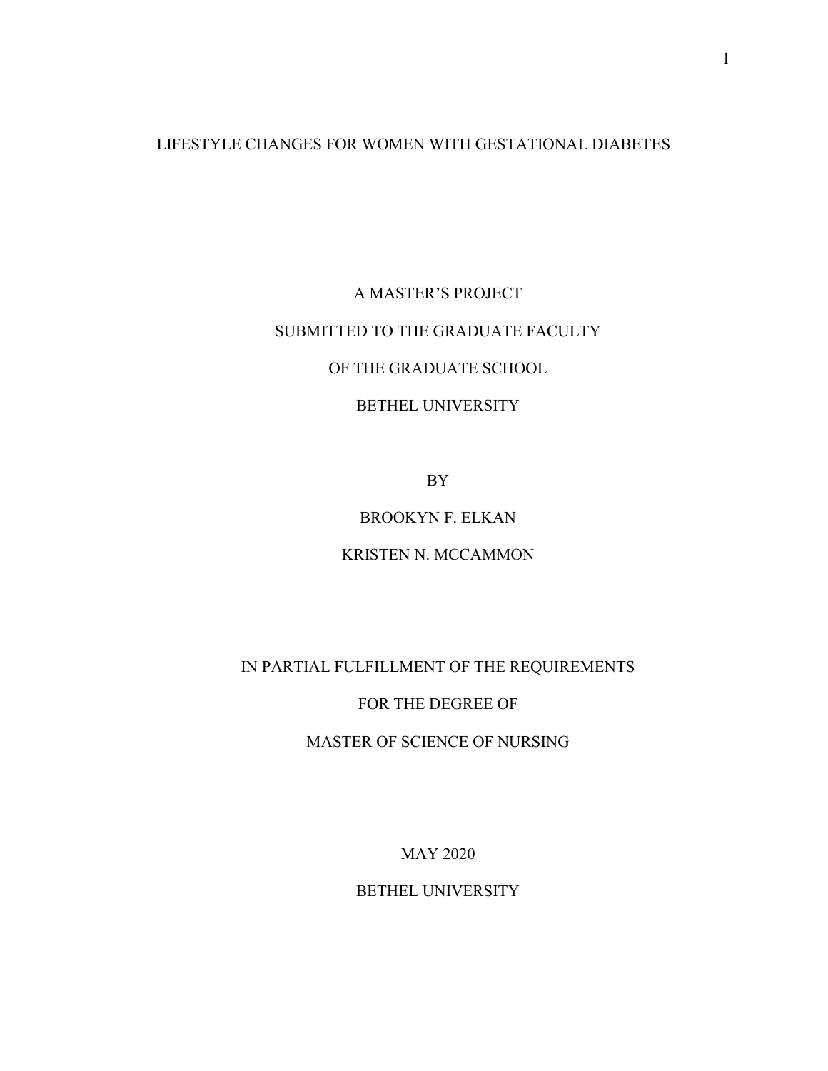# LIFESTYLE CHANGES FOR WOMEN WITH GESTATIONAL DIABETES

A MASTER'S PROJECT

SUBMITTED TO THE GRADUATE FACULTY

OF THE GRADUATE SCHOOL

BETHEL UNIVERSITY

BY

BROOKYN F. ELKAN

KRISTEN N. MCCAMMON

IN PARTIAL FULFILLMENT OF THE REQUIREMENTS

FOR THE DEGREE OF

MASTER OF SCIENCE OF NURSING

MAY 2020

BETHEL UNIVERSITY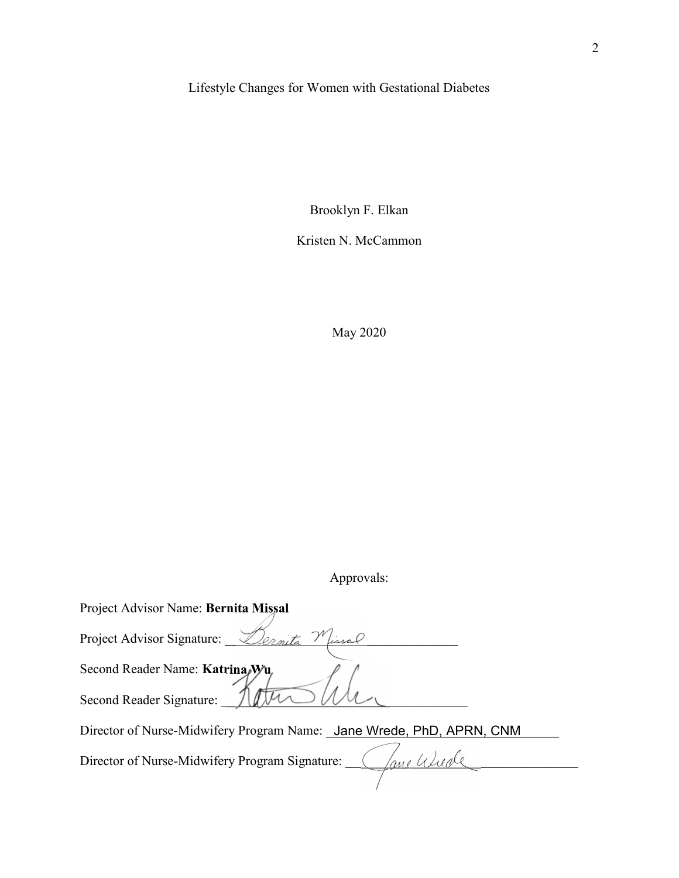Lifestyle Changes for Women with Gestational Diabetes

Brooklyn F. Elkan

Kristen N. McCammon

May 2020

Approvals:

Project Advisor Name: **Bernita Missal**

Project Advisor Signature: Bernita Missal

Second Reader Name: **Katrina Wu**

Second Reader Signature: Katrina Wu

Director of Nurse-Midwifery Program Name: Jane Wrede, PhD, APRN, CNM

Director of Nurse-Midwifery Program Signature: Jane Wrede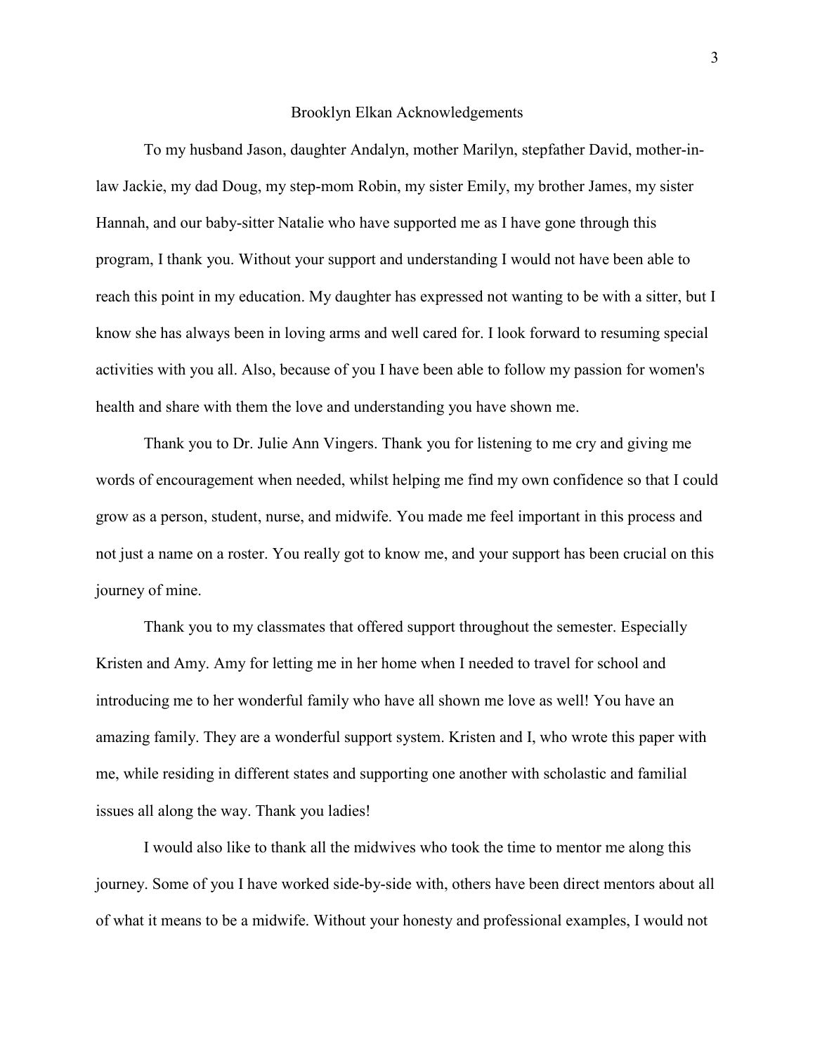# Brooklyn Elkan Acknowledgements

To my husband Jason, daughter Andalyn, mother Marilyn, stepfather David, mother-in-law Jackie, my dad Doug, my step-mom Robin, my sister Emily, my brother James, my sister Hannah, and our baby-sitter Natalie who have supported me as I have gone through this program, I thank you. Without your support and understanding I would not have been able to reach this point in my education. My daughter has expressed not wanting to be with a sitter, but I know she has always been in loving arms and well cared for. I look forward to resuming special activities with you all. Also, because of you I have been able to follow my passion for women's health and share with them the love and understanding you have shown me.

Thank you to Dr. Julie Ann Vingers. Thank you for listening to me cry and giving me words of encouragement when needed, whilst helping me find my own confidence so that I could grow as a person, student, nurse, and midwife. You made me feel important in this process and not just a name on a roster. You really got to know me, and your support has been crucial on this journey of mine.

Thank you to my classmates that offered support throughout the semester. Especially Kristen and Amy. Amy for letting me in her home when I needed to travel for school and introducing me to her wonderful family who have all shown me love as well! You have an amazing family. They are a wonderful support system. Kristen and I, who wrote this paper with me, while residing in different states and supporting one another with scholastic and familial issues all along the way. Thank you ladies!

I would also like to thank all the midwives who took the time to mentor me along this journey. Some of you I have worked side-by-side with, others have been direct mentors about all of what it means to be a midwife. Without your honesty and professional examples, I would not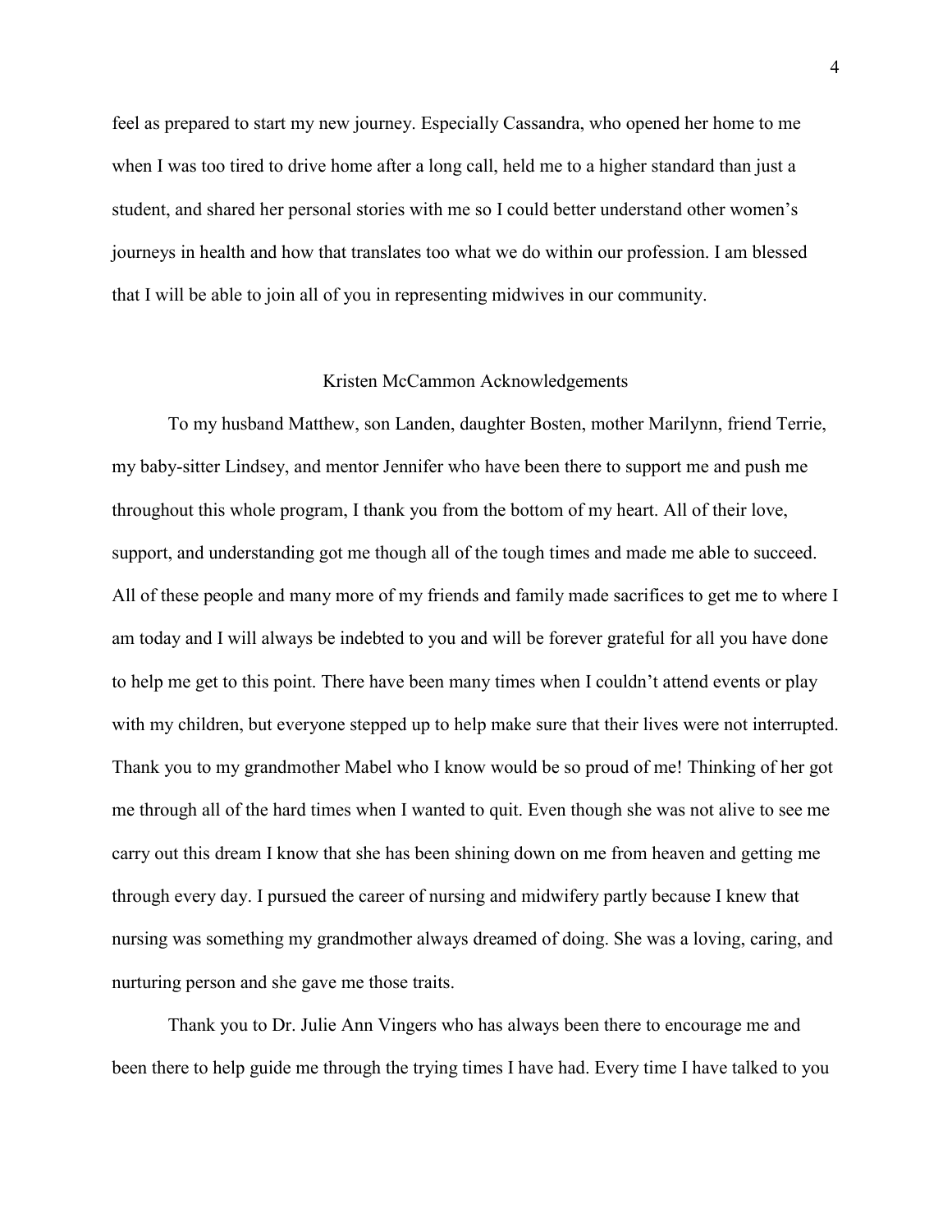feel as prepared to start my new journey. Especially Cassandra, who opened her home to me when I was too tired to drive home after a long call, held me to a higher standard than just a student, and shared her personal stories with me so I could better understand other women's journeys in health and how that translates too what we do within our profession. I am blessed that I will be able to join all of you in representing midwives in our community.

## Kristen McCammon Acknowledgements

To my husband Matthew, son Landen, daughter Bosten, mother Marilynn, friend Terrie, my baby-sitter Lindsey, and mentor Jennifer who have been there to support me and push me throughout this whole program, I thank you from the bottom of my heart. All of their love, support, and understanding got me though all of the tough times and made me able to succeed. All of these people and many more of my friends and family made sacrifices to get me to where I am today and I will always be indebted to you and will be forever grateful for all you have done to help me get to this point. There have been many times when I couldn't attend events or play with my children, but everyone stepped up to help make sure that their lives were not interrupted. Thank you to my grandmother Mabel who I know would be so proud of me! Thinking of her got me through all of the hard times when I wanted to quit. Even though she was not alive to see me carry out this dream I know that she has been shining down on me from heaven and getting me through every day. I pursued the career of nursing and midwifery partly because I knew that nursing was something my grandmother always dreamed of doing. She was a loving, caring, and nurturing person and she gave me those traits.

Thank you to Dr. Julie Ann Vingers who has always been there to encourage me and been there to help guide me through the trying times I have had. Every time I have talked to you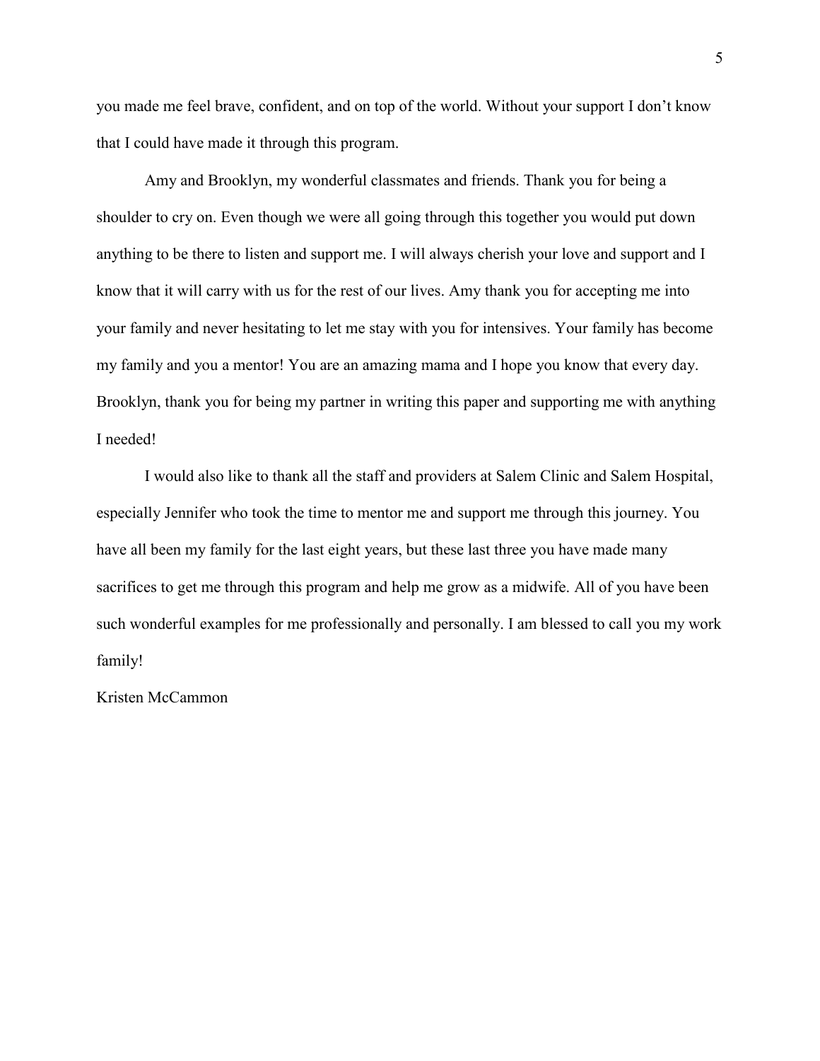you made me feel brave, confident, and on top of the world. Without your support I don't know that I could have made it through this program.

Amy and Brooklyn, my wonderful classmates and friends. Thank you for being a shoulder to cry on. Even though we were all going through this together you would put down anything to be there to listen and support me. I will always cherish your love and support and I know that it will carry with us for the rest of our lives. Amy thank you for accepting me into your family and never hesitating to let me stay with you for intensives. Your family has become my family and you a mentor! You are an amazing mama and I hope you know that every day. Brooklyn, thank you for being my partner in writing this paper and supporting me with anything I needed!

I would also like to thank all the staff and providers at Salem Clinic and Salem Hospital, especially Jennifer who took the time to mentor me and support me through this journey. You have all been my family for the last eight years, but these last three you have made many sacrifices to get me through this program and help me grow as a midwife. All of you have been such wonderful examples for me professionally and personally. I am blessed to call you my work family!

Kristen McCammon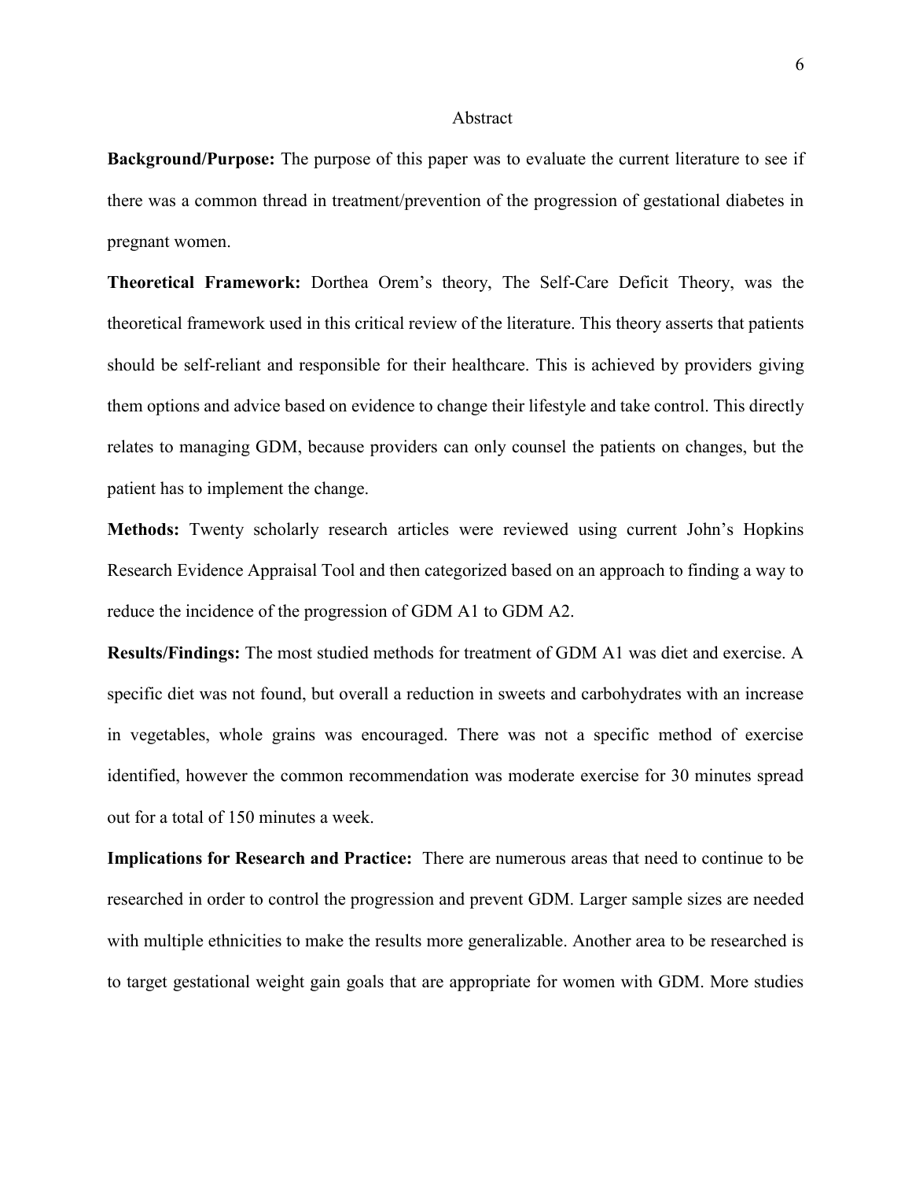# Abstract

**Background/Purpose:** The purpose of this paper was to evaluate the current literature to see if there was a common thread in treatment/prevention of the progression of gestational diabetes in pregnant women.

**Theoretical Framework:** Dorthea Orem's theory, The Self-Care Deficit Theory, was the theoretical framework used in this critical review of the literature. This theory asserts that patients should be self-reliant and responsible for their healthcare. This is achieved by providers giving them options and advice based on evidence to change their lifestyle and take control. This directly relates to managing GDM, because providers can only counsel the patients on changes, but the patient has to implement the change.

**Methods:** Twenty scholarly research articles were reviewed using current John's Hopkins Research Evidence Appraisal Tool and then categorized based on an approach to finding a way to reduce the incidence of the progression of GDM A1 to GDM A2.

**Results/Findings:** The most studied methods for treatment of GDM A1 was diet and exercise. A specific diet was not found, but overall a reduction in sweets and carbohydrates with an increase in vegetables, whole grains was encouraged. There was not a specific method of exercise identified, however the common recommendation was moderate exercise for 30 minutes spread out for a total of 150 minutes a week.

**Implications for Research and Practice:** There are numerous areas that need to continue to be researched in order to control the progression and prevent GDM. Larger sample sizes are needed with multiple ethnicities to make the results more generalizable. Another area to be researched is to target gestational weight gain goals that are appropriate for women with GDM. More studies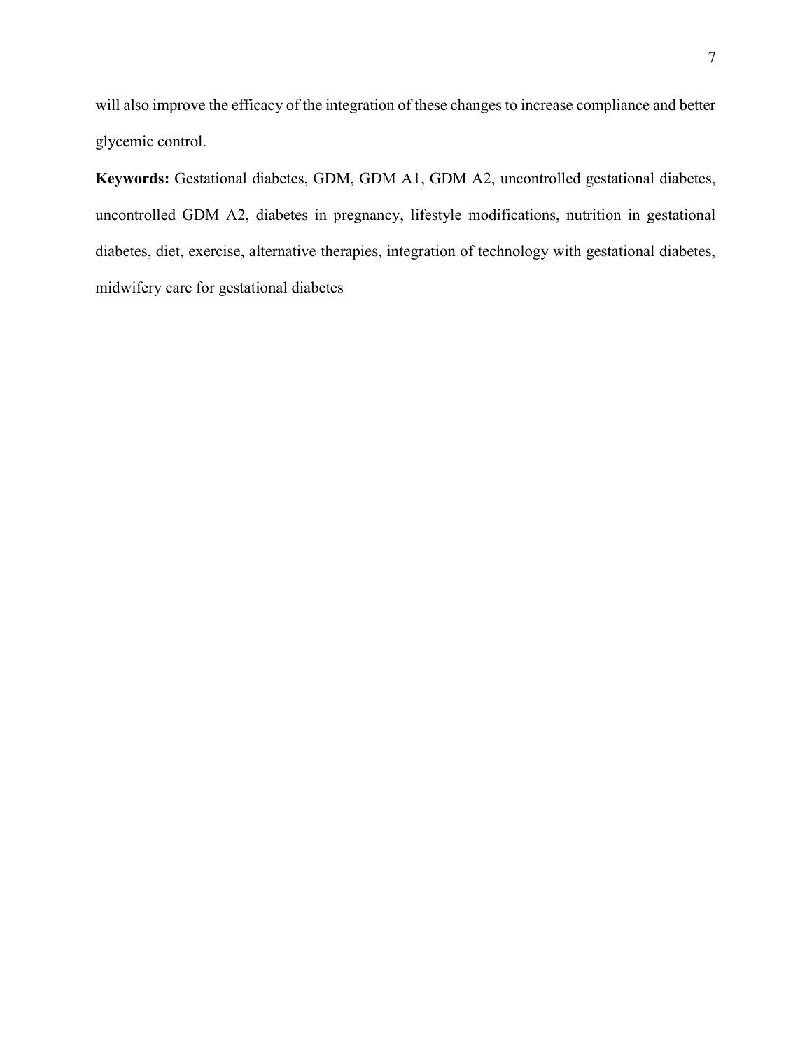will also improve the efficacy of the integration of these changes to increase compliance and better glycemic control.

**Keywords:** Gestational diabetes, GDM, GDM A1, GDM A2, uncontrolled gestational diabetes, uncontrolled GDM A2, diabetes in pregnancy, lifestyle modifications, nutrition in gestational diabetes, diet, exercise, alternative therapies, integration of technology with gestational diabetes, midwifery care for gestational diabetes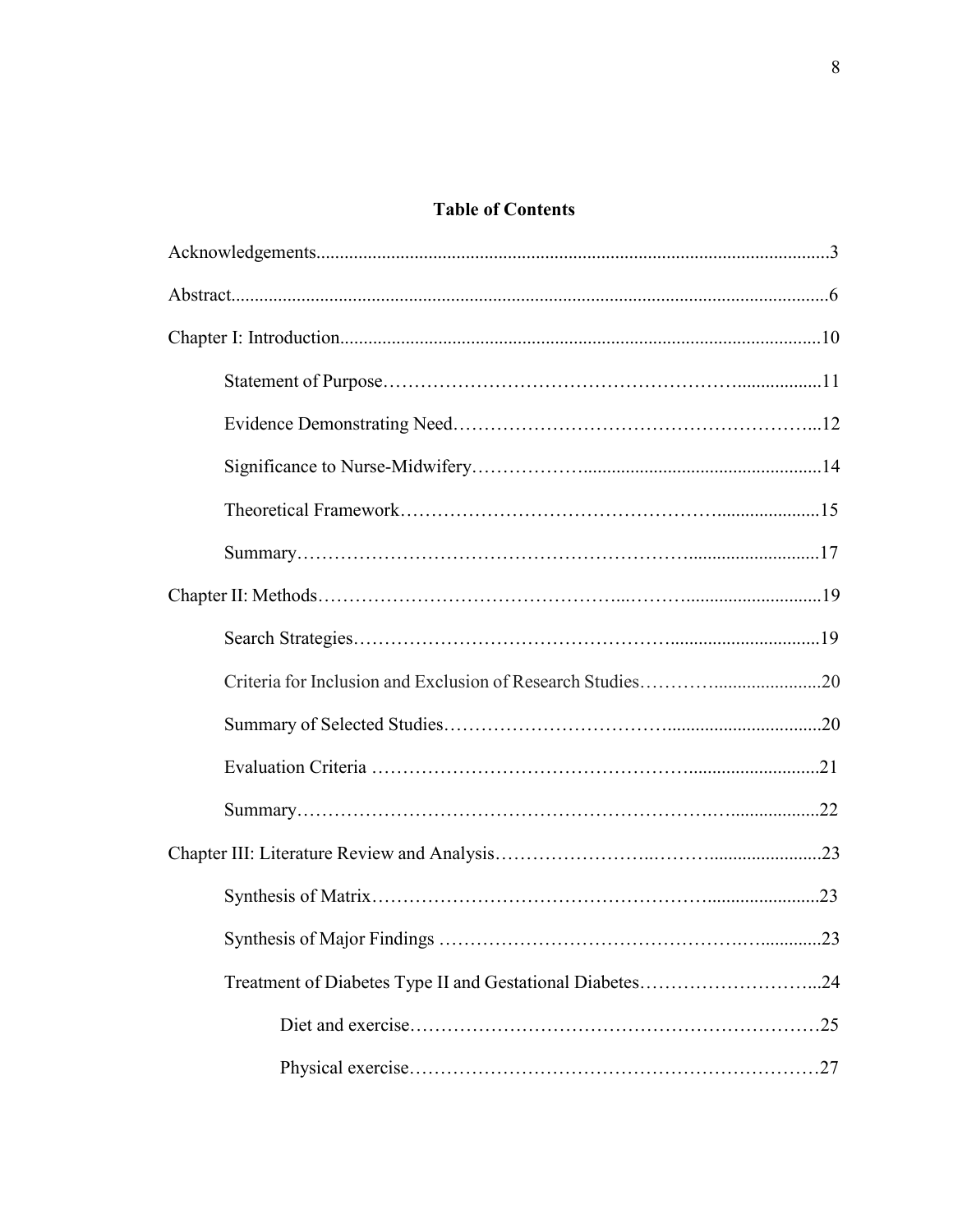# Table of Contents

Acknowledgements....3

Abstract....6

Chapter I: Introduction....10

- Statement of Purpose....11
- Evidence Demonstrating Need....12
- Significance to Nurse-Midwifery....14
- Theoretical Framework....15
- Summary....17

Chapter II: Methods....19

- Search Strategies....19
- Criteria for Inclusion and Exclusion of Research Studies....20
- Summary of Selected Studies....20
- Evaluation Criteria....21
- Summary....22

Chapter III: Literature Review and Analysis....23

- Synthesis of Matrix....23
- Synthesis of Major Findings....23
- Treatment of Diabetes Type II and Gestational Diabetes....24
    - Diet and exercise....25
    - Physical exercise....27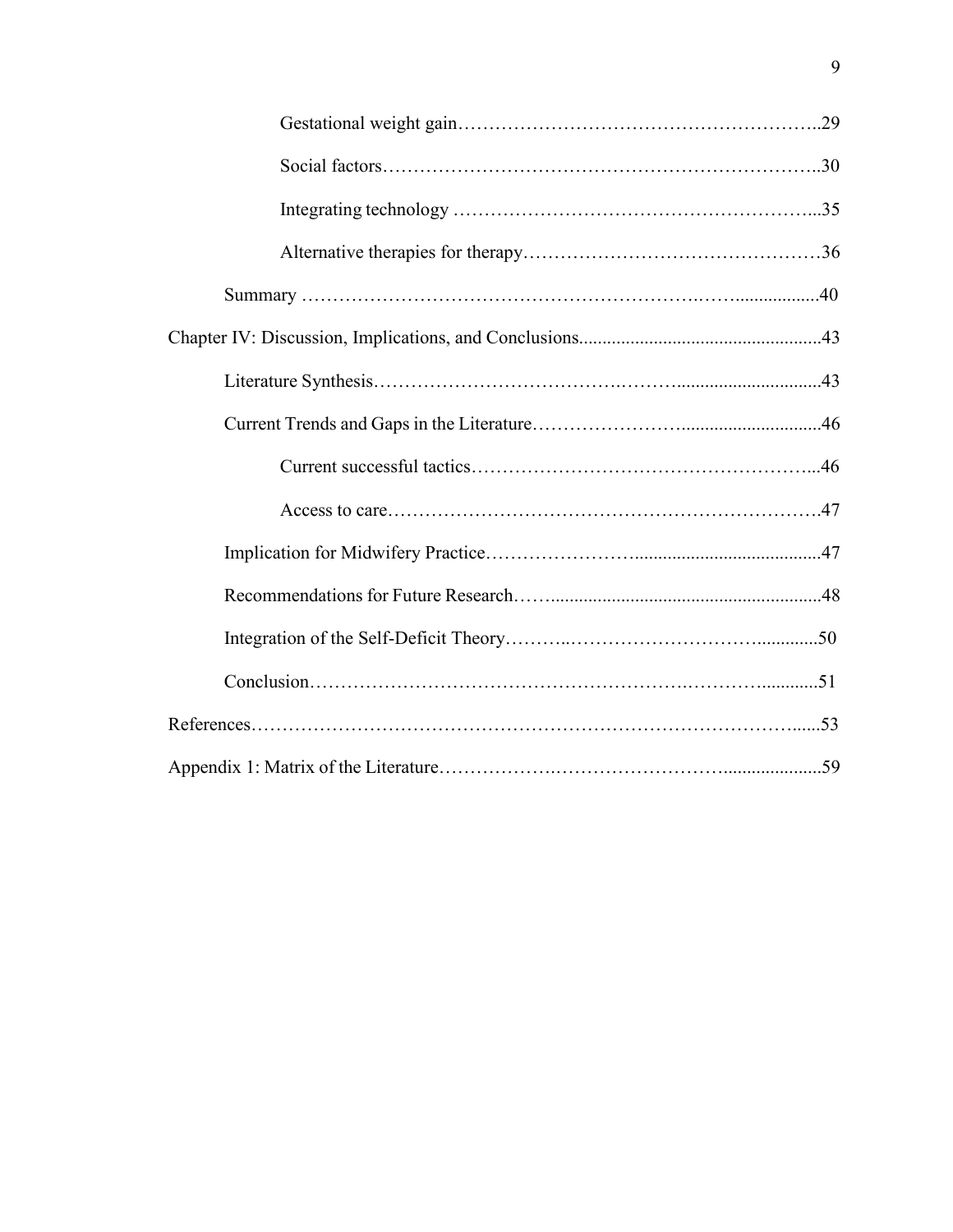Gestational weight gain……………………………………………………..29

Social factors…………………………………………………………….30

Integrating technology …………………………………………………...35

Alternative therapies for therapy…………………………………………36

Summary ……………………………………………………….……..................40

Chapter IV: Discussion, Implications, and Conclusions...................................................43

Literature Synthesis…………………………………….……….............................43

Current Trends and Gaps in the Literature…………………….............................46

Current successful tactics……………………………………………...46

Access to care……………………………………………………………47

Implication for Midwifery Practice……………………........................................47

Recommendations for Future Research……..........................................................48

Integration of the Self-Deficit Theory………..…………………………..............50

Conclusion…………………………………………………….………….............51

References………………………………………………………………………….......53

Appendix 1: Matrix of the Literature……………….…………………….....................59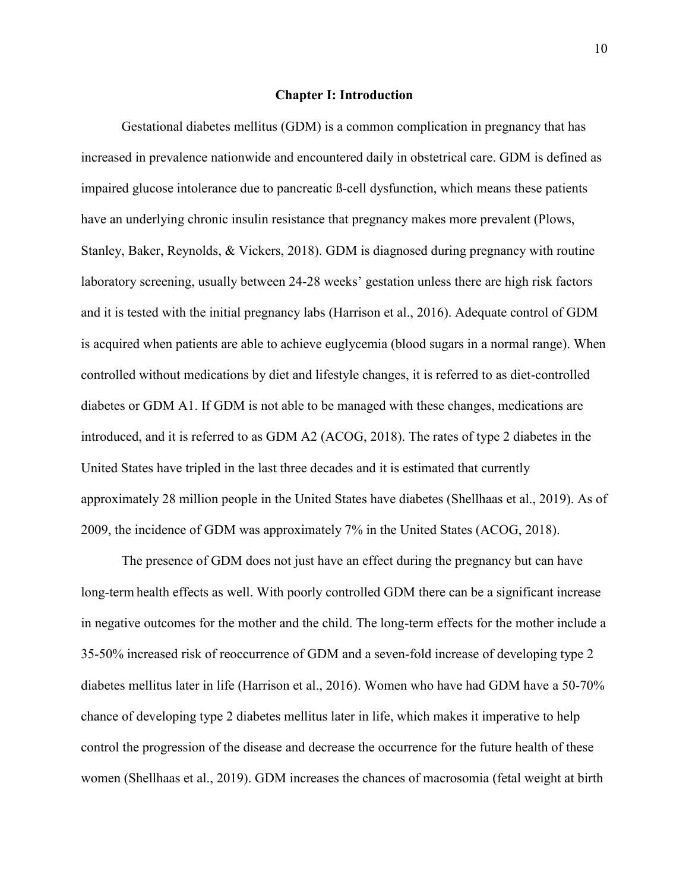# Chapter I: Introduction

Gestational diabetes mellitus (GDM) is a common complication in pregnancy that has increased in prevalence nationwide and encountered daily in obstetrical care. GDM is defined as impaired glucose intolerance due to pancreatic ß-cell dysfunction, which means these patients have an underlying chronic insulin resistance that pregnancy makes more prevalent (Plows, Stanley, Baker, Reynolds, & Vickers, 2018). GDM is diagnosed during pregnancy with routine laboratory screening, usually between 24-28 weeks' gestation unless there are high risk factors and it is tested with the initial pregnancy labs (Harrison et al., 2016). Adequate control of GDM is acquired when patients are able to achieve euglycemia (blood sugars in a normal range). When controlled without medications by diet and lifestyle changes, it is referred to as diet-controlled diabetes or GDM A1. If GDM is not able to be managed with these changes, medications are introduced, and it is referred to as GDM A2 (ACOG, 2018). The rates of type 2 diabetes in the United States have tripled in the last three decades and it is estimated that currently approximately 28 million people in the United States have diabetes (Shellhaas et al., 2019). As of 2009, the incidence of GDM was approximately 7% in the United States (ACOG, 2018).

The presence of GDM does not just have an effect during the pregnancy but can have long-term health effects as well. With poorly controlled GDM there can be a significant increase in negative outcomes for the mother and the child. The long-term effects for the mother include a 35-50% increased risk of reoccurrence of GDM and a seven-fold increase of developing type 2 diabetes mellitus later in life (Harrison et al., 2016). Women who have had GDM have a 50-70% chance of developing type 2 diabetes mellitus later in life, which makes it imperative to help control the progression of the disease and decrease the occurrence for the future health of these women (Shellhaas et al., 2019). GDM increases the chances of macrosomia (fetal weight at birth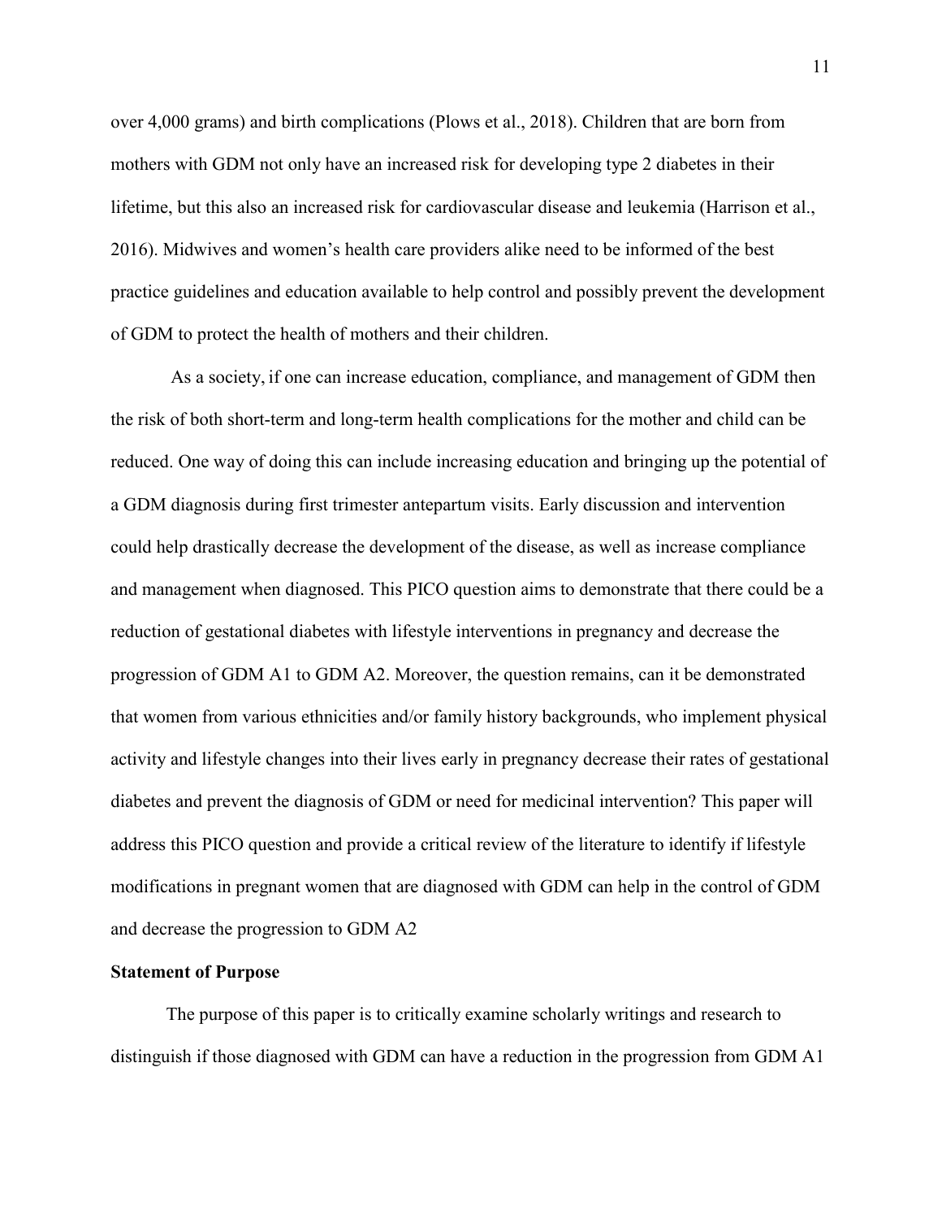over 4,000 grams) and birth complications (Plows et al., 2018). Children that are born from mothers with GDM not only have an increased risk for developing type 2 diabetes in their lifetime, but this also an increased risk for cardiovascular disease and leukemia (Harrison et al., 2016). Midwives and women's health care providers alike need to be informed of the best practice guidelines and education available to help control and possibly prevent the development of GDM to protect the health of mothers and their children.

As a society, if one can increase education, compliance, and management of GDM then the risk of both short-term and long-term health complications for the mother and child can be reduced. One way of doing this can include increasing education and bringing up the potential of a GDM diagnosis during first trimester antepartum visits. Early discussion and intervention could help drastically decrease the development of the disease, as well as increase compliance and management when diagnosed. This PICO question aims to demonstrate that there could be a reduction of gestational diabetes with lifestyle interventions in pregnancy and decrease the progression of GDM A1 to GDM A2. Moreover, the question remains, can it be demonstrated that women from various ethnicities and/or family history backgrounds, who implement physical activity and lifestyle changes into their lives early in pregnancy decrease their rates of gestational diabetes and prevent the diagnosis of GDM or need for medicinal intervention? This paper will address this PICO question and provide a critical review of the literature to identify if lifestyle modifications in pregnant women that are diagnosed with GDM can help in the control of GDM and decrease the progression to GDM A2

**Statement of Purpose**

The purpose of this paper is to critically examine scholarly writings and research to distinguish if those diagnosed with GDM can have a reduction in the progression from GDM A1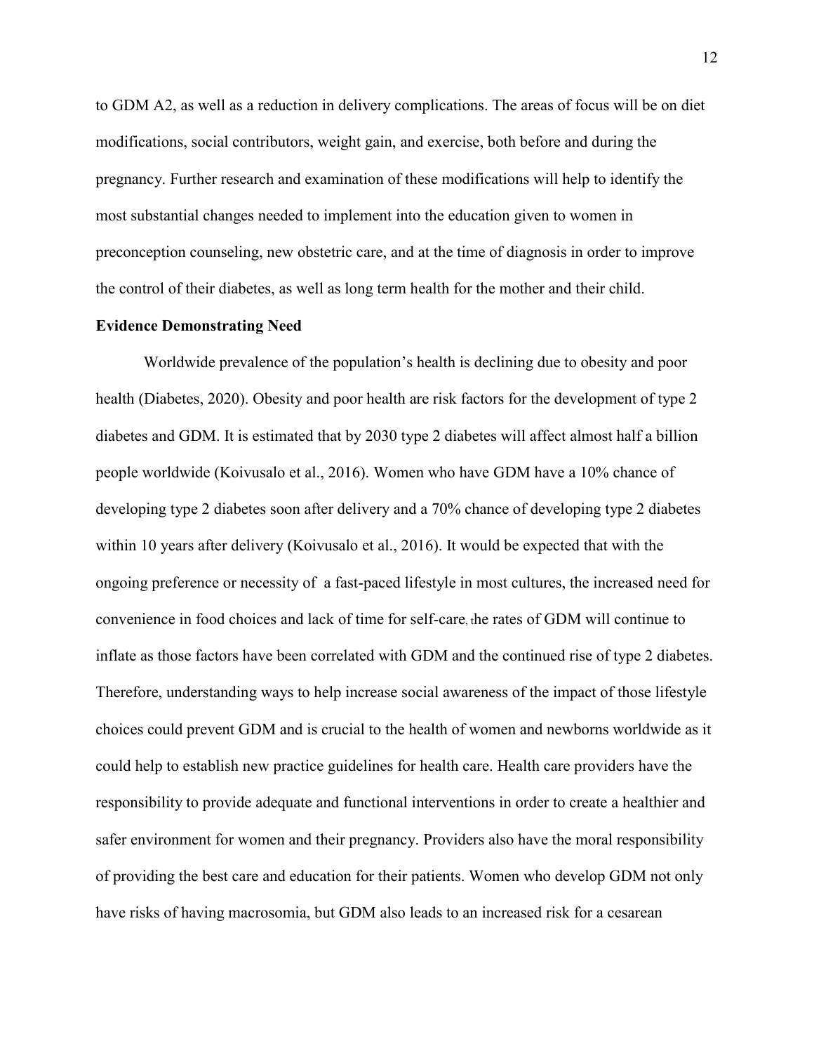to GDM A2, as well as a reduction in delivery complications. The areas of focus will be on diet modifications, social contributors, weight gain, and exercise, both before and during the pregnancy. Further research and examination of these modifications will help to identify the most substantial changes needed to implement into the education given to women in preconception counseling, new obstetric care, and at the time of diagnosis in order to improve the control of their diabetes, as well as long term health for the mother and their child.

**Evidence Demonstrating Need**

Worldwide prevalence of the population's health is declining due to obesity and poor health (Diabetes, 2020). Obesity and poor health are risk factors for the development of type 2 diabetes and GDM. It is estimated that by 2030 type 2 diabetes will affect almost half a billion people worldwide (Koivusalo et al., 2016). Women who have GDM have a 10% chance of developing type 2 diabetes soon after delivery and a 70% chance of developing type 2 diabetes within 10 years after delivery (Koivusalo et al., 2016). It would be expected that with the ongoing preference or necessity of a fast-paced lifestyle in most cultures, the increased need for convenience in food choices and lack of time for self-care, the rates of GDM will continue to inflate as those factors have been correlated with GDM and the continued rise of type 2 diabetes. Therefore, understanding ways to help increase social awareness of the impact of those lifestyle choices could prevent GDM and is crucial to the health of women and newborns worldwide as it could help to establish new practice guidelines for health care. Health care providers have the responsibility to provide adequate and functional interventions in order to create a healthier and safer environment for women and their pregnancy. Providers also have the moral responsibility of providing the best care and education for their patients. Women who develop GDM not only have risks of having macrosomia, but GDM also leads to an increased risk for a cesarean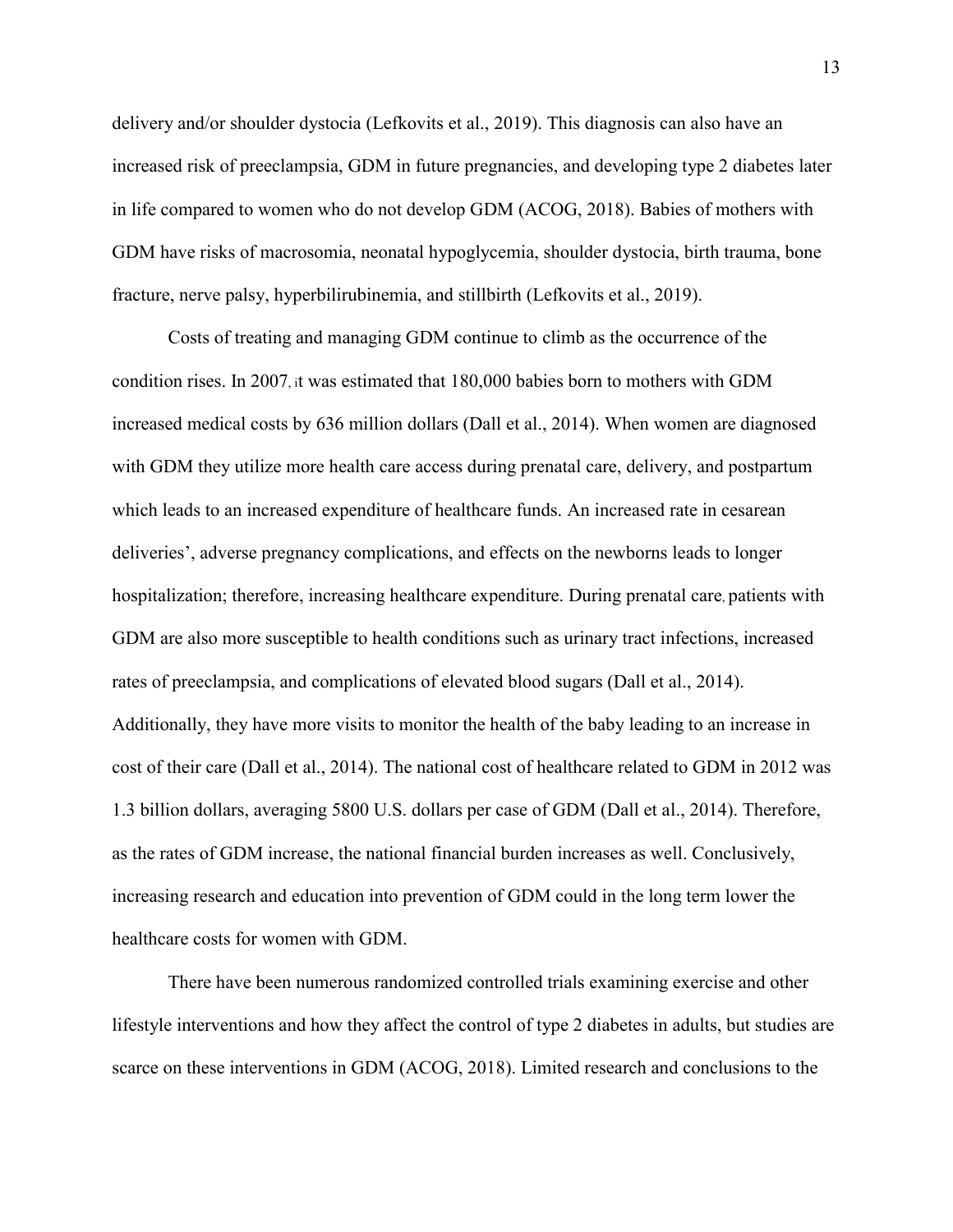delivery and/or shoulder dystocia (Lefkovits et al., 2019). This diagnosis can also have an increased risk of preeclampsia, GDM in future pregnancies, and developing type 2 diabetes later in life compared to women who do not develop GDM (ACOG, 2018). Babies of mothers with GDM have risks of macrosomia, neonatal hypoglycemia, shoulder dystocia, birth trauma, bone fracture, nerve palsy, hyperbilirubinemia, and stillbirth (Lefkovits et al., 2019).

Costs of treating and managing GDM continue to climb as the occurrence of the condition rises. In 2007, it was estimated that 180,000 babies born to mothers with GDM increased medical costs by 636 million dollars (Dall et al., 2014). When women are diagnosed with GDM they utilize more health care access during prenatal care, delivery, and postpartum which leads to an increased expenditure of healthcare funds. An increased rate in cesarean deliveries', adverse pregnancy complications, and effects on the newborns leads to longer hospitalization; therefore, increasing healthcare expenditure. During prenatal care, patients with GDM are also more susceptible to health conditions such as urinary tract infections, increased rates of preeclampsia, and complications of elevated blood sugars (Dall et al., 2014). Additionally, they have more visits to monitor the health of the baby leading to an increase in cost of their care (Dall et al., 2014). The national cost of healthcare related to GDM in 2012 was 1.3 billion dollars, averaging 5800 U.S. dollars per case of GDM (Dall et al., 2014). Therefore, as the rates of GDM increase, the national financial burden increases as well. Conclusively, increasing research and education into prevention of GDM could in the long term lower the healthcare costs for women with GDM.

There have been numerous randomized controlled trials examining exercise and other lifestyle interventions and how they affect the control of type 2 diabetes in adults, but studies are scarce on these interventions in GDM (ACOG, 2018). Limited research and conclusions to the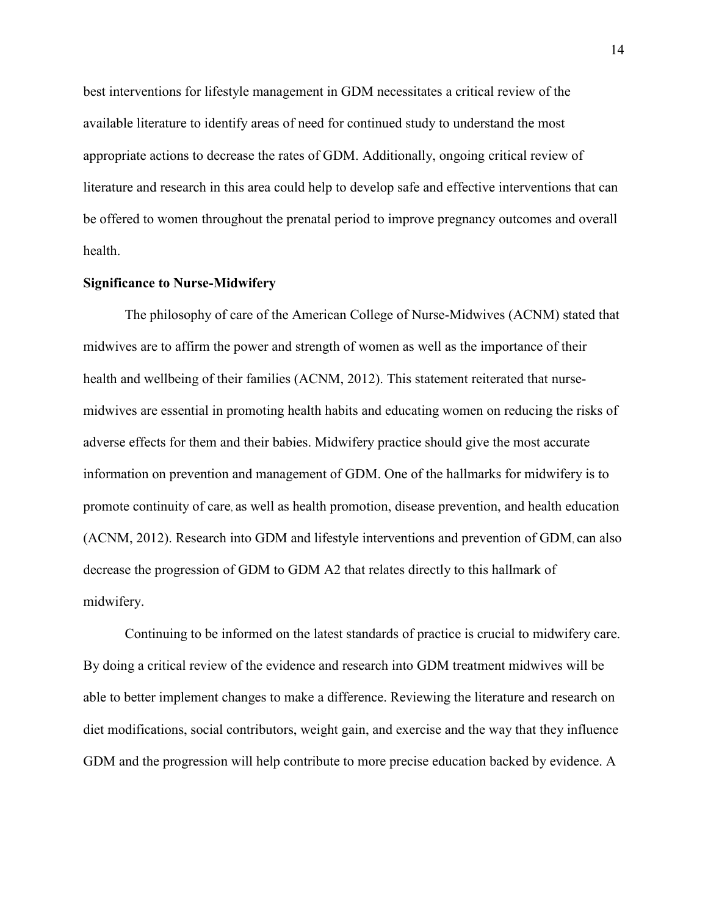best interventions for lifestyle management in GDM necessitates a critical review of the available literature to identify areas of need for continued study to understand the most appropriate actions to decrease the rates of GDM. Additionally, ongoing critical review of literature and research in this area could help to develop safe and effective interventions that can be offered to women throughout the prenatal period to improve pregnancy outcomes and overall health.

**Significance to Nurse-Midwifery**

The philosophy of care of the American College of Nurse-Midwives (ACNM) stated that midwives are to affirm the power and strength of women as well as the importance of their health and wellbeing of their families (ACNM, 2012). This statement reiterated that nurse-midwives are essential in promoting health habits and educating women on reducing the risks of adverse effects for them and their babies. Midwifery practice should give the most accurate information on prevention and management of GDM. One of the hallmarks for midwifery is to promote continuity of care, as well as health promotion, disease prevention, and health education (ACNM, 2012). Research into GDM and lifestyle interventions and prevention of GDM, can also decrease the progression of GDM to GDM A2 that relates directly to this hallmark of midwifery.

Continuing to be informed on the latest standards of practice is crucial to midwifery care. By doing a critical review of the evidence and research into GDM treatment midwives will be able to better implement changes to make a difference. Reviewing the literature and research on diet modifications, social contributors, weight gain, and exercise and the way that they influence GDM and the progression will help contribute to more precise education backed by evidence. A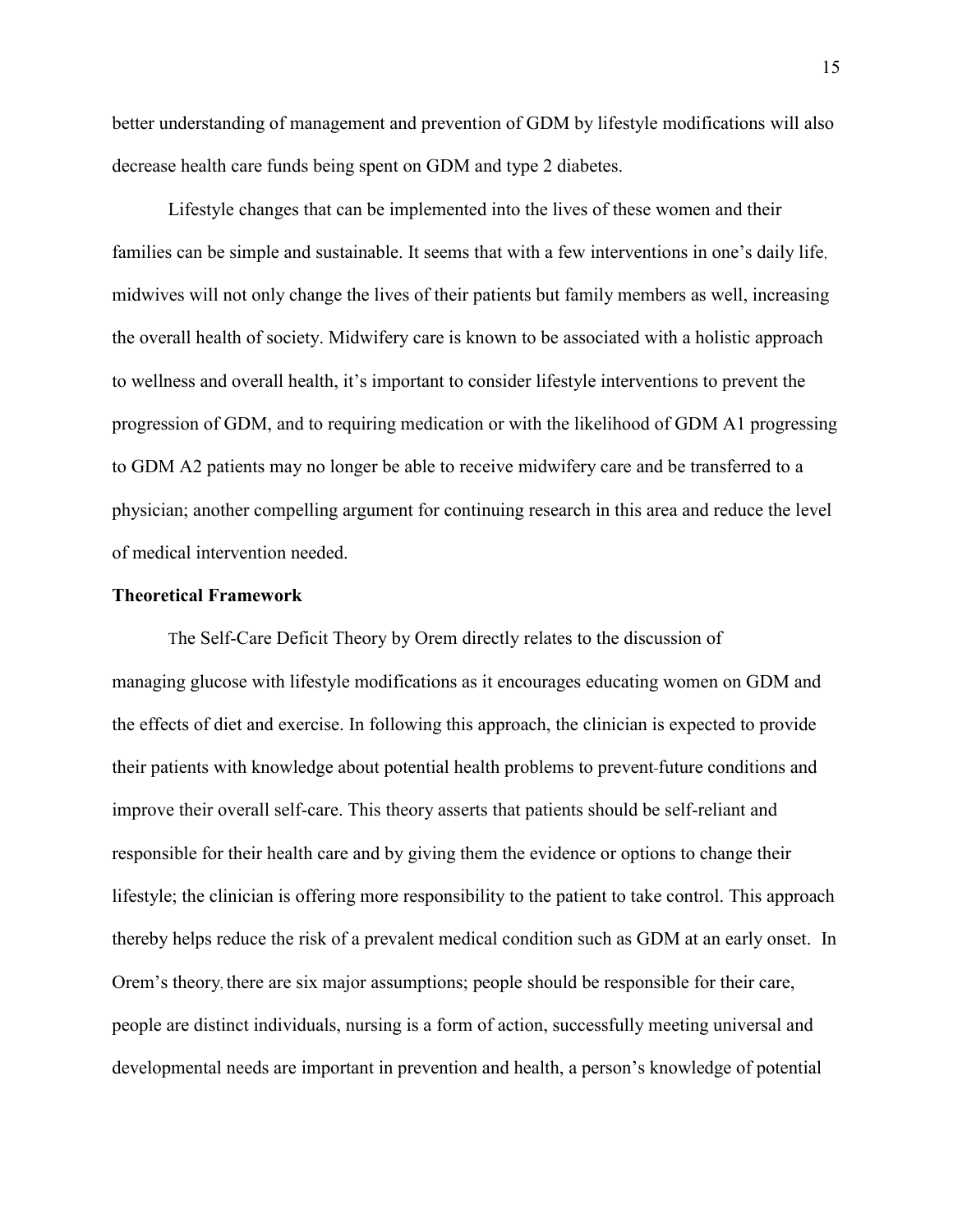better understanding of management and prevention of GDM by lifestyle modifications will also decrease health care funds being spent on GDM and type 2 diabetes.

Lifestyle changes that can be implemented into the lives of these women and their families can be simple and sustainable. It seems that with a few interventions in one's daily life, midwives will not only change the lives of their patients but family members as well, increasing the overall health of society. Midwifery care is known to be associated with a holistic approach to wellness and overall health, it's important to consider lifestyle interventions to prevent the progression of GDM, and to requiring medication or with the likelihood of GDM A1 progressing to GDM A2 patients may no longer be able to receive midwifery care and be transferred to a physician; another compelling argument for continuing research in this area and reduce the level of medical intervention needed.

**Theoretical Framework**

The Self-Care Deficit Theory by Orem directly relates to the discussion of managing glucose with lifestyle modifications as it encourages educating women on GDM and the effects of diet and exercise. In following this approach, the clinician is expected to provide their patients with knowledge about potential health problems to prevent future conditions and improve their overall self-care. This theory asserts that patients should be self-reliant and responsible for their health care and by giving them the evidence or options to change their lifestyle; the clinician is offering more responsibility to the patient to take control. This approach thereby helps reduce the risk of a prevalent medical condition such as GDM at an early onset. In Orem's theory, there are six major assumptions; people should be responsible for their care, people are distinct individuals, nursing is a form of action, successfully meeting universal and developmental needs are important in prevention and health, a person's knowledge of potential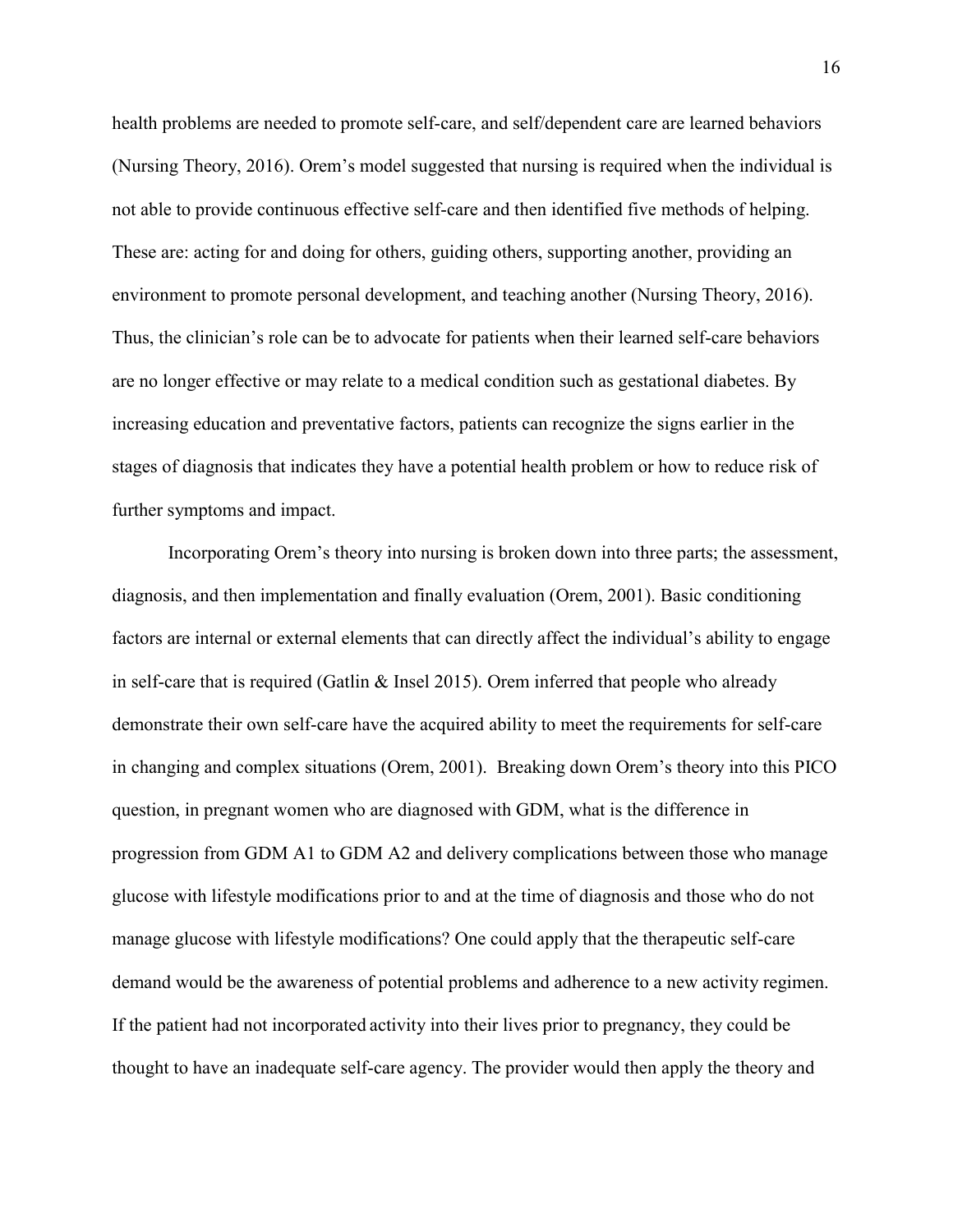health problems are needed to promote self-care, and self/dependent care are learned behaviors (Nursing Theory, 2016). Orem's model suggested that nursing is required when the individual is not able to provide continuous effective self-care and then identified five methods of helping. These are: acting for and doing for others, guiding others, supporting another, providing an environment to promote personal development, and teaching another (Nursing Theory, 2016). Thus, the clinician's role can be to advocate for patients when their learned self-care behaviors are no longer effective or may relate to a medical condition such as gestational diabetes. By increasing education and preventative factors, patients can recognize the signs earlier in the stages of diagnosis that indicates they have a potential health problem or how to reduce risk of further symptoms and impact.

Incorporating Orem's theory into nursing is broken down into three parts; the assessment, diagnosis, and then implementation and finally evaluation (Orem, 2001). Basic conditioning factors are internal or external elements that can directly affect the individual's ability to engage in self-care that is required (Gatlin & Insel 2015). Orem inferred that people who already demonstrate their own self-care have the acquired ability to meet the requirements for self-care in changing and complex situations (Orem, 2001). Breaking down Orem's theory into this PICO question, in pregnant women who are diagnosed with GDM, what is the difference in progression from GDM A1 to GDM A2 and delivery complications between those who manage glucose with lifestyle modifications prior to and at the time of diagnosis and those who do not manage glucose with lifestyle modifications? One could apply that the therapeutic self-care demand would be the awareness of potential problems and adherence to a new activity regimen. If the patient had not incorporated activity into their lives prior to pregnancy, they could be thought to have an inadequate self-care agency. The provider would then apply the theory and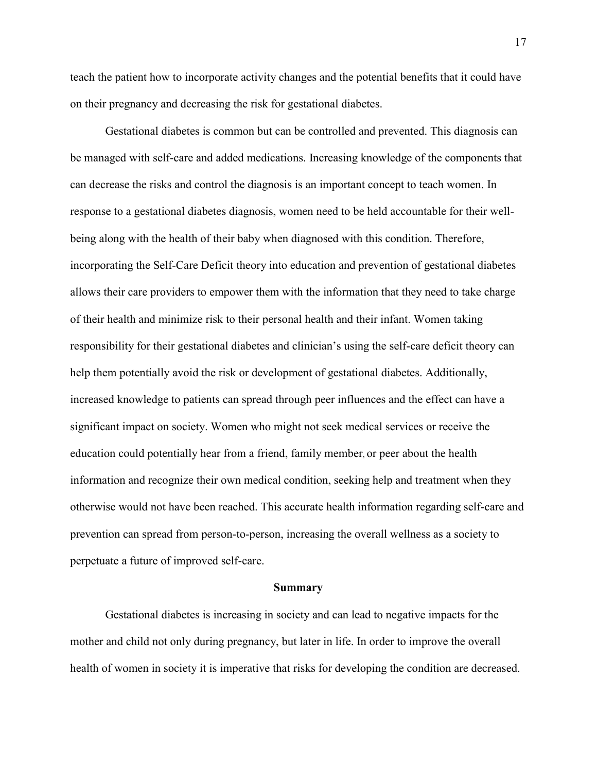teach the patient how to incorporate activity changes and the potential benefits that it could have on their pregnancy and decreasing the risk for gestational diabetes.

Gestational diabetes is common but can be controlled and prevented. This diagnosis can be managed with self-care and added medications. Increasing knowledge of the components that can decrease the risks and control the diagnosis is an important concept to teach women. In response to a gestational diabetes diagnosis, women need to be held accountable for their well-being along with the health of their baby when diagnosed with this condition. Therefore, incorporating the Self-Care Deficit theory into education and prevention of gestational diabetes allows their care providers to empower them with the information that they need to take charge of their health and minimize risk to their personal health and their infant. Women taking responsibility for their gestational diabetes and clinician's using the self-care deficit theory can help them potentially avoid the risk or development of gestational diabetes. Additionally, increased knowledge to patients can spread through peer influences and the effect can have a significant impact on society. Women who might not seek medical services or receive the education could potentially hear from a friend, family member, or peer about the health information and recognize their own medical condition, seeking help and treatment when they otherwise would not have been reached. This accurate health information regarding self-care and prevention can spread from person-to-person, increasing the overall wellness as a society to perpetuate a future of improved self-care.

## Summary

Gestational diabetes is increasing in society and can lead to negative impacts for the mother and child not only during pregnancy, but later in life. In order to improve the overall health of women in society it is imperative that risks for developing the condition are decreased.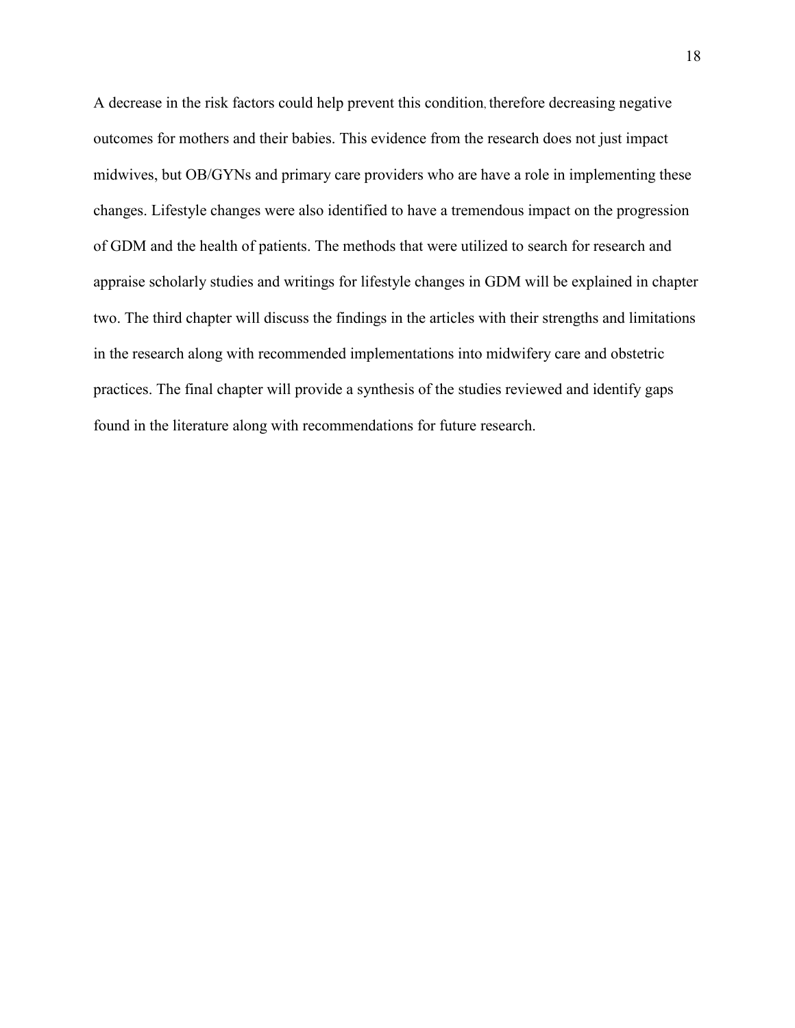A decrease in the risk factors could help prevent this condition, therefore decreasing negative outcomes for mothers and their babies. This evidence from the research does not just impact midwives, but OB/GYNs and primary care providers who are have a role in implementing these changes. Lifestyle changes were also identified to have a tremendous impact on the progression of GDM and the health of patients. The methods that were utilized to search for research and appraise scholarly studies and writings for lifestyle changes in GDM will be explained in chapter two. The third chapter will discuss the findings in the articles with their strengths and limitations in the research along with recommended implementations into midwifery care and obstetric practices. The final chapter will provide a synthesis of the studies reviewed and identify gaps found in the literature along with recommendations for future research.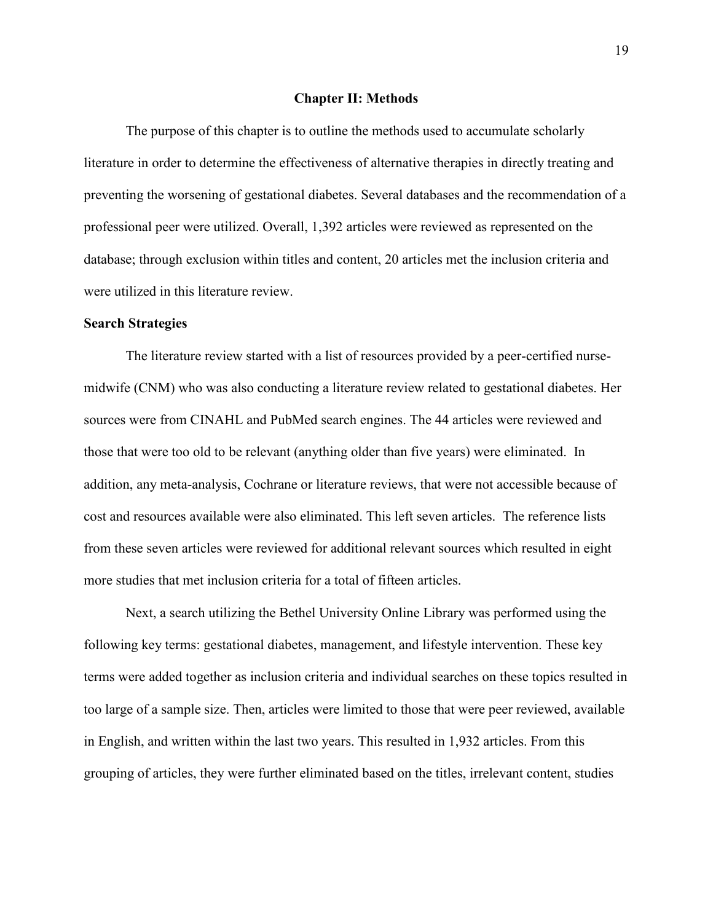# Chapter II: Methods

The purpose of this chapter is to outline the methods used to accumulate scholarly literature in order to determine the effectiveness of alternative therapies in directly treating and preventing the worsening of gestational diabetes. Several databases and the recommendation of a professional peer were utilized. Overall, 1,392 articles were reviewed as represented on the database; through exclusion within titles and content, 20 articles met the inclusion criteria and were utilized in this literature review.

## Search Strategies

The literature review started with a list of resources provided by a peer-certified nurse-midwife (CNM) who was also conducting a literature review related to gestational diabetes. Her sources were from CINAHL and PubMed search engines. The 44 articles were reviewed and those that were too old to be relevant (anything older than five years) were eliminated. In addition, any meta-analysis, Cochrane or literature reviews, that were not accessible because of cost and resources available were also eliminated. This left seven articles. The reference lists from these seven articles were reviewed for additional relevant sources which resulted in eight more studies that met inclusion criteria for a total of fifteen articles.

Next, a search utilizing the Bethel University Online Library was performed using the following key terms: gestational diabetes, management, and lifestyle intervention. These key terms were added together as inclusion criteria and individual searches on these topics resulted in too large of a sample size. Then, articles were limited to those that were peer reviewed, available in English, and written within the last two years. This resulted in 1,932 articles. From this grouping of articles, they were further eliminated based on the titles, irrelevant content, studies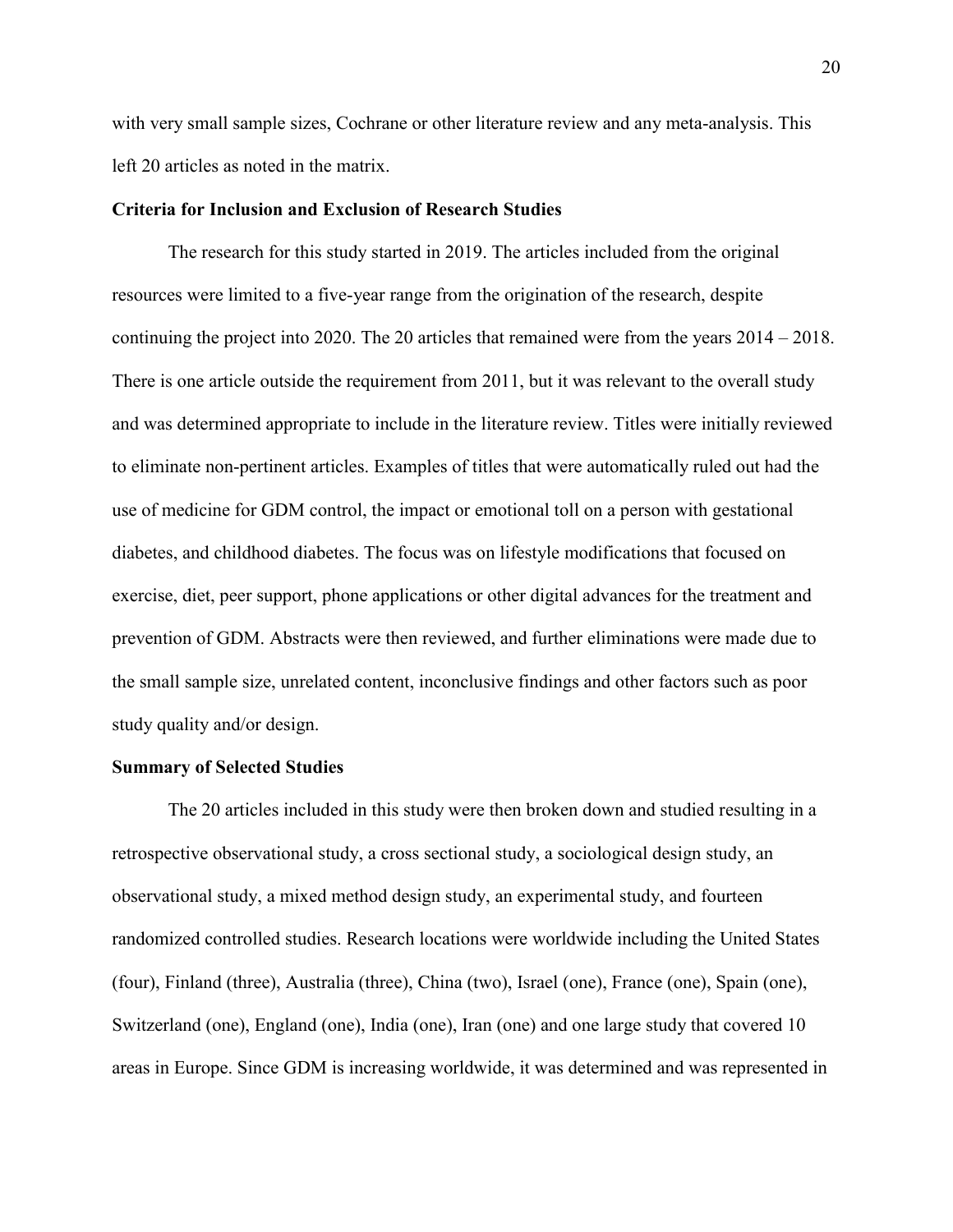with very small sample sizes, Cochrane or other literature review and any meta-analysis. This left 20 articles as noted in the matrix.

**Criteria for Inclusion and Exclusion of Research Studies**

The research for this study started in 2019. The articles included from the original resources were limited to a five-year range from the origination of the research, despite continuing the project into 2020. The 20 articles that remained were from the years 2014 – 2018. There is one article outside the requirement from 2011, but it was relevant to the overall study and was determined appropriate to include in the literature review. Titles were initially reviewed to eliminate non-pertinent articles. Examples of titles that were automatically ruled out had the use of medicine for GDM control, the impact or emotional toll on a person with gestational diabetes, and childhood diabetes. The focus was on lifestyle modifications that focused on exercise, diet, peer support, phone applications or other digital advances for the treatment and prevention of GDM. Abstracts were then reviewed, and further eliminations were made due to the small sample size, unrelated content, inconclusive findings and other factors such as poor study quality and/or design.

**Summary of Selected Studies**

The 20 articles included in this study were then broken down and studied resulting in a retrospective observational study, a cross sectional study, a sociological design study, an observational study, a mixed method design study, an experimental study, and fourteen randomized controlled studies. Research locations were worldwide including the United States (four), Finland (three), Australia (three), China (two), Israel (one), France (one), Spain (one), Switzerland (one), England (one), India (one), Iran (one) and one large study that covered 10 areas in Europe. Since GDM is increasing worldwide, it was determined and was represented in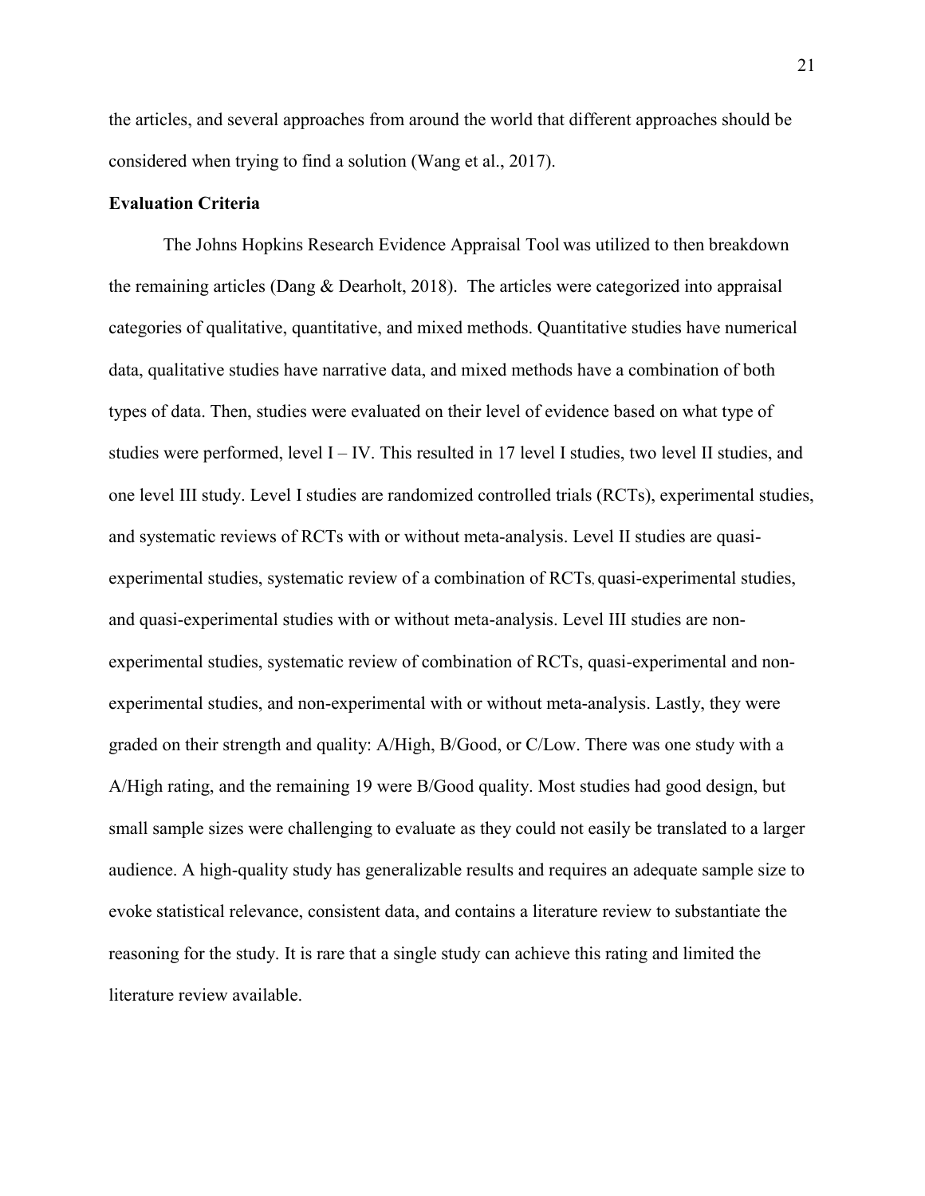the articles, and several approaches from around the world that different approaches should be considered when trying to find a solution (Wang et al., 2017).

**Evaluation Criteria**

The Johns Hopkins Research Evidence Appraisal Tool was utilized to then breakdown the remaining articles (Dang & Dearholt, 2018). The articles were categorized into appraisal categories of qualitative, quantitative, and mixed methods. Quantitative studies have numerical data, qualitative studies have narrative data, and mixed methods have a combination of both types of data. Then, studies were evaluated on their level of evidence based on what type of studies were performed, level I – IV. This resulted in 17 level I studies, two level II studies, and one level III study. Level I studies are randomized controlled trials (RCTs), experimental studies, and systematic reviews of RCTs with or without meta-analysis. Level II studies are quasi-experimental studies, systematic review of a combination of RCTs, quasi-experimental studies, and quasi-experimental studies with or without meta-analysis. Level III studies are non-experimental studies, systematic review of combination of RCTs, quasi-experimental and non-experimental studies, and non-experimental with or without meta-analysis. Lastly, they were graded on their strength and quality: A/High, B/Good, or C/Low. There was one study with a A/High rating, and the remaining 19 were B/Good quality. Most studies had good design, but small sample sizes were challenging to evaluate as they could not easily be translated to a larger audience. A high-quality study has generalizable results and requires an adequate sample size to evoke statistical relevance, consistent data, and contains a literature review to substantiate the reasoning for the study. It is rare that a single study can achieve this rating and limited the literature review available.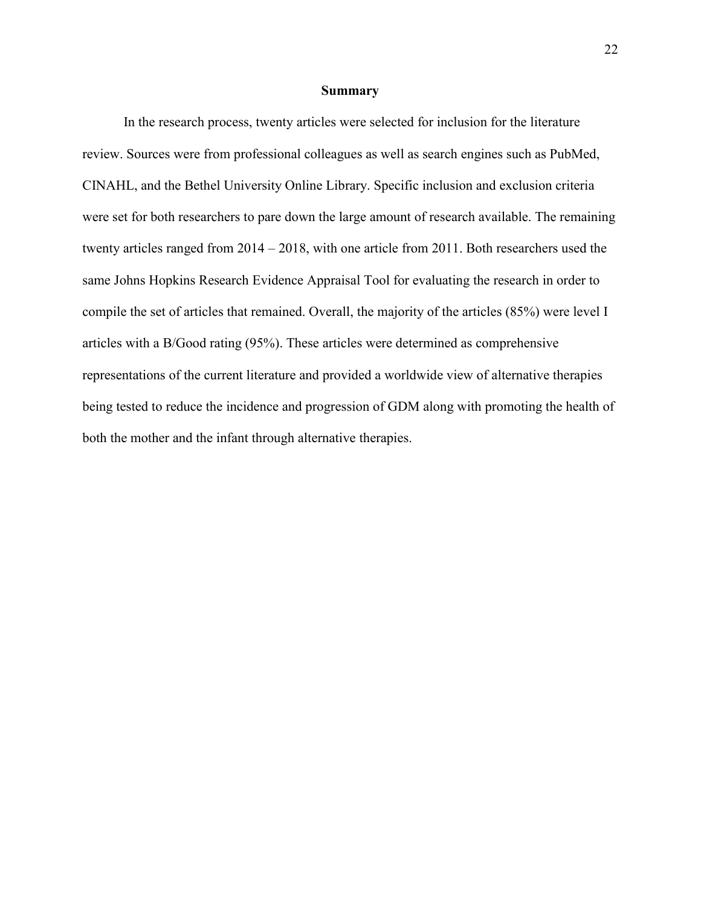## Summary

In the research process, twenty articles were selected for inclusion for the literature review. Sources were from professional colleagues as well as search engines such as PubMed, CINAHL, and the Bethel University Online Library. Specific inclusion and exclusion criteria were set for both researchers to pare down the large amount of research available. The remaining twenty articles ranged from 2014 – 2018, with one article from 2011. Both researchers used the same Johns Hopkins Research Evidence Appraisal Tool for evaluating the research in order to compile the set of articles that remained. Overall, the majority of the articles (85%) were level I articles with a B/Good rating (95%). These articles were determined as comprehensive representations of the current literature and provided a worldwide view of alternative therapies being tested to reduce the incidence and progression of GDM along with promoting the health of both the mother and the infant through alternative therapies.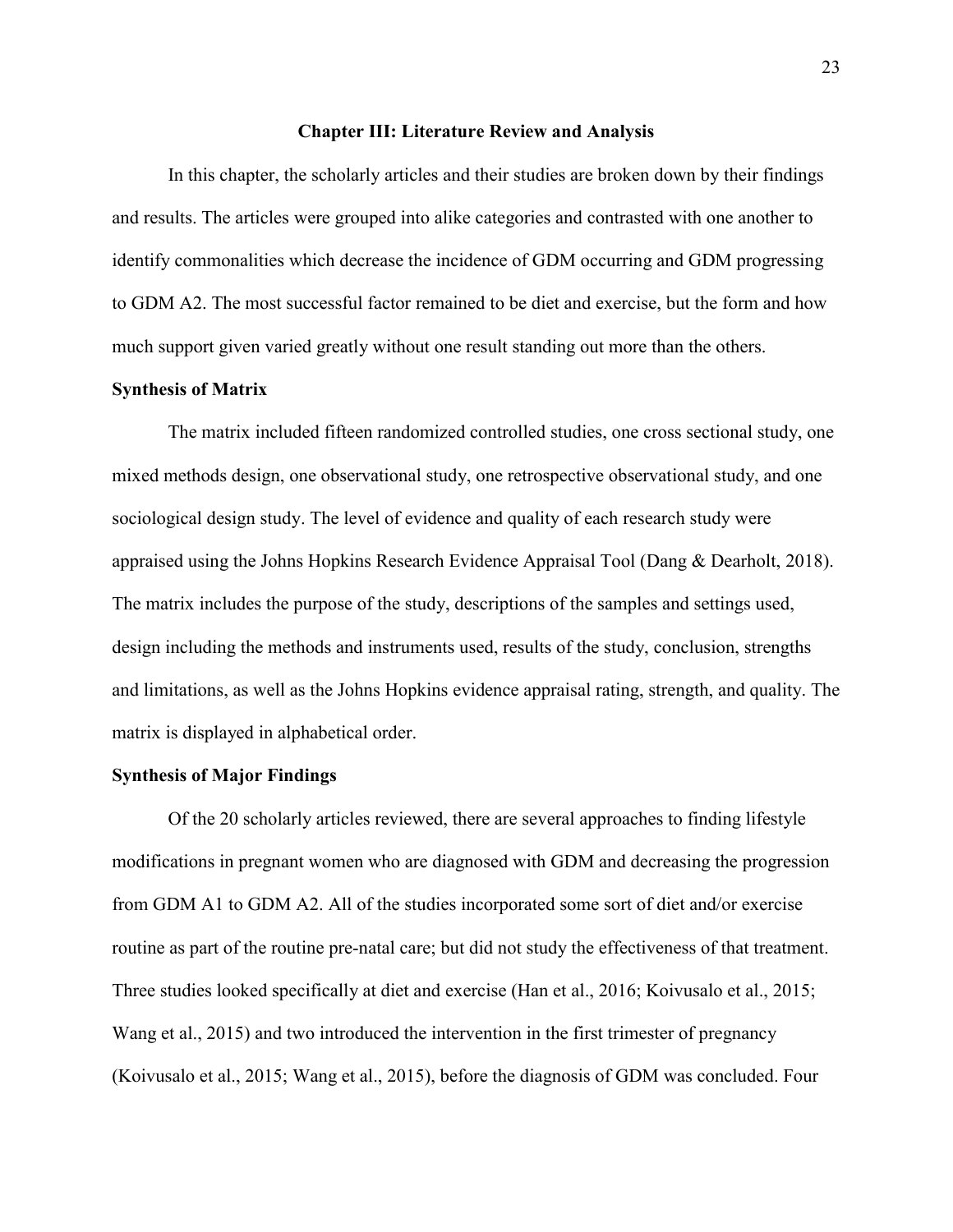## Chapter III: Literature Review and Analysis

In this chapter, the scholarly articles and their studies are broken down by their findings and results. The articles were grouped into alike categories and contrasted with one another to identify commonalities which decrease the incidence of GDM occurring and GDM progressing to GDM A2. The most successful factor remained to be diet and exercise, but the form and how much support given varied greatly without one result standing out more than the others.

### Synthesis of Matrix

The matrix included fifteen randomized controlled studies, one cross sectional study, one mixed methods design, one observational study, one retrospective observational study, and one sociological design study. The level of evidence and quality of each research study were appraised using the Johns Hopkins Research Evidence Appraisal Tool (Dang & Dearholt, 2018). The matrix includes the purpose of the study, descriptions of the samples and settings used, design including the methods and instruments used, results of the study, conclusion, strengths and limitations, as well as the Johns Hopkins evidence appraisal rating, strength, and quality. The matrix is displayed in alphabetical order.

### Synthesis of Major Findings

Of the 20 scholarly articles reviewed, there are several approaches to finding lifestyle modifications in pregnant women who are diagnosed with GDM and decreasing the progression from GDM A1 to GDM A2. All of the studies incorporated some sort of diet and/or exercise routine as part of the routine pre-natal care; but did not study the effectiveness of that treatment. Three studies looked specifically at diet and exercise (Han et al., 2016; Koivusalo et al., 2015; Wang et al., 2015) and two introduced the intervention in the first trimester of pregnancy (Koivusalo et al., 2015; Wang et al., 2015), before the diagnosis of GDM was concluded. Four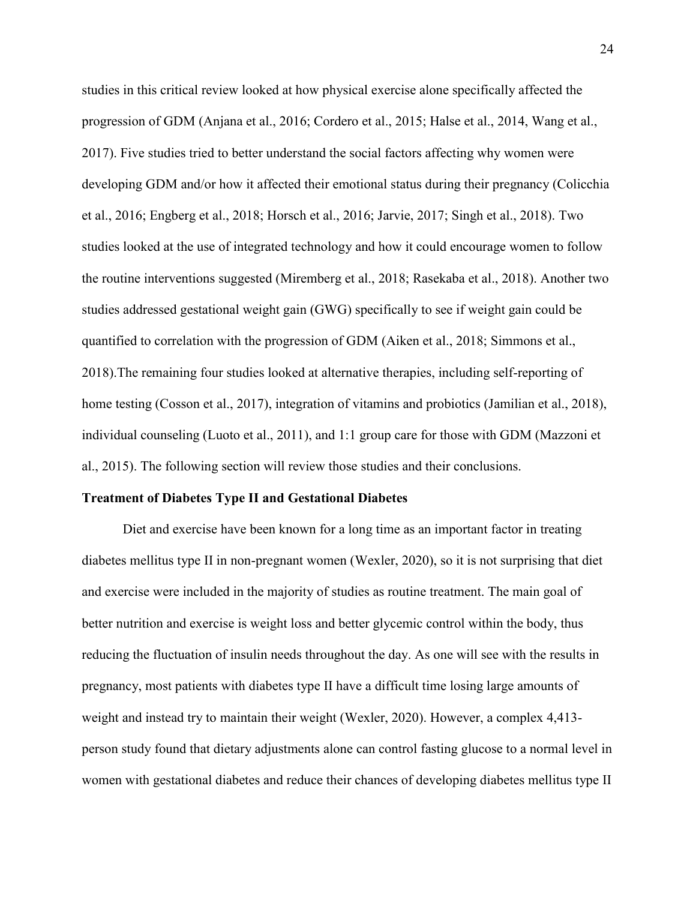studies in this critical review looked at how physical exercise alone specifically affected the progression of GDM (Anjana et al., 2016; Cordero et al., 2015; Halse et al., 2014, Wang et al., 2017). Five studies tried to better understand the social factors affecting why women were developing GDM and/or how it affected their emotional status during their pregnancy (Colicchia et al., 2016; Engberg et al., 2018; Horsch et al., 2016; Jarvie, 2017; Singh et al., 2018). Two studies looked at the use of integrated technology and how it could encourage women to follow the routine interventions suggested (Miremberg et al., 2018; Rasekaba et al., 2018). Another two studies addressed gestational weight gain (GWG) specifically to see if weight gain could be quantified to correlation with the progression of GDM (Aiken et al., 2018; Simmons et al., 2018).The remaining four studies looked at alternative therapies, including self-reporting of home testing (Cosson et al., 2017), integration of vitamins and probiotics (Jamilian et al., 2018), individual counseling (Luoto et al., 2011), and 1:1 group care for those with GDM (Mazzoni et al., 2015). The following section will review those studies and their conclusions.

**Treatment of Diabetes Type II and Gestational Diabetes**

Diet and exercise have been known for a long time as an important factor in treating diabetes mellitus type II in non-pregnant women (Wexler, 2020), so it is not surprising that diet and exercise were included in the majority of studies as routine treatment. The main goal of better nutrition and exercise is weight loss and better glycemic control within the body, thus reducing the fluctuation of insulin needs throughout the day. As one will see with the results in pregnancy, most patients with diabetes type II have a difficult time losing large amounts of weight and instead try to maintain their weight (Wexler, 2020). However, a complex 4,413-person study found that dietary adjustments alone can control fasting glucose to a normal level in women with gestational diabetes and reduce their chances of developing diabetes mellitus type II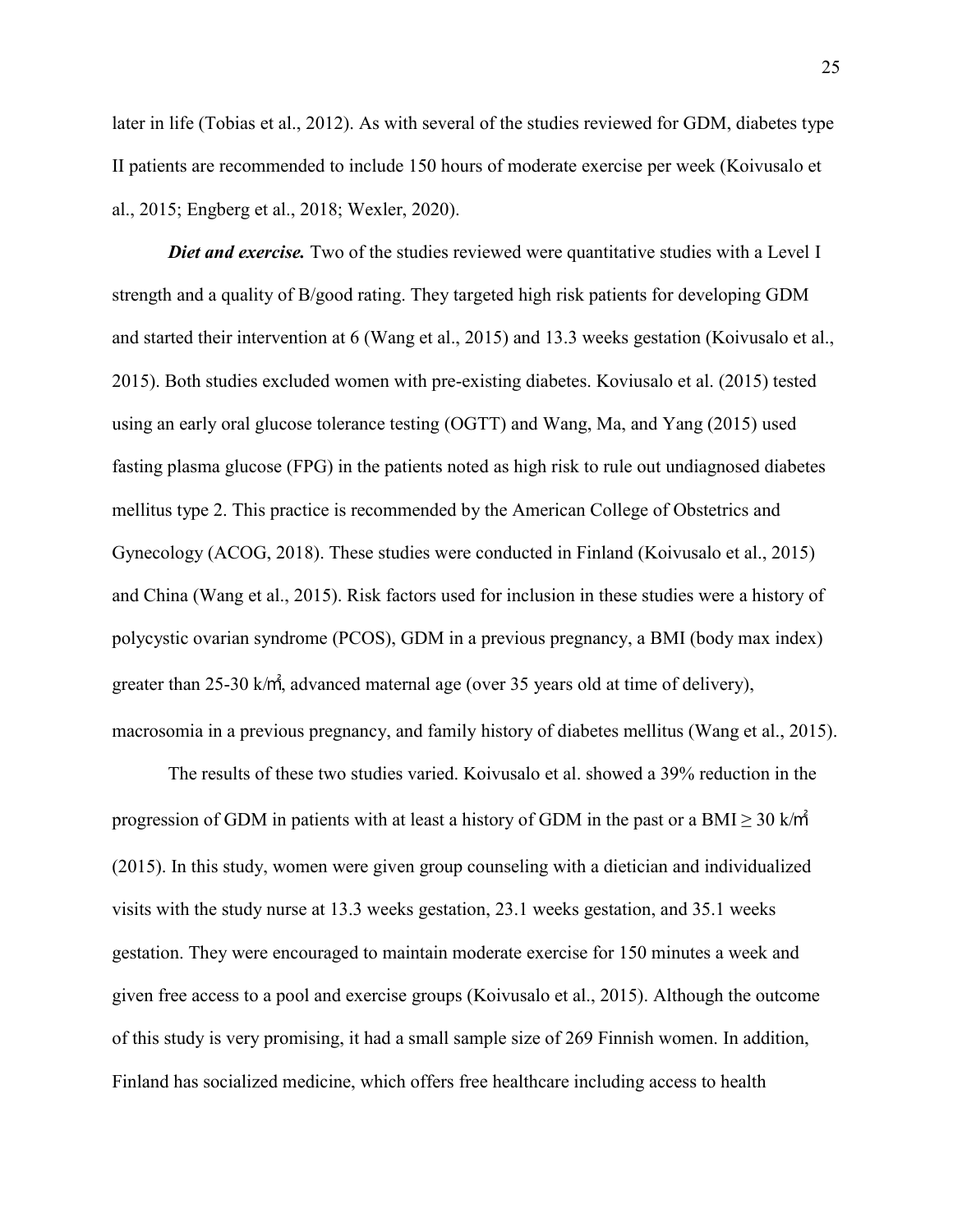later in life (Tobias et al., 2012). As with several of the studies reviewed for GDM, diabetes type II patients are recommended to include 150 hours of moderate exercise per week (Koivusalo et al., 2015; Engberg et al., 2018; Wexler, 2020).

***Diet and exercise.*** Two of the studies reviewed were quantitative studies with a Level I strength and a quality of B/good rating. They targeted high risk patients for developing GDM and started their intervention at 6 (Wang et al., 2015) and 13.3 weeks gestation (Koivusalo et al., 2015). Both studies excluded women with pre-existing diabetes. Koviusalo et al. (2015) tested using an early oral glucose tolerance testing (OGTT) and Wang, Ma, and Yang (2015) used fasting plasma glucose (FPG) in the patients noted as high risk to rule out undiagnosed diabetes mellitus type 2. This practice is recommended by the American College of Obstetrics and Gynecology (ACOG, 2018). These studies were conducted in Finland (Koivusalo et al., 2015) and China (Wang et al., 2015). Risk factors used for inclusion in these studies were a history of polycystic ovarian syndrome (PCOS), GDM in a previous pregnancy, a BMI (body max index) greater than 25-30 k/㎡, advanced maternal age (over 35 years old at time of delivery), macrosomia in a previous pregnancy, and family history of diabetes mellitus (Wang et al., 2015).

The results of these two studies varied. Koivusalo et al. showed a 39% reduction in the progression of GDM in patients with at least a history of GDM in the past or a BMI ≥ 30 k/㎡ (2015). In this study, women were given group counseling with a dietician and individualized visits with the study nurse at 13.3 weeks gestation, 23.1 weeks gestation, and 35.1 weeks gestation. They were encouraged to maintain moderate exercise for 150 minutes a week and given free access to a pool and exercise groups (Koivusalo et al., 2015). Although the outcome of this study is very promising, it had a small sample size of 269 Finnish women. In addition, Finland has socialized medicine, which offers free healthcare including access to health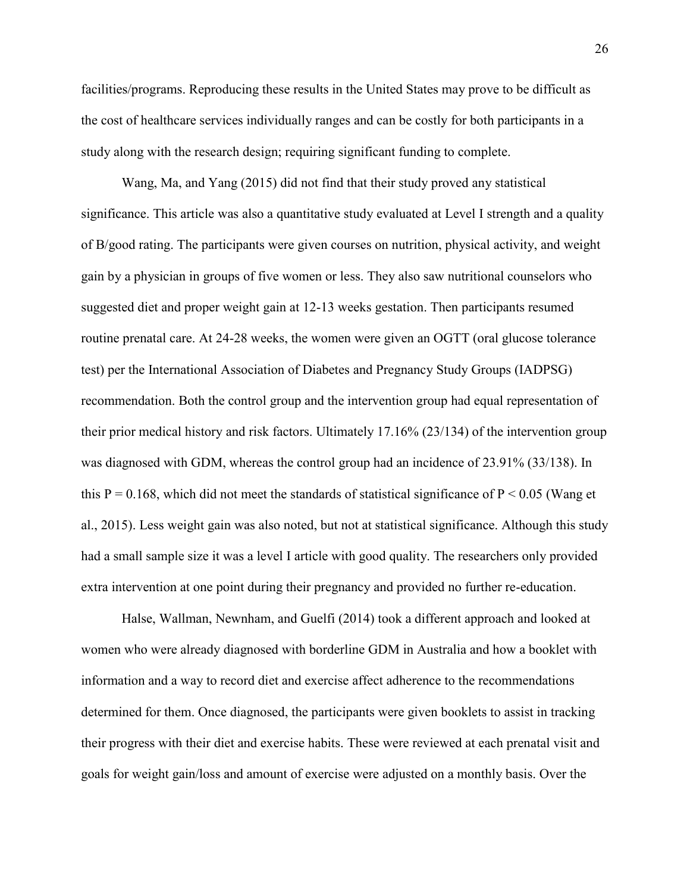facilities/programs. Reproducing these results in the United States may prove to be difficult as the cost of healthcare services individually ranges and can be costly for both participants in a study along with the research design; requiring significant funding to complete.

Wang, Ma, and Yang (2015) did not find that their study proved any statistical significance. This article was also a quantitative study evaluated at Level I strength and a quality of B/good rating. The participants were given courses on nutrition, physical activity, and weight gain by a physician in groups of five women or less. They also saw nutritional counselors who suggested diet and proper weight gain at 12-13 weeks gestation. Then participants resumed routine prenatal care. At 24-28 weeks, the women were given an OGTT (oral glucose tolerance test) per the International Association of Diabetes and Pregnancy Study Groups (IADPSG) recommendation. Both the control group and the intervention group had equal representation of their prior medical history and risk factors. Ultimately 17.16% (23/134) of the intervention group was diagnosed with GDM, whereas the control group had an incidence of 23.91% (33/138). In this $P = 0.168$, which did not meet the standards of statistical significance of $P < 0.05$ (Wang et al., 2015). Less weight gain was also noted, but not at statistical significance. Although this study had a small sample size it was a level I article with good quality. The researchers only provided extra intervention at one point during their pregnancy and provided no further re-education.

Halse, Wallman, Newnham, and Guelfi (2014) took a different approach and looked at women who were already diagnosed with borderline GDM in Australia and how a booklet with information and a way to record diet and exercise affect adherence to the recommendations determined for them. Once diagnosed, the participants were given booklets to assist in tracking their progress with their diet and exercise habits. These were reviewed at each prenatal visit and goals for weight gain/loss and amount of exercise were adjusted on a monthly basis. Over the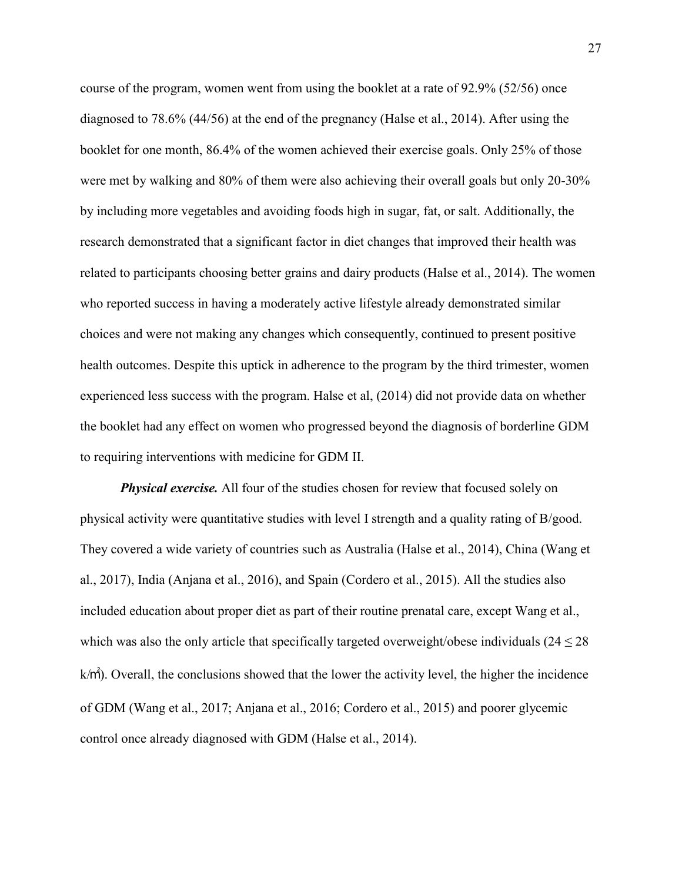course of the program, women went from using the booklet at a rate of 92.9% (52/56) once diagnosed to 78.6% (44/56) at the end of the pregnancy (Halse et al., 2014). After using the booklet for one month, 86.4% of the women achieved their exercise goals. Only 25% of those were met by walking and 80% of them were also achieving their overall goals but only 20-30% by including more vegetables and avoiding foods high in sugar, fat, or salt. Additionally, the research demonstrated that a significant factor in diet changes that improved their health was related to participants choosing better grains and dairy products (Halse et al., 2014). The women who reported success in having a moderately active lifestyle already demonstrated similar choices and were not making any changes which consequently, continued to present positive health outcomes. Despite this uptick in adherence to the program by the third trimester, women experienced less success with the program. Halse et al, (2014) did not provide data on whether the booklet had any effect on women who progressed beyond the diagnosis of borderline GDM to requiring interventions with medicine for GDM II.

***Physical exercise.*** All four of the studies chosen for review that focused solely on physical activity were quantitative studies with level I strength and a quality rating of B/good. They covered a wide variety of countries such as Australia (Halse et al., 2014), China (Wang et al., 2017), India (Anjana et al., 2016), and Spain (Cordero et al., 2015). All the studies also included education about proper diet as part of their routine prenatal care, except Wang et al., which was also the only article that specifically targeted overweight/obese individuals ($24 \leq 28$ k/m²). Overall, the conclusions showed that the lower the activity level, the higher the incidence of GDM (Wang et al., 2017; Anjana et al., 2016; Cordero et al., 2015) and poorer glycemic control once already diagnosed with GDM (Halse et al., 2014).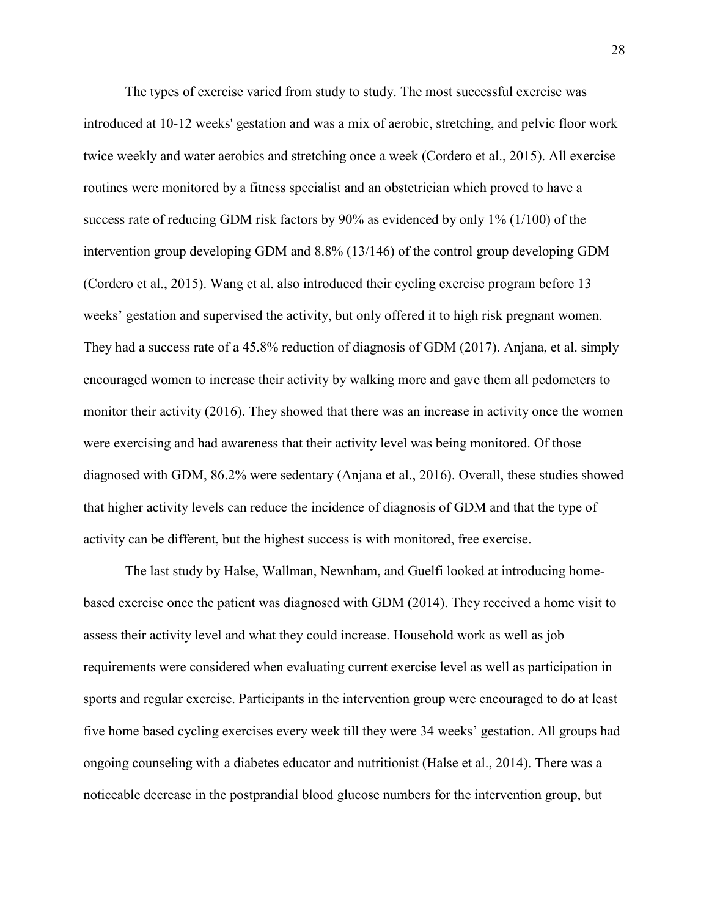The types of exercise varied from study to study. The most successful exercise was introduced at 10-12 weeks' gestation and was a mix of aerobic, stretching, and pelvic floor work twice weekly and water aerobics and stretching once a week (Cordero et al., 2015). All exercise routines were monitored by a fitness specialist and an obstetrician which proved to have a success rate of reducing GDM risk factors by 90% as evidenced by only 1% (1/100) of the intervention group developing GDM and 8.8% (13/146) of the control group developing GDM (Cordero et al., 2015). Wang et al. also introduced their cycling exercise program before 13 weeks' gestation and supervised the activity, but only offered it to high risk pregnant women. They had a success rate of a 45.8% reduction of diagnosis of GDM (2017). Anjana, et al. simply encouraged women to increase their activity by walking more and gave them all pedometers to monitor their activity (2016). They showed that there was an increase in activity once the women were exercising and had awareness that their activity level was being monitored. Of those diagnosed with GDM, 86.2% were sedentary (Anjana et al., 2016). Overall, these studies showed that higher activity levels can reduce the incidence of diagnosis of GDM and that the type of activity can be different, but the highest success is with monitored, free exercise.

The last study by Halse, Wallman, Newnham, and Guelfi looked at introducing home-based exercise once the patient was diagnosed with GDM (2014). They received a home visit to assess their activity level and what they could increase. Household work as well as job requirements were considered when evaluating current exercise level as well as participation in sports and regular exercise. Participants in the intervention group were encouraged to do at least five home based cycling exercises every week till they were 34 weeks' gestation. All groups had ongoing counseling with a diabetes educator and nutritionist (Halse et al., 2014). There was a noticeable decrease in the postprandial blood glucose numbers for the intervention group, but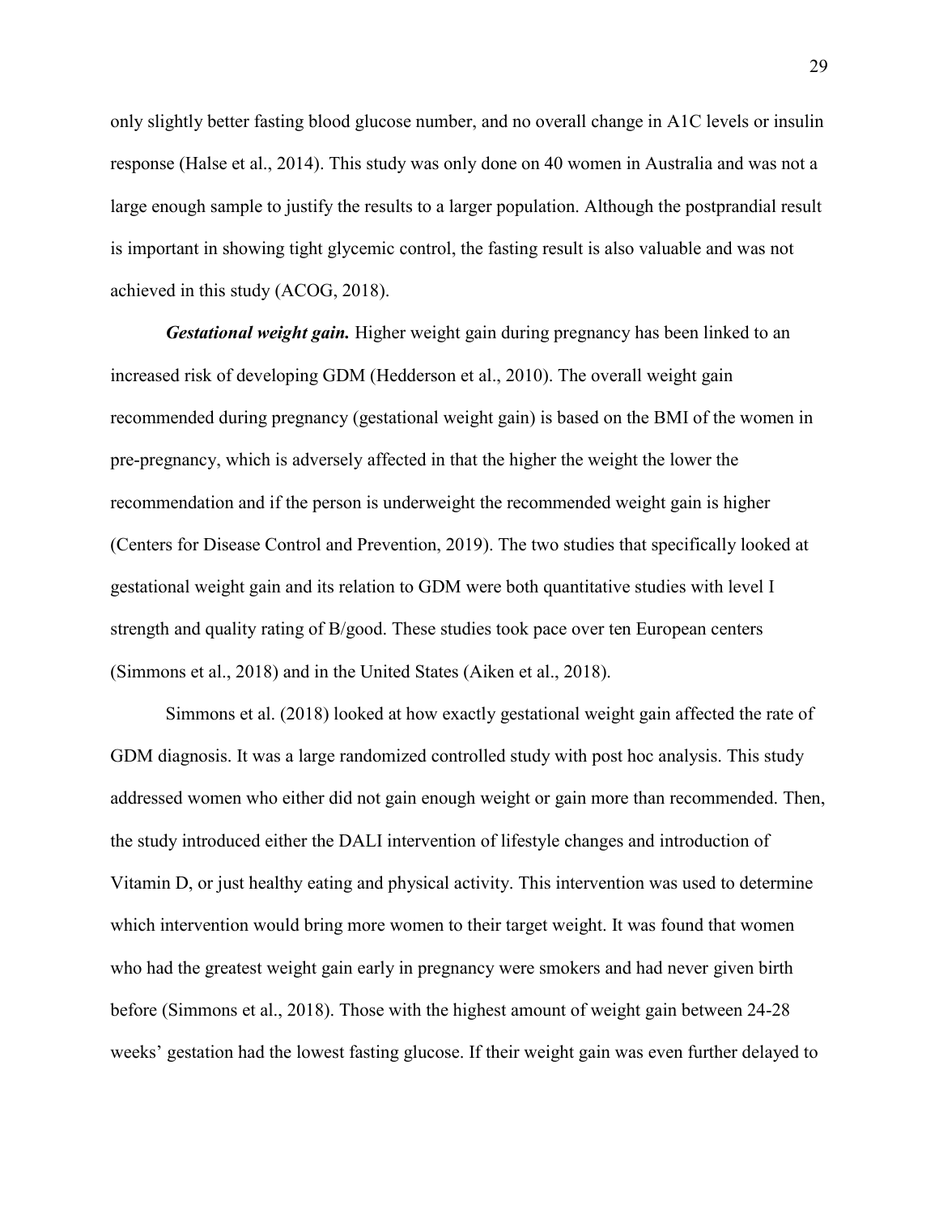only slightly better fasting blood glucose number, and no overall change in A1C levels or insulin response (Halse et al., 2014). This study was only done on 40 women in Australia and was not a large enough sample to justify the results to a larger population. Although the postprandial result is important in showing tight glycemic control, the fasting result is also valuable and was not achieved in this study (ACOG, 2018).

***Gestational weight gain.*** Higher weight gain during pregnancy has been linked to an increased risk of developing GDM (Hedderson et al., 2010). The overall weight gain recommended during pregnancy (gestational weight gain) is based on the BMI of the women in pre-pregnancy, which is adversely affected in that the higher the weight the lower the recommendation and if the person is underweight the recommended weight gain is higher (Centers for Disease Control and Prevention, 2019). The two studies that specifically looked at gestational weight gain and its relation to GDM were both quantitative studies with level I strength and quality rating of B/good. These studies took pace over ten European centers (Simmons et al., 2018) and in the United States (Aiken et al., 2018).

Simmons et al. (2018) looked at how exactly gestational weight gain affected the rate of GDM diagnosis. It was a large randomized controlled study with post hoc analysis. This study addressed women who either did not gain enough weight or gain more than recommended. Then, the study introduced either the DALI intervention of lifestyle changes and introduction of Vitamin D, or just healthy eating and physical activity. This intervention was used to determine which intervention would bring more women to their target weight. It was found that women who had the greatest weight gain early in pregnancy were smokers and had never given birth before (Simmons et al., 2018). Those with the highest amount of weight gain between 24-28 weeks' gestation had the lowest fasting glucose. If their weight gain was even further delayed to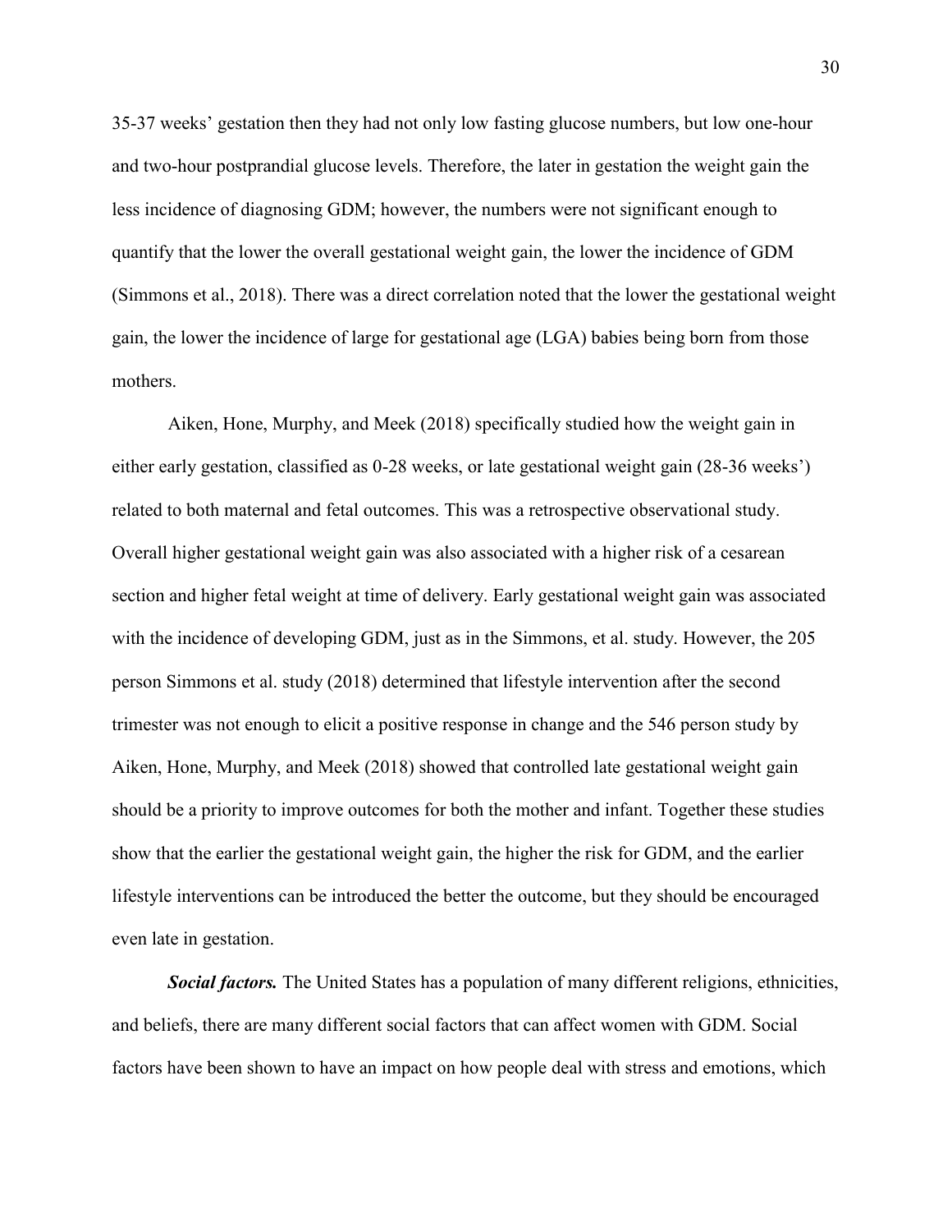35-37 weeks' gestation then they had not only low fasting glucose numbers, but low one-hour and two-hour postprandial glucose levels. Therefore, the later in gestation the weight gain the less incidence of diagnosing GDM; however, the numbers were not significant enough to quantify that the lower the overall gestational weight gain, the lower the incidence of GDM (Simmons et al., 2018). There was a direct correlation noted that the lower the gestational weight gain, the lower the incidence of large for gestational age (LGA) babies being born from those mothers.

Aiken, Hone, Murphy, and Meek (2018) specifically studied how the weight gain in either early gestation, classified as 0-28 weeks, or late gestational weight gain (28-36 weeks') related to both maternal and fetal outcomes. This was a retrospective observational study. Overall higher gestational weight gain was also associated with a higher risk of a cesarean section and higher fetal weight at time of delivery. Early gestational weight gain was associated with the incidence of developing GDM, just as in the Simmons, et al. study. However, the 205 person Simmons et al. study (2018) determined that lifestyle intervention after the second trimester was not enough to elicit a positive response in change and the 546 person study by Aiken, Hone, Murphy, and Meek (2018) showed that controlled late gestational weight gain should be a priority to improve outcomes for both the mother and infant. Together these studies show that the earlier the gestational weight gain, the higher the risk for GDM, and the earlier lifestyle interventions can be introduced the better the outcome, but they should be encouraged even late in gestation.

***Social factors.*** The United States has a population of many different religions, ethnicities, and beliefs, there are many different social factors that can affect women with GDM. Social factors have been shown to have an impact on how people deal with stress and emotions, which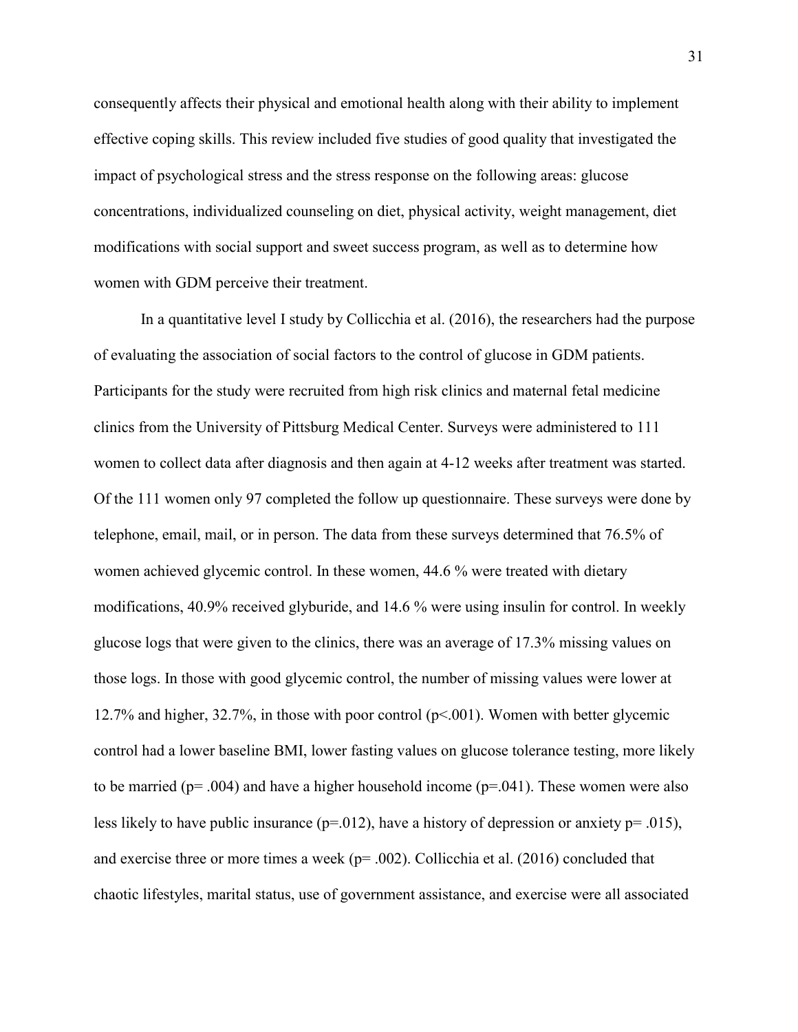consequently affects their physical and emotional health along with their ability to implement effective coping skills. This review included five studies of good quality that investigated the impact of psychological stress and the stress response on the following areas: glucose concentrations, individualized counseling on diet, physical activity, weight management, diet modifications with social support and sweet success program, as well as to determine how women with GDM perceive their treatment.

In a quantitative level I study by Collicchia et al. (2016), the researchers had the purpose of evaluating the association of social factors to the control of glucose in GDM patients. Participants for the study were recruited from high risk clinics and maternal fetal medicine clinics from the University of Pittsburg Medical Center. Surveys were administered to 111 women to collect data after diagnosis and then again at 4-12 weeks after treatment was started. Of the 111 women only 97 completed the follow up questionnaire. These surveys were done by telephone, email, mail, or in person. The data from these surveys determined that 76.5% of women achieved glycemic control. In these women, 44.6 % were treated with dietary modifications, 40.9% received glyburide, and 14.6 % were using insulin for control. In weekly glucose logs that were given to the clinics, there was an average of 17.3% missing values on those logs. In those with good glycemic control, the number of missing values were lower at 12.7% and higher, 32.7%, in those with poor control ($p<.001$). Women with better glycemic control had a lower baseline BMI, lower fasting values on glucose tolerance testing, more likely to be married ($p= .004$) and have a higher household income ($p=.041$). These women were also less likely to have public insurance ($p=.012$), have a history of depression or anxiety $p= .015$), and exercise three or more times a week ($p= .002$). Collicchia et al. (2016) concluded that chaotic lifestyles, marital status, use of government assistance, and exercise were all associated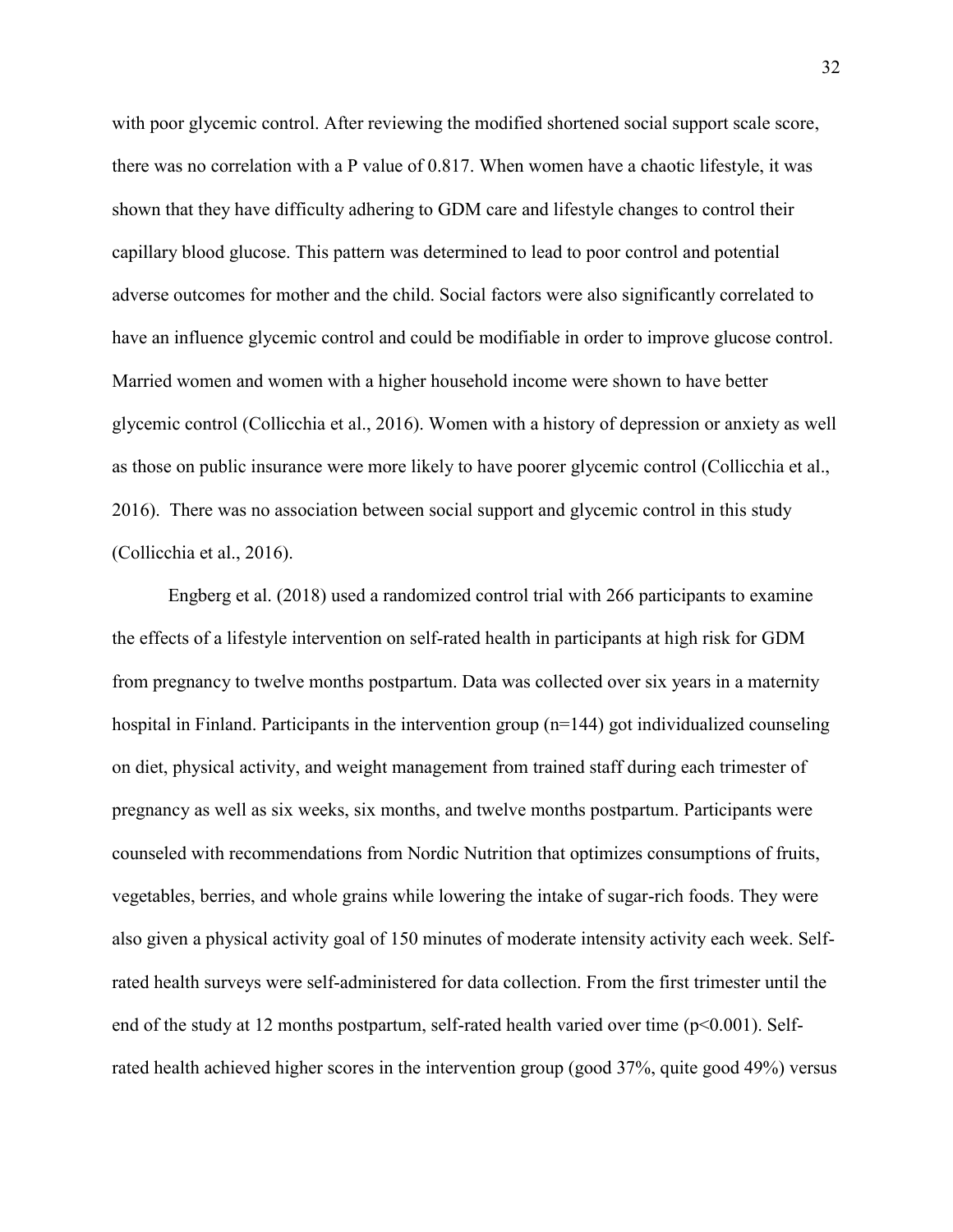with poor glycemic control. After reviewing the modified shortened social support scale score, there was no correlation with a P value of 0.817. When women have a chaotic lifestyle, it was shown that they have difficulty adhering to GDM care and lifestyle changes to control their capillary blood glucose. This pattern was determined to lead to poor control and potential adverse outcomes for mother and the child. Social factors were also significantly correlated to have an influence glycemic control and could be modifiable in order to improve glucose control. Married women and women with a higher household income were shown to have better glycemic control (Collicchia et al., 2016). Women with a history of depression or anxiety as well as those on public insurance were more likely to have poorer glycemic control (Collicchia et al., 2016). There was no association between social support and glycemic control in this study (Collicchia et al., 2016).

Engberg et al. (2018) used a randomized control trial with 266 participants to examine the effects of a lifestyle intervention on self-rated health in participants at high risk for GDM from pregnancy to twelve months postpartum. Data was collected over six years in a maternity hospital in Finland. Participants in the intervention group (n=144) got individualized counseling on diet, physical activity, and weight management from trained staff during each trimester of pregnancy as well as six weeks, six months, and twelve months postpartum. Participants were counseled with recommendations from Nordic Nutrition that optimizes consumptions of fruits, vegetables, berries, and whole grains while lowering the intake of sugar-rich foods. They were also given a physical activity goal of 150 minutes of moderate intensity activity each week. Self-rated health surveys were self-administered for data collection. From the first trimester until the end of the study at 12 months postpartum, self-rated health varied over time ($p<0.001$). Self-rated health achieved higher scores in the intervention group (good 37%, quite good 49%) versus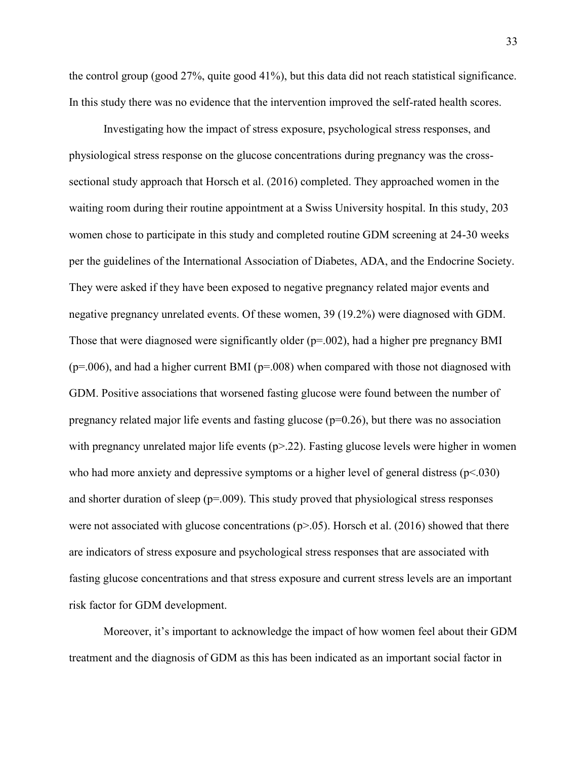the control group (good 27%, quite good 41%), but this data did not reach statistical significance. In this study there was no evidence that the intervention improved the self-rated health scores.

Investigating how the impact of stress exposure, psychological stress responses, and physiological stress response on the glucose concentrations during pregnancy was the cross-sectional study approach that Horsch et al. (2016) completed. They approached women in the waiting room during their routine appointment at a Swiss University hospital. In this study, 203 women chose to participate in this study and completed routine GDM screening at 24-30 weeks per the guidelines of the International Association of Diabetes, ADA, and the Endocrine Society. They were asked if they have been exposed to negative pregnancy related major events and negative pregnancy unrelated events. Of these women, 39 (19.2%) were diagnosed with GDM. Those that were diagnosed were significantly older ($p=.002$), had a higher pre pregnancy BMI ($p=.006$), and had a higher current BMI ($p=.008$) when compared with those not diagnosed with GDM. Positive associations that worsened fasting glucose were found between the number of pregnancy related major life events and fasting glucose ($p=0.26$), but there was no association with pregnancy unrelated major life events ($p>.22$). Fasting glucose levels were higher in women who had more anxiety and depressive symptoms or a higher level of general distress ($p<.030$) and shorter duration of sleep ($p=.009$). This study proved that physiological stress responses were not associated with glucose concentrations ($p>.05$). Horsch et al. (2016) showed that there are indicators of stress exposure and psychological stress responses that are associated with fasting glucose concentrations and that stress exposure and current stress levels are an important risk factor for GDM development.

Moreover, it's important to acknowledge the impact of how women feel about their GDM treatment and the diagnosis of GDM as this has been indicated as an important social factor in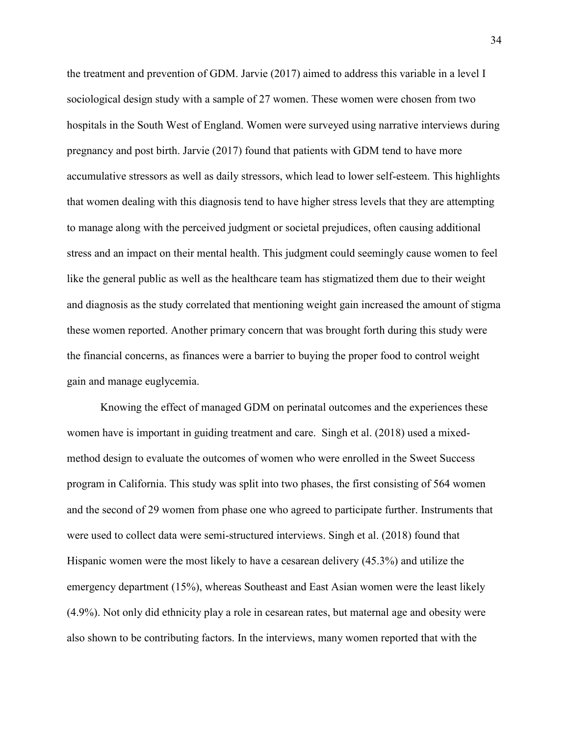the treatment and prevention of GDM. Jarvie (2017) aimed to address this variable in a level I sociological design study with a sample of 27 women. These women were chosen from two hospitals in the South West of England. Women were surveyed using narrative interviews during pregnancy and post birth. Jarvie (2017) found that patients with GDM tend to have more accumulative stressors as well as daily stressors, which lead to lower self-esteem. This highlights that women dealing with this diagnosis tend to have higher stress levels that they are attempting to manage along with the perceived judgment or societal prejudices, often causing additional stress and an impact on their mental health. This judgment could seemingly cause women to feel like the general public as well as the healthcare team has stigmatized them due to their weight and diagnosis as the study correlated that mentioning weight gain increased the amount of stigma these women reported. Another primary concern that was brought forth during this study were the financial concerns, as finances were a barrier to buying the proper food to control weight gain and manage euglycemia.

Knowing the effect of managed GDM on perinatal outcomes and the experiences these women have is important in guiding treatment and care. Singh et al. (2018) used a mixed-method design to evaluate the outcomes of women who were enrolled in the Sweet Success program in California. This study was split into two phases, the first consisting of 564 women and the second of 29 women from phase one who agreed to participate further. Instruments that were used to collect data were semi-structured interviews. Singh et al. (2018) found that Hispanic women were the most likely to have a cesarean delivery (45.3%) and utilize the emergency department (15%), whereas Southeast and East Asian women were the least likely (4.9%). Not only did ethnicity play a role in cesarean rates, but maternal age and obesity were also shown to be contributing factors. In the interviews, many women reported that with the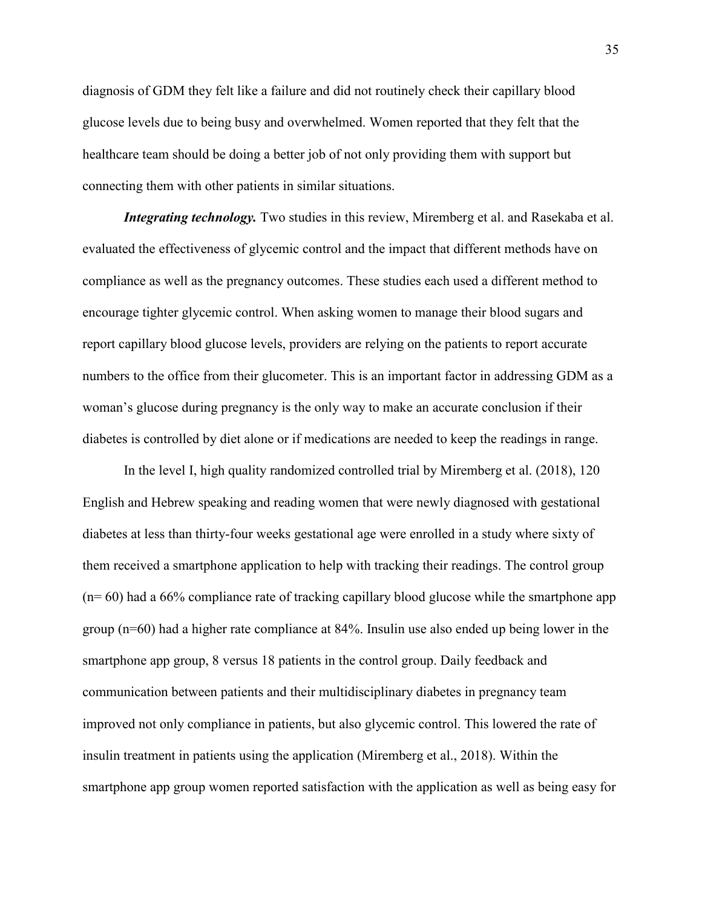diagnosis of GDM they felt like a failure and did not routinely check their capillary blood glucose levels due to being busy and overwhelmed. Women reported that they felt that the healthcare team should be doing a better job of not only providing them with support but connecting them with other patients in similar situations.

***Integrating technology.*** Two studies in this review, Miremberg et al. and Rasekaba et al. evaluated the effectiveness of glycemic control and the impact that different methods have on compliance as well as the pregnancy outcomes. These studies each used a different method to encourage tighter glycemic control. When asking women to manage their blood sugars and report capillary blood glucose levels, providers are relying on the patients to report accurate numbers to the office from their glucometer. This is an important factor in addressing GDM as a woman's glucose during pregnancy is the only way to make an accurate conclusion if their diabetes is controlled by diet alone or if medications are needed to keep the readings in range.

In the level I, high quality randomized controlled trial by Miremberg et al. (2018), 120 English and Hebrew speaking and reading women that were newly diagnosed with gestational diabetes at less than thirty-four weeks gestational age were enrolled in a study where sixty of them received a smartphone application to help with tracking their readings. The control group (n= 60) had a 66% compliance rate of tracking capillary blood glucose while the smartphone app group (n=60) had a higher rate compliance at 84%. Insulin use also ended up being lower in the smartphone app group, 8 versus 18 patients in the control group. Daily feedback and communication between patients and their multidisciplinary diabetes in pregnancy team improved not only compliance in patients, but also glycemic control. This lowered the rate of insulin treatment in patients using the application (Miremberg et al., 2018). Within the smartphone app group women reported satisfaction with the application as well as being easy for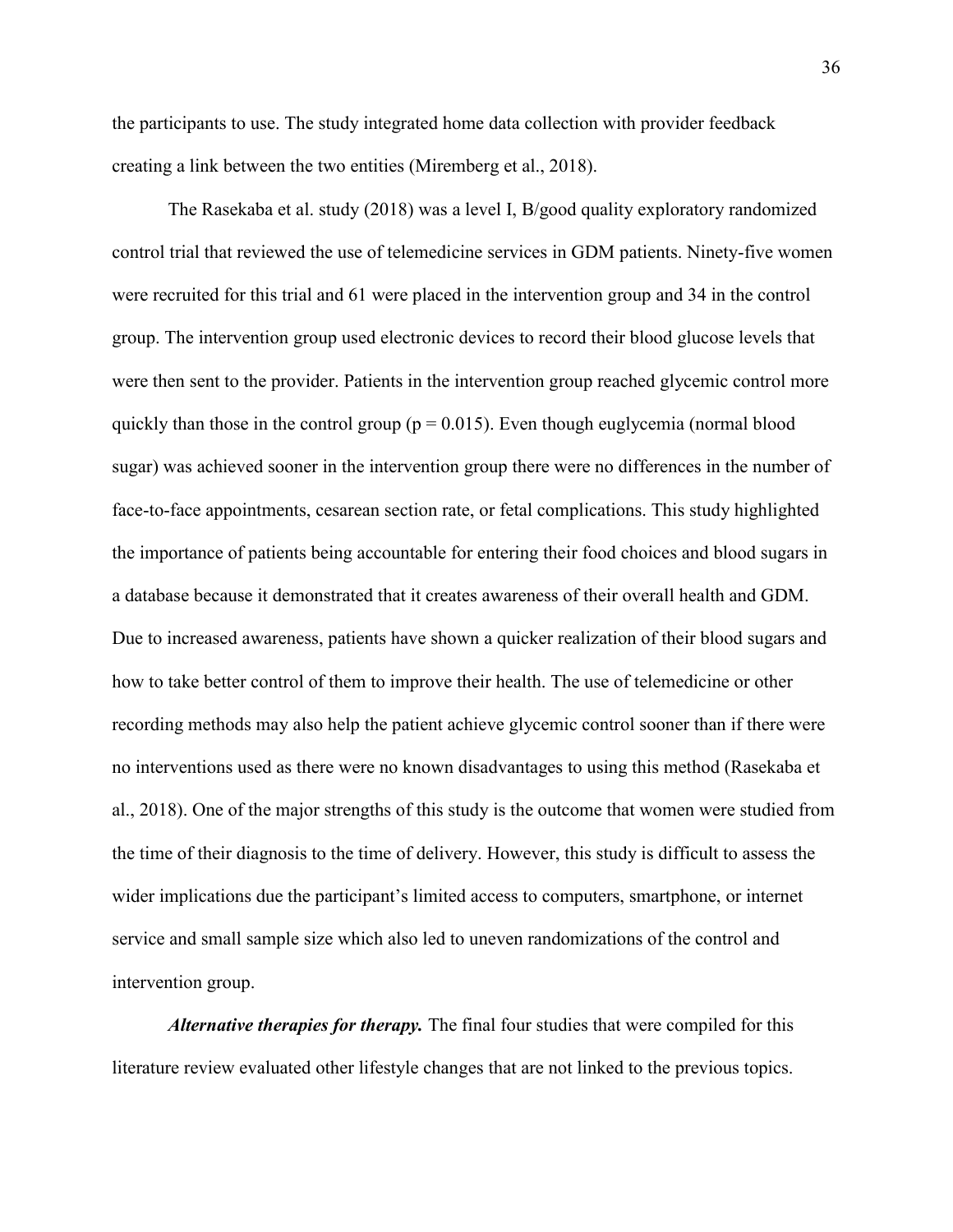the participants to use. The study integrated home data collection with provider feedback creating a link between the two entities (Miremberg et al., 2018).

The Rasekaba et al. study (2018) was a level I, B/good quality exploratory randomized control trial that reviewed the use of telemedicine services in GDM patients. Ninety-five women were recruited for this trial and 61 were placed in the intervention group and 34 in the control group. The intervention group used electronic devices to record their blood glucose levels that were then sent to the provider. Patients in the intervention group reached glycemic control more quickly than those in the control group ($p = 0.015$). Even though euglycemia (normal blood sugar) was achieved sooner in the intervention group there were no differences in the number of face-to-face appointments, cesarean section rate, or fetal complications. This study highlighted the importance of patients being accountable for entering their food choices and blood sugars in a database because it demonstrated that it creates awareness of their overall health and GDM. Due to increased awareness, patients have shown a quicker realization of their blood sugars and how to take better control of them to improve their health. The use of telemedicine or other recording methods may also help the patient achieve glycemic control sooner than if there were no interventions used as there were no known disadvantages to using this method (Rasekaba et al., 2018). One of the major strengths of this study is the outcome that women were studied from the time of their diagnosis to the time of delivery. However, this study is difficult to assess the wider implications due the participant's limited access to computers, smartphone, or internet service and small sample size which also led to uneven randomizations of the control and intervention group.

***Alternative therapies for therapy.*** The final four studies that were compiled for this literature review evaluated other lifestyle changes that are not linked to the previous topics.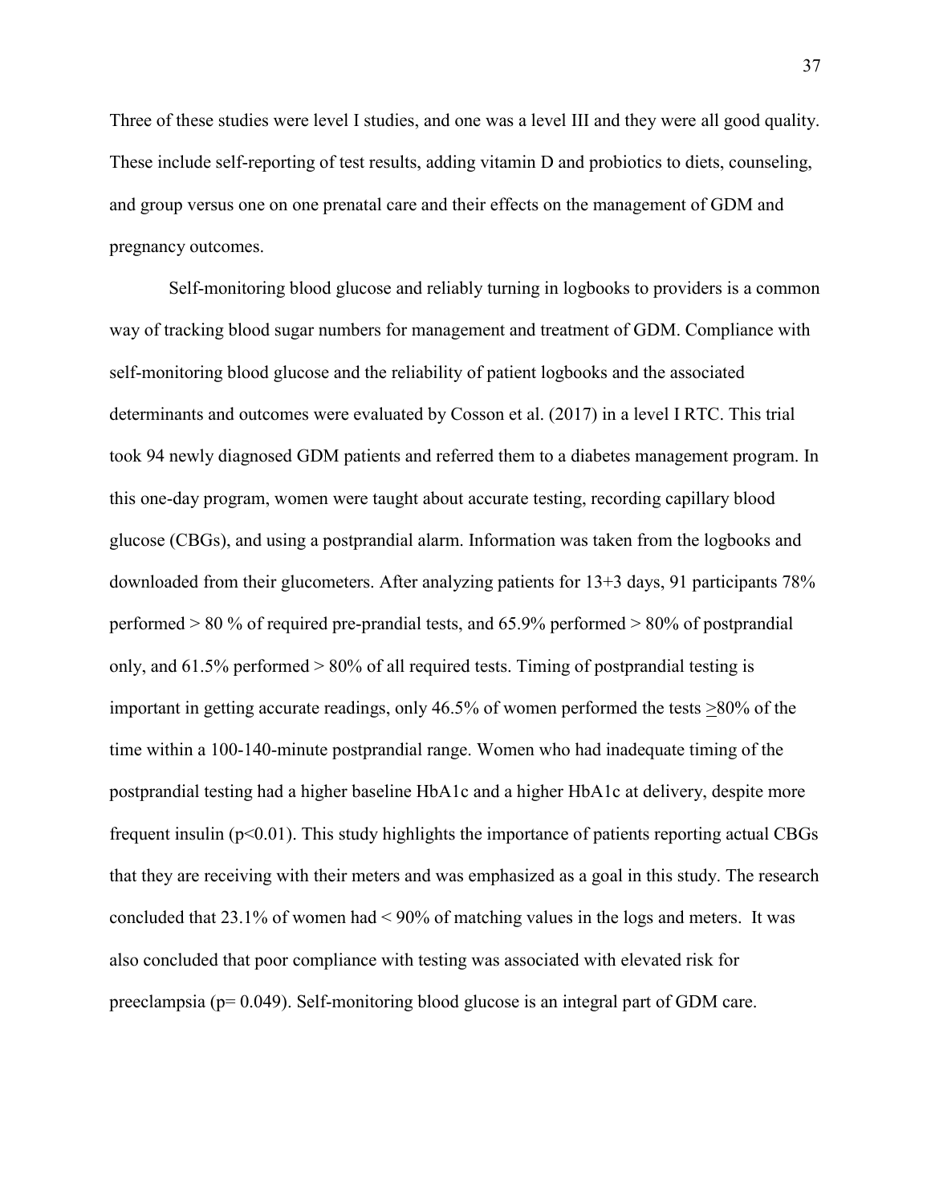Three of these studies were level I studies, and one was a level III and they were all good quality. These include self-reporting of test results, adding vitamin D and probiotics to diets, counseling, and group versus one on one prenatal care and their effects on the management of GDM and pregnancy outcomes.

Self-monitoring blood glucose and reliably turning in logbooks to providers is a common way of tracking blood sugar numbers for management and treatment of GDM. Compliance with self-monitoring blood glucose and the reliability of patient logbooks and the associated determinants and outcomes were evaluated by Cosson et al. (2017) in a level I RTC. This trial took 94 newly diagnosed GDM patients and referred them to a diabetes management program. In this one-day program, women were taught about accurate testing, recording capillary blood glucose (CBGs), and using a postprandial alarm. Information was taken from the logbooks and downloaded from their glucometers. After analyzing patients for 13+3 days, 91 participants 78% performed > 80 % of required pre-prandial tests, and 65.9% performed > 80% of postprandial only, and 61.5% performed > 80% of all required tests. Timing of postprandial testing is important in getting accurate readings, only 46.5% of women performed the tests $\geq$80% of the time within a 100-140-minute postprandial range. Women who had inadequate timing of the postprandial testing had a higher baseline HbA1c and a higher HbA1c at delivery, despite more frequent insulin ($p<0.01$). This study highlights the importance of patients reporting actual CBGs that they are receiving with their meters and was emphasized as a goal in this study. The research concluded that 23.1% of women had < 90% of matching values in the logs and meters. It was also concluded that poor compliance with testing was associated with elevated risk for preeclampsia ($p= 0.049$). Self-monitoring blood glucose is an integral part of GDM care.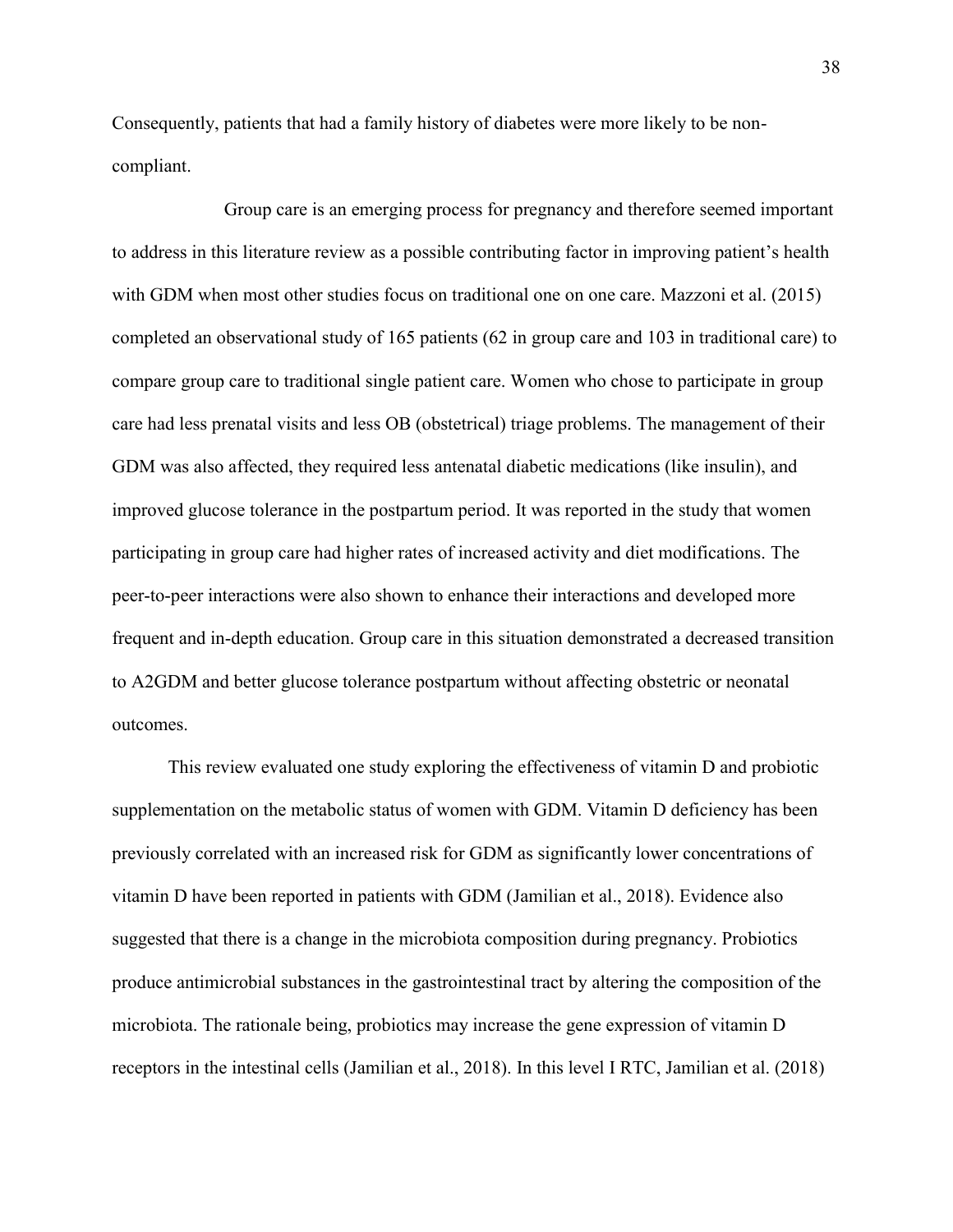Consequently, patients that had a family history of diabetes were more likely to be non-compliant.

Group care is an emerging process for pregnancy and therefore seemed important to address in this literature review as a possible contributing factor in improving patient's health with GDM when most other studies focus on traditional one on one care. Mazzoni et al. (2015) completed an observational study of 165 patients (62 in group care and 103 in traditional care) to compare group care to traditional single patient care. Women who chose to participate in group care had less prenatal visits and less OB (obstetrical) triage problems. The management of their GDM was also affected, they required less antenatal diabetic medications (like insulin), and improved glucose tolerance in the postpartum period. It was reported in the study that women participating in group care had higher rates of increased activity and diet modifications. The peer-to-peer interactions were also shown to enhance their interactions and developed more frequent and in-depth education. Group care in this situation demonstrated a decreased transition to A2GDM and better glucose tolerance postpartum without affecting obstetric or neonatal outcomes.

This review evaluated one study exploring the effectiveness of vitamin D and probiotic supplementation on the metabolic status of women with GDM. Vitamin D deficiency has been previously correlated with an increased risk for GDM as significantly lower concentrations of vitamin D have been reported in patients with GDM (Jamilian et al., 2018). Evidence also suggested that there is a change in the microbiota composition during pregnancy. Probiotics produce antimicrobial substances in the gastrointestinal tract by altering the composition of the microbiota. The rationale being, probiotics may increase the gene expression of vitamin D receptors in the intestinal cells (Jamilian et al., 2018). In this level I RTC, Jamilian et al. (2018)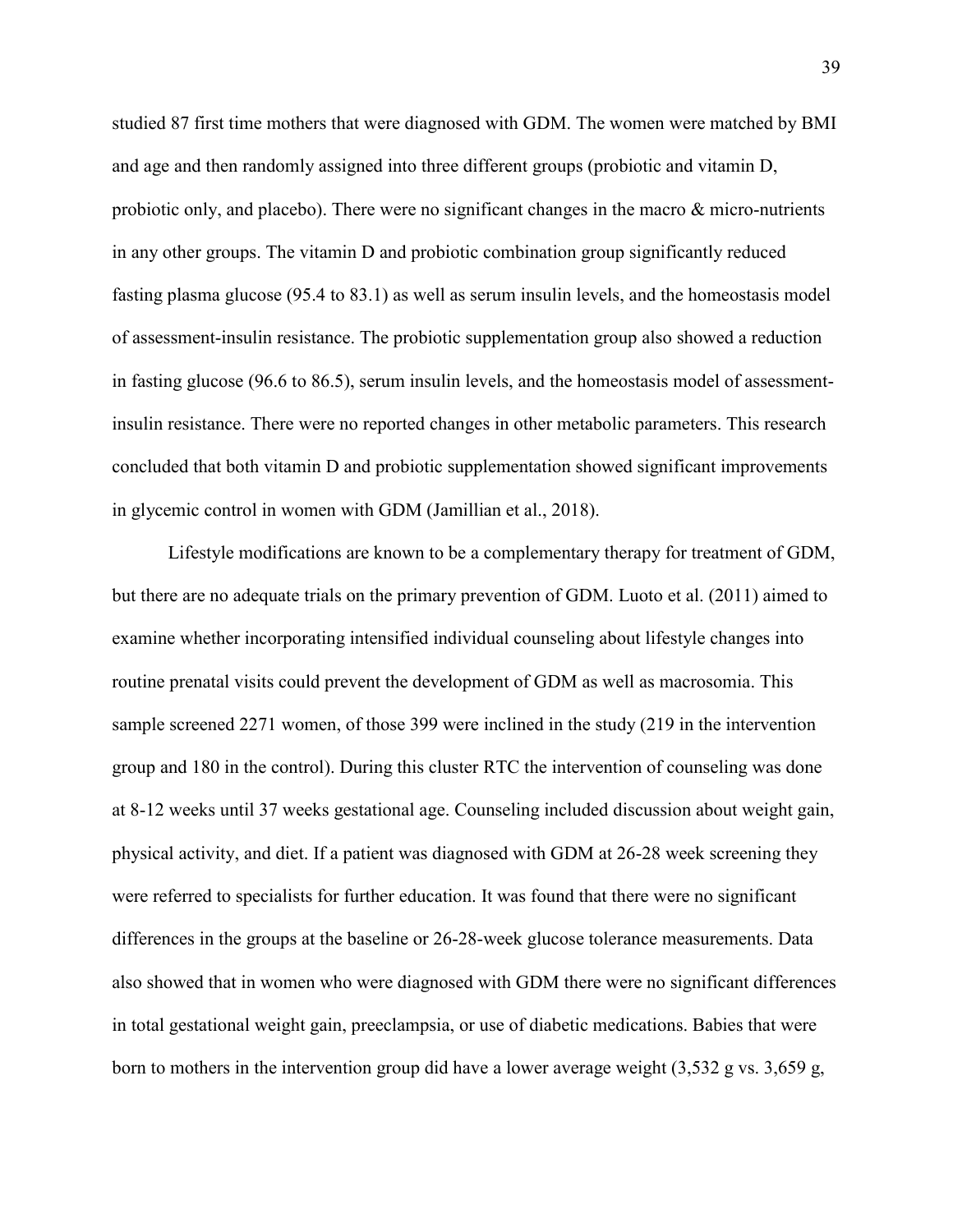studied 87 first time mothers that were diagnosed with GDM. The women were matched by BMI and age and then randomly assigned into three different groups (probiotic and vitamin D, probiotic only, and placebo). There were no significant changes in the macro & micro-nutrients in any other groups. The vitamin D and probiotic combination group significantly reduced fasting plasma glucose (95.4 to 83.1) as well as serum insulin levels, and the homeostasis model of assessment-insulin resistance. The probiotic supplementation group also showed a reduction in fasting glucose (96.6 to 86.5), serum insulin levels, and the homeostasis model of assessment-insulin resistance. There were no reported changes in other metabolic parameters. This research concluded that both vitamin D and probiotic supplementation showed significant improvements in glycemic control in women with GDM (Jamillian et al., 2018).

Lifestyle modifications are known to be a complementary therapy for treatment of GDM, but there are no adequate trials on the primary prevention of GDM. Luoto et al. (2011) aimed to examine whether incorporating intensified individual counseling about lifestyle changes into routine prenatal visits could prevent the development of GDM as well as macrosomia. This sample screened 2271 women, of those 399 were inclined in the study (219 in the intervention group and 180 in the control). During this cluster RTC the intervention of counseling was done at 8-12 weeks until 37 weeks gestational age. Counseling included discussion about weight gain, physical activity, and diet. If a patient was diagnosed with GDM at 26-28 week screening they were referred to specialists for further education. It was found that there were no significant differences in the groups at the baseline or 26-28-week glucose tolerance measurements. Data also showed that in women who were diagnosed with GDM there were no significant differences in total gestational weight gain, preeclampsia, or use of diabetic medications. Babies that were born to mothers in the intervention group did have a lower average weight (3,532 g vs. 3,659 g,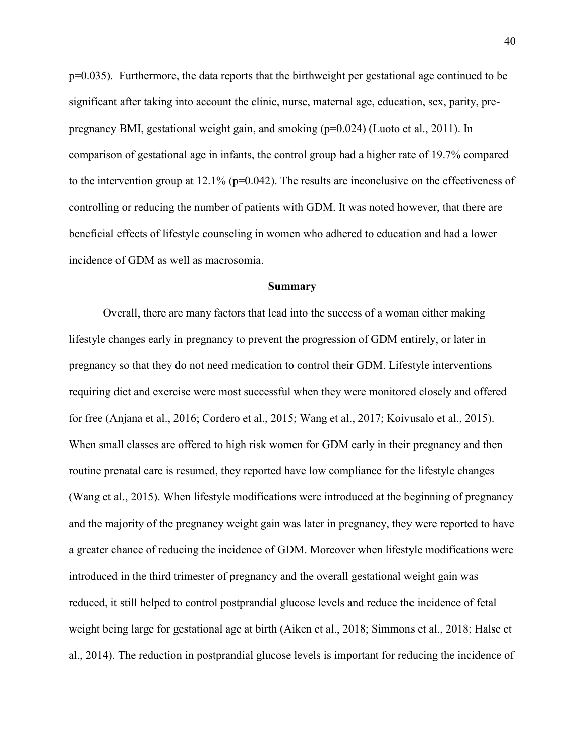p=0.035). Furthermore, the data reports that the birthweight per gestational age continued to be significant after taking into account the clinic, nurse, maternal age, education, sex, parity, pre-pregnancy BMI, gestational weight gain, and smoking (p=0.024) (Luoto et al., 2011). In comparison of gestational age in infants, the control group had a higher rate of 19.7% compared to the intervention group at 12.1% (p=0.042). The results are inconclusive on the effectiveness of controlling or reducing the number of patients with GDM. It was noted however, that there are beneficial effects of lifestyle counseling in women who adhered to education and had a lower incidence of GDM as well as macrosomia.

## Summary

Overall, there are many factors that lead into the success of a woman either making lifestyle changes early in pregnancy to prevent the progression of GDM entirely, or later in pregnancy so that they do not need medication to control their GDM. Lifestyle interventions requiring diet and exercise were most successful when they were monitored closely and offered for free (Anjana et al., 2016; Cordero et al., 2015; Wang et al., 2017; Koivusalo et al., 2015). When small classes are offered to high risk women for GDM early in their pregnancy and then routine prenatal care is resumed, they reported have low compliance for the lifestyle changes (Wang et al., 2015). When lifestyle modifications were introduced at the beginning of pregnancy and the majority of the pregnancy weight gain was later in pregnancy, they were reported to have a greater chance of reducing the incidence of GDM. Moreover when lifestyle modifications were introduced in the third trimester of pregnancy and the overall gestational weight gain was reduced, it still helped to control postprandial glucose levels and reduce the incidence of fetal weight being large for gestational age at birth (Aiken et al., 2018; Simmons et al., 2018; Halse et al., 2014). The reduction in postprandial glucose levels is important for reducing the incidence of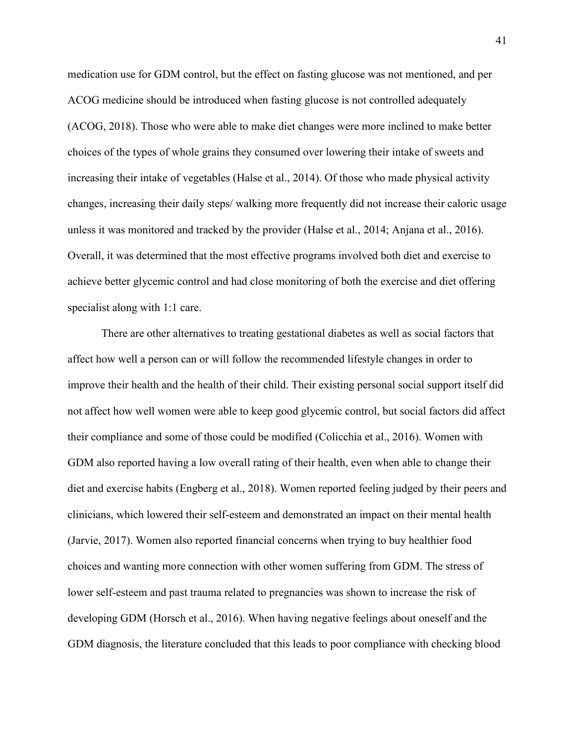medication use for GDM control, but the effect on fasting glucose was not mentioned, and per ACOG medicine should be introduced when fasting glucose is not controlled adequately (ACOG, 2018). Those who were able to make diet changes were more inclined to make better choices of the types of whole grains they consumed over lowering their intake of sweets and increasing their intake of vegetables (Halse et al., 2014). Of those who made physical activity changes, increasing their daily steps/ walking more frequently did not increase their caloric usage unless it was monitored and tracked by the provider (Halse et al., 2014; Anjana et al., 2016). Overall, it was determined that the most effective programs involved both diet and exercise to achieve better glycemic control and had close monitoring of both the exercise and diet offering specialist along with 1:1 care.

There are other alternatives to treating gestational diabetes as well as social factors that affect how well a person can or will follow the recommended lifestyle changes in order to improve their health and the health of their child. Their existing personal social support itself did not affect how well women were able to keep good glycemic control, but social factors did affect their compliance and some of those could be modified (Colicchia et al., 2016). Women with GDM also reported having a low overall rating of their health, even when able to change their diet and exercise habits (Engberg et al., 2018). Women reported feeling judged by their peers and clinicians, which lowered their self-esteem and demonstrated an impact on their mental health (Jarvie, 2017). Women also reported financial concerns when trying to buy healthier food choices and wanting more connection with other women suffering from GDM. The stress of lower self-esteem and past trauma related to pregnancies was shown to increase the risk of developing GDM (Horsch et al., 2016). When having negative feelings about oneself and the GDM diagnosis, the literature concluded that this leads to poor compliance with checking blood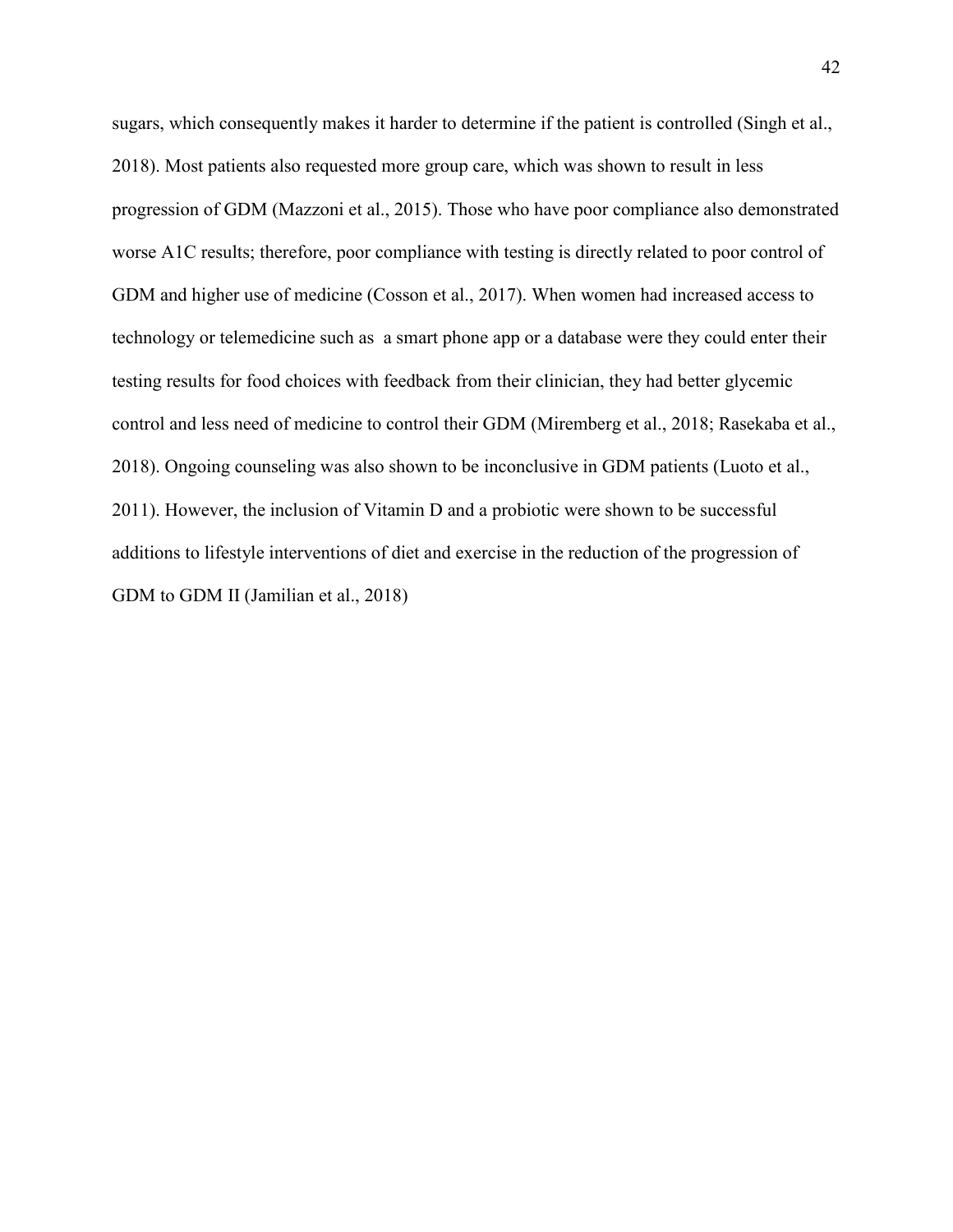sugars, which consequently makes it harder to determine if the patient is controlled (Singh et al., 2018). Most patients also requested more group care, which was shown to result in less progression of GDM (Mazzoni et al., 2015). Those who have poor compliance also demonstrated worse A1C results; therefore, poor compliance with testing is directly related to poor control of GDM and higher use of medicine (Cosson et al., 2017). When women had increased access to technology or telemedicine such as  a smart phone app or a database were they could enter their testing results for food choices with feedback from their clinician, they had better glycemic control and less need of medicine to control their GDM (Miremberg et al., 2018; Rasekaba et al., 2018). Ongoing counseling was also shown to be inconclusive in GDM patients (Luoto et al., 2011). However, the inclusion of Vitamin D and a probiotic were shown to be successful additions to lifestyle interventions of diet and exercise in the reduction of the progression of GDM to GDM II (Jamilian et al., 2018)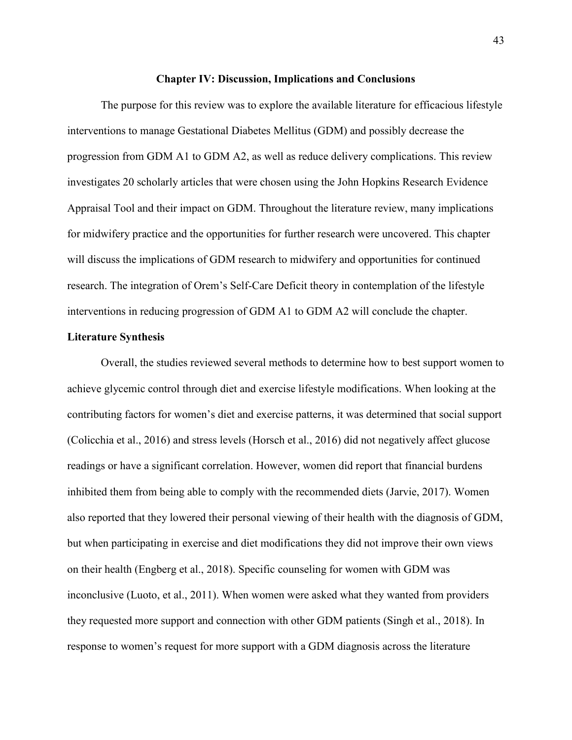# Chapter IV: Discussion, Implications and Conclusions

The purpose for this review was to explore the available literature for efficacious lifestyle interventions to manage Gestational Diabetes Mellitus (GDM) and possibly decrease the progression from GDM A1 to GDM A2, as well as reduce delivery complications. This review investigates 20 scholarly articles that were chosen using the John Hopkins Research Evidence Appraisal Tool and their impact on GDM. Throughout the literature review, many implications for midwifery practice and the opportunities for further research were uncovered. This chapter will discuss the implications of GDM research to midwifery and opportunities for continued research. The integration of Orem's Self-Care Deficit theory in contemplation of the lifestyle interventions in reducing progression of GDM A1 to GDM A2 will conclude the chapter.

## Literature Synthesis

Overall, the studies reviewed several methods to determine how to best support women to achieve glycemic control through diet and exercise lifestyle modifications. When looking at the contributing factors for women's diet and exercise patterns, it was determined that social support (Colicchia et al., 2016) and stress levels (Horsch et al., 2016) did not negatively affect glucose readings or have a significant correlation. However, women did report that financial burdens inhibited them from being able to comply with the recommended diets (Jarvie, 2017). Women also reported that they lowered their personal viewing of their health with the diagnosis of GDM, but when participating in exercise and diet modifications they did not improve their own views on their health (Engberg et al., 2018). Specific counseling for women with GDM was inconclusive (Luoto, et al., 2011). When women were asked what they wanted from providers they requested more support and connection with other GDM patients (Singh et al., 2018). In response to women's request for more support with a GDM diagnosis across the literature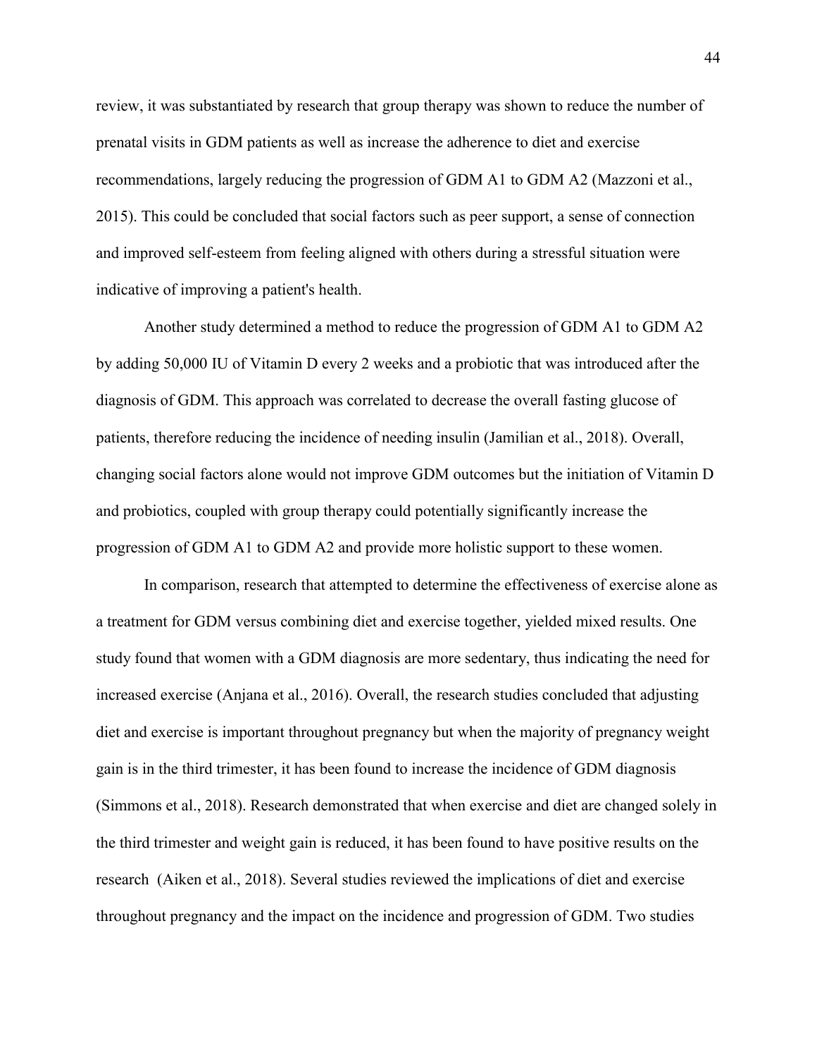review, it was substantiated by research that group therapy was shown to reduce the number of prenatal visits in GDM patients as well as increase the adherence to diet and exercise recommendations, largely reducing the progression of GDM A1 to GDM A2 (Mazzoni et al., 2015). This could be concluded that social factors such as peer support, a sense of connection and improved self-esteem from feeling aligned with others during a stressful situation were indicative of improving a patient's health.

Another study determined a method to reduce the progression of GDM A1 to GDM A2 by adding 50,000 IU of Vitamin D every 2 weeks and a probiotic that was introduced after the diagnosis of GDM. This approach was correlated to decrease the overall fasting glucose of patients, therefore reducing the incidence of needing insulin (Jamilian et al., 2018). Overall, changing social factors alone would not improve GDM outcomes but the initiation of Vitamin D and probiotics, coupled with group therapy could potentially significantly increase the progression of GDM A1 to GDM A2 and provide more holistic support to these women.

In comparison, research that attempted to determine the effectiveness of exercise alone as a treatment for GDM versus combining diet and exercise together, yielded mixed results. One study found that women with a GDM diagnosis are more sedentary, thus indicating the need for increased exercise (Anjana et al., 2016). Overall, the research studies concluded that adjusting diet and exercise is important throughout pregnancy but when the majority of pregnancy weight gain is in the third trimester, it has been found to increase the incidence of GDM diagnosis (Simmons et al., 2018). Research demonstrated that when exercise and diet are changed solely in the third trimester and weight gain is reduced, it has been found to have positive results on the research  (Aiken et al., 2018). Several studies reviewed the implications of diet and exercise throughout pregnancy and the impact on the incidence and progression of GDM. Two studies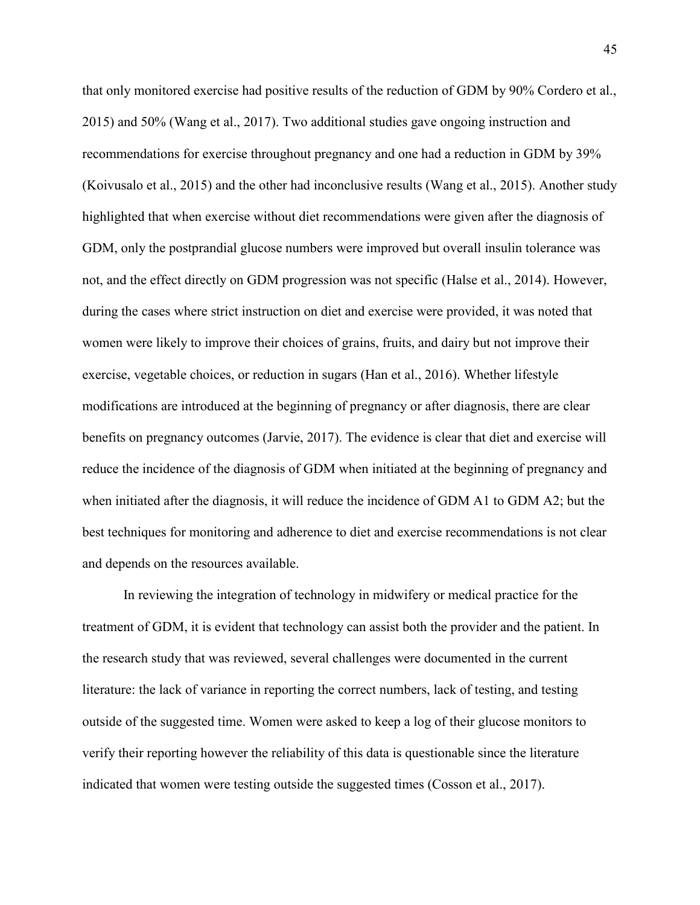that only monitored exercise had positive results of the reduction of GDM by 90% Cordero et al., 2015) and 50% (Wang et al., 2017). Two additional studies gave ongoing instruction and recommendations for exercise throughout pregnancy and one had a reduction in GDM by 39% (Koivusalo et al., 2015) and the other had inconclusive results (Wang et al., 2015). Another study highlighted that when exercise without diet recommendations were given after the diagnosis of GDM, only the postprandial glucose numbers were improved but overall insulin tolerance was not, and the effect directly on GDM progression was not specific (Halse et al., 2014). However, during the cases where strict instruction on diet and exercise were provided, it was noted that women were likely to improve their choices of grains, fruits, and dairy but not improve their exercise, vegetable choices, or reduction in sugars (Han et al., 2016). Whether lifestyle modifications are introduced at the beginning of pregnancy or after diagnosis, there are clear benefits on pregnancy outcomes (Jarvie, 2017). The evidence is clear that diet and exercise will reduce the incidence of the diagnosis of GDM when initiated at the beginning of pregnancy and when initiated after the diagnosis, it will reduce the incidence of GDM A1 to GDM A2; but the best techniques for monitoring and adherence to diet and exercise recommendations is not clear and depends on the resources available.

In reviewing the integration of technology in midwifery or medical practice for the treatment of GDM, it is evident that technology can assist both the provider and the patient. In the research study that was reviewed, several challenges were documented in the current literature: the lack of variance in reporting the correct numbers, lack of testing, and testing outside of the suggested time. Women were asked to keep a log of their glucose monitors to verify their reporting however the reliability of this data is questionable since the literature indicated that women were testing outside the suggested times (Cosson et al., 2017).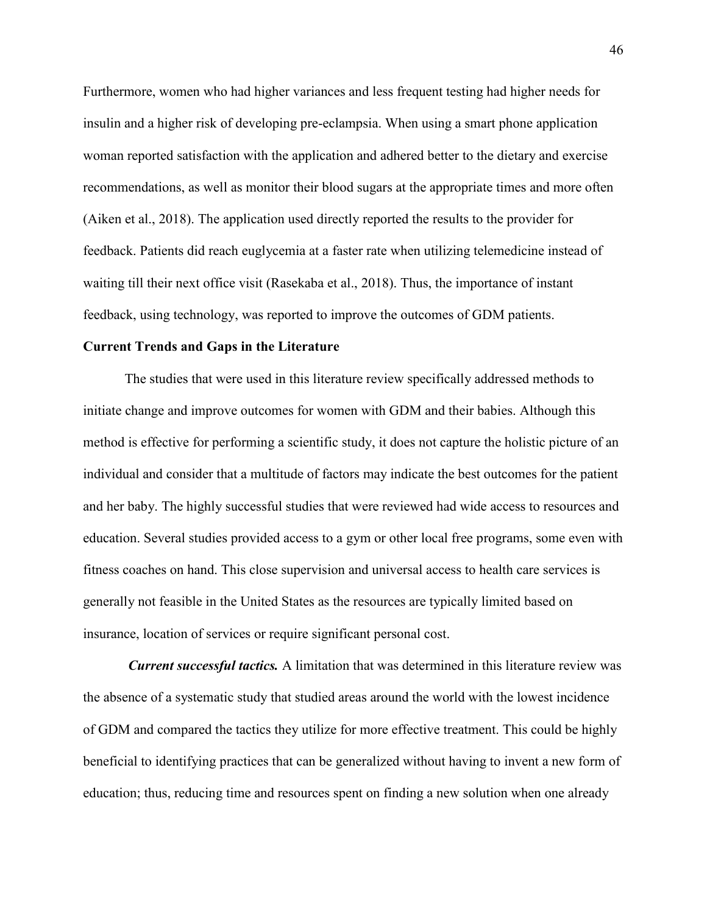Furthermore, women who had higher variances and less frequent testing had higher needs for insulin and a higher risk of developing pre-eclampsia. When using a smart phone application woman reported satisfaction with the application and adhered better to the dietary and exercise recommendations, as well as monitor their blood sugars at the appropriate times and more often (Aiken et al., 2018). The application used directly reported the results to the provider for feedback. Patients did reach euglycemia at a faster rate when utilizing telemedicine instead of waiting till their next office visit (Rasekaba et al., 2018). Thus, the importance of instant feedback, using technology, was reported to improve the outcomes of GDM patients.

**Current Trends and Gaps in the Literature**

The studies that were used in this literature review specifically addressed methods to initiate change and improve outcomes for women with GDM and their babies. Although this method is effective for performing a scientific study, it does not capture the holistic picture of an individual and consider that a multitude of factors may indicate the best outcomes for the patient and her baby. The highly successful studies that were reviewed had wide access to resources and education. Several studies provided access to a gym or other local free programs, some even with fitness coaches on hand. This close supervision and universal access to health care services is generally not feasible in the United States as the resources are typically limited based on insurance, location of services or require significant personal cost.

***Current successful tactics.*** A limitation that was determined in this literature review was the absence of a systematic study that studied areas around the world with the lowest incidence of GDM and compared the tactics they utilize for more effective treatment. This could be highly beneficial to identifying practices that can be generalized without having to invent a new form of education; thus, reducing time and resources spent on finding a new solution when one already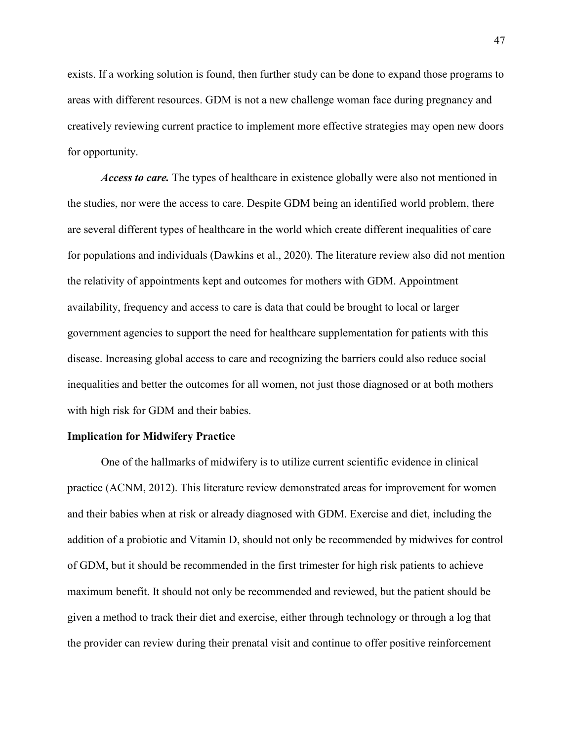exists. If a working solution is found, then further study can be done to expand those programs to areas with different resources. GDM is not a new challenge woman face during pregnancy and creatively reviewing current practice to implement more effective strategies may open new doors for opportunity.

***Access to care.*** The types of healthcare in existence globally were also not mentioned in the studies, nor were the access to care. Despite GDM being an identified world problem, there are several different types of healthcare in the world which create different inequalities of care for populations and individuals (Dawkins et al., 2020). The literature review also did not mention the relativity of appointments kept and outcomes for mothers with GDM. Appointment availability, frequency and access to care is data that could be brought to local or larger government agencies to support the need for healthcare supplementation for patients with this disease. Increasing global access to care and recognizing the barriers could also reduce social inequalities and better the outcomes for all women, not just those diagnosed or at both mothers with high risk for GDM and their babies.

## Implication for Midwifery Practice

One of the hallmarks of midwifery is to utilize current scientific evidence in clinical practice (ACNM, 2012). This literature review demonstrated areas for improvement for women and their babies when at risk or already diagnosed with GDM. Exercise and diet, including the addition of a probiotic and Vitamin D, should not only be recommended by midwives for control of GDM, but it should be recommended in the first trimester for high risk patients to achieve maximum benefit. It should not only be recommended and reviewed, but the patient should be given a method to track their diet and exercise, either through technology or through a log that the provider can review during their prenatal visit and continue to offer positive reinforcement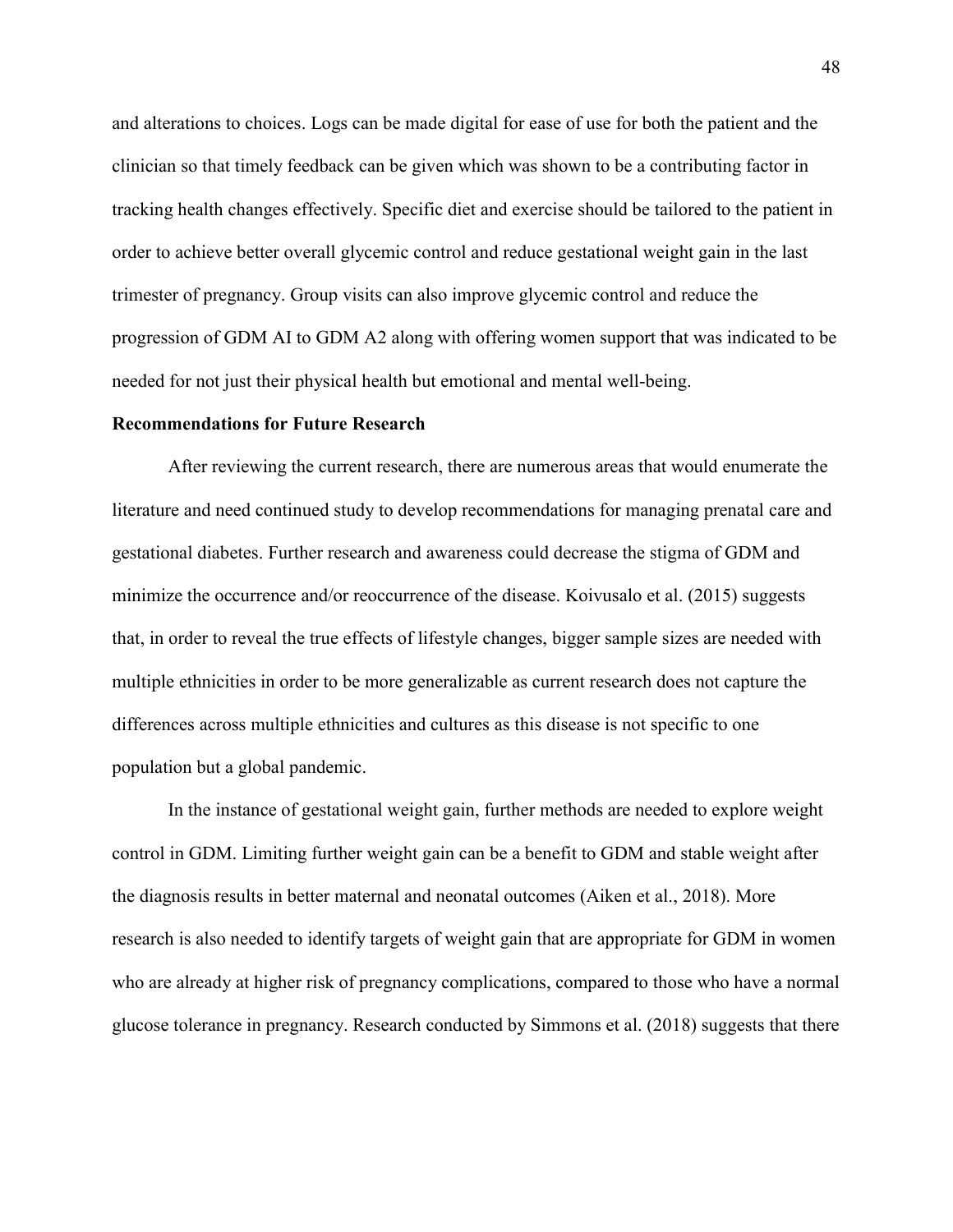and alterations to choices. Logs can be made digital for ease of use for both the patient and the clinician so that timely feedback can be given which was shown to be a contributing factor in tracking health changes effectively. Specific diet and exercise should be tailored to the patient in order to achieve better overall glycemic control and reduce gestational weight gain in the last trimester of pregnancy. Group visits can also improve glycemic control and reduce the progression of GDM AI to GDM A2 along with offering women support that was indicated to be needed for not just their physical health but emotional and mental well-being.

**Recommendations for Future Research**

After reviewing the current research, there are numerous areas that would enumerate the literature and need continued study to develop recommendations for managing prenatal care and gestational diabetes. Further research and awareness could decrease the stigma of GDM and minimize the occurrence and/or reoccurrence of the disease. Koivusalo et al. (2015) suggests that, in order to reveal the true effects of lifestyle changes, bigger sample sizes are needed with multiple ethnicities in order to be more generalizable as current research does not capture the differences across multiple ethnicities and cultures as this disease is not specific to one population but a global pandemic.

In the instance of gestational weight gain, further methods are needed to explore weight control in GDM. Limiting further weight gain can be a benefit to GDM and stable weight after the diagnosis results in better maternal and neonatal outcomes (Aiken et al., 2018). More research is also needed to identify targets of weight gain that are appropriate for GDM in women who are already at higher risk of pregnancy complications, compared to those who have a normal glucose tolerance in pregnancy. Research conducted by Simmons et al. (2018) suggests that there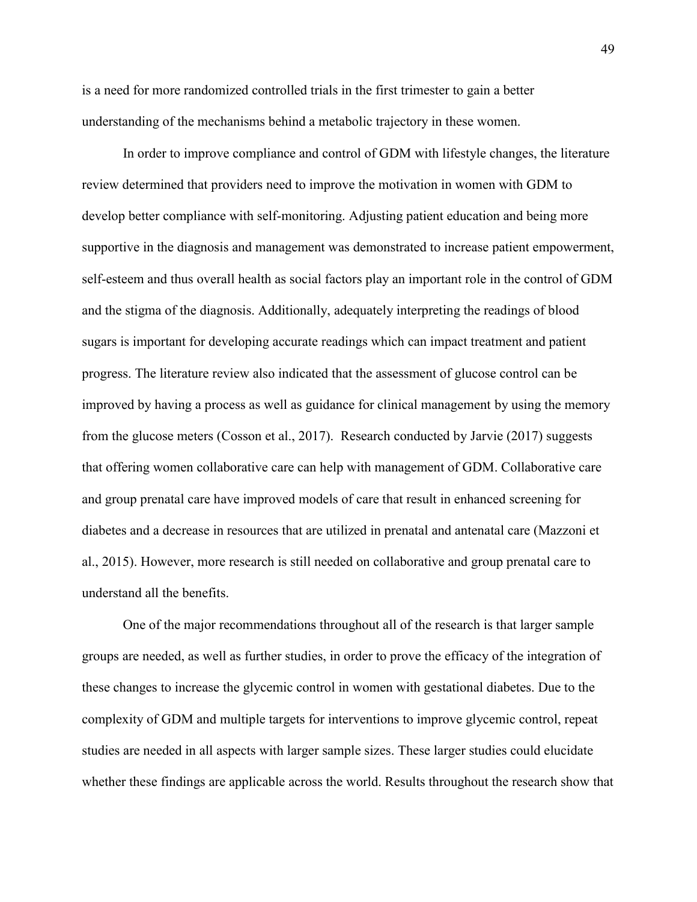is a need for more randomized controlled trials in the first trimester to gain a better understanding of the mechanisms behind a metabolic trajectory in these women.

In order to improve compliance and control of GDM with lifestyle changes, the literature review determined that providers need to improve the motivation in women with GDM to develop better compliance with self-monitoring. Adjusting patient education and being more supportive in the diagnosis and management was demonstrated to increase patient empowerment, self-esteem and thus overall health as social factors play an important role in the control of GDM and the stigma of the diagnosis. Additionally, adequately interpreting the readings of blood sugars is important for developing accurate readings which can impact treatment and patient progress. The literature review also indicated that the assessment of glucose control can be improved by having a process as well as guidance for clinical management by using the memory from the glucose meters (Cosson et al., 2017). Research conducted by Jarvie (2017) suggests that offering women collaborative care can help with management of GDM. Collaborative care and group prenatal care have improved models of care that result in enhanced screening for diabetes and a decrease in resources that are utilized in prenatal and antenatal care (Mazzoni et al., 2015). However, more research is still needed on collaborative and group prenatal care to understand all the benefits.

One of the major recommendations throughout all of the research is that larger sample groups are needed, as well as further studies, in order to prove the efficacy of the integration of these changes to increase the glycemic control in women with gestational diabetes. Due to the complexity of GDM and multiple targets for interventions to improve glycemic control, repeat studies are needed in all aspects with larger sample sizes. These larger studies could elucidate whether these findings are applicable across the world. Results throughout the research show that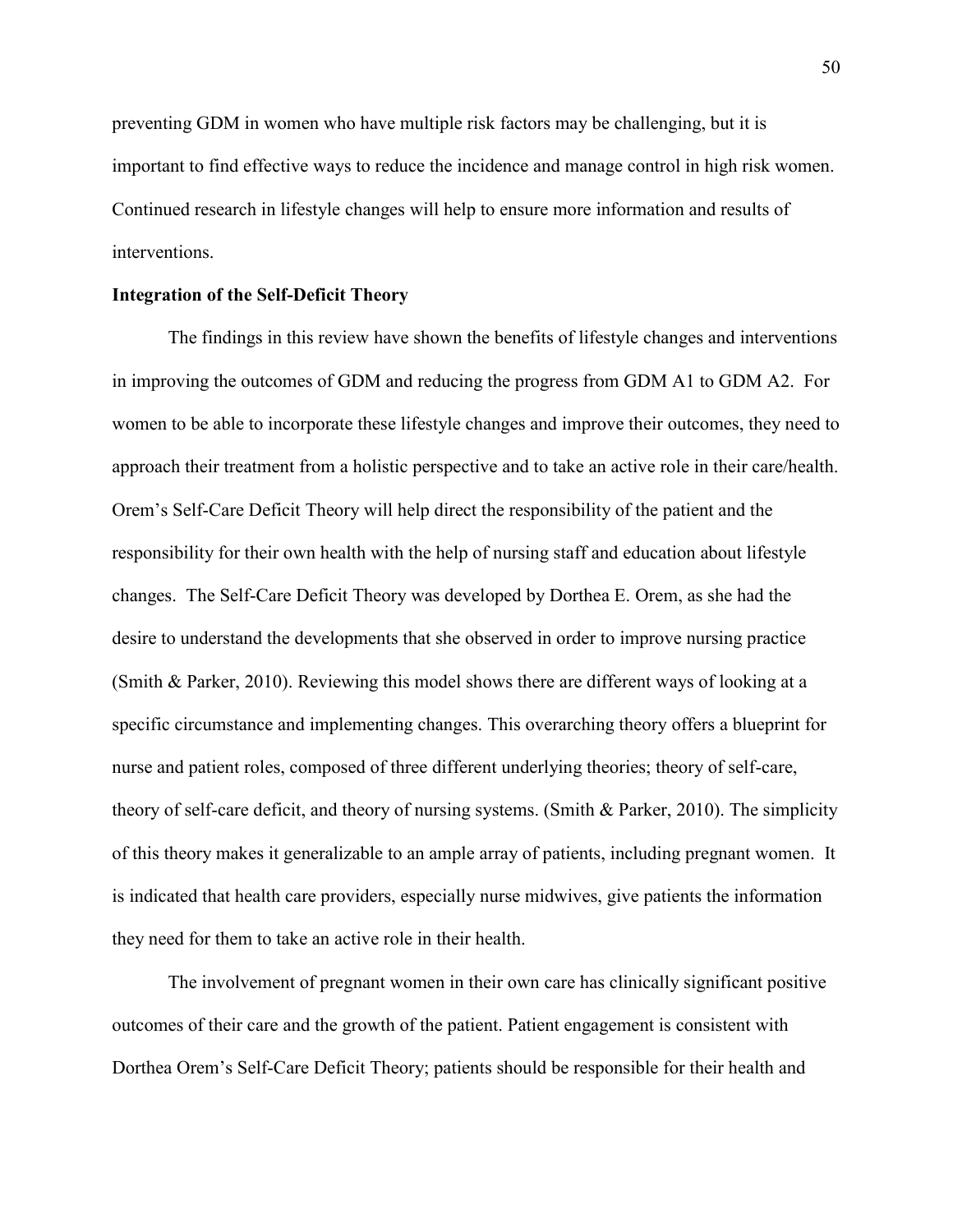preventing GDM in women who have multiple risk factors may be challenging, but it is important to find effective ways to reduce the incidence and manage control in high risk women. Continued research in lifestyle changes will help to ensure more information and results of interventions.

**Integration of the Self-Deficit Theory**

The findings in this review have shown the benefits of lifestyle changes and interventions in improving the outcomes of GDM and reducing the progress from GDM A1 to GDM A2. For women to be able to incorporate these lifestyle changes and improve their outcomes, they need to approach their treatment from a holistic perspective and to take an active role in their care/health. Orem's Self-Care Deficit Theory will help direct the responsibility of the patient and the responsibility for their own health with the help of nursing staff and education about lifestyle changes. The Self-Care Deficit Theory was developed by Dorthea E. Orem, as she had the desire to understand the developments that she observed in order to improve nursing practice (Smith & Parker, 2010). Reviewing this model shows there are different ways of looking at a specific circumstance and implementing changes. This overarching theory offers a blueprint for nurse and patient roles, composed of three different underlying theories; theory of self-care, theory of self-care deficit, and theory of nursing systems. (Smith & Parker, 2010). The simplicity of this theory makes it generalizable to an ample array of patients, including pregnant women. It is indicated that health care providers, especially nurse midwives, give patients the information they need for them to take an active role in their health.

The involvement of pregnant women in their own care has clinically significant positive outcomes of their care and the growth of the patient. Patient engagement is consistent with Dorthea Orem's Self-Care Deficit Theory; patients should be responsible for their health and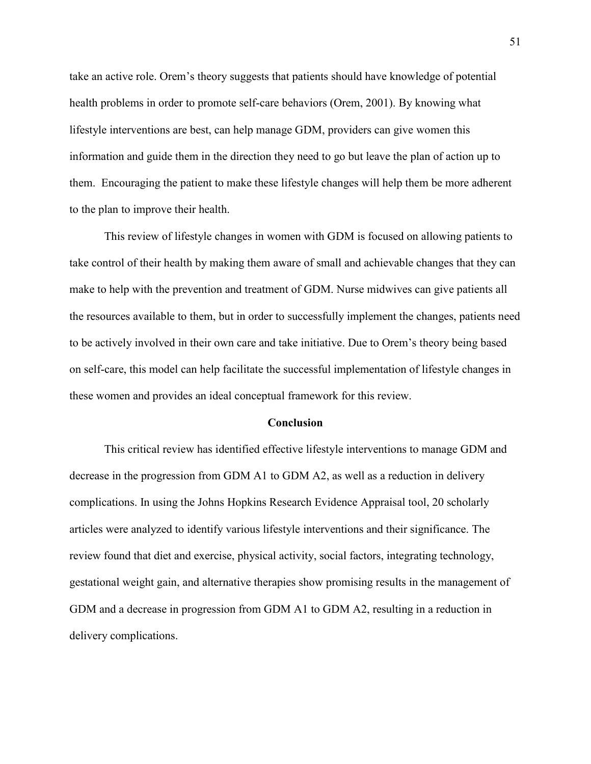take an active role. Orem's theory suggests that patients should have knowledge of potential health problems in order to promote self-care behaviors (Orem, 2001). By knowing what lifestyle interventions are best, can help manage GDM, providers can give women this information and guide them in the direction they need to go but leave the plan of action up to them. Encouraging the patient to make these lifestyle changes will help them be more adherent to the plan to improve their health.

This review of lifestyle changes in women with GDM is focused on allowing patients to take control of their health by making them aware of small and achievable changes that they can make to help with the prevention and treatment of GDM. Nurse midwives can give patients all the resources available to them, but in order to successfully implement the changes, patients need to be actively involved in their own care and take initiative. Due to Orem's theory being based on self-care, this model can help facilitate the successful implementation of lifestyle changes in these women and provides an ideal conceptual framework for this review.

## Conclusion

This critical review has identified effective lifestyle interventions to manage GDM and decrease in the progression from GDM A1 to GDM A2, as well as a reduction in delivery complications. In using the Johns Hopkins Research Evidence Appraisal tool, 20 scholarly articles were analyzed to identify various lifestyle interventions and their significance. The review found that diet and exercise, physical activity, social factors, integrating technology, gestational weight gain, and alternative therapies show promising results in the management of GDM and a decrease in progression from GDM A1 to GDM A2, resulting in a reduction in delivery complications.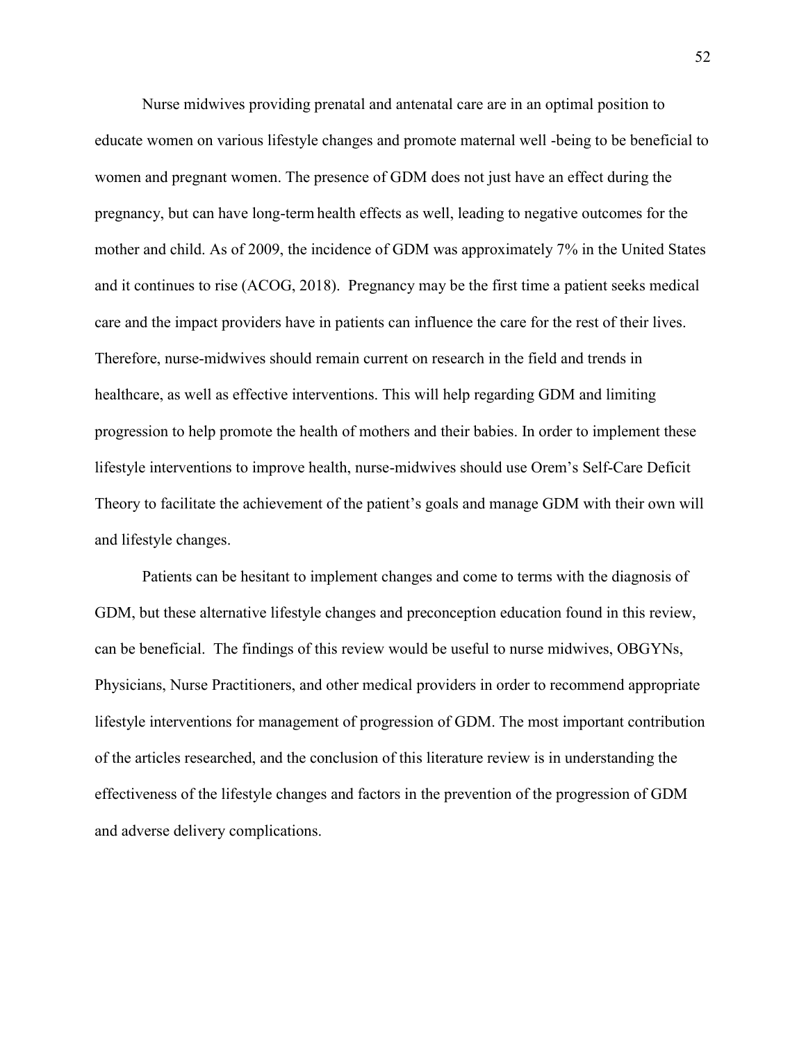Nurse midwives providing prenatal and antenatal care are in an optimal position to educate women on various lifestyle changes and promote maternal well -being to be beneficial to women and pregnant women. The presence of GDM does not just have an effect during the pregnancy, but can have long-term health effects as well, leading to negative outcomes for the mother and child. As of 2009, the incidence of GDM was approximately 7% in the United States and it continues to rise (ACOG, 2018). Pregnancy may be the first time a patient seeks medical care and the impact providers have in patients can influence the care for the rest of their lives. Therefore, nurse-midwives should remain current on research in the field and trends in healthcare, as well as effective interventions. This will help regarding GDM and limiting progression to help promote the health of mothers and their babies. In order to implement these lifestyle interventions to improve health, nurse-midwives should use Orem's Self-Care Deficit Theory to facilitate the achievement of the patient's goals and manage GDM with their own will and lifestyle changes.

Patients can be hesitant to implement changes and come to terms with the diagnosis of GDM, but these alternative lifestyle changes and preconception education found in this review, can be beneficial. The findings of this review would be useful to nurse midwives, OBGYNs, Physicians, Nurse Practitioners, and other medical providers in order to recommend appropriate lifestyle interventions for management of progression of GDM. The most important contribution of the articles researched, and the conclusion of this literature review is in understanding the effectiveness of the lifestyle changes and factors in the prevention of the progression of GDM and adverse delivery complications.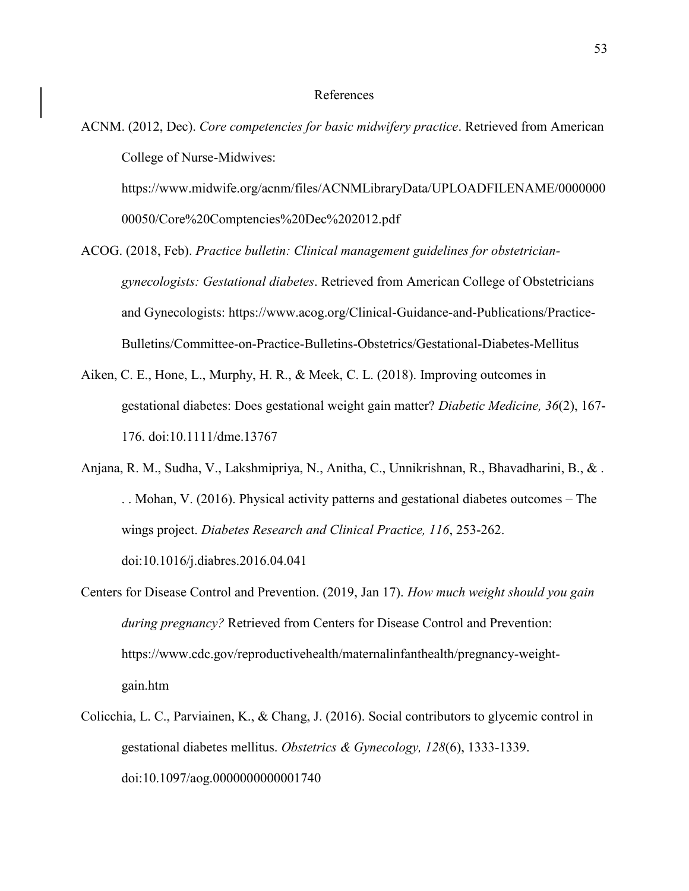# References

ACNM. (2012, Dec). *Core competencies for basic midwifery practice*. Retrieved from American College of Nurse-Midwives: https://www.midwife.org/acnm/files/ACNMLibraryData/UPLOADFILENAME/000000000050/Core%20Comptencies%20Dec%202012.pdf

ACOG. (2018, Feb). *Practice bulletin: Clinical management guidelines for obstetrician-gynecologists: Gestational diabetes*. Retrieved from American College of Obstetricians and Gynecologists: https://www.acog.org/Clinical-Guidance-and-Publications/Practice-Bulletins/Committee-on-Practice-Bulletins-Obstetrics/Gestational-Diabetes-Mellitus

Aiken, C. E., Hone, L., Murphy, H. R., & Meek, C. L. (2018). Improving outcomes in gestational diabetes: Does gestational weight gain matter? *Diabetic Medicine, 36*(2), 167-176. doi:10.1111/dme.13767

Anjana, R. M., Sudha, V., Lakshmipriya, N., Anitha, C., Unnikrishnan, R., Bhavadharini, B., & . . . Mohan, V. (2016). Physical activity patterns and gestational diabetes outcomes – The wings project. *Diabetes Research and Clinical Practice, 116*, 253-262. doi:10.1016/j.diabres.2016.04.041

Centers for Disease Control and Prevention. (2019, Jan 17). *How much weight should you gain during pregnancy?* Retrieved from Centers for Disease Control and Prevention: https://www.cdc.gov/reproductivehealth/maternalinfanthealth/pregnancy-weight-gain.htm

Colicchia, L. C., Parviainen, K., & Chang, J. (2016). Social contributors to glycemic control in gestational diabetes mellitus. *Obstetrics & Gynecology, 128*(6), 1333-1339. doi:10.1097/aog.0000000000001740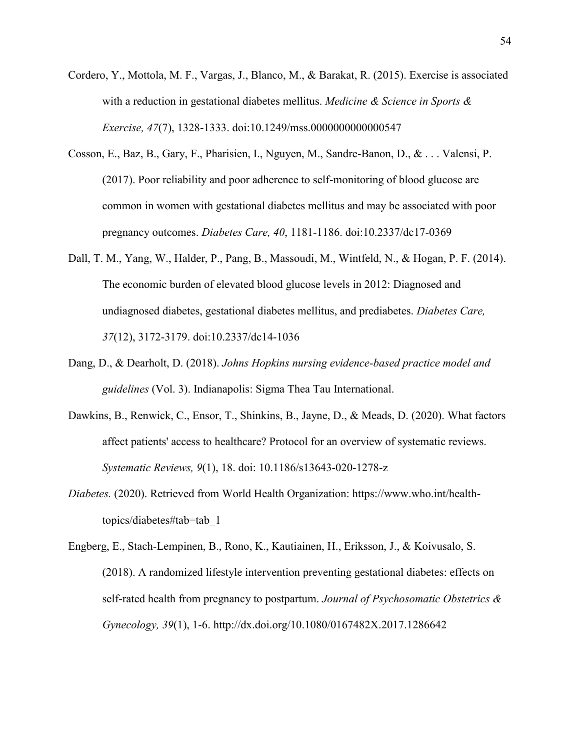Cordero, Y., Mottola, M. F., Vargas, J., Blanco, M., & Barakat, R. (2015). Exercise is associated with a reduction in gestational diabetes mellitus. *Medicine & Science in Sports & Exercise, 47*(7), 1328-1333. doi:10.1249/mss.0000000000000547

Cosson, E., Baz, B., Gary, F., Pharisien, I., Nguyen, M., Sandre-Banon, D., & . . . Valensi, P. (2017). Poor reliability and poor adherence to self-monitoring of blood glucose are common in women with gestational diabetes mellitus and may be associated with poor pregnancy outcomes. *Diabetes Care, 40*, 1181-1186. doi:10.2337/dc17-0369

Dall, T. M., Yang, W., Halder, P., Pang, B., Massoudi, M., Wintfeld, N., & Hogan, P. F. (2014). The economic burden of elevated blood glucose levels in 2012: Diagnosed and undiagnosed diabetes, gestational diabetes mellitus, and prediabetes. *Diabetes Care, 37*(12), 3172-3179. doi:10.2337/dc14-1036

Dang, D., & Dearholt, D. (2018). *Johns Hopkins nursing evidence-based practice model and guidelines* (Vol. 3). Indianapolis: Sigma Thea Tau International.

Dawkins, B., Renwick, C., Ensor, T., Shinkins, B., Jayne, D., & Meads, D. (2020). What factors affect patients' access to healthcare? Protocol for an overview of systematic reviews. *Systematic Reviews, 9*(1), 18. doi: 10.1186/s13643-020-1278-z

*Diabetes.* (2020). Retrieved from World Health Organization: https://www.who.int/health-topics/diabetes#tab=tab_1

Engberg, E., Stach-Lempinen, B., Rono, K., Kautiainen, H., Eriksson, J., & Koivusalo, S. (2018). A randomized lifestyle intervention preventing gestational diabetes: effects on self-rated health from pregnancy to postpartum. *Journal of Psychosomatic Obstetrics & Gynecology, 39*(1), 1-6. http://dx.doi.org/10.1080/0167482X.2017.1286642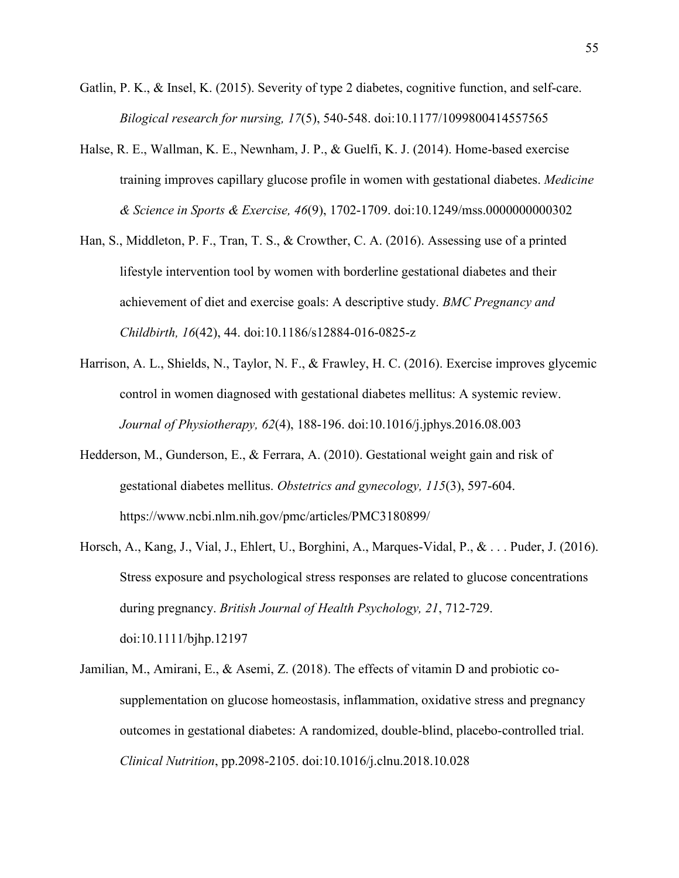Gatlin, P. K., & Insel, K. (2015). Severity of type 2 diabetes, cognitive function, and self-care. *Bilogical research for nursing, 17*(5), 540-548. doi:10.1177/1099800414557565

Halse, R. E., Wallman, K. E., Newnham, J. P., & Guelfi, K. J. (2014). Home-based exercise training improves capillary glucose profile in women with gestational diabetes. *Medicine & Science in Sports & Exercise, 46*(9), 1702-1709. doi:10.1249/mss.0000000000302

Han, S., Middleton, P. F., Tran, T. S., & Crowther, C. A. (2016). Assessing use of a printed lifestyle intervention tool by women with borderline gestational diabetes and their achievement of diet and exercise goals: A descriptive study. *BMC Pregnancy and Childbirth, 16*(42), 44. doi:10.1186/s12884-016-0825-z

Harrison, A. L., Shields, N., Taylor, N. F., & Frawley, H. C. (2016). Exercise improves glycemic control in women diagnosed with gestational diabetes mellitus: A systemic review. *Journal of Physiotherapy, 62*(4), 188-196. doi:10.1016/j.jphys.2016.08.003

Hedderson, M., Gunderson, E., & Ferrara, A. (2010). Gestational weight gain and risk of gestational diabetes mellitus. *Obstetrics and gynecology, 115*(3), 597-604. https://www.ncbi.nlm.nih.gov/pmc/articles/PMC3180899/

Horsch, A., Kang, J., Vial, J., Ehlert, U., Borghini, A., Marques-Vidal, P., & . . . Puder, J. (2016). Stress exposure and psychological stress responses are related to glucose concentrations during pregnancy. *British Journal of Health Psychology, 21*, 712-729. doi:10.1111/bjhp.12197

Jamilian, M., Amirani, E., & Asemi, Z. (2018). The effects of vitamin D and probiotic co-supplementation on glucose homeostasis, inflammation, oxidative stress and pregnancy outcomes in gestational diabetes: A randomized, double-blind, placebo-controlled trial. *Clinical Nutrition*, pp.2098-2105. doi:10.1016/j.clnu.2018.10.028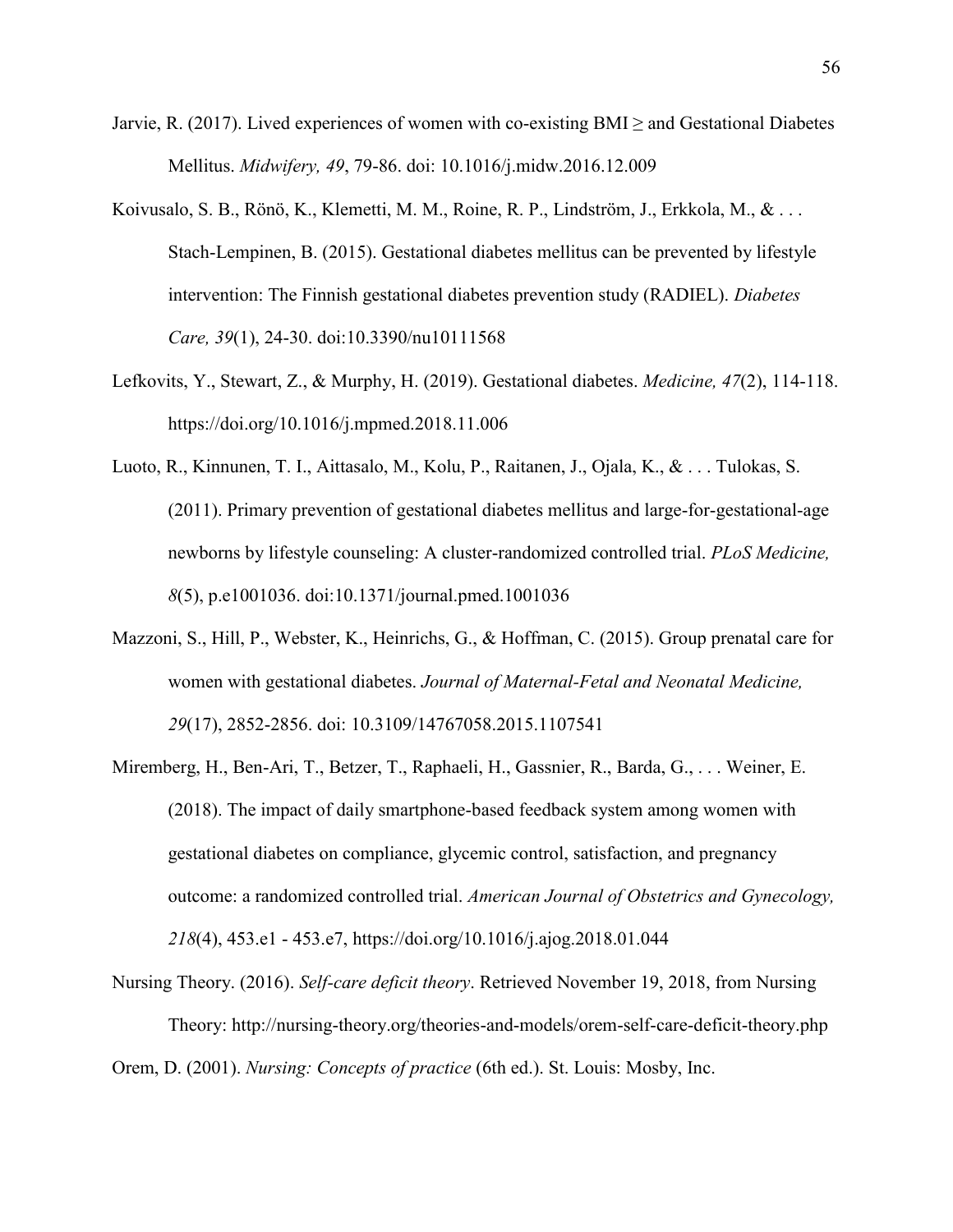Jarvie, R. (2017). Lived experiences of women with co-existing BMI ≥ and Gestational Diabetes Mellitus. *Midwifery, 49*, 79-86. doi: 10.1016/j.midw.2016.12.009

Koivusalo, S. B., Rönö, K., Klemetti, M. M., Roine, R. P., Lindström, J., Erkkola, M., & . . . Stach-Lempinen, B. (2015). Gestational diabetes mellitus can be prevented by lifestyle intervention: The Finnish gestational diabetes prevention study (RADIEL). *Diabetes Care, 39*(1), 24-30. doi:10.3390/nu10111568

Lefkovits, Y., Stewart, Z., & Murphy, H. (2019). Gestational diabetes. *Medicine, 47*(2), 114-118. https://doi.org/10.1016/j.mpmed.2018.11.006

Luoto, R., Kinnunen, T. I., Aittasalo, M., Kolu, P., Raitanen, J., Ojala, K., & . . . Tulokas, S. (2011). Primary prevention of gestational diabetes mellitus and large-for-gestational-age newborns by lifestyle counseling: A cluster-randomized controlled trial. *PLoS Medicine, 8*(5), p.e1001036. doi:10.1371/journal.pmed.1001036

Mazzoni, S., Hill, P., Webster, K., Heinrichs, G., & Hoffman, C. (2015). Group prenatal care for women with gestational diabetes. *Journal of Maternal-Fetal and Neonatal Medicine, 29*(17), 2852-2856. doi: 10.3109/14767058.2015.1107541

Miremberg, H., Ben-Ari, T., Betzer, T., Raphaeli, H., Gassnier, R., Barda, G., . . . Weiner, E. (2018). The impact of daily smartphone-based feedback system among women with gestational diabetes on compliance, glycemic control, satisfaction, and pregnancy outcome: a randomized controlled trial. *American Journal of Obstetrics and Gynecology, 218*(4), 453.e1 - 453.e7, https://doi.org/10.1016/j.ajog.2018.01.044

Nursing Theory. (2016). *Self-care deficit theory*. Retrieved November 19, 2018, from Nursing Theory: http://nursing-theory.org/theories-and-models/orem-self-care-deficit-theory.php

Orem, D. (2001). *Nursing: Concepts of practice* (6th ed.). St. Louis: Mosby, Inc.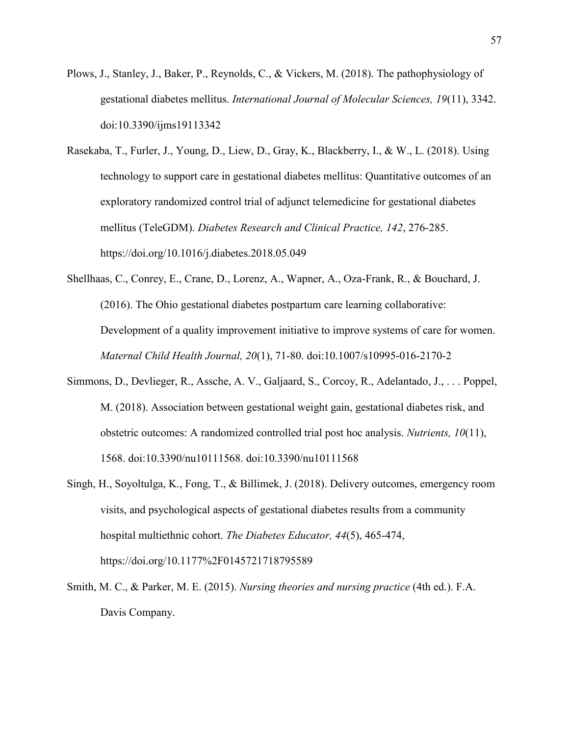Plows, J., Stanley, J., Baker, P., Reynolds, C., & Vickers, M. (2018). The pathophysiology of gestational diabetes mellitus. *International Journal of Molecular Sciences, 19*(11), 3342. doi:10.3390/ijms19113342

Rasekaba, T., Furler, J., Young, D., Liew, D., Gray, K., Blackberry, I., & W., L. (2018). Using technology to support care in gestational diabetes mellitus: Quantitative outcomes of an exploratory randomized control trial of adjunct telemedicine for gestational diabetes mellitus (TeleGDM). *Diabetes Research and Clinical Practice, 142*, 276-285. https://doi.org/10.1016/j.diabetes.2018.05.049

Shellhaas, C., Conrey, E., Crane, D., Lorenz, A., Wapner, A., Oza-Frank, R., & Bouchard, J. (2016). The Ohio gestational diabetes postpartum care learning collaborative: Development of a quality improvement initiative to improve systems of care for women. *Maternal Child Health Journal, 20*(1), 71-80. doi:10.1007/s10995-016-2170-2

Simmons, D., Devlieger, R., Assche, A. V., Galjaard, S., Corcoy, R., Adelantado, J., . . . Poppel, M. (2018). Association between gestational weight gain, gestational diabetes risk, and obstetric outcomes: A randomized controlled trial post hoc analysis. *Nutrients, 10*(11), 1568. doi:10.3390/nu10111568. doi:10.3390/nu10111568

Singh, H., Soyoltulga, K., Fong, T., & Billimek, J. (2018). Delivery outcomes, emergency room visits, and psychological aspects of gestational diabetes results from a community hospital multiethnic cohort. *The Diabetes Educator, 44*(5), 465-474, https://doi.org/10.1177%2F0145721718795589

Smith, M. C., & Parker, M. E. (2015). *Nursing theories and nursing practice* (4th ed.). F.A. Davis Company.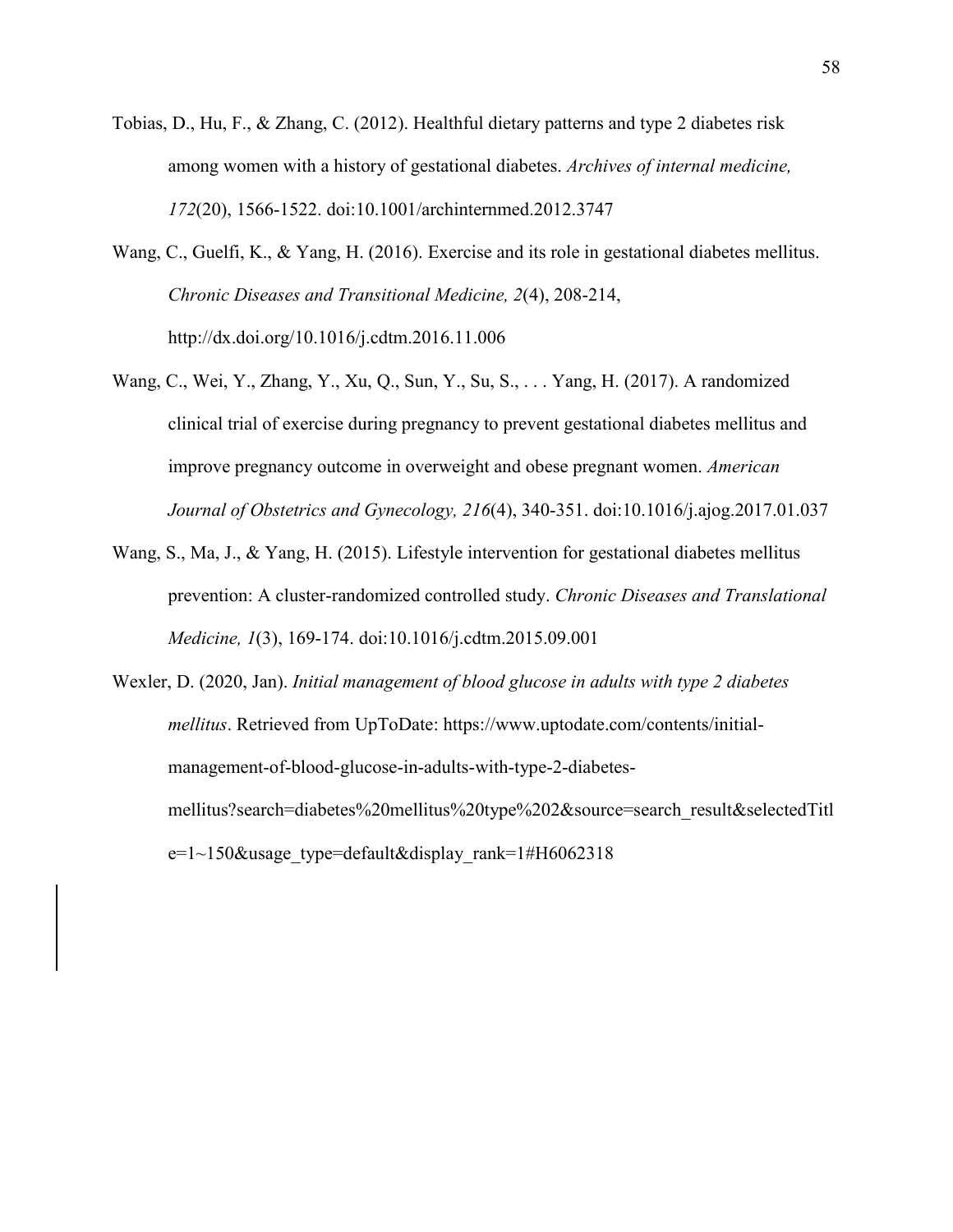Tobias, D., Hu, F., & Zhang, C. (2012). Healthful dietary patterns and type 2 diabetes risk among women with a history of gestational diabetes. *Archives of internal medicine, 172*(20), 1566-1522. doi:10.1001/archinternmed.2012.3747

Wang, C., Guelfi, K., & Yang, H. (2016). Exercise and its role in gestational diabetes mellitus. *Chronic Diseases and Transitional Medicine, 2*(4), 208-214, http://dx.doi.org/10.1016/j.cdtm.2016.11.006

Wang, C., Wei, Y., Zhang, Y., Xu, Q., Sun, Y., Su, S., . . . Yang, H. (2017). A randomized clinical trial of exercise during pregnancy to prevent gestational diabetes mellitus and improve pregnancy outcome in overweight and obese pregnant women. *American Journal of Obstetrics and Gynecology, 216*(4), 340-351. doi:10.1016/j.ajog.2017.01.037

Wang, S., Ma, J., & Yang, H. (2015). Lifestyle intervention for gestational diabetes mellitus prevention: A cluster-randomized controlled study. *Chronic Diseases and Translational Medicine, 1*(3), 169-174. doi:10.1016/j.cdtm.2015.09.001

Wexler, D. (2020, Jan). *Initial management of blood glucose in adults with type 2 diabetes mellitus*. Retrieved from UpToDate: https://www.uptodate.com/contents/initial-management-of-blood-glucose-in-adults-with-type-2-diabetes-mellitus?search=diabetes%20mellitus%20type%202&source=search_result&selectedTitle=1~150&usage_type=default&display_rank=1#H6062318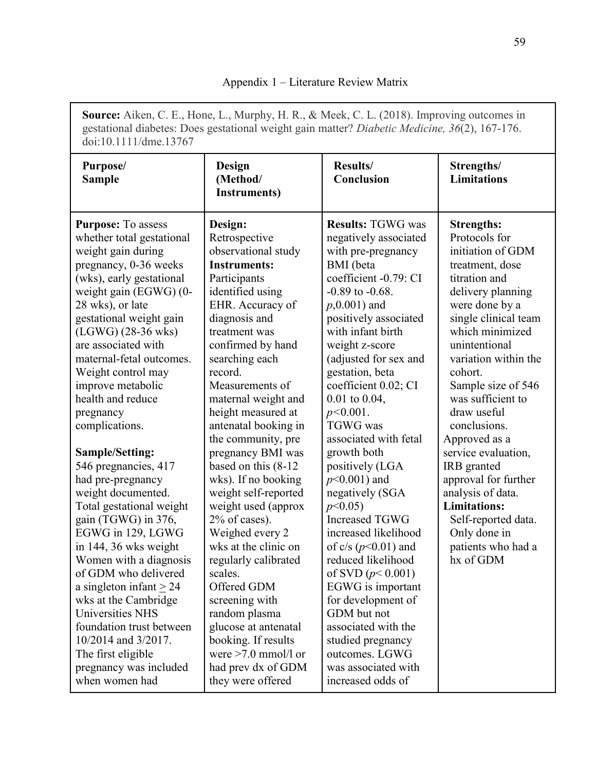Appendix 1 – Literature Review Matrix

| **Source:** Aiken, C. E., Hone, L., Murphy, H. R., & Meek, C. L. (2018). Improving outcomes in gestational diabetes: Does gestational weight gain matter? *Diabetic Medicine, 36*(2), 167-176. doi:10.1111/dme.13767 | | | |
|---|---|---|---|
| **Purpose/ Sample** | **Design (Method/ Instruments)** | **Results/ Conclusion** | **Strengths/ Limitations** |
| **Purpose:** To assess whether total gestational weight gain during pregnancy, 0-36 weeks (wks), early gestational weight gain (EGWG) (0-28 wks), or late gestational weight gain (LGWG) (28-36 wks) are associated with maternal-fetal outcomes. Weight control may improve metabolic health and reduce pregnancy complications.<br><br>**Sample/Setting:** 546 pregnancies, 417 had pre-pregnancy weight documented. Total gestational weight gain (TGWG) in 376, EGWG in 129, LGWG in 144, 36 wks weight Women with a diagnosis of GDM who delivered a singleton infant ≥ 24 wks at the Cambridge Universities NHS foundation trust between 10/2014 and 3/2017. The first eligible pregnancy was included when women had | **Design:** Retrospective observational study<br>**Instruments:** Participants identified using EHR. Accuracy of diagnosis and treatment was confirmed by hand searching each record.<br>Measurements of maternal weight and height measured at antenatal booking in the community, pre pregnancy BMI was based on this (8-12 wks). If no booking weight self-reported weight used (approx 2% of cases).<br>Weighed every 2 wks at the clinic on regularly calibrated scales.<br>Offered GDM screening with random plasma glucose at antenatal booking. If results were >7.0 mmol/l or had prev dx of GDM they were offered | **Results:** TGWG was negatively associated with pre-pregnancy BMI (beta coefficient -0.79: CI -0.89 to -0.68. *p*,0.001) and positively associated with infant birth weight z-score (adjusted for sex and gestation, beta coefficient 0.02; CI 0.01 to 0.04, $p<0.001$.<br>TGWG was associated with fetal growth both positively (LGA $p<0.001$) and negatively (SGA $p<0.05$)<br>Increased TGWG increased likelihood of c/s ($p<0.01$) and reduced likelihood of SVD ($p<0.001$)<br>EGWG is important for development of GDM but not associated with the studied pregnancy outcomes. LGWG was associated with increased odds of | **Strengths:**<br>Protocols for initiation of GDM treatment, dose titration and delivery planning were done by a single clinical team which minimized unintentional variation within the cohort.<br>Sample size of 546 was sufficient to draw useful conclusions.<br>Approved as a service evaluation, IRB granted approval for further analysis of data.<br>**Limitations:**<br>Self-reported data.<br>Only done in patients who had a hx of GDM |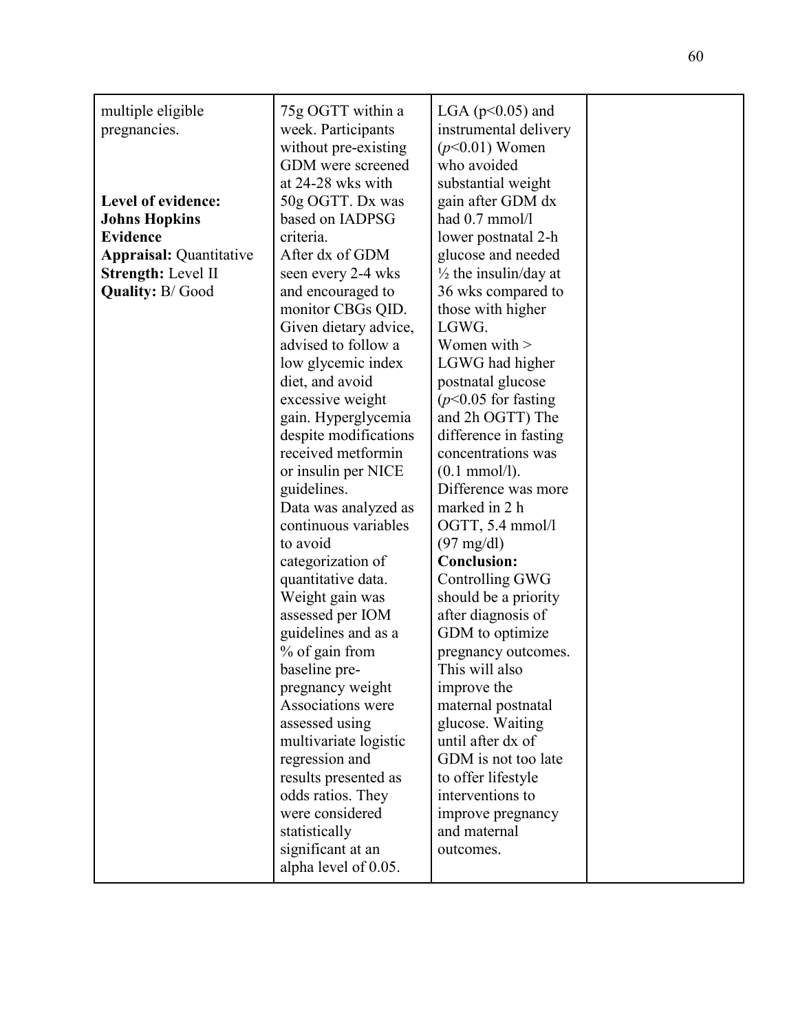| | | | |
|---|---|---|---|
| multiple eligible pregnancies.<br><br>**Level of evidence: Johns Hopkins Evidence Appraisal:** Quantitative<br>**Strength:** Level II<br>**Quality:** B/ Good | 75g OGTT within a week. Participants without pre-existing GDM were screened at 24-28 wks with 50g OGTT. Dx was based on IADPSG criteria.<br>After dx of GDM seen every 2-4 wks and encouraged to monitor CBGs QID. Given dietary advice, advised to follow a low glycemic index diet, and avoid excessive weight gain. Hyperglycemia despite modifications received metformin or insulin per NICE guidelines.<br>Data was analyzed as continuous variables to avoid categorization of quantitative data. Weight gain was assessed per IOM guidelines and as a % of gain from baseline pre-pregnancy weight Associations were assessed using multivariate logistic regression and results presented as odds ratios. They were considered statistically significant at an alpha level of 0.05. | LGA ($p<0.05$) and instrumental delivery ($p<0.01$) Women who avoided substantial weight gain after GDM dx had 0.7 mmol/l lower postnatal 2-h glucose and needed ½ the insulin/day at 36 wks compared to those with higher LGWG.<br>Women with > LGWG had higher postnatal glucose ($p<0.05$ for fasting and 2h OGTT) The difference in fasting concentrations was (0.1 mmol/l).<br>Difference was more marked in 2 h OGTT, 5.4 mmol/l (97 mg/dl)<br>**Conclusion:** Controlling GWG should be a priority after diagnosis of GDM to optimize pregnancy outcomes. This will also improve the maternal postnatal glucose. Waiting until after dx of GDM is not too late to offer lifestyle interventions to improve pregnancy and maternal outcomes. | |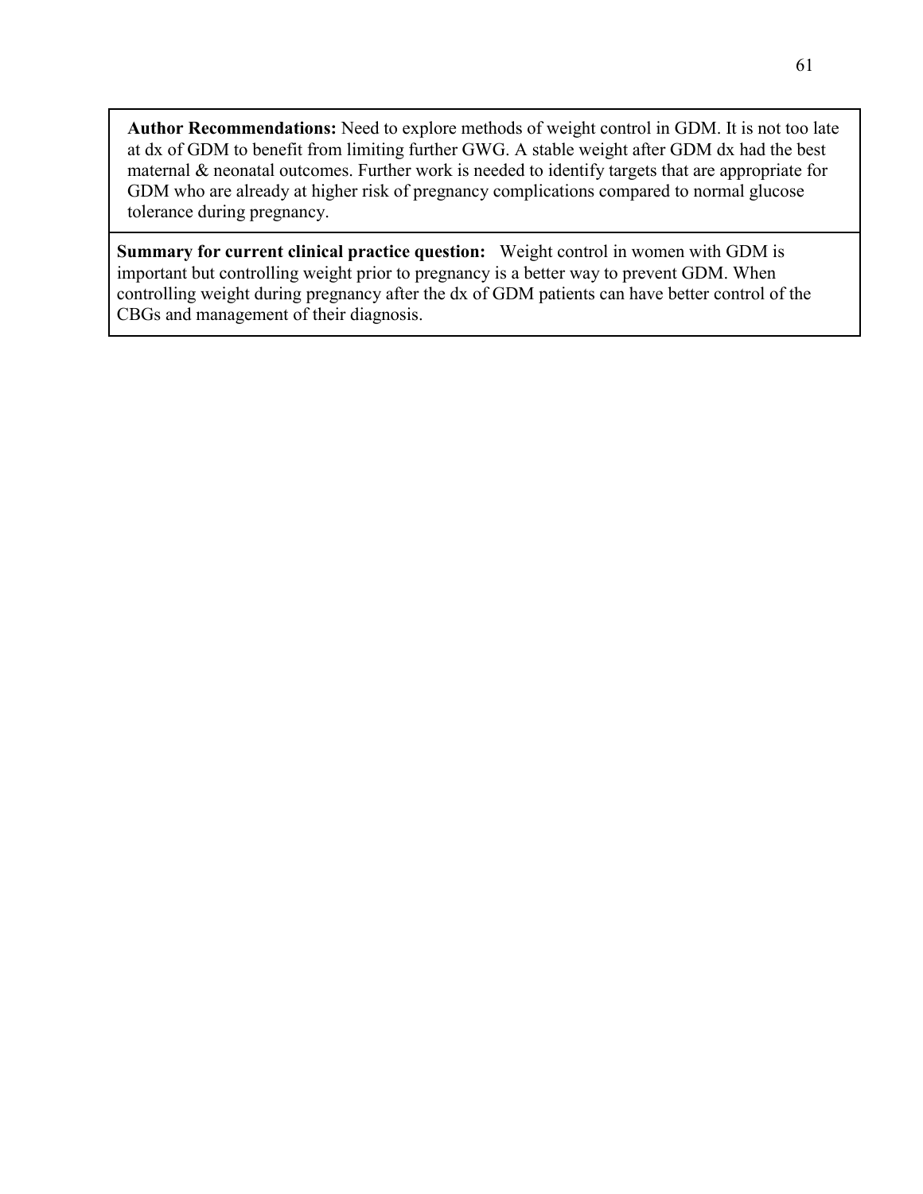**Author Recommendations:** Need to explore methods of weight control in GDM. It is not too late at dx of GDM to benefit from limiting further GWG. A stable weight after GDM dx had the best maternal & neonatal outcomes. Further work is needed to identify targets that are appropriate for GDM who are already at higher risk of pregnancy complications compared to normal glucose tolerance during pregnancy.

**Summary for current clinical practice question:** Weight control in women with GDM is important but controlling weight prior to pregnancy is a better way to prevent GDM. When controlling weight during pregnancy after the dx of GDM patients can have better control of the CBGs and management of their diagnosis.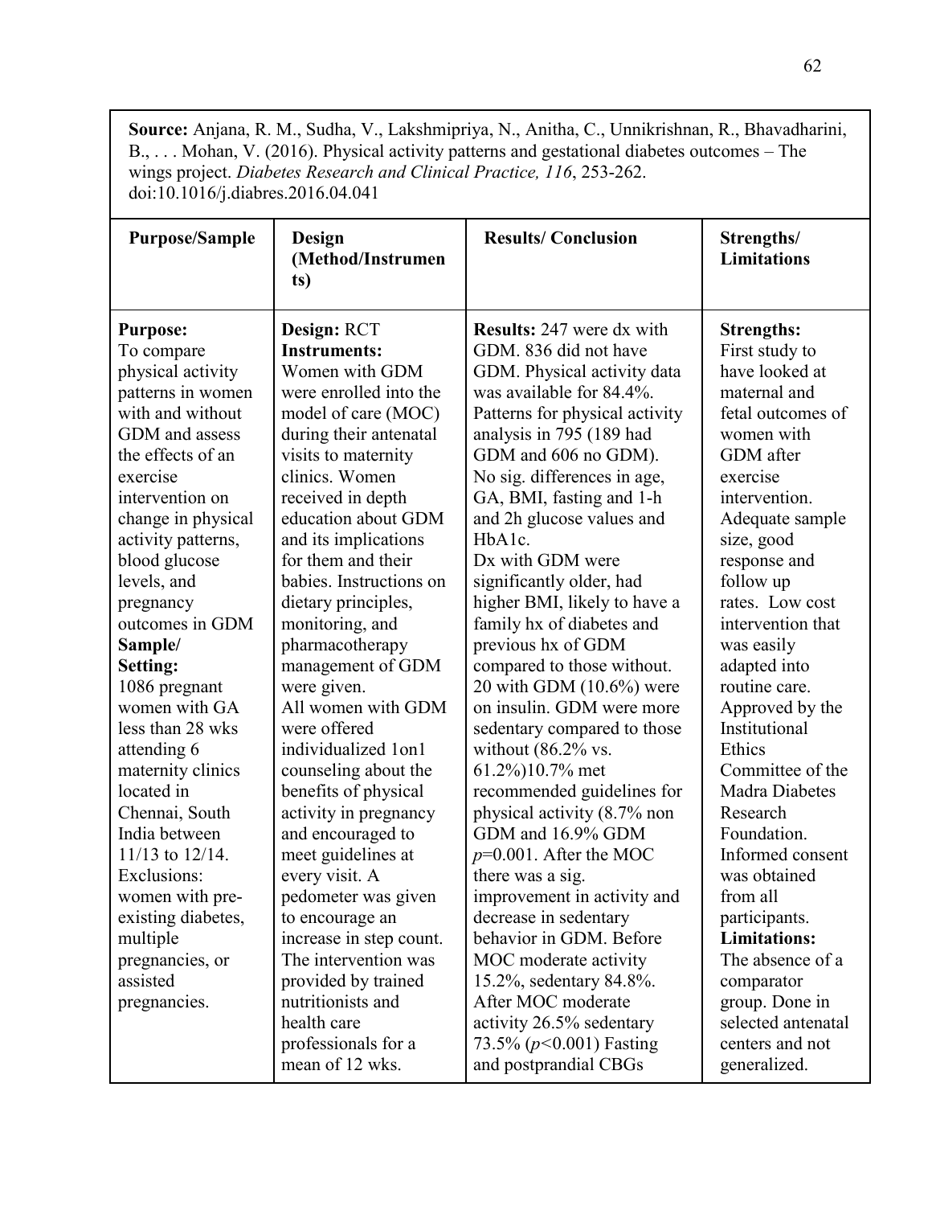**Source:** Anjana, R. M., Sudha, V., Lakshmipriya, N., Anitha, C., Unnikrishnan, R., Bhavadharini, B., . . . Mohan, V. (2016). Physical activity patterns and gestational diabetes outcomes – The wings project. *Diabetes Research and Clinical Practice, 116*, 253-262. doi:10.1016/j.diabres.2016.04.041

| Purpose/Sample | Design (Method/Instruments) | Results/ Conclusion | Strengths/ Limitations |
|---|---|---|---|
| **Purpose:** To compare physical activity patterns in women with and without GDM and assess the effects of an exercise intervention on change in physical activity patterns, blood glucose levels, and pregnancy outcomes in GDM **Sample/ Setting:** 1086 pregnant women with GA less than 28 wks attending 6 maternity clinics located in Chennai, South India between 11/13 to 12/14. Exclusions: women with pre-existing diabetes, multiple pregnancies, or assisted pregnancies. | **Design:** RCT **Instruments:** Women with GDM were enrolled into the model of care (MOC) during their antenatal visits to maternity clinics. Women received in depth education about GDM and its implications for them and their babies. Instructions on dietary principles, monitoring, and pharmacotherapy management of GDM were given. All women with GDM were offered individualized 1on1 counseling about the benefits of physical activity in pregnancy and encouraged to meet guidelines at every visit. A pedometer was given to encourage an increase in step count. The intervention was provided by trained nutritionists and health care professionals for a mean of 12 wks. | **Results:** 247 were dx with GDM. 836 did not have GDM. Physical activity data was available for 84.4%. Patterns for physical activity analysis in 795 (189 had GDM and 606 no GDM). No sig. differences in age, GA, BMI, fasting and 1-h and 2h glucose values and HbA1c. Dx with GDM were significantly older, had higher BMI, likely to have a family hx of diabetes and previous hx of GDM compared to those without. 20 with GDM (10.6%) were on insulin. GDM were more sedentary compared to those without (86.2% vs. 61.2%)10.7% met recommended guidelines for physical activity (8.7% non GDM and 16.9% GDM $p$=0.001. After the MOC there was a sig. improvement in activity and decrease in sedentary behavior in GDM. Before MOC moderate activity 15.2%, sedentary 84.8%. After MOC moderate activity 26.5% sedentary 73.5% ($p$<0.001) Fasting and postprandial CBGs | **Strengths:** First study to have looked at maternal and fetal outcomes of women with GDM after exercise intervention. Adequate sample size, good response and follow up rates. Low cost intervention that was easily adapted into routine care. Approved by the Institutional Ethics Committee of the Madra Diabetes Research Foundation. Informed consent was obtained from all participants. **Limitations:** The absence of a comparator group. Done in selected antenatal centers and not generalized. |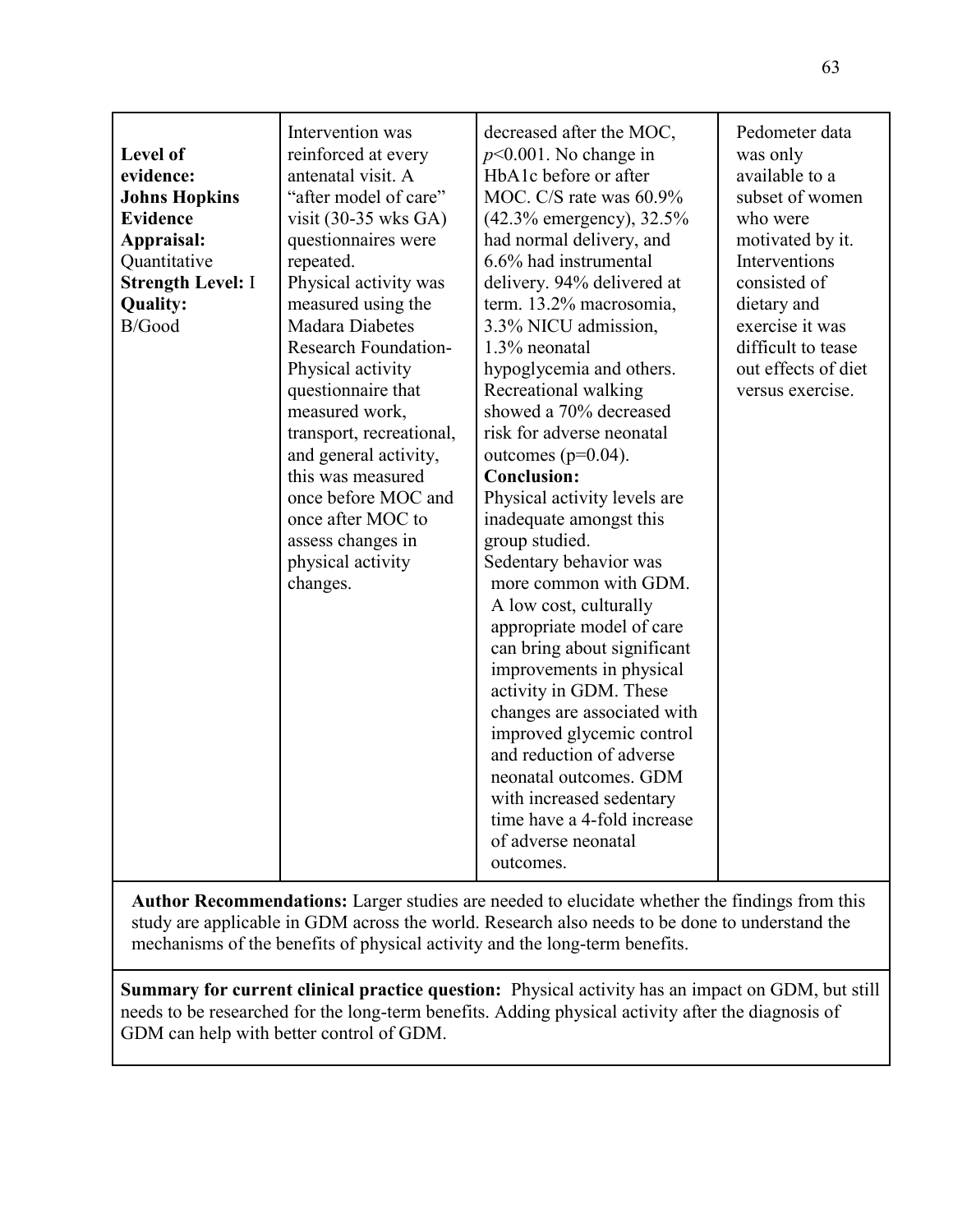| | | | |
|---|---|---|---|
| **Level of evidence:** **Johns Hopkins Evidence Appraisal:** Quantitative **Strength Level:** I **Quality:** B/Good | Intervention was reinforced at every antenatal visit. A "after model of care" visit (30-35 wks GA) questionnaires were repeated. Physical activity was measured using the Madara Diabetes Research Foundation-Physical activity questionnaire that measured work, transport, recreational, and general activity, this was measured once before MOC and once after MOC to assess changes in physical activity changes. | decreased after the MOC, $p<0.001$. No change in HbA1c before or after MOC. C/S rate was 60.9% (42.3% emergency), 32.5% had normal delivery, and 6.6% had instrumental delivery. 94% delivered at term. 13.2% macrosomia, 3.3% NICU admission, 1.3% neonatal hypoglycemia and others. Recreational walking showed a 70% decreased risk for adverse neonatal outcomes ($p=0.04$). **Conclusion:** Physical activity levels are inadequate amongst this group studied. Sedentary behavior was more common with GDM. A low cost, culturally appropriate model of care can bring about significant improvements in physical activity in GDM. These changes are associated with improved glycemic control and reduction of adverse neonatal outcomes. GDM with increased sedentary time have a 4-fold increase of adverse neonatal outcomes. | Pedometer data was only available to a subset of women who were motivated by it. Interventions consisted of dietary and exercise it was difficult to tease out effects of diet versus exercise. |
| **Author Recommendations:** Larger studies are needed to elucidate whether the findings from this study are applicable in GDM across the world. Research also needs to be done to understand the mechanisms of the benefits of physical activity and the long-term benefits. | | | |
| **Summary for current clinical practice question:** Physical activity has an impact on GDM, but still needs to be researched for the long-term benefits. Adding physical activity after the diagnosis of GDM can help with better control of GDM. | | | |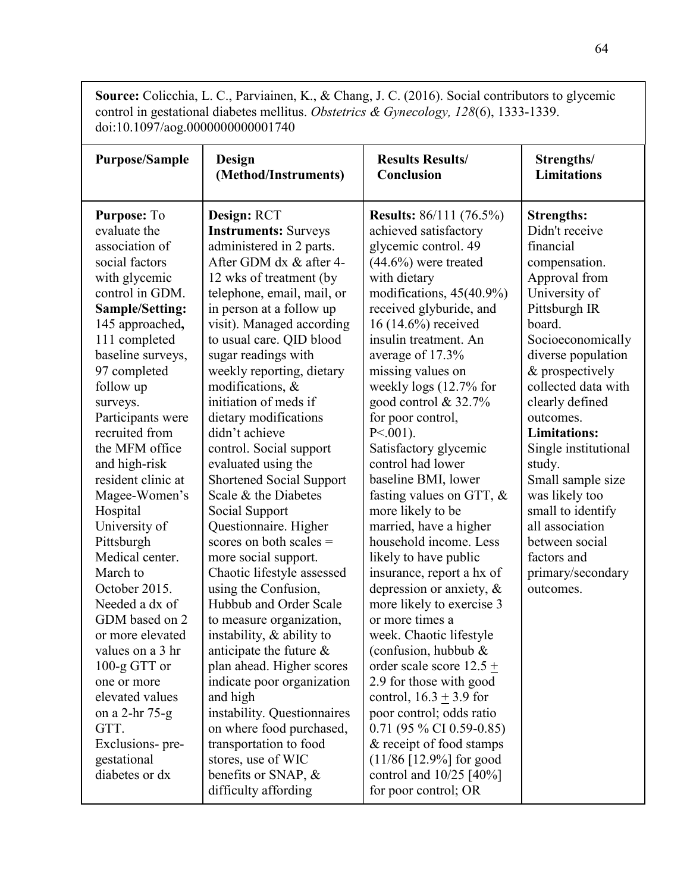**Source:** Colicchia, L. C., Parviainen, K., & Chang, J. C. (2016). Social contributors to glycemic control in gestational diabetes mellitus. *Obstetrics & Gynecology, 128*(6), 1333-1339. doi:10.1097/aog.0000000000001740

| Purpose/Sample | Design (Method/Instruments) | Results Results/ Conclusion | Strengths/ Limitations |
|---|---|---|---|
| **Purpose:** To evaluate the association of social factors with glycemic control in GDM. **Sample/Setting:** 145 approached**,** 111 completed baseline surveys, 97 completed follow up surveys. Participants were recruited from the MFM office and high-risk resident clinic at Magee-Women's Hospital University of Pittsburgh Medical center. March to October 2015. Needed a dx of GDM based on 2 or more elevated values on a 3 hr 100-g GTT or one or more elevated values on a 2-hr 75-g GTT. Exclusions- pre-gestational diabetes or dx | **Design:** RCT **Instruments:** Surveys administered in 2 parts. After GDM dx & after 4-12 wks of treatment (by telephone, email, mail, or in person at a follow up visit). Managed according to usual care. QID blood sugar readings with weekly reporting, dietary modifications, & initiation of meds if dietary modifications didn't achieve control. Social support evaluated using the Shortened Social Support Scale & the Diabetes Social Support Questionnaire. Higher scores on both scales = more social support. Chaotic lifestyle assessed using the Confusion, Hubbub and Order Scale to measure organization, instability, & ability to anticipate the future & plan ahead. Higher scores indicate poor organization and high instability. Questionnaires on where food purchased, transportation to food stores, use of WIC benefits or SNAP, & difficulty affording | **Results:** 86/111 (76.5%) achieved satisfactory glycemic control. 49 (44.6%) were treated with dietary modifications, 45(40.9%) received glyburide, and 16 (14.6%) received insulin treatment. An average of 17.3% missing values on weekly logs (12.7% for good control & 32.7% for poor control, P<.001). Satisfactory glycemic control had lower baseline BMI, lower fasting values on GTT, & more likely to be married, have a higher household income. Less likely to have public insurance, report a hx of depression or anxiety, & more likely to exercise 3 or more times a week. Chaotic lifestyle (confusion, hubbub & order scale score 12.5 ± 2.9 for those with good control, 16.3 ± 3.9 for poor control; odds ratio 0.71 (95 % CI 0.59-0.85) & receipt of food stamps (11/86 [12.9%] for good control and 10/25 [40%] for poor control; OR | **Strengths:** Didn't receive financial compensation. Approval from University of Pittsburgh IR board. Socioeconomically diverse population & prospectively collected data with clearly defined outcomes. **Limitations:** Single institutional study. Small sample size was likely too small to identify all association between social factors and primary/secondary outcomes. |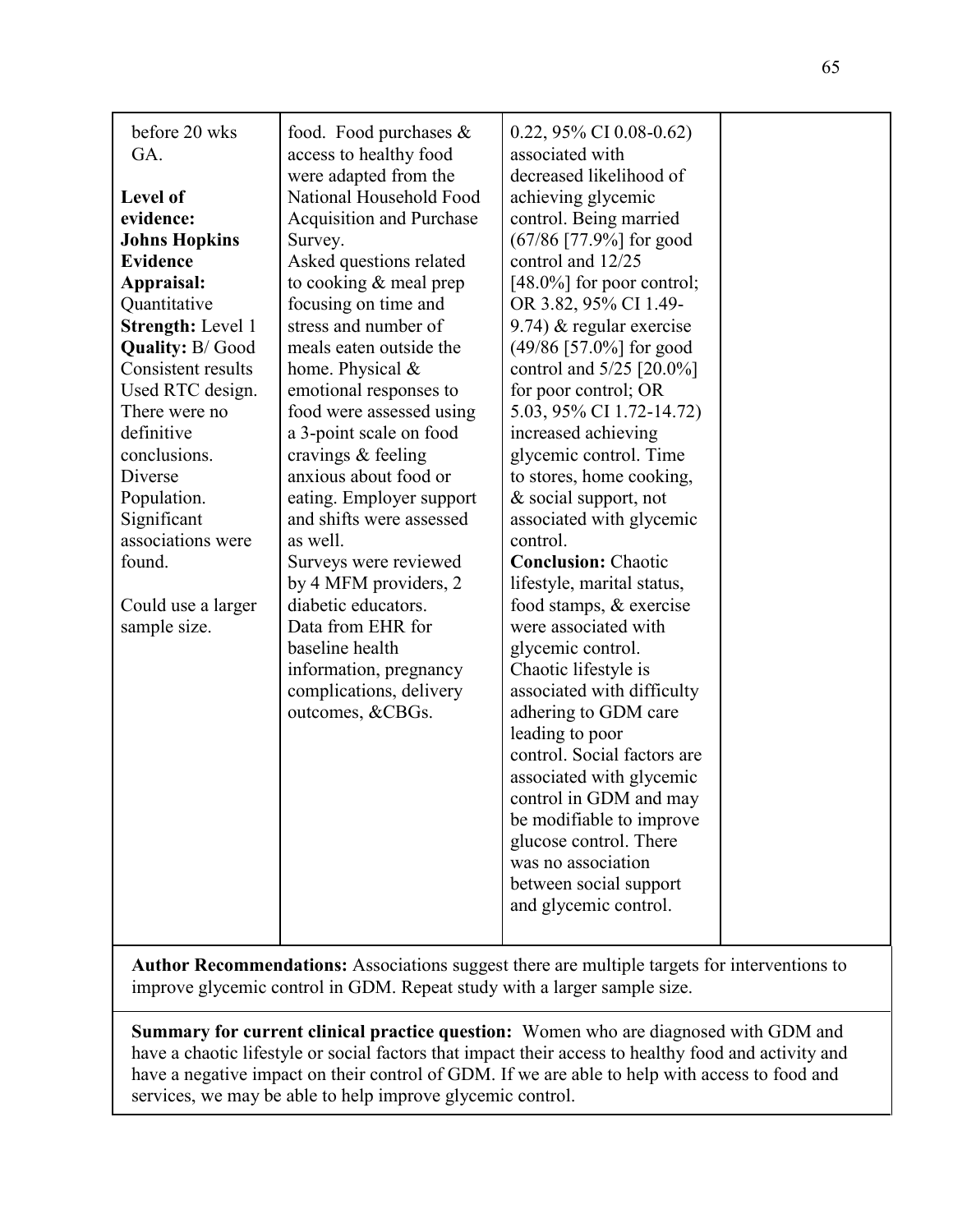| | | | |
|---|---|---|---|
| before 20 wks GA.<br><br>**Level of evidence: Johns Hopkins Evidence Appraisal:** Quantitative<br>**Strength:** Level 1<br>**Quality:** B/ Good<br>Consistent results<br>Used RTC design.<br>There were no definitive conclusions.<br>Diverse Population.<br>Significant associations were found.<br><br>Could use a larger sample size. | food. Food purchases & access to healthy food were adapted from the National Household Food Acquisition and Purchase Survey.<br>Asked questions related to cooking & meal prep focusing on time and stress and number of meals eaten outside the home. Physical & emotional responses to food were assessed using a 3-point scale on food cravings & feeling anxious about food or eating. Employer support and shifts were assessed as well.<br>Surveys were reviewed by 4 MFM providers, 2 diabetic educators.<br>Data from EHR for baseline health information, pregnancy complications, delivery outcomes, &CBGs. | 0.22, 95% CI 0.08-0.62) associated with decreased likelihood of achieving glycemic control. Being married (67/86 [77.9%] for good control and 12/25 [48.0%] for poor control; OR 3.82, 95% CI 1.49-9.74) & regular exercise (49/86 [57.0%] for good control and 5/25 [20.0%] for poor control; OR 5.03, 95% CI 1.72-14.72) increased achieving glycemic control. Time to stores, home cooking, & social support, not associated with glycemic control.<br>**Conclusion:** Chaotic lifestyle, marital status, food stamps, & exercise were associated with glycemic control.<br>Chaotic lifestyle is associated with difficulty adhering to GDM care leading to poor control. Social factors are associated with glycemic control in GDM and may be modifiable to improve glucose control. There was no association between social support and glycemic control. | |

**Author Recommendations:** Associations suggest there are multiple targets for interventions to improve glycemic control in GDM. Repeat study with a larger sample size.

**Summary for current clinical practice question:** Women who are diagnosed with GDM and have a chaotic lifestyle or social factors that impact their access to healthy food and activity and have a negative impact on their control of GDM. If we are able to help with access to food and services, we may be able to help improve glycemic control.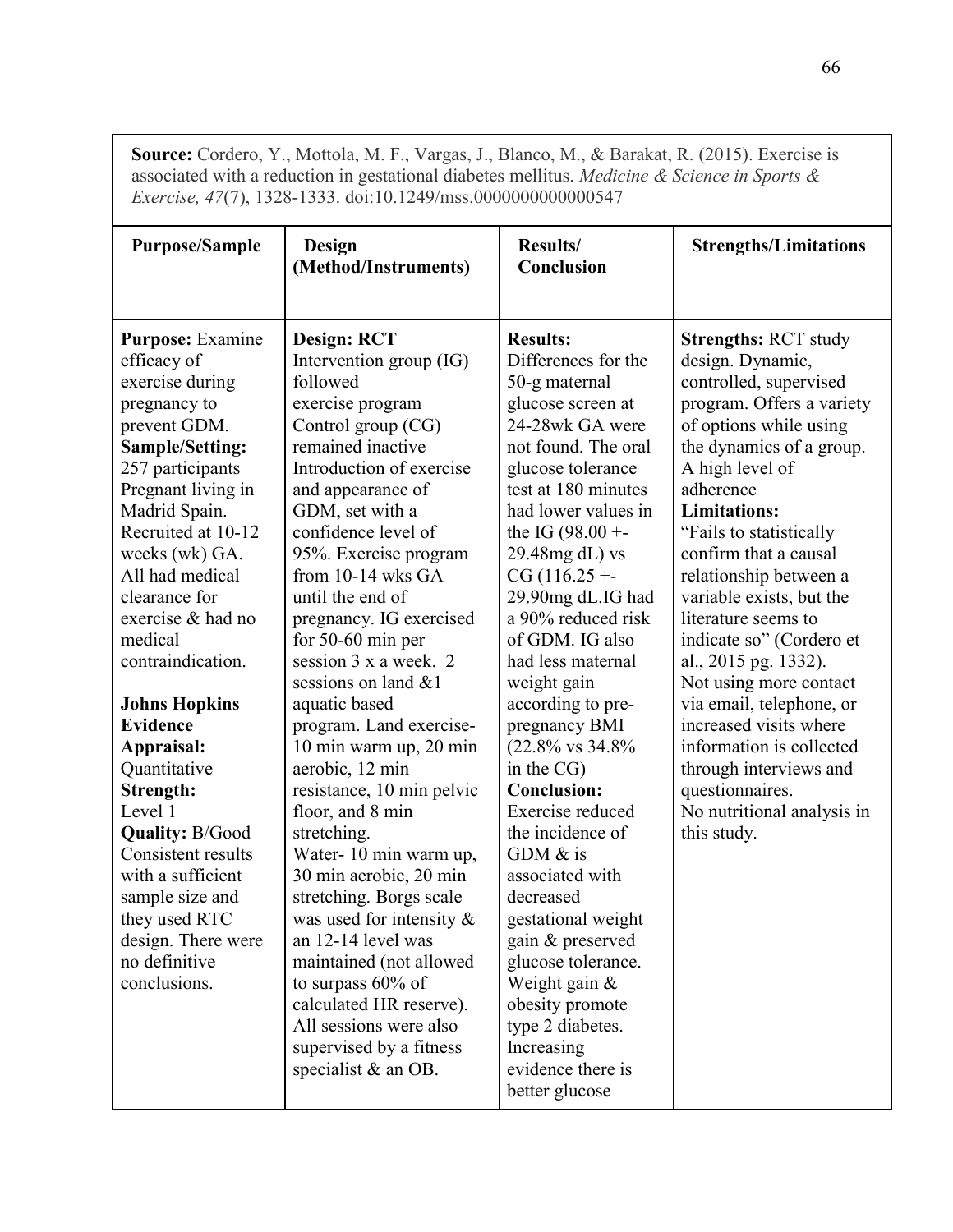**Source:** Cordero, Y., Mottola, M. F., Vargas, J., Blanco, M., & Barakat, R. (2015). Exercise is associated with a reduction in gestational diabetes mellitus. *Medicine & Science in Sports & Exercise, 47*(7), 1328-1333. doi:10.1249/mss.0000000000000547

| Purpose/Sample | Design (Method/Instruments) | Results/ Conclusion | Strengths/Limitations |
|---|---|---|---|
| **Purpose:** Examine efficacy of exercise during pregnancy to prevent GDM.<br>**Sample/Setting:** 257 participants Pregnant living in Madrid Spain. Recruited at 10-12 weeks (wk) GA. All had medical clearance for exercise & had no medical contraindication.<br><br>**Johns Hopkins Evidence Appraisal:** Quantitative<br>**Strength:** Level 1<br>**Quality:** B/Good Consistent results with a sufficient sample size and they used RTC design. There were no definitive conclusions. | **Design: RCT**<br>Intervention group (IG) followed exercise program Control group (CG) remained inactive Introduction of exercise and appearance of GDM, set with a confidence level of 95%. Exercise program from 10-14 wks GA until the end of pregnancy. IG exercised for 50-60 min per session 3 x a week. 2 sessions on land &1 aquatic based program. Land exercise- 10 min warm up, 20 min aerobic, 12 min resistance, 10 min pelvic floor, and 8 min stretching.<br>Water- 10 min warm up, 30 min aerobic, 20 min stretching. Borgs scale was used for intensity & an 12-14 level was maintained (not allowed to surpass 60% of calculated HR reserve). All sessions were also supervised by a fitness specialist & an OB. | **Results:**<br>Differences for the 50-g maternal glucose screen at 24-28wk GA were not found. The oral glucose tolerance test at 180 minutes had lower values in the IG (98.00 +- 29.48mg dL) vs CG (116.25 +- 29.90mg dL.IG had a 90% reduced risk of GDM. IG also had less maternal weight gain according to pre-pregnancy BMI (22.8% vs 34.8% in the CG)<br>**Conclusion:**<br>Exercise reduced the incidence of GDM & is associated with decreased gestational weight gain & preserved glucose tolerance. Weight gain & obesity promote type 2 diabetes. Increasing evidence there is better glucose | **Strengths:** RCT study design. Dynamic, controlled, supervised program. Offers a variety of options while using the dynamics of a group. A high level of adherence<br>**Limitations:**<br>"Fails to statistically confirm that a causal relationship between a variable exists, but the literature seems to indicate so" (Cordero et al., 2015 pg. 1332).<br>Not using more contact via email, telephone, or increased visits where information is collected through interviews and questionnaires.<br>No nutritional analysis in this study. |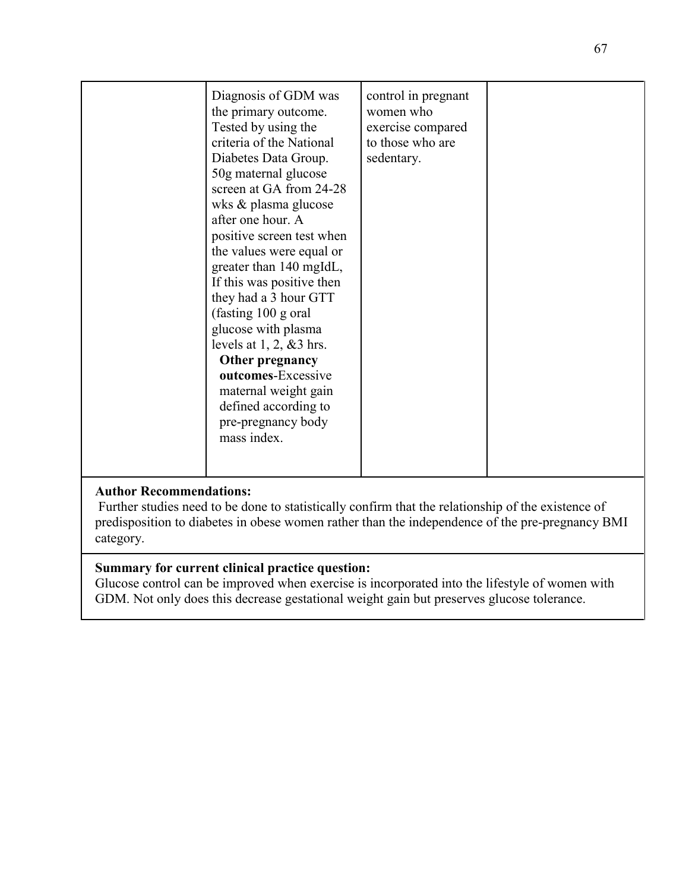|  | Diagnosis of GDM was the primary outcome. Tested by using the criteria of the National Diabetes Data Group. 50g maternal glucose screen at GA from 24-28 wks & plasma glucose after one hour. A positive screen test when the values were equal or greater than 140 mgIdL, If this was positive then they had a 3 hour GTT (fasting 100 g oral glucose with plasma levels at 1, 2, &3 hrs. **Other pregnancy outcomes**-Excessive maternal weight gain defined according to pre-pregnancy body mass index. | control in pregnant women who exercise compared to those who are sedentary. |  |
|---|---|---|---|

**Author Recommendations:**
Further studies need to be done to statistically confirm that the relationship of the existence of predisposition to diabetes in obese women rather than the independence of the pre-pregnancy BMI category.

**Summary for current clinical practice question:**
Glucose control can be improved when exercise is incorporated into the lifestyle of women with GDM. Not only does this decrease gestational weight gain but preserves glucose tolerance.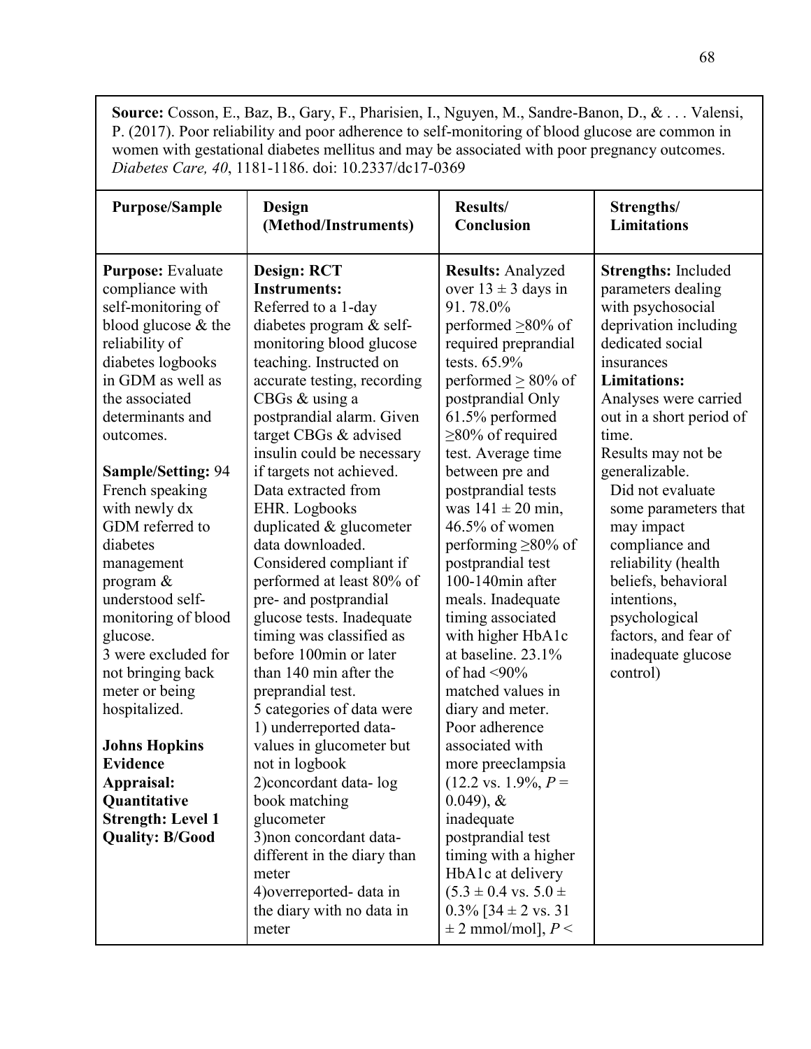**Source:** Cosson, E., Baz, B., Gary, F., Pharisien, I., Nguyen, M., Sandre-Banon, D., & . . . Valensi, P. (2017). Poor reliability and poor adherence to self-monitoring of blood glucose are common in women with gestational diabetes mellitus and may be associated with poor pregnancy outcomes. *Diabetes Care, 40*, 1181-1186. doi: 10.2337/dc17-0369

| **Purpose/Sample** | **Design (Method/Instruments)** | **Results/ Conclusion** | **Strengths/ Limitations** |
|---|---|---|---|
| **Purpose:** Evaluate compliance with self-monitoring of blood glucose & the reliability of diabetes logbooks in GDM as well as the associated determinants and outcomes.<br><br>**Sample/Setting:** 94 French speaking with newly dx GDM referred to diabetes management program & understood self-monitoring of blood glucose.<br>3 were excluded for not bringing back meter or being hospitalized.<br><br>**Johns Hopkins Evidence Appraisal: Quantitative Strength: Level 1 Quality: B/Good** | **Design: RCT**<br>**Instruments:**<br>Referred to a 1-day diabetes program & self-monitoring blood glucose teaching. Instructed on accurate testing, recording CBGs & using a postprandial alarm. Given target CBGs & advised insulin could be necessary if targets not achieved. Data extracted from EHR. Logbooks duplicated & glucometer data downloaded. Considered compliant if performed at least 80% of pre- and postprandial glucose tests. Inadequate timing was classified as before 100min or later than 140 min after the preprandial test.<br>5 categories of data were<br>1) underreported data- values in glucometer but not in logbook<br>2)concordant data- log book matching glucometer<br>3)non concordant data- different in the diary than meter<br>4)overreported- data in the diary with no data in meter | **Results:** Analyzed over $13 \pm 3$ days in 91. 78.0% performed $\geq$80% of required preprandial tests. 65.9% performed $\geq$ 80% of postprandial Only 61.5% performed $\geq$80% of required test. Average time between pre and postprandial tests was $141 \pm 20$ min, 46.5% of women performing $\geq$80% of postprandial test 100-140min after meals. Inadequate timing associated with higher HbA1c at baseline. 23.1% of had <90% matched values in diary and meter. Poor adherence associated with more preeclampsia (12.2 vs. 1.9%, $P$ = 0.049), & inadequate postprandial test timing with a higher HbA1c at delivery ($5.3 \pm 0.4$ vs. $5.0 \pm 0.3$% [$34 \pm 2$ vs. $31 \pm 2$ mmol/mol], $P$ < | **Strengths:** Included parameters dealing with psychosocial deprivation including dedicated social insurances<br>**Limitations:**<br>Analyses were carried out in a short period of time.<br>Results may not be generalizable.<br>Did not evaluate some parameters that may impact compliance and reliability (health beliefs, behavioral intentions, psychological factors, and fear of inadequate glucose control) |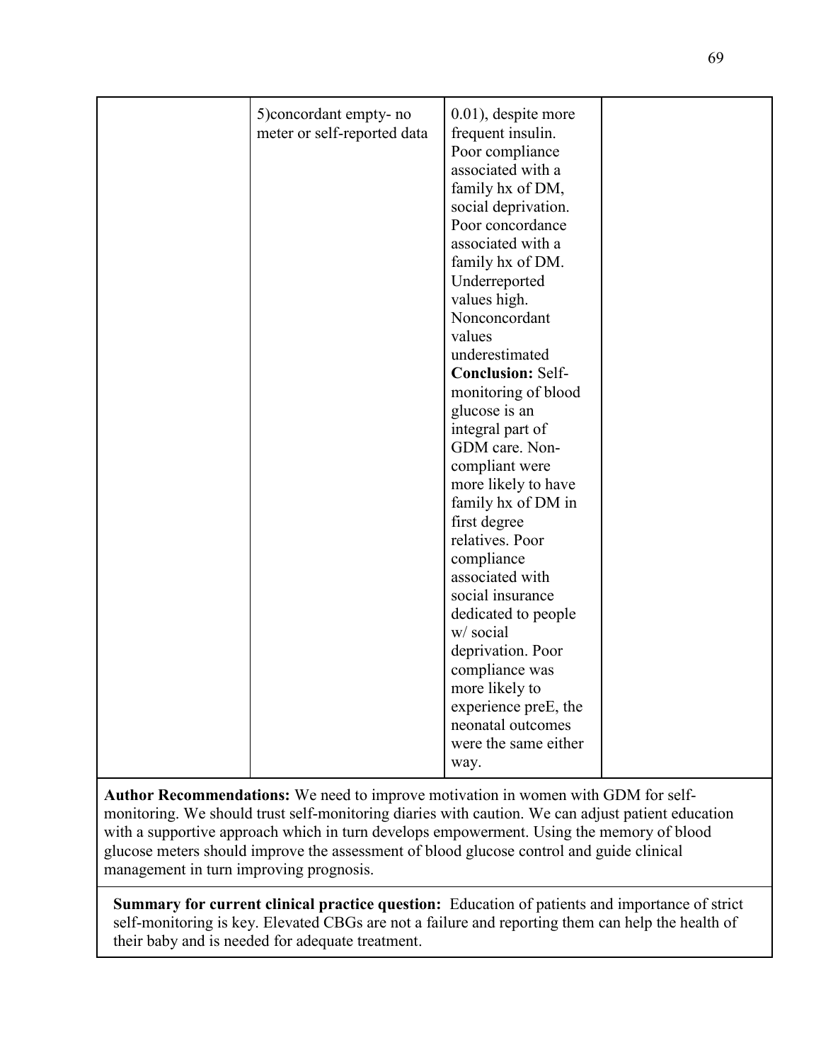|  | 5)concordant empty- no meter or self-reported data | 0.01), despite more frequent insulin. Poor compliance associated with a family hx of DM, social deprivation. Poor concordance associated with a family hx of DM. Underreported values high. Nonconcordant values underestimated **Conclusion:** Self-monitoring of blood glucose is an integral part of GDM care. Non-compliant were more likely to have family hx of DM in first degree relatives. Poor compliance associated with social insurance dedicated to people w/ social deprivation. Poor compliance was more likely to experience preE, the neonatal outcomes were the same either way. |  |
|---|---|---|---|

**Author Recommendations:** We need to improve motivation in women with GDM for self-monitoring. We should trust self-monitoring diaries with caution. We can adjust patient education with a supportive approach which in turn develops empowerment. Using the memory of blood glucose meters should improve the assessment of blood glucose control and guide clinical management in turn improving prognosis.

**Summary for current clinical practice question:** Education of patients and importance of strict self-monitoring is key. Elevated CBGs are not a failure and reporting them can help the health of their baby and is needed for adequate treatment.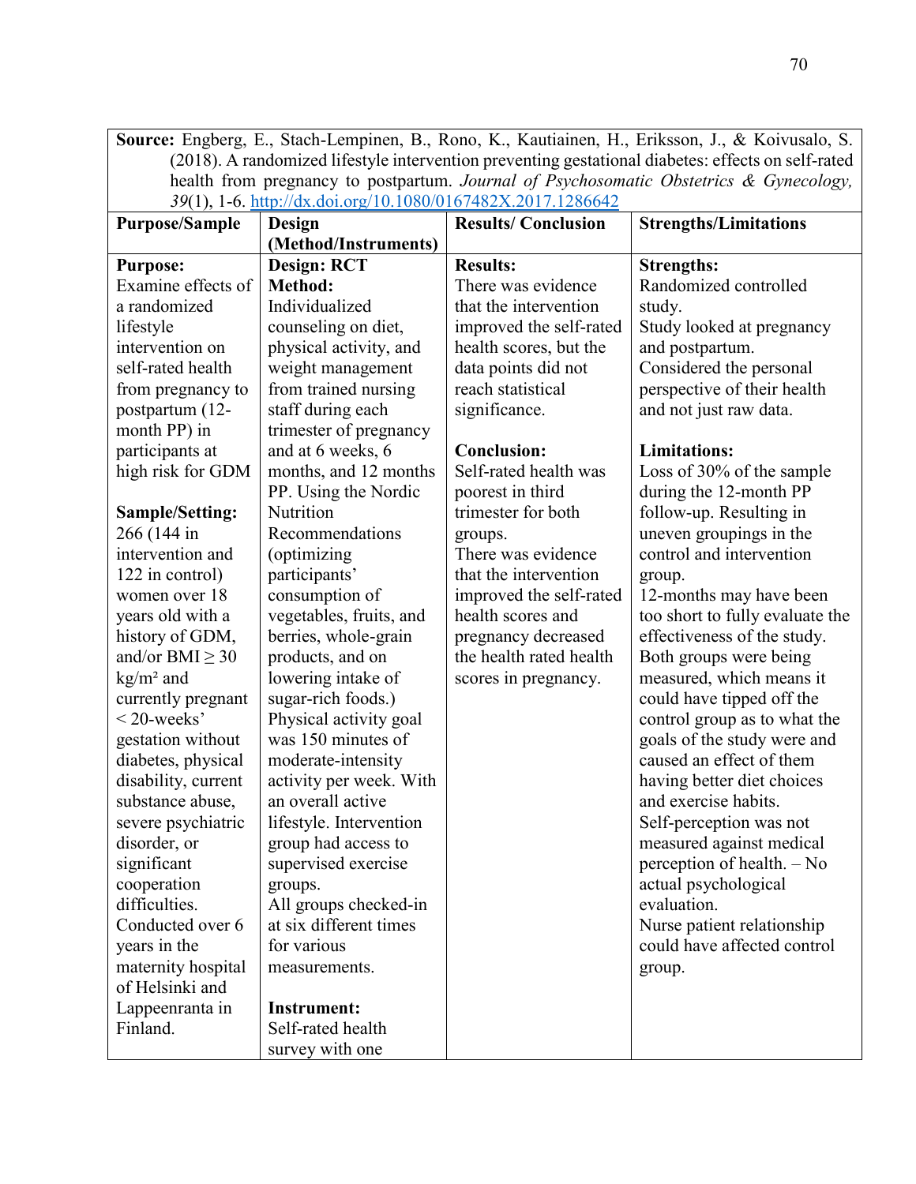| **Source:** Engberg, E., Stach-Lempinen, B., Rono, K., Kautiainen, H., Eriksson, J., & Koivusalo, S. (2018). A randomized lifestyle intervention preventing gestational diabetes: effects on self-rated health from pregnancy to postpartum. *Journal of Psychosomatic Obstetrics & Gynecology, 39*(1), 1-6. http://dx.doi.org/10.1080/0167482X.2017.1286642 | | | |
|---|---|---|---|
| **Purpose/Sample** | **Design (Method/Instruments)** | **Results/ Conclusion** | **Strengths/Limitations** |
| **Purpose:**<br>Examine effects of a randomized lifestyle intervention on self-rated health from pregnancy to postpartum (12-month PP) in participants at high risk for GDM<br><br>**Sample/Setting:**<br>266 (144 in intervention and 122 in control) women over 18 years old with a history of GDM, and/or BMI ≥ 30 kg/m² and currently pregnant < 20-weeks' gestation without diabetes, physical disability, current substance abuse, severe psychiatric disorder, or significant cooperation difficulties.<br>Conducted over 6 years in the maternity hospital of Helsinki and Lappeenranta in Finland. | **Design: RCT**<br>**Method:**<br>Individualized counseling on diet, physical activity, and weight management from trained nursing staff during each trimester of pregnancy and at 6 weeks, 6 months, and 12 months PP. Using the Nordic Nutrition Recommendations (optimizing participants' consumption of vegetables, fruits, and berries, whole-grain products, and on lowering intake of sugar-rich foods.)<br>Physical activity goal was 150 minutes of moderate-intensity activity per week. With an overall active lifestyle. Intervention group had access to supervised exercise groups.<br>All groups checked-in at six different times for various measurements.<br><br>**Instrument:**<br>Self-rated health survey with one | **Results:**<br>There was evidence that the intervention improved the self-rated health scores, but the data points did not reach statistical significance.<br><br>**Conclusion:**<br>Self-rated health was poorest in third trimester for both groups.<br>There was evidence that the intervention improved the self-rated health scores and pregnancy decreased the health rated health scores in pregnancy. | **Strengths:**<br>Randomized controlled study.<br>Study looked at pregnancy and postpartum.<br>Considered the personal perspective of their health and not just raw data.<br><br>**Limitations:**<br>Loss of 30% of the sample during the 12-month PP follow-up. Resulting in uneven groupings in the control and intervention group.<br>12-months may have been too short to fully evaluate the effectiveness of the study.<br>Both groups were being measured, which means it could have tipped off the control group as to what the goals of the study were and caused an effect of them having better diet choices and exercise habits.<br>Self-perception was not measured against medical perception of health. – No actual psychological evaluation.<br>Nurse patient relationship could have affected control group. |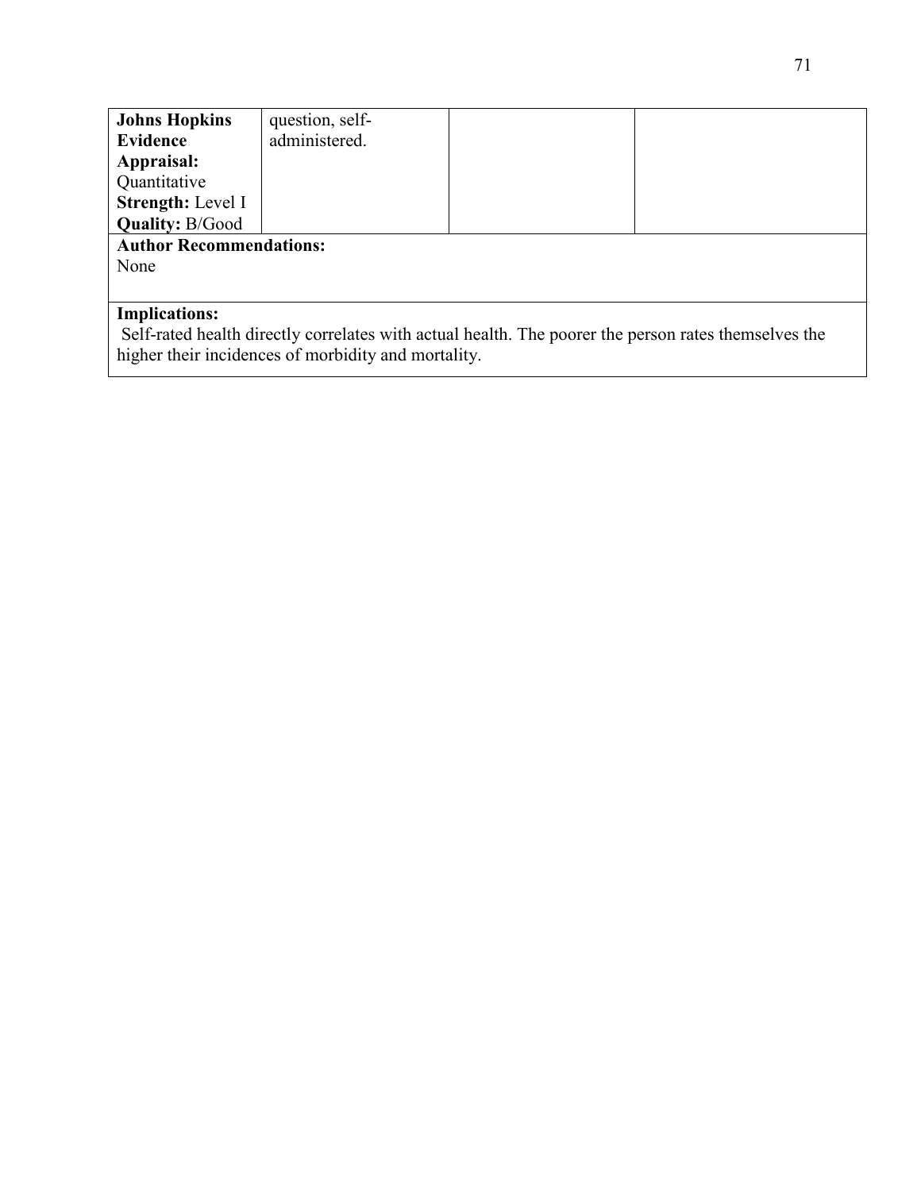| **Johns Hopkins Evidence Appraisal:** Quantitative **Strength:** Level I **Quality:** B/Good | question, self-administered. | | |
|---|---|---|---|

**Author Recommendations:**
None

**Implications:**
Self-rated health directly correlates with actual health. The poorer the person rates themselves the higher their incidences of morbidity and mortality.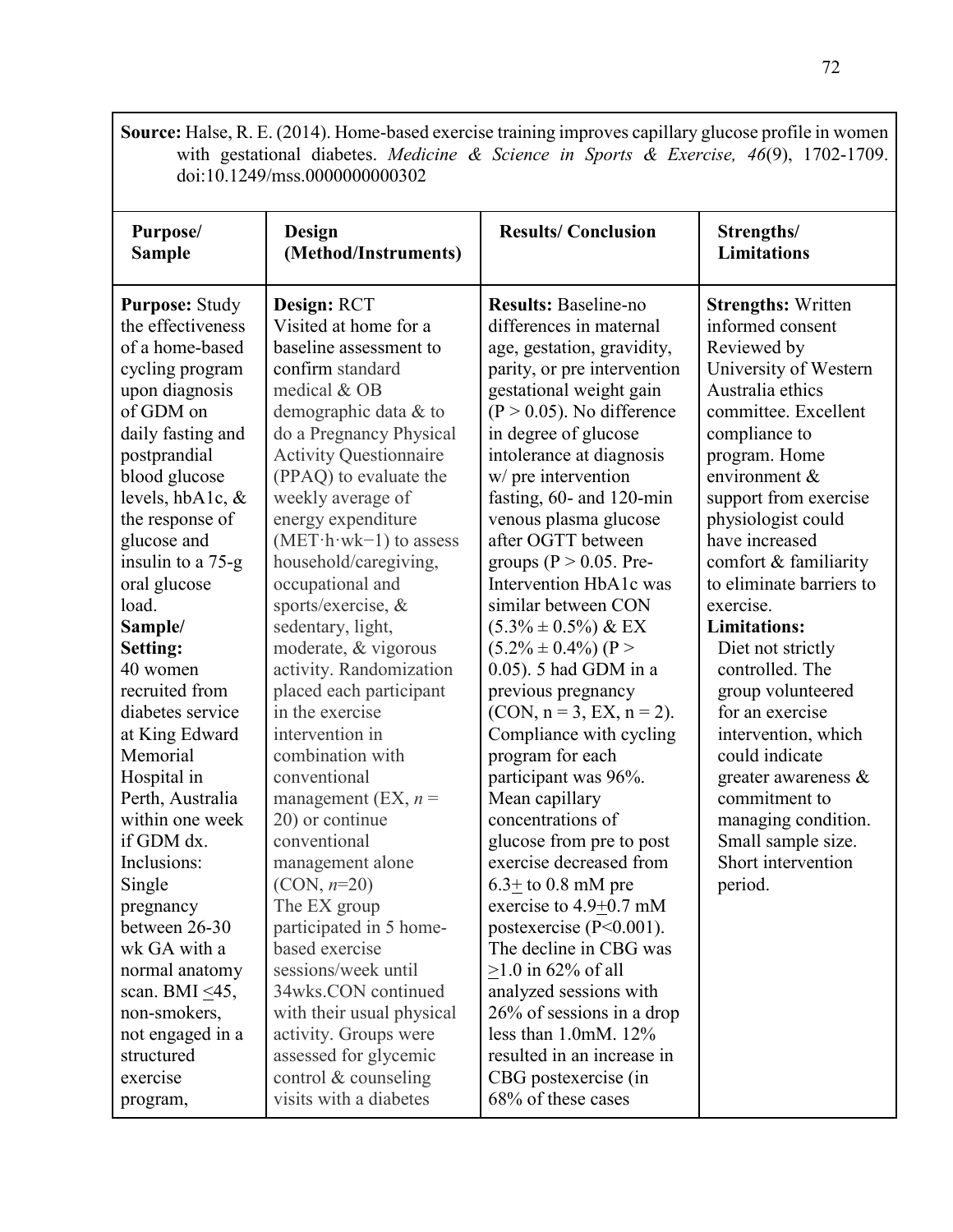**Source:** Halse, R. E. (2014). Home-based exercise training improves capillary glucose profile in women with gestational diabetes. *Medicine & Science in Sports & Exercise, 46*(9), 1702-1709. doi:10.1249/mss.0000000000000302

| Purpose/ Sample | Design (Method/Instruments) | Results/ Conclusion | Strengths/ Limitations |
|---|---|---|---|
| **Purpose:** Study the effectiveness of a home-based cycling program upon diagnosis of GDM on daily fasting and postprandial blood glucose levels, hbA1c, & the response of glucose and insulin to a 75-g oral glucose load. **Sample/ Setting:** 40 women recruited from diabetes service at King Edward Memorial Hospital in Perth, Australia within one week if GDM dx. Inclusions: Single pregnancy between 26-30 wk GA with a normal anatomy scan. BMI ≤45, non-smokers, not engaged in a structured exercise program, | **Design:** RCT Visited at home for a baseline assessment to confirm standard medical & OB demographic data & to do a Pregnancy Physical Activity Questionnaire (PPAQ) to evaluate the weekly average of energy expenditure ($MET \cdot h \cdot wk^{-1}$) to assess household/caregiving, occupational and sports/exercise, & sedentary, light, moderate, & vigorous activity. Randomization placed each participant in the exercise intervention in combination with conventional management (EX, $n$ = 20) or continue conventional management alone (CON, $n$=20) The EX group participated in 5 home-based exercise sessions/week until 34wks.CON continued with their usual physical activity. Groups were assessed for glycemic control & counseling visits with a diabetes | **Results:** Baseline-no differences in maternal age, gestation, gravidity, parity, or pre intervention gestational weight gain ($P > 0.05$). No difference in degree of glucose intolerance at diagnosis w/ pre intervention fasting, 60- and 120-min venous plasma glucose after OGTT between groups ($P > 0.05$. Pre-Intervention HbA1c was similar between CON ($5.3\% \pm 0.5\%$) & EX ($5.2\% \pm 0.4\%$) ($P > 0.05$). 5 had GDM in a previous pregnancy (CON, n = 3, EX, n = 2). Compliance with cycling program for each participant was 96%. Mean capillary concentrations of glucose from pre to post exercise decreased from 6.3$\pm$ to 0.8 mM pre exercise to 4.9$\pm$0.7 mM postexercise ($P<0.001$). The decline in CBG was ≥1.0 in 62% of all analyzed sessions with 26% of sessions in a drop less than 1.0mM. 12% resulted in an increase in CBG postexercise (in 68% of these cases | **Strengths:** Written informed consent Reviewed by University of Western Australia ethics committee. Excellent compliance to program. Home environment & support from exercise physiologist could have increased comfort & familiarity to eliminate barriers to exercise. **Limitations:** Diet not strictly controlled. The group volunteered for an exercise intervention, which could indicate greater awareness & commitment to managing condition. Small sample size. Short intervention period. |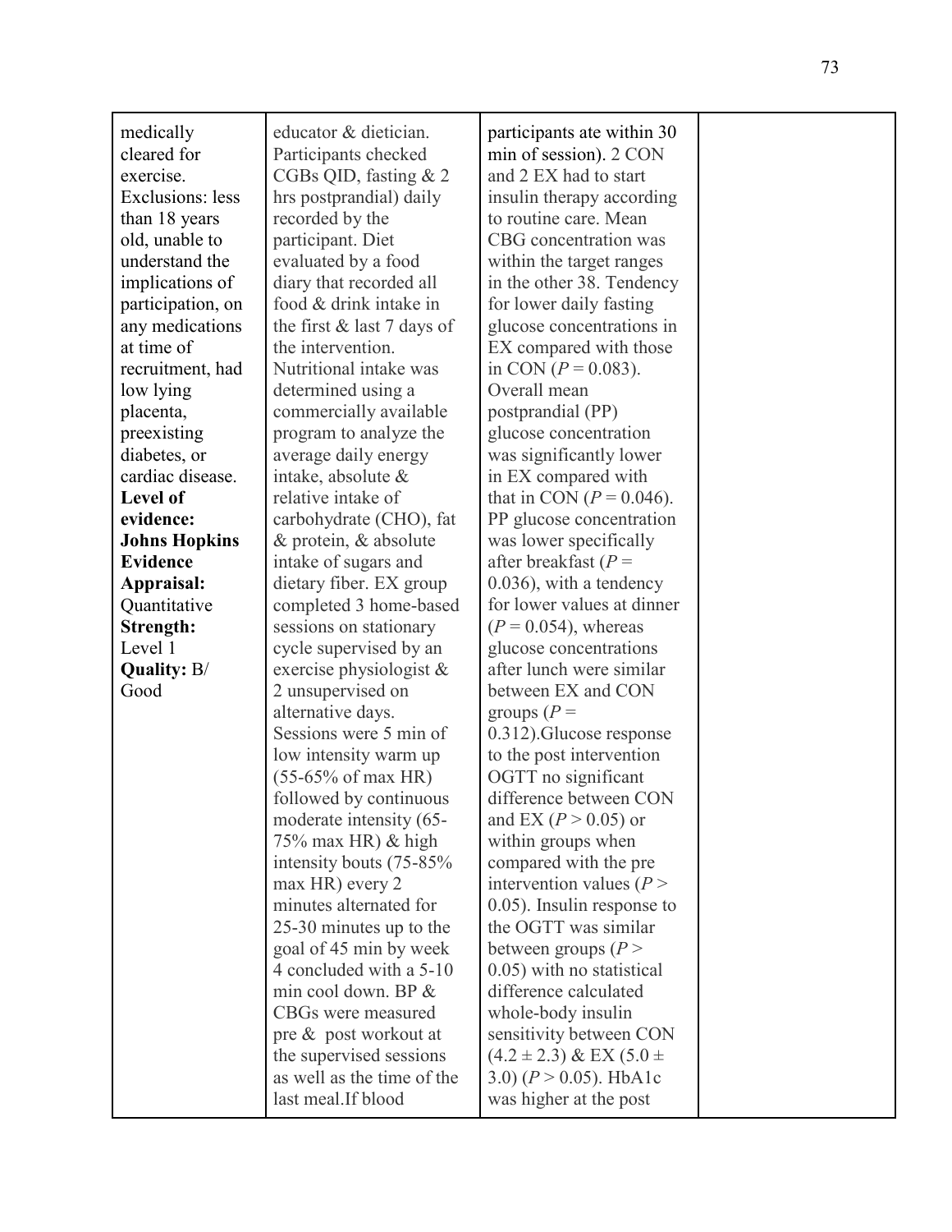| | | | |
|---|---|---|---|
| medically cleared for exercise. Exclusions: less than 18 years old, unable to understand the implications of participation, on any medications at time of recruitment, had low lying placenta, preexisting diabetes, or cardiac disease. **Level of evidence: Johns Hopkins Evidence Appraisal:** Quantitative **Strength:** Level 1 **Quality:** B/ Good | educator & dietician. Participants checked CGBs QID, fasting & 2 hrs postprandial) daily recorded by the participant. Diet evaluated by a food diary that recorded all food & drink intake in the first & last 7 days of the intervention. Nutritional intake was determined using a commercially available program to analyze the average daily energy intake, absolute & relative intake of carbohydrate (CHO), fat & protein, & absolute intake of sugars and dietary fiber. EX group completed 3 home-based sessions on stationary cycle supervised by an exercise physiologist & 2 unsupervised on alternative days. Sessions were 5 min of low intensity warm up (55-65% of max HR) followed by continuous moderate intensity (65-75% max HR) & high intensity bouts (75-85% max HR) every 2 minutes alternated for 25-30 minutes up to the goal of 45 min by week 4 concluded with a 5-10 min cool down. BP & CBGs were measured pre & post workout at the supervised sessions as well as the time of the last meal.If blood | participants ate within 30 min of session). 2 CON and 2 EX had to start insulin therapy according to routine care. Mean CBG concentration was within the target ranges in the other 38. Tendency for lower daily fasting glucose concentrations in EX compared with those in CON ($P = 0.083$). Overall mean postprandial (PP) glucose concentration was significantly lower in EX compared with that in CON ($P = 0.046$). PP glucose concentration was lower specifically after breakfast ($P = 0.036$), with a tendency for lower values at dinner ($P = 0.054$), whereas glucose concentrations after lunch were similar between EX and CON groups ($P = 0.312$).Glucose response to the post intervention OGTT no significant difference between CON and EX ($P > 0.05$) or within groups when compared with the pre intervention values ($P > 0.05$). Insulin response to the OGTT was similar between groups ($P > 0.05$) with no statistical difference calculated whole-body insulin sensitivity between CON ($4.2 \pm 2.3$) & EX ($5.0 \pm 3.0$) ($P > 0.05$). HbA1c was higher at the post | |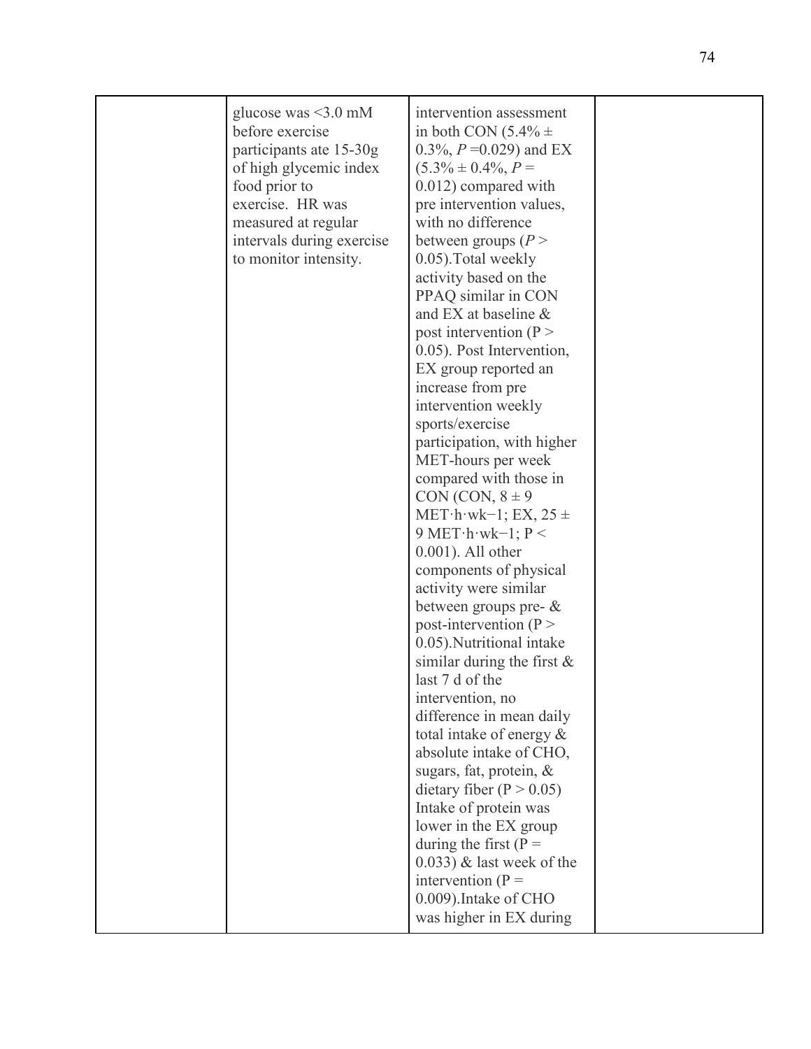| | | | |
|---|---|---|---|
| | glucose was <3.0 mM before exercise participants ate 15-30g of high glycemic index food prior to exercise. HR was measured at regular intervals during exercise to monitor intensity. | intervention assessment in both CON (5.4% ± 0.3%, *P* =0.029) and EX (5.3% ± 0.4%, *P* = 0.012) compared with pre intervention values, with no difference between groups (*P* > 0.05).Total weekly activity based on the PPAQ similar in CON and EX at baseline & post intervention (P > 0.05). Post Intervention, EX group reported an increase from pre intervention weekly sports/exercise participation, with higher MET-hours per week compared with those in CON (CON, 8 ± 9 MET·h·wk−1; EX, 25 ± 9 MET·h·wk−1; P < 0.001). All other components of physical activity were similar between groups pre- & post-intervention (P > 0.05).Nutritional intake similar during the first & last 7 d of the intervention, no difference in mean daily total intake of energy & absolute intake of CHO, sugars, fat, protein, & dietary fiber (P > 0.05) Intake of protein was lower in the EX group during the first (P = 0.033) & last week of the intervention (P = 0.009).Intake of CHO was higher in EX during | |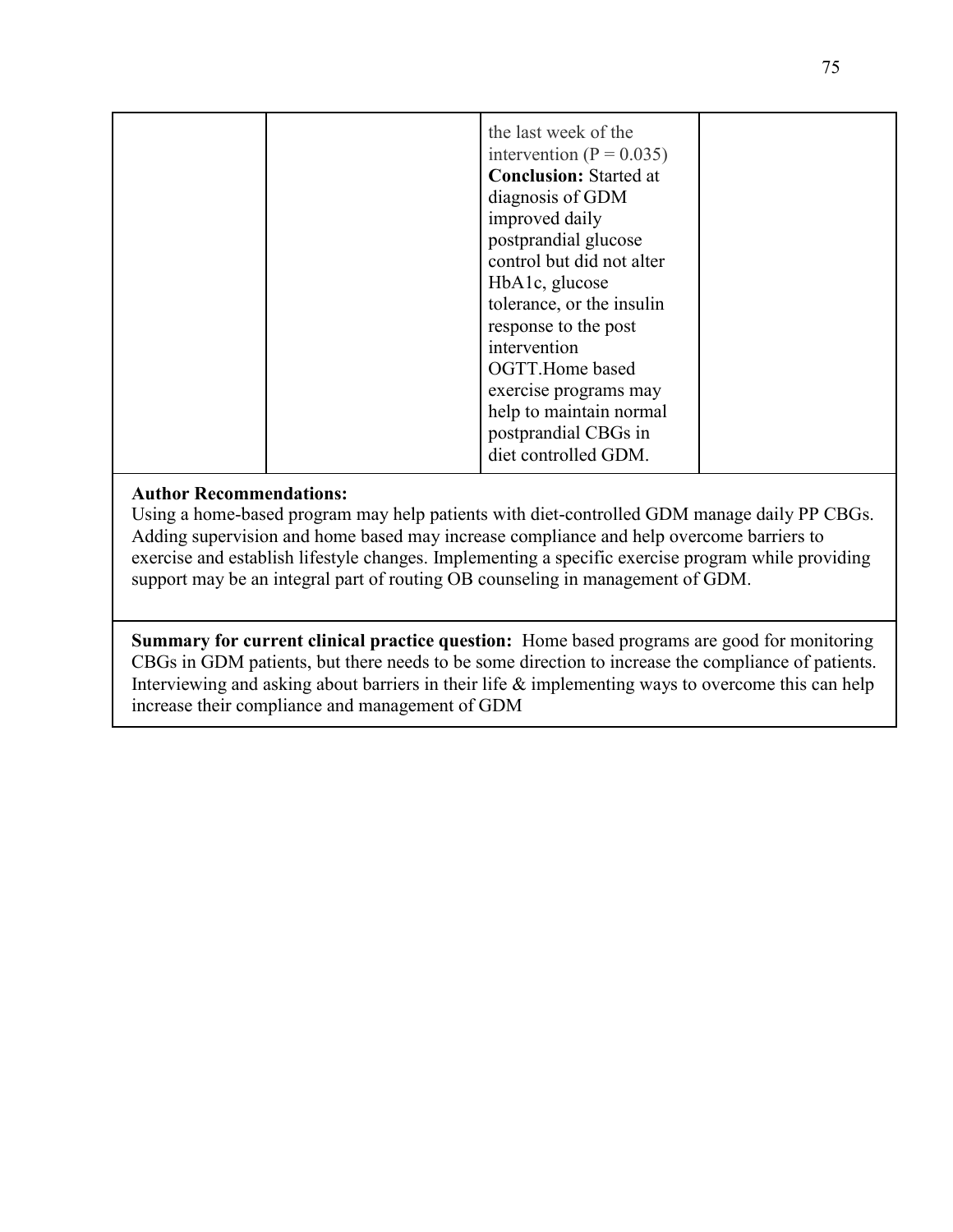| | | | |
|---|---|---|---|
| | | the last week of the intervention ($P = 0.035$) **Conclusion:** Started at diagnosis of GDM improved daily postprandial glucose control but did not alter HbA1c, glucose tolerance, or the insulin response to the post intervention OGTT.Home based exercise programs may help to maintain normal postprandial CBGs in diet controlled GDM. | |

**Author Recommendations:**
Using a home-based program may help patients with diet-controlled GDM manage daily PP CBGs. Adding supervision and home based may increase compliance and help overcome barriers to exercise and establish lifestyle changes. Implementing a specific exercise program while providing support may be an integral part of routing OB counseling in management of GDM.

**Summary for current clinical practice question:** Home based programs are good for monitoring CBGs in GDM patients, but there needs to be some direction to increase the compliance of patients. Interviewing and asking about barriers in their life & implementing ways to overcome this can help increase their compliance and management of GDM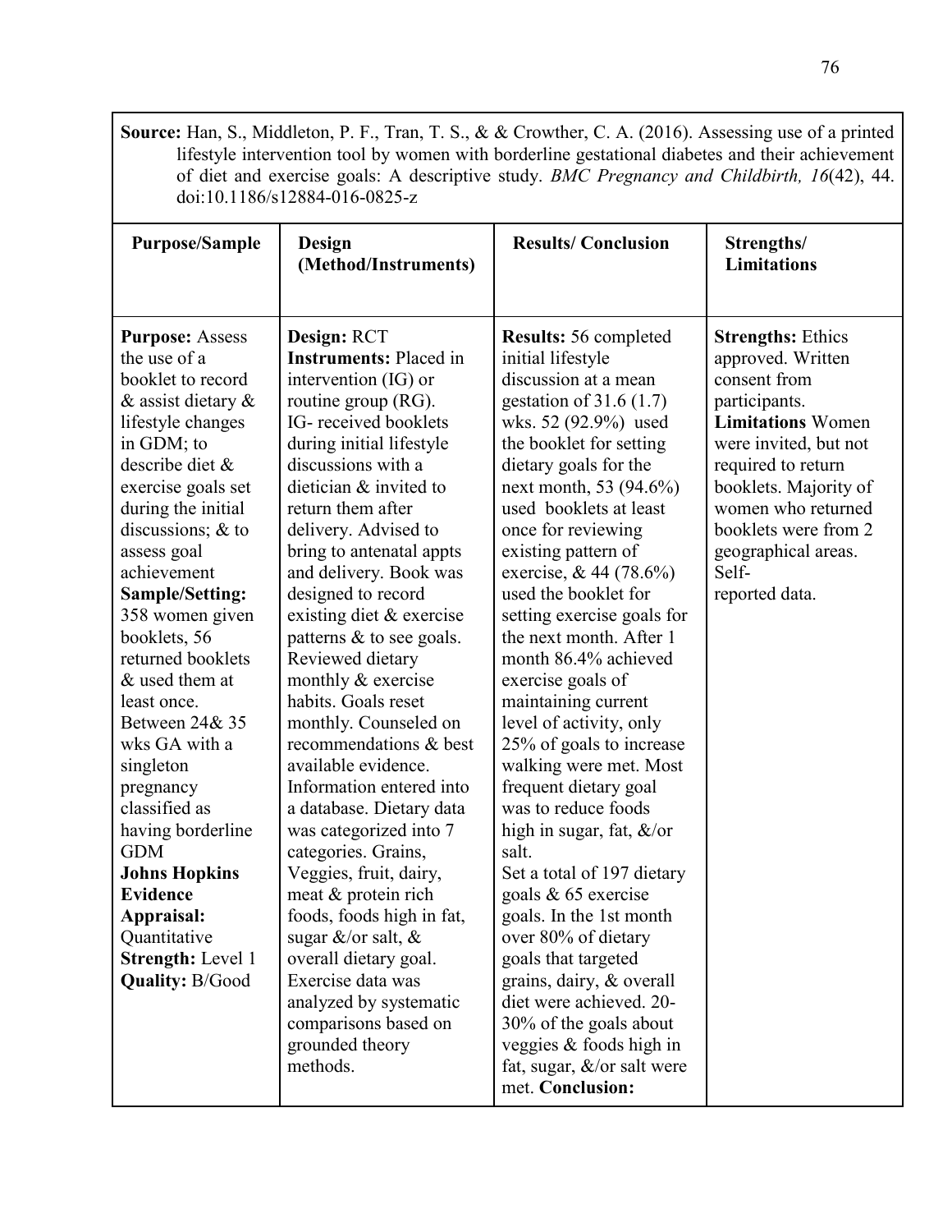**Source:** Han, S., Middleton, P. F., Tran, T. S., & & Crowther, C. A. (2016). Assessing use of a printed lifestyle intervention tool by women with borderline gestational diabetes and their achievement of diet and exercise goals: A descriptive study. *BMC Pregnancy and Childbirth, 16*(42), 44. doi:10.1186/s12884-016-0825-z

| Purpose/Sample | Design (Method/Instruments) | Results/ Conclusion | Strengths/ Limitations |
|---|---|---|---|
| **Purpose:** Assess the use of a booklet to record & assist dietary & lifestyle changes in GDM; to describe diet & exercise goals set during the initial discussions; & to assess goal achievement<br>**Sample/Setting:** 358 women given booklets, 56 returned booklets & used them at least once. Between 24& 35 wks GA with a singleton pregnancy classified as having borderline GDM<br>**Johns Hopkins Evidence Appraisal:** Quantitative<br>**Strength:** Level 1<br>**Quality:** B/Good | **Design:** RCT<br>**Instruments:** Placed in intervention (IG) or routine group (RG). IG- received booklets during initial lifestyle discussions with a dietician & invited to return them after delivery. Advised to bring to antenatal appts and delivery. Book was designed to record existing diet & exercise patterns & to see goals. Reviewed dietary monthly & exercise habits. Goals reset monthly. Counseled on recommendations & best available evidence. Information entered into a database. Dietary data was categorized into 7 categories. Grains, Veggies, fruit, dairy, meat & protein rich foods, foods high in fat, sugar &/or salt, & overall dietary goal. Exercise data was analyzed by systematic comparisons based on grounded theory methods. | **Results:** 56 completed initial lifestyle discussion at a mean gestation of 31.6 (1.7) wks. 52 (92.9%) used the booklet for setting dietary goals for the next month, 53 (94.6%) used booklets at least once for reviewing existing pattern of exercise, & 44 (78.6%) used the booklet for setting exercise goals for the next month. After 1 month 86.4% achieved exercise goals of maintaining current level of activity, only 25% of goals to increase walking were met. Most frequent dietary goal was to reduce foods high in sugar, fat, &/or salt.<br>Set a total of 197 dietary goals & 65 exercise goals. In the 1st month over 80% of dietary goals that targeted grains, dairy, & overall diet were achieved. 20-30% of the goals about veggies & foods high in fat, sugar, &/or salt were met. **Conclusion:** | **Strengths:** Ethics approved. Written consent from participants.<br>**Limitations** Women were invited, but not required to return booklets. Majority of women who returned booklets were from 2 geographical areas. Self-reported data. |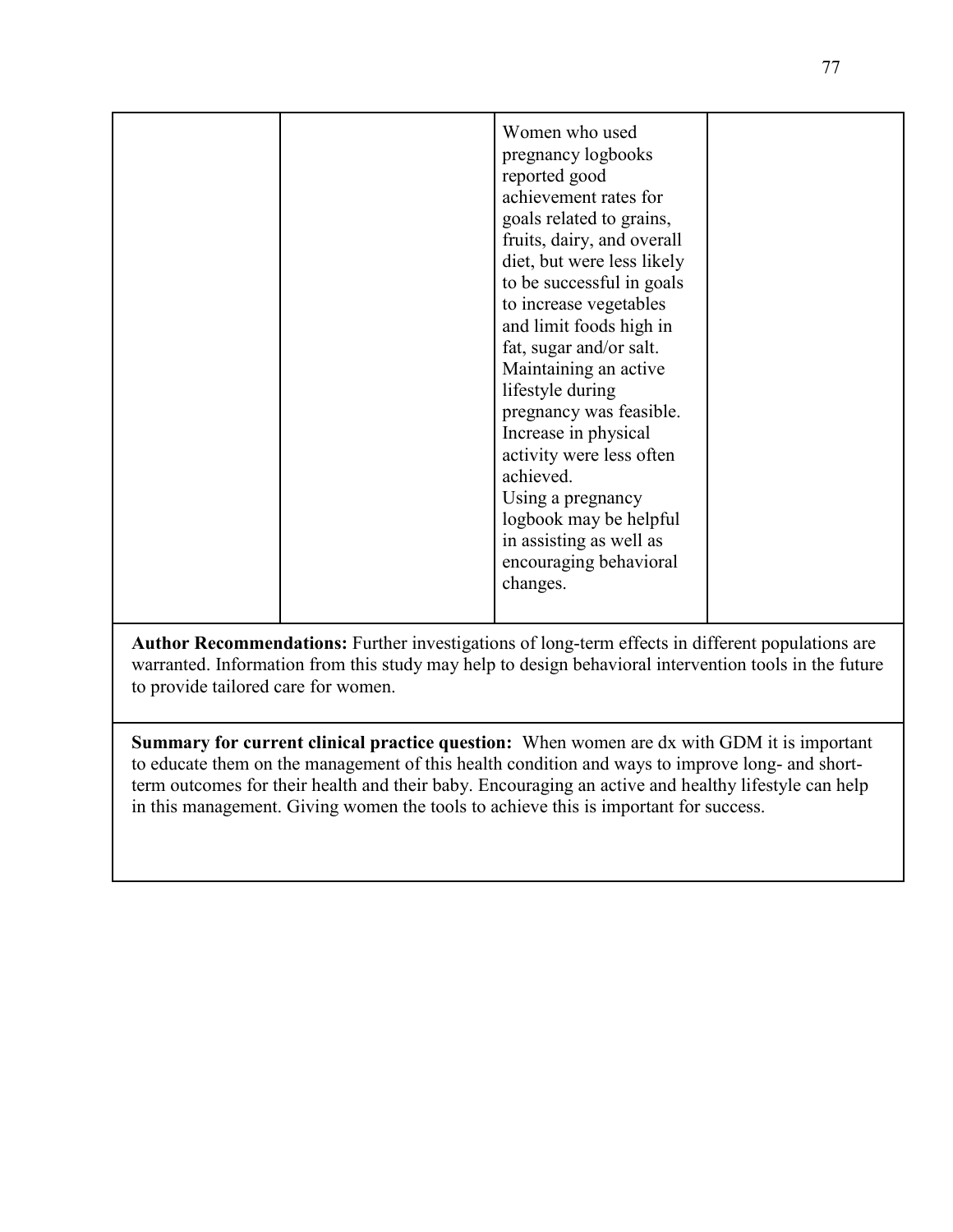|  |  |  |  |
|---|---|---|---|
|  |  | Women who used pregnancy logbooks reported good achievement rates for goals related to grains, fruits, dairy, and overall diet, but were less likely to be successful in goals to increase vegetables and limit foods high in fat, sugar and/or salt. Maintaining an active lifestyle during pregnancy was feasible. Increase in physical activity were less often achieved. Using a pregnancy logbook may be helpful in assisting as well as encouraging behavioral changes. |  |

**Author Recommendations:** Further investigations of long-term effects in different populations are warranted. Information from this study may help to design behavioral intervention tools in the future to provide tailored care for women.

**Summary for current clinical practice question:** When women are dx with GDM it is important to educate them on the management of this health condition and ways to improve long- and short-term outcomes for their health and their baby. Encouraging an active and healthy lifestyle can help in this management. Giving women the tools to achieve this is important for success.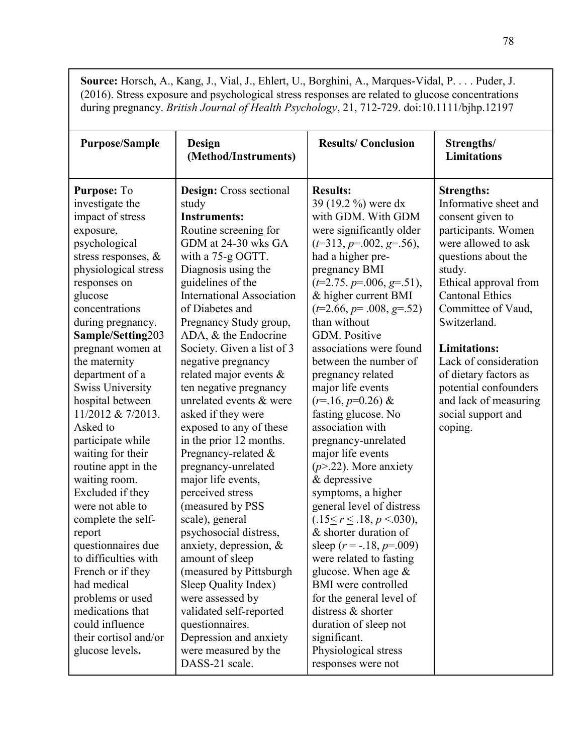**Source:** Horsch, A., Kang, J., Vial, J., Ehlert, U., Borghini, A., Marques-Vidal, P. . . . Puder, J. (2016). Stress exposure and psychological stress responses are related to glucose concentrations during pregnancy. *British Journal of Health Psychology*, 21, 712-729. doi:10.1111/bjhp.12197

| Purpose/Sample | Design (Method/Instruments) | Results/ Conclusion | Strengths/ Limitations |
|---|---|---|---|
| **Purpose:** To investigate the impact of stress exposure, psychological stress responses, & physiological stress responses on glucose concentrations during pregnancy. **Sample/Setting** 203 pregnant women at the maternity department of a Swiss University hospital between 11/2012 & 7/2013. Asked to participate while waiting for their routine appt in the waiting room. Excluded if they were not able to complete the self-report questionnaires due to difficulties with French or if they had medical problems or used medications that could influence their cortisol and/or glucose levels**.** | **Design:** Cross sectional study **Instruments:** Routine screening for GDM at 24-30 wks GA with a 75-g OGTT. Diagnosis using the guidelines of the International Association of Diabetes and Pregnancy Study group, ADA, & the Endocrine Society. Given a list of 3 negative pregnancy related major events & ten negative pregnancy unrelated events & were asked if they were exposed to any of these in the prior 12 months. Pregnancy-related & pregnancy-unrelated major life events, perceived stress (measured by PSS scale), general psychosocial distress, anxiety, depression, & amount of sleep (measured by Pittsburgh Sleep Quality Index) were assessed by validated self-reported questionnaires. Depression and anxiety were measured by the DASS-21 scale. | **Results:** 39 (19.2 %) were dx with GDM. With GDM were significantly older ($t$=313, $p$=.002, $g$=.56), had a higher pre-pregnancy BMI ($t$=2.75. $p$=.006, $g$=.51), & higher current BMI ($t$=2.66, $p$= .008, $g$=.52) than without GDM. Positive associations were found between the number of pregnancy related major life events ($r$=.16, $p$=0.26) & fasting glucose. No association with pregnancy-unrelated major life events ($p$>.22). More anxiety & depressive symptoms, a higher general level of distress ($.15 \leq r \leq .18$, $p$ <.030), & shorter duration of sleep ($r$ = -.18, $p$=.009) were related to fasting glucose. When age & BMI were controlled for the general level of distress & shorter duration of sleep not significant. Physiological stress responses were not | **Strengths:** Informative sheet and consent given to participants. Women were allowed to ask questions about the study. Ethical approval from Cantonal Ethics Committee of Vaud, Switzerland. **Limitations:** Lack of consideration of dietary factors as potential confounders and lack of measuring social support and coping. |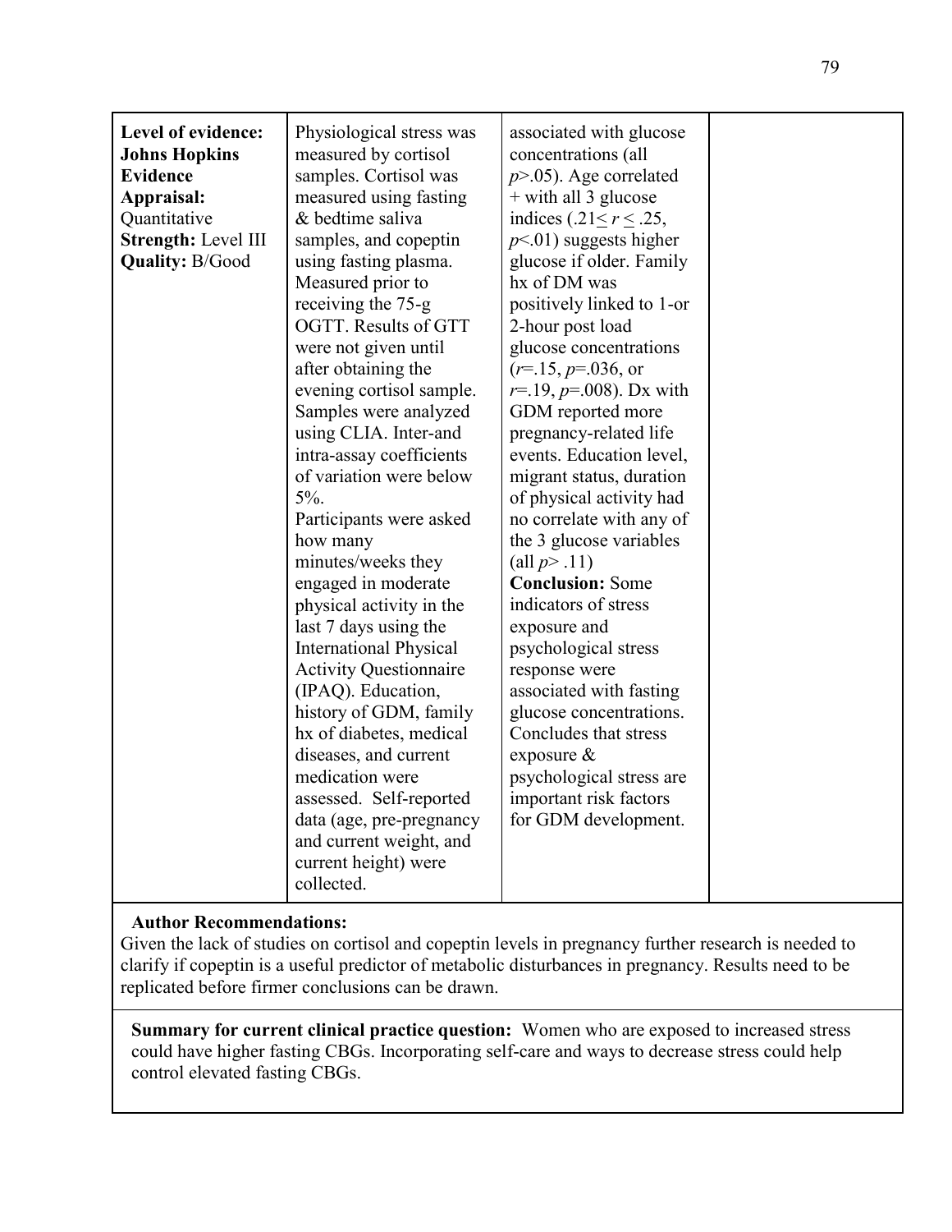| | | | |
|---|---|---|---|
| **Level of evidence: Johns Hopkins Evidence Appraisal:** Quantitative<br>**Strength:** Level III<br>**Quality:** B/Good | Physiological stress was measured by cortisol samples. Cortisol was measured using fasting & bedtime saliva samples, and copeptin using fasting plasma. Measured prior to receiving the 75-g OGTT. Results of GTT were not given until after obtaining the evening cortisol sample. Samples were analyzed using CLIA. Inter-and intra-assay coefficients of variation were below 5%.<br>Participants were asked how many minutes/weeks they engaged in moderate physical activity in the last 7 days using the International Physical Activity Questionnaire (IPAQ). Education, history of GDM, family hx of diabetes, medical diseases, and current medication were assessed. Self-reported data (age, pre-pregnancy and current weight, and current height) were collected. | associated with glucose concentrations (all $p > .05$). Age correlated + with all 3 glucose indices ($.21 \leq r \leq .25$, $p < .01$) suggests higher glucose if older. Family hx of DM was positively linked to 1-or 2-hour post load glucose concentrations ($r = .15$, $p = .036$, or $r = .19$, $p = .008$). Dx with GDM reported more pregnancy-related life events. Education level, migrant status, duration of physical activity had no correlate with any of the 3 glucose variables (all $p > .11$)<br>**Conclusion:** Some indicators of stress exposure and psychological stress response were associated with fasting glucose concentrations. Concludes that stress exposure & psychological stress are important risk factors for GDM development. | |

**Author Recommendations:**
Given the lack of studies on cortisol and copeptin levels in pregnancy further research is needed to clarify if copeptin is a useful predictor of metabolic disturbances in pregnancy. Results need to be replicated before firmer conclusions can be drawn.

**Summary for current clinical practice question:** Women who are exposed to increased stress could have higher fasting CBGs. Incorporating self-care and ways to decrease stress could help control elevated fasting CBGs.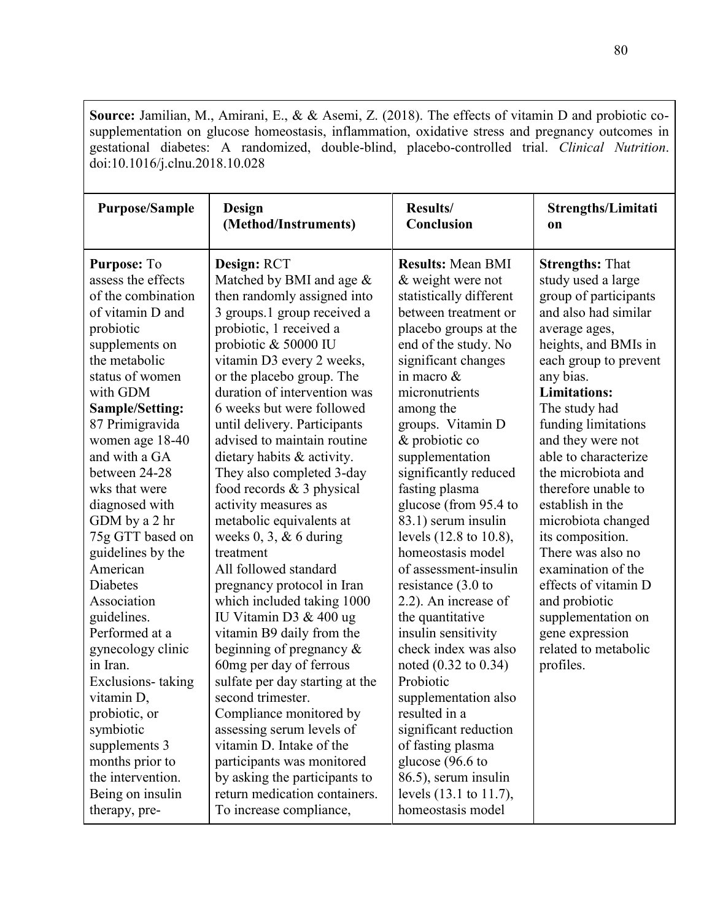**Source:** Jamilian, M., Amirani, E., & & Asemi, Z. (2018). The effects of vitamin D and probiotic co-supplementation on glucose homeostasis, inflammation, oxidative stress and pregnancy outcomes in gestational diabetes: A randomized, double-blind, placebo-controlled trial. *Clinical Nutrition*. doi:10.1016/j.clnu.2018.10.028

| Purpose/Sample | Design (Method/Instruments) | Results/ Conclusion | Strengths/Limitation |
|---|---|---|---|
| **Purpose:** To assess the effects of the combination of vitamin D and probiotic supplements on the metabolic status of women with GDM<br>**Sample/Setting:** 87 Primigravida women age 18-40 and with a GA between 24-28 wks that were diagnosed with GDM by a 2 hr 75g GTT based on guidelines by the American Diabetes Association guidelines. Performed at a gynecology clinic in Iran.<br>Exclusions- taking vitamin D, probiotic, or symbiotic supplements 3 months prior to the intervention. Being on insulin therapy, pre- | **Design:** RCT<br>Matched by BMI and age & then randomly assigned into 3 groups.1 group received a probiotic, 1 received a probiotic & 50000 IU vitamin D3 every 2 weeks, or the placebo group. The duration of intervention was 6 weeks but were followed until delivery. Participants advised to maintain routine dietary habits & activity. They also completed 3-day food records & 3 physical activity measures as metabolic equivalents at weeks 0, 3, & 6 during treatment<br>All followed standard pregnancy protocol in Iran which included taking 1000 IU Vitamin D3 & 400 ug vitamin B9 daily from the beginning of pregnancy & 60mg per day of ferrous sulfate per day starting at the second trimester.<br>Compliance monitored by assessing serum levels of vitamin D. Intake of the participants was monitored by asking the participants to return medication containers. To increase compliance, | **Results:** Mean BMI & weight were not statistically different between treatment or placebo groups at the end of the study. No significant changes in macro & micronutrients among the groups. Vitamin D & probiotic co supplementation significantly reduced fasting plasma glucose (from 95.4 to 83.1) serum insulin levels (12.8 to 10.8), homeostasis model of assessment-insulin resistance (3.0 to 2.2). An increase of the quantitative insulin sensitivity check index was also noted (0.32 to 0.34) Probiotic supplementation also resulted in a significant reduction of fasting plasma glucose (96.6 to 86.5), serum insulin levels (13.1 to 11.7), homeostasis model | **Strengths:** That study used a large group of participants and also had similar average ages, heights, and BMIs in each group to prevent any bias.<br>**Limitations:** The study had funding limitations and they were not able to characterize the microbiota and therefore unable to establish in the microbiota changed its composition. There was also no examination of the effects of vitamin D and probiotic supplementation on gene expression related to metabolic profiles. |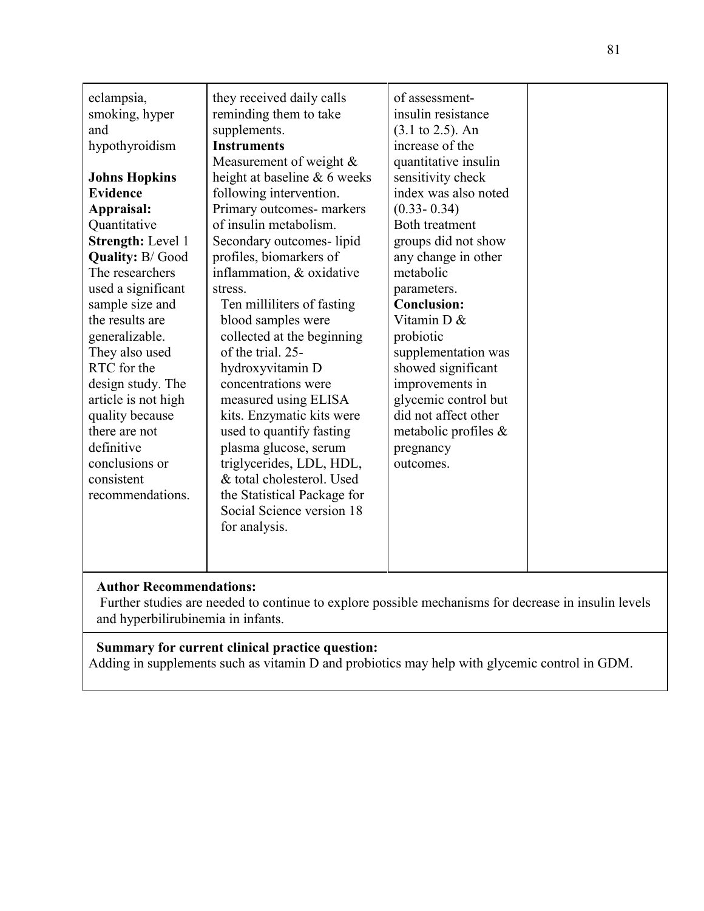| | | | |
|---|---|---|---|
| eclampsia, smoking, hyper and hypothyroidism<br><br>**Johns Hopkins Evidence Appraisal:** Quantitative<br>**Strength:** Level 1<br>**Quality:** B/ Good<br>The researchers used a significant sample size and the results are generalizable. They also used RTC for the design study. The article is not high quality because there are not definitive conclusions or consistent recommendations. | they received daily calls reminding them to take supplements.<br>**Instruments**<br>Measurement of weight & height at baseline & 6 weeks following intervention. Primary outcomes- markers of insulin metabolism. Secondary outcomes- lipid profiles, biomarkers of inflammation, & oxidative stress.<br>Ten milliliters of fasting blood samples were collected at the beginning of the trial. 25-hydroxyvitamin D concentrations were measured using ELISA kits. Enzymatic kits were used to quantify fasting plasma glucose, serum triglycerides, LDL, HDL, & total cholesterol. Used the Statistical Package for Social Science version 18 for analysis. | of assessment- insulin resistance (3.1 to 2.5). An increase of the quantitative insulin sensitivity check index was also noted (0.33- 0.34)<br>Both treatment groups did not show any change in other metabolic parameters.<br>**Conclusion:**<br>Vitamin D & probiotic supplementation was showed significant improvements in glycemic control but did not affect other metabolic profiles & pregnancy outcomes. | |

**Author Recommendations:**
Further studies are needed to continue to explore possible mechanisms for decrease in insulin levels and hyperbilirubinemia in infants.

**Summary for current clinical practice question:**
Adding in supplements such as vitamin D and probiotics may help with glycemic control in GDM.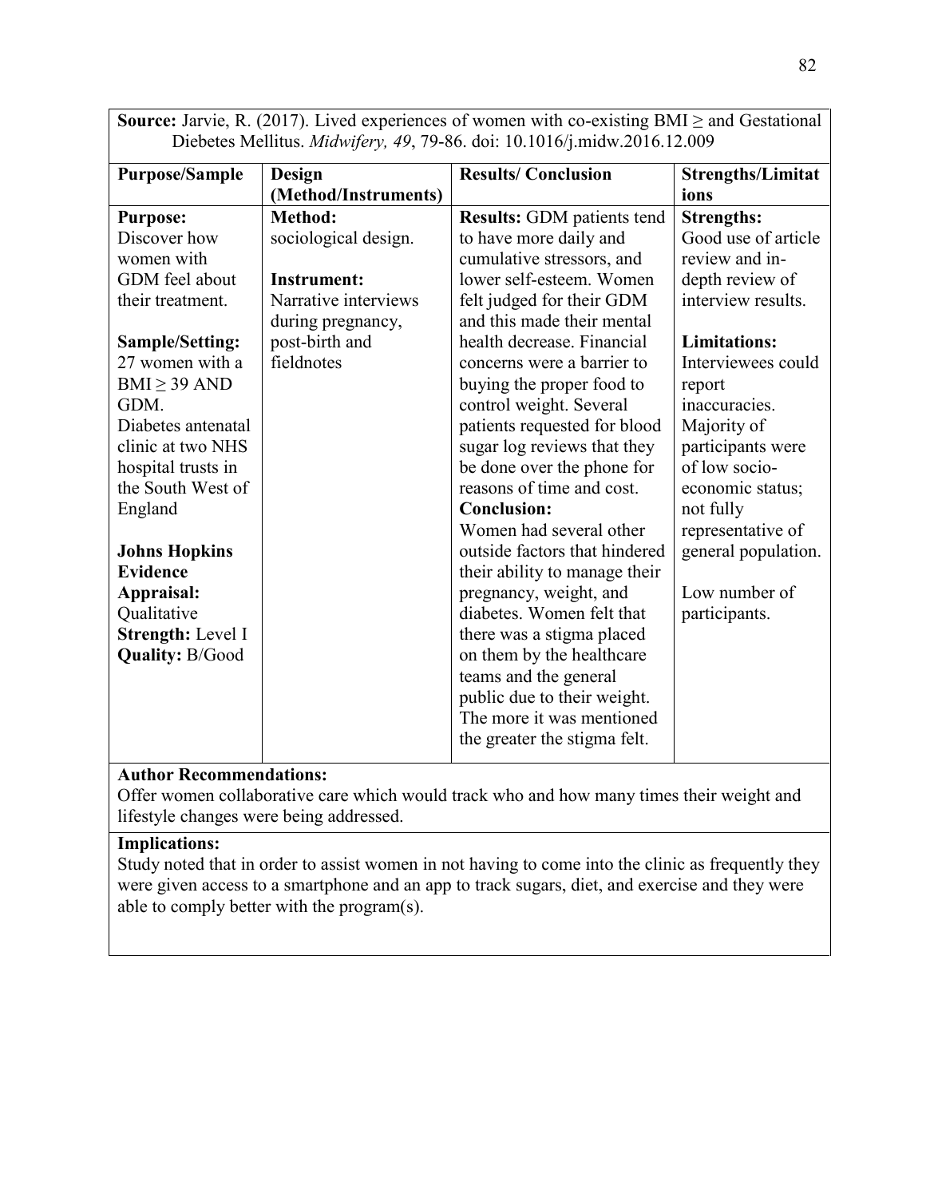**Source:** Jarvie, R. (2017). Lived experiences of women with co-existing BMI ≥ and Gestational Diebetes Mellitus. *Midwifery, 49*, 79-86. doi: 10.1016/j.midw.2016.12.009

| Purpose/Sample | Design (Method/Instruments) | Results/ Conclusion | Strengths/Limitations |
|---|---|---|---|
| **Purpose:** Discover how women with GDM feel about their treatment. <br><br> **Sample/Setting:** 27 women with a BMI ≥ 39 AND GDM. Diabetes antenatal clinic at two NHS hospital trusts in the South West of England <br><br> **Johns Hopkins Evidence Appraisal:** Qualitative **Strength:** Level I **Quality:** B/Good | **Method:** sociological design. <br><br> **Instrument:** Narrative interviews during pregnancy, post-birth and fieldnotes | **Results:** GDM patients tend to have more daily and cumulative stressors, and lower self-esteem. Women felt judged for their GDM and this made their mental health decrease. Financial concerns were a barrier to buying the proper food to control weight. Several patients requested for blood sugar log reviews that they be done over the phone for reasons of time and cost. **Conclusion:** Women had several other outside factors that hindered their ability to manage their pregnancy, weight, and diabetes. Women felt that there was a stigma placed on them by the healthcare teams and the general public due to their weight. The more it was mentioned the greater the stigma felt. | **Strengths:** Good use of article review and in-depth review of interview results. <br><br> **Limitations:** Interviewees could report inaccuracies. Majority of participants were of low socio-economic status; not fully representative of general population. <br><br> Low number of participants. |

**Author Recommendations:**
Offer women collaborative care which would track who and how many times their weight and lifestyle changes were being addressed.

**Implications:**
Study noted that in order to assist women in not having to come into the clinic as frequently they were given access to a smartphone and an app to track sugars, diet, and exercise and they were able to comply better with the program(s).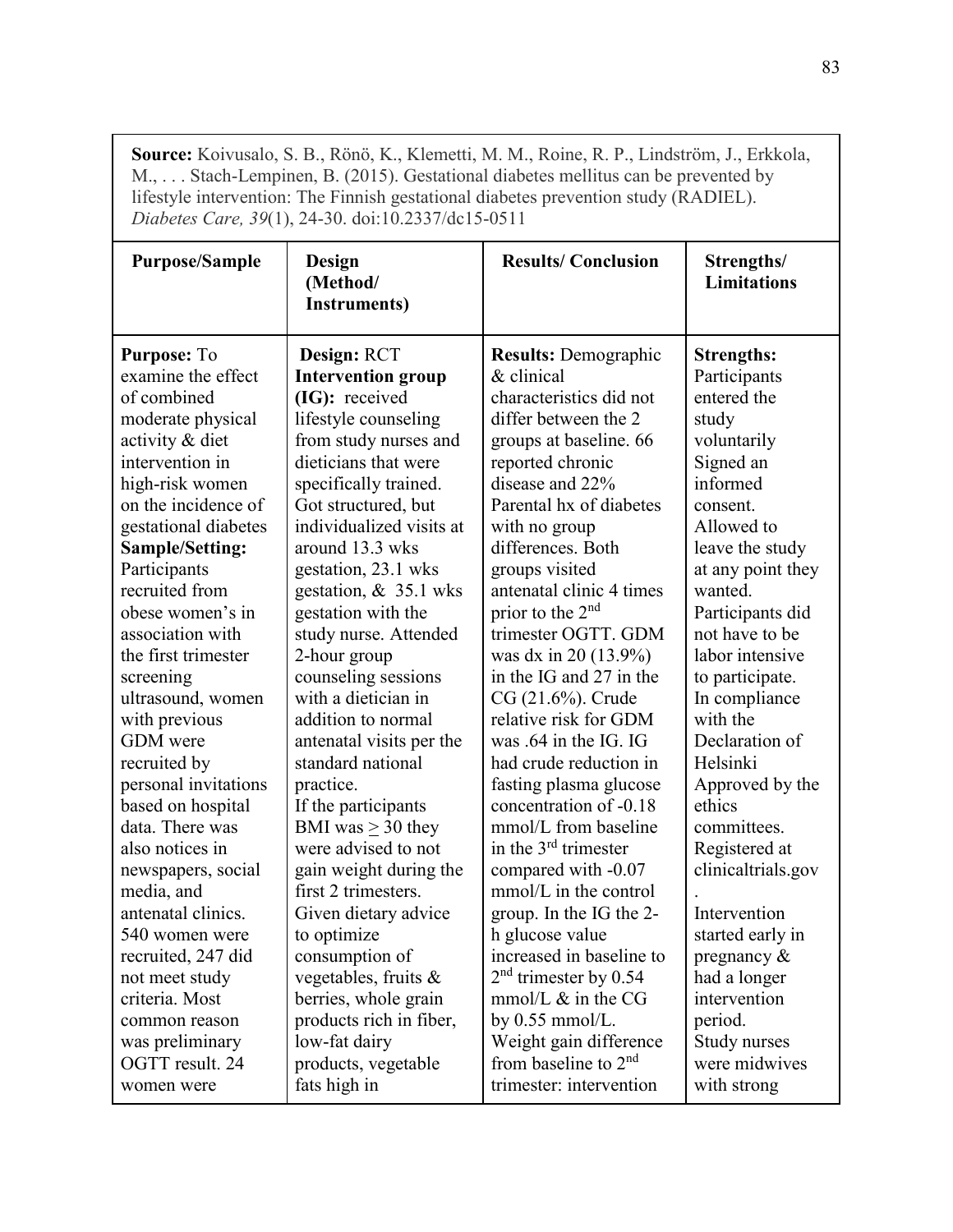**Source:** Koivusalo, S. B., Rönö, K., Klemetti, M. M., Roine, R. P., Lindström, J., Erkkola, M., . . . Stach-Lempinen, B. (2015). Gestational diabetes mellitus can be prevented by lifestyle intervention: The Finnish gestational diabetes prevention study (RADIEL). *Diabetes Care, 39*(1), 24-30. doi:10.2337/dc15-0511

| Purpose/Sample | Design (Method/ Instruments) | Results/ Conclusion | Strengths/ Limitations |
|---|---|---|---|
| **Purpose:** To examine the effect of combined moderate physical activity & diet intervention in high-risk women on the incidence of gestational diabetes **Sample/Setting:** Participants recruited from obese women's in association with the first trimester screening ultrasound, women with previous GDM were recruited by personal invitations based on hospital data. There was also notices in newspapers, social media, and antenatal clinics. 540 women were recruited, 247 did not meet study criteria. Most common reason was preliminary OGTT result. 24 women were | **Design:** RCT **Intervention group (IG):** received lifestyle counseling from study nurses and dieticians that were specifically trained. Got structured, but individualized visits at around 13.3 wks gestation, 23.1 wks gestation, & 35.1 wks gestation with the study nurse. Attended 2-hour group counseling sessions with a dietician in addition to normal antenatal visits per the standard national practice. If the participants BMI was $\geq$ 30 they were advised to not gain weight during the first 2 trimesters. Given dietary advice to optimize consumption of vegetables, fruits & berries, whole grain products rich in fiber, low-fat dairy products, vegetable fats high in | **Results:** Demographic & clinical characteristics did not differ between the 2 groups at baseline. 66 reported chronic disease and 22% Parental hx of diabetes with no group differences. Both groups visited antenatal clinic 4 times prior to the 2nd trimester OGTT. GDM was dx in 20 (13.9%) in the IG and 27 in the CG (21.6%). Crude relative risk for GDM was .64 in the IG. IG had crude reduction in fasting plasma glucose concentration of -0.18 mmol/L from baseline in the 3rd trimester compared with -0.07 mmol/L in the control group. In the IG the 2-h glucose value increased in baseline to 2nd trimester by 0.54 mmol/L & in the CG by 0.55 mmol/L. Weight gain difference from baseline to 2nd trimester: intervention | **Strengths:** Participants entered the study voluntarily Signed an informed consent. Allowed to leave the study at any point they wanted. Participants did not have to be labor intensive to participate. In compliance with the Declaration of Helsinki Approved by the ethics committees. Registered at clinicaltrials.gov. Intervention started early in pregnancy & had a longer intervention period. Study nurses were midwives with strong |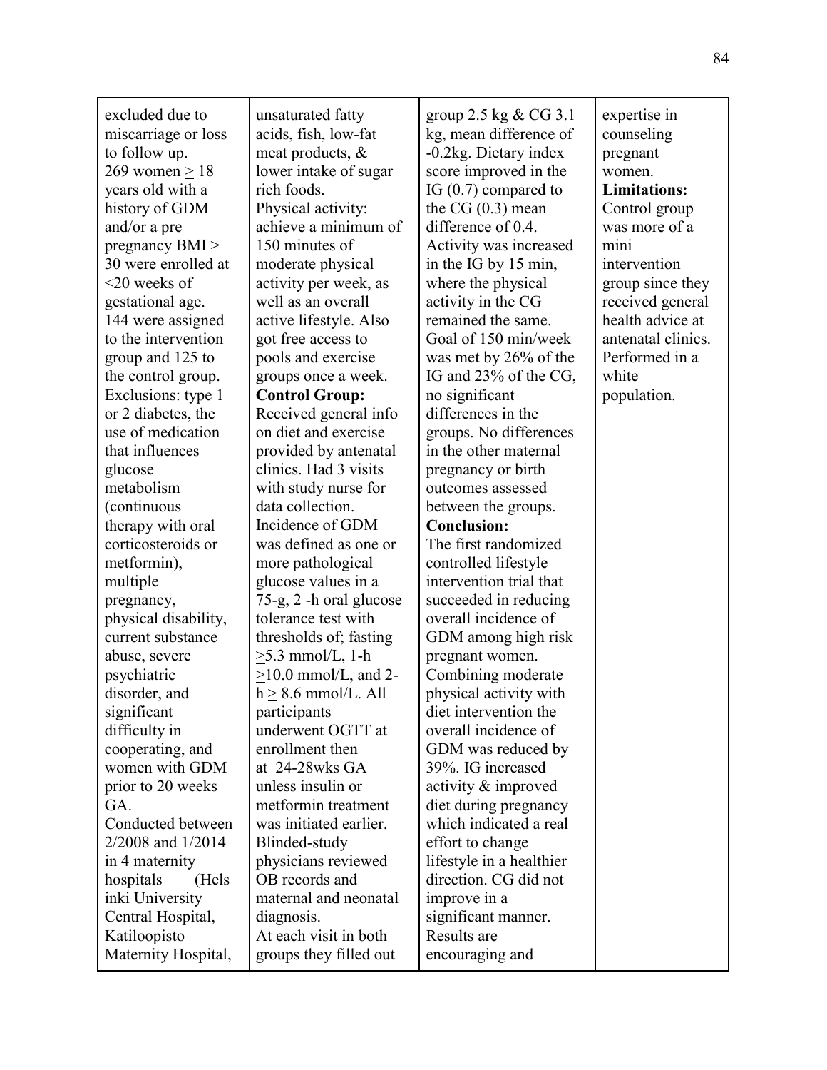| | | | |
|---|---|---|---|
| excluded due to miscarriage or loss to follow up.<br>269 women ≥ 18 years old with a history of GDM and/or a pre pregnancy BMI ≥ 30 were enrolled at <20 weeks of gestational age. 144 were assigned to the intervention group and 125 to the control group.<br>Exclusions: type 1 or 2 diabetes, the use of medication that influences glucose metabolism (continuous therapy with oral corticosteroids or metformin), multiple pregnancy, physical disability, current substance abuse, severe psychiatric disorder, and significant difficulty in cooperating, and women with GDM prior to 20 weeks GA.<br>Conducted between 2/2008 and 1/2014 in 4 maternity hospitals (Helsinki University Central Hospital, Katiloopisto Maternity Hospital, | unsaturated fatty acids, fish, low-fat meat products, & lower intake of sugar rich foods.<br>Physical activity: achieve a minimum of 150 minutes of moderate physical activity per week, as well as an overall active lifestyle. Also got free access to pools and exercise groups once a week.<br>**Control Group:**<br>Received general info on diet and exercise provided by antenatal clinics. Had 3 visits with study nurse for data collection.<br>Incidence of GDM was defined as one or more pathological glucose values in a 75-g, 2 -h oral glucose tolerance test with thresholds of; fasting ≥5.3 mmol/L, 1-h ≥10.0 mmol/L, and 2-h ≥ 8.6 mmol/L. All participants underwent OGTT at enrollment then at 24-28wks GA unless insulin or metformin treatment was initiated earlier.<br>Blinded-study physicians reviewed OB records and maternal and neonatal diagnosis.<br>At each visit in both groups they filled out | group 2.5 kg & CG 3.1 kg, mean difference of -0.2kg. Dietary index score improved in the IG (0.7) compared to the CG (0.3) mean difference of 0.4. Activity was increased in the IG by 15 min, where the physical activity in the CG remained the same. Goal of 150 min/week was met by 26% of the IG and 23% of the CG, no significant differences in the groups. No differences in the other maternal pregnancy or birth outcomes assessed between the groups.<br>**Conclusion:**<br>The first randomized controlled lifestyle intervention trial that succeeded in reducing overall incidence of GDM among high risk pregnant women. Combining moderate physical activity with diet intervention the overall incidence of GDM was reduced by 39%. IG increased activity & improved diet during pregnancy which indicated a real effort to change lifestyle in a healthier direction. CG did not improve in a significant manner. Results are encouraging and | expertise in counseling pregnant women.<br>**Limitations:**<br>Control group was more of a mini intervention group since they received general health advice at antenatal clinics.<br>Performed in a white population. |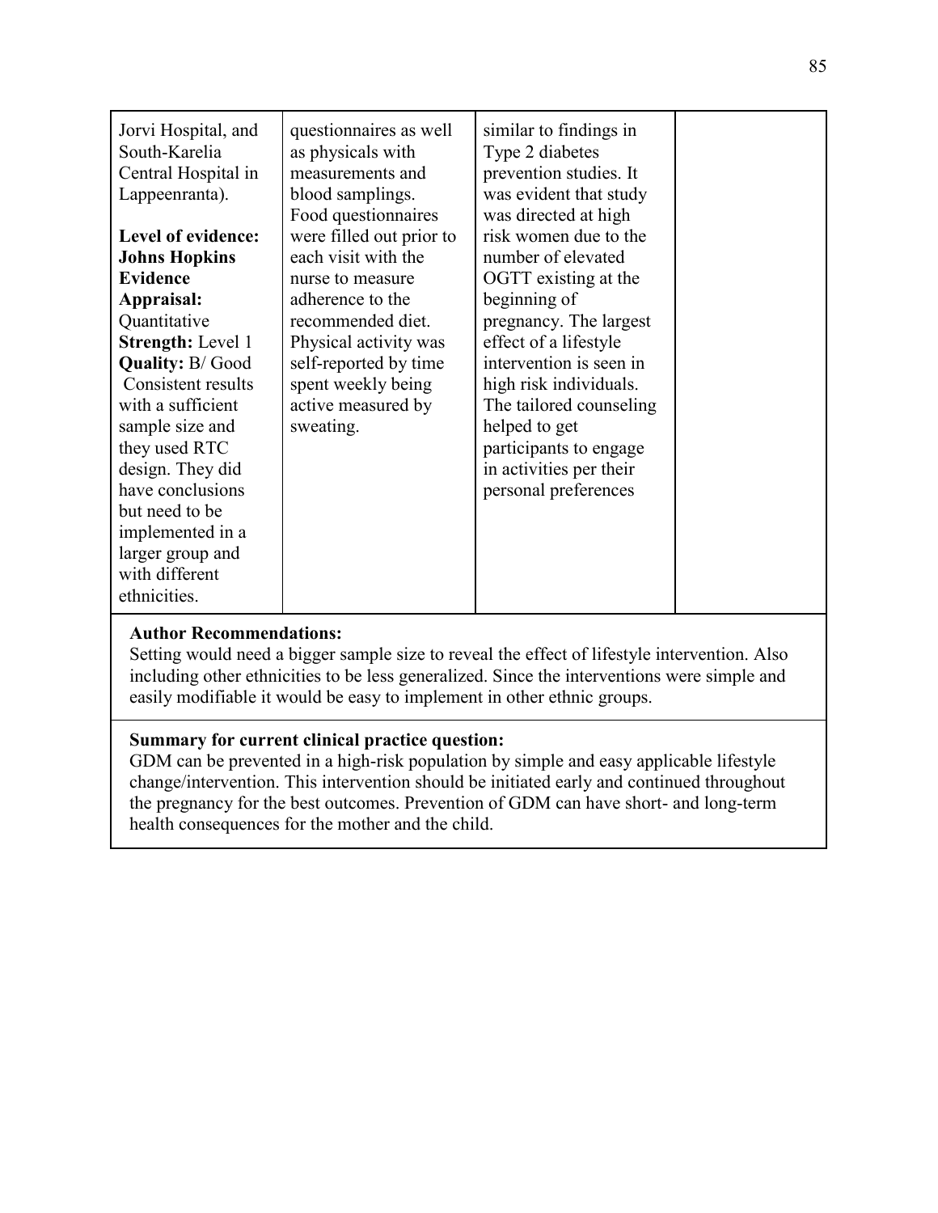| | | | |
|---|---|---|---|
| Jorvi Hospital, and South-Karelia Central Hospital in Lappeenranta).<br><br>**Level of evidence: Johns Hopkins Evidence Appraisal:** Quantitative<br>**Strength:** Level 1<br>**Quality:** B/ Good<br>Consistent results with a sufficient sample size and they used RTC design. They did have conclusions but need to be implemented in a larger group and with different ethnicities. | questionnaires as well as physicals with measurements and blood samplings. Food questionnaires were filled out prior to each visit with the nurse to measure adherence to the recommended diet. Physical activity was self-reported by time spent weekly being active measured by sweating. | similar to findings in Type 2 diabetes prevention studies. It was evident that study was directed at high risk women due to the number of elevated OGTT existing at the beginning of pregnancy. The largest effect of a lifestyle intervention is seen in high risk individuals. The tailored counseling helped to get participants to engage in activities per their personal preferences | |

**Author Recommendations:**
Setting would need a bigger sample size to reveal the effect of lifestyle intervention. Also including other ethnicities to be less generalized. Since the interventions were simple and easily modifiable it would be easy to implement in other ethnic groups.

**Summary for current clinical practice question:**
GDM can be prevented in a high-risk population by simple and easy applicable lifestyle change/intervention. This intervention should be initiated early and continued throughout the pregnancy for the best outcomes. Prevention of GDM can have short- and long-term health consequences for the mother and the child.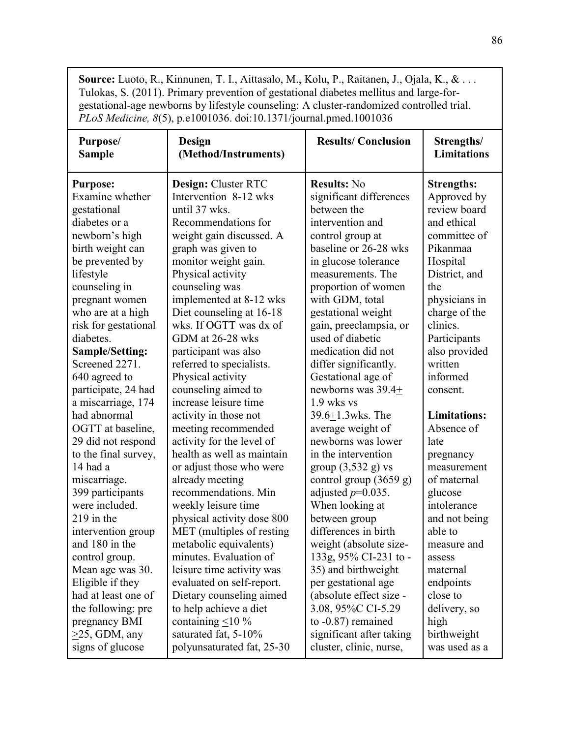| **Source:** Luoto, R., Kinnunen, T. I., Aittasalo, M., Kolu, P., Raitanen, J., Ojala, K., & . . . Tulokas, S. (2011). Primary prevention of gestational diabetes mellitus and large-for-gestational-age newborns by lifestyle counseling: A cluster-randomized controlled trial. *PLoS Medicine, 8*(5), p.e1001036. doi:10.1371/journal.pmed.1001036 | | | |
|---|---|---|---|
| **Purpose/ Sample** | **Design (Method/Instruments)** | **Results/ Conclusion** | **Strengths/ Limitations** |
| **Purpose:** Examine whether gestational diabetes or a newborn's high birth weight can be prevented by lifestyle counseling in pregnant women who are at a high risk for gestational diabetes. **Sample/Setting:** Screened 2271. 640 agreed to participate, 24 had a miscarriage, 174 had abnormal OGTT at baseline, 29 did not respond to the final survey, 14 had a miscarriage. 399 participants were included. 219 in the intervention group and 180 in the control group. Mean age was 30. Eligible if they had at least one of the following: pre pregnancy BMI $\geq$25, GDM, any signs of glucose | **Design:** Cluster RTC Intervention 8-12 wks until 37 wks. Recommendations for weight gain discussed. A graph was given to monitor weight gain. Physical activity counseling was implemented at 8-12 wks Diet counseling at 16-18 wks. If OGTT was dx of GDM at 26-28 wks participant was also referred to specialists. Physical activity counseling aimed to increase leisure time activity in those not meeting recommended activity for the level of health as well as maintain or adjust those who were already meeting recommendations. Min weekly leisure time physical activity dose 800 MET (multiples of resting metabolic equivalents) minutes. Evaluation of leisure time activity was evaluated on self-report. Dietary counseling aimed to help achieve a diet containing $\leq$10 % saturated fat, 5-10% polyunsaturated fat, 25-30 | **Results:** No significant differences between the intervention and control group at baseline or 26-28 wks in glucose tolerance measurements. The proportion of women with GDM, total gestational weight gain, preeclampsia, or used of diabetic medication did not differ significantly. Gestational age of newborns was 39.4$\pm$ 1.9 wks vs 39.6$\pm$1.3wks. The average weight of newborns was lower in the intervention group (3,532 g) vs control group (3659 g) adjusted $p$=0.035. When looking at between group differences in birth weight (absolute size-133g, 95% CI-231 to -35) and birthweight per gestational age (absolute effect size -3.08, 95%C CI-5.29 to -0.87) remained significant after taking cluster, clinic, nurse, | **Strengths:** Approved by review board and ethical committee of Pikanmaa Hospital District, and the physicians in charge of the clinics. Participants also provided written informed consent. **Limitations:** Absence of late pregnancy measurement of maternal glucose intolerance and not being able to measure and assess maternal endpoints close to delivery, so high birthweight was used as a |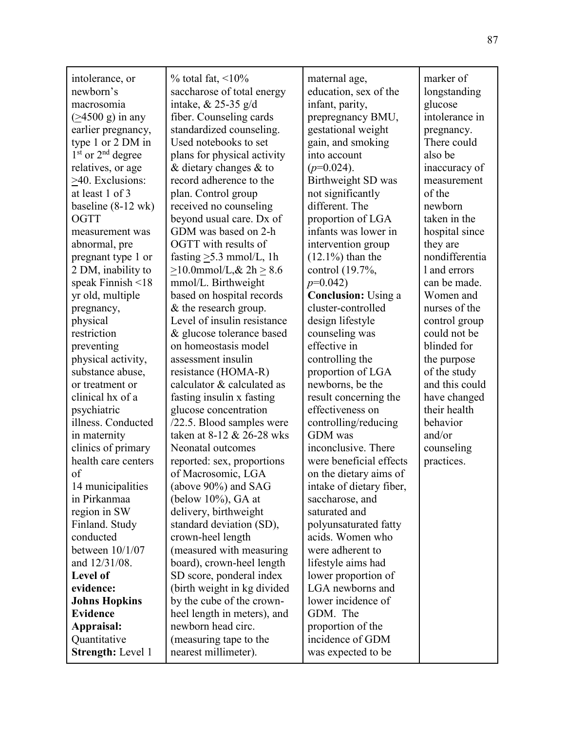| | | | |
|---|---|---|---|
| intolerance, or newborn's macrosomia (≥4500 g) in any earlier pregnancy, type 1 or 2 DM in 1st or 2nd degree relatives, or age ≥40. Exclusions: at least 1 of 3 baseline (8-12 wk) OGTT measurement was abnormal, pre pregnant type 1 or 2 DM, inability to speak Finnish <18 yr old, multiple pregnancy, physical restriction preventing physical activity, substance abuse, or treatment or clinical hx of a psychiatric illness. Conducted in maternity clinics of primary health care centers of 14 municipalities in Pirkanmaa region in SW Finland. Study conducted between 10/1/07 and 12/31/08. **Level of evidence: Johns Hopkins Evidence Appraisal:** Quantitative **Strength:** Level 1 | % total fat, <10% saccharose of total energy intake, & 25-35 g/d fiber. Counseling cards standardized counseling. Used notebooks to set plans for physical activity & dietary changes & to record adherence to the plan. Control group received no counseling beyond usual care. Dx of GDM was based on 2-h OGTT with results of fasting ≥5.3 mmol/L, 1h ≥10.0mmol/L,& 2h ≥ 8.6 mmol/L. Birthweight based on hospital records & the research group. Level of insulin resistance & glucose tolerance based on homeostasis model assessment insulin resistance (HOMA-R) calculator & calculated as fasting insulin x fasting glucose concentration /22.5. Blood samples were taken at 8-12 & 26-28 wks Neonatal outcomes reported: sex, proportions of Macrosomic, LGA (above 90%) and SAG (below 10%), GA at delivery, birthweight standard deviation (SD), crown-heel length (measured with measuring board), crown-heel length SD score, ponderal index (birth weight in kg divided by the cube of the crown-heel length in meters), and newborn head circ. (measuring tape to the nearest millimeter). | maternal age, education, sex of the infant, parity, prepregnancy BMU, gestational weight gain, and smoking into account (*p*=0.024). Birthweight SD was not significantly different. The proportion of LGA infants was lower in intervention group (12.1%) than the control (19.7%, *p*=0.042) **Conclusion:** Using a cluster-controlled design lifestyle counseling was effective in controlling the proportion of LGA newborns, be the result concerning the effectiveness on controlling/reducing GDM was inconclusive. There were beneficial effects on the dietary aims of intake of dietary fiber, saccharose, and saturated and polyunsaturated fatty acids. Women who were adherent to lifestyle aims had lower proportion of LGA newborns and lower incidence of GDM. The proportion of the incidence of GDM was expected to be | marker of longstanding glucose intolerance in pregnancy. There could also be inaccuracy of measurement of the newborn taken in the hospital since they are nondifferential and errors can be made. Women and nurses of the control group could not be blinded for the purpose of the study and this could have changed their health behavior and/or counseling practices. |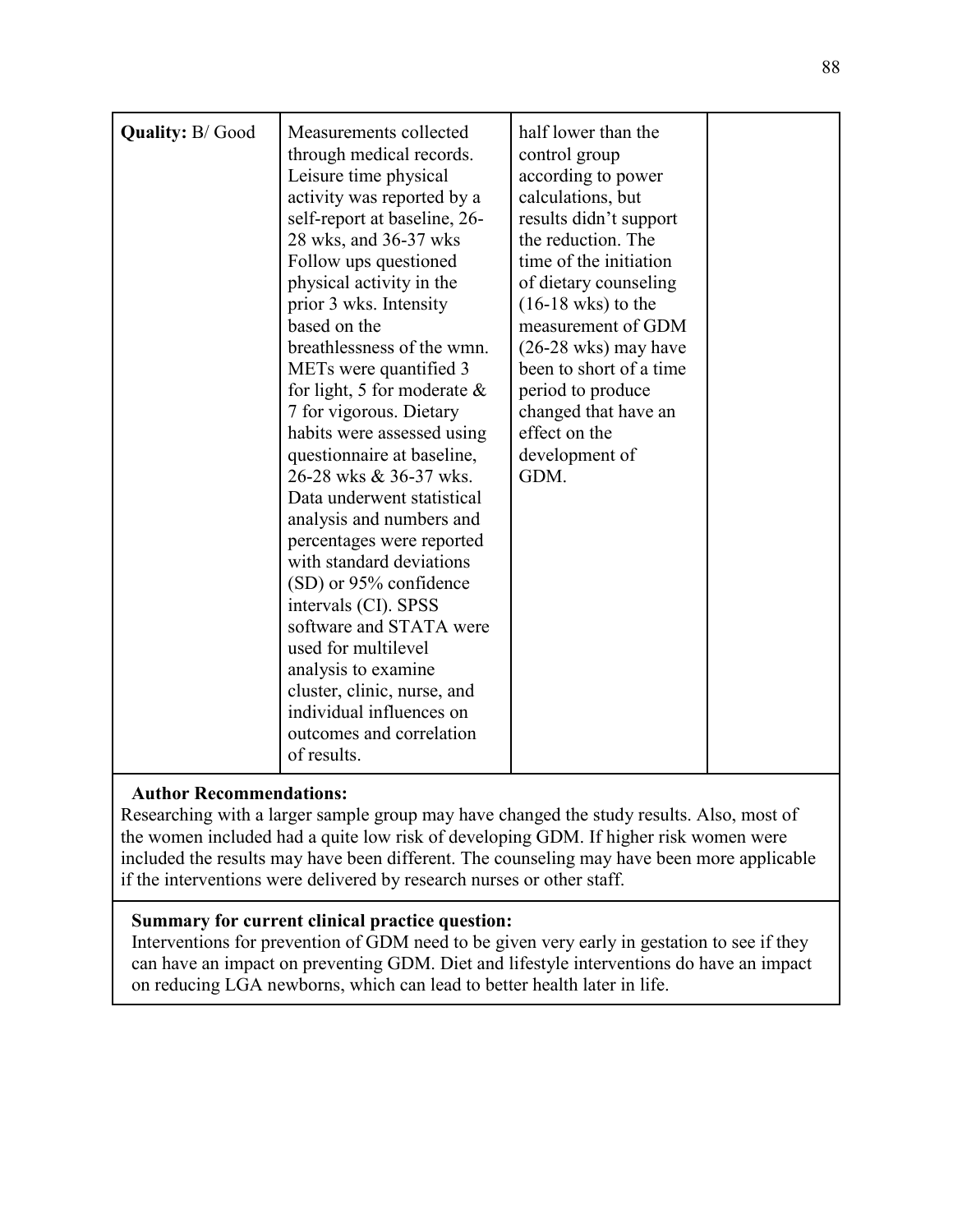| Quality: B/ Good | Measurements collected through medical records. Leisure time physical activity was reported by a self-report at baseline, 26-28 wks, and 36-37 wks Follow ups questioned physical activity in the prior 3 wks. Intensity based on the breathlessness of the wmn. METs were quantified 3 for light, 5 for moderate & 7 for vigorous. Dietary habits were assessed using questionnaire at baseline, 26-28 wks & 36-37 wks. Data underwent statistical analysis and numbers and percentages were reported with standard deviations (SD) or 95% confidence intervals (CI). SPSS software and STATA were used for multilevel analysis to examine cluster, clinic, nurse, and individual influences on outcomes and correlation of results. | half lower than the control group according to power calculations, but results didn't support the reduction. The time of the initiation of dietary counseling (16-18 wks) to the measurement of GDM (26-28 wks) may have been to short of a time period to produce changed that have an effect on the development of GDM. | |
|---|---|---|---|

**Author Recommendations:**
Researching with a larger sample group may have changed the study results. Also, most of the women included had a quite low risk of developing GDM. If higher risk women were included the results may have been different. The counseling may have been more applicable if the interventions were delivered by research nurses or other staff.

**Summary for current clinical practice question:**
Interventions for prevention of GDM need to be given very early in gestation to see if they can have an impact on preventing GDM. Diet and lifestyle interventions do have an impact on reducing LGA newborns, which can lead to better health later in life.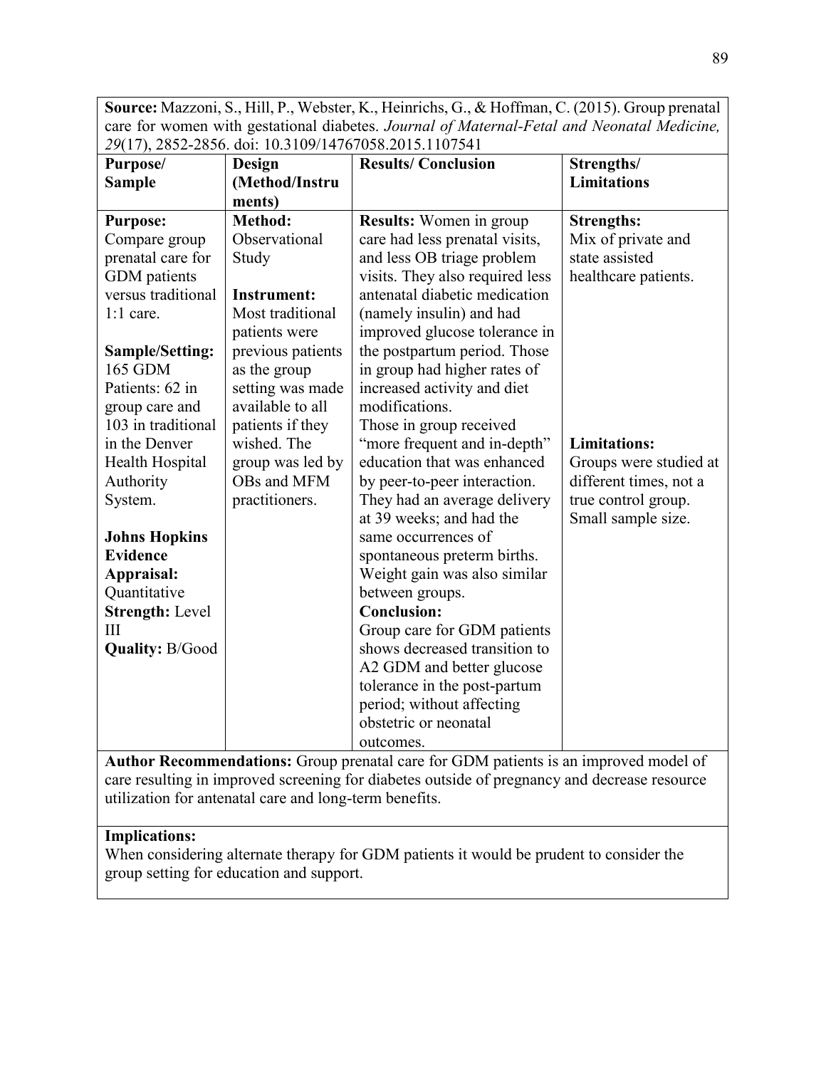**Source:** Mazzoni, S., Hill, P., Webster, K., Heinrichs, G., & Hoffman, C. (2015). Group prenatal care for women with gestational diabetes. *Journal of Maternal-Fetal and Neonatal Medicine, 29*(17), 2852-2856. doi: 10.3109/14767058.2015.1107541

| Purpose/ Sample | Design (Method/Instruments) | Results/ Conclusion | Strengths/ Limitations |
|---|---|---|---|
| **Purpose:** Compare group prenatal care for GDM patients versus traditional 1:1 care.<br><br>**Sample/Setting:** 165 GDM Patients: 62 in group care and 103 in traditional in the Denver Health Hospital Authority System.<br><br>**Johns Hopkins Evidence Appraisal:** Quantitative<br>**Strength:** Level III<br>**Quality:** B/Good | **Method:** Observational Study<br><br>**Instrument:** Most traditional patients were previous patients as the group setting was made available to all patients if they wished. The group was led by OBs and MFM practitioners. | **Results:** Women in group care had less prenatal visits, and less OB triage problem visits. They also required less antenatal diabetic medication (namely insulin) and had improved glucose tolerance in the postpartum period. Those in group had higher rates of increased activity and diet modifications.<br>Those in group received "more frequent and in-depth" education that was enhanced by peer-to-peer interaction. They had an average delivery at 39 weeks; and had the same occurrences of spontaneous preterm births. Weight gain was also similar between groups.<br>**Conclusion:**<br>Group care for GDM patients shows decreased transition to A2 GDM and better glucose tolerance in the post-partum period; without affecting obstetric or neonatal outcomes. | **Strengths:** Mix of private and state assisted healthcare patients.<br><br>**Limitations:** Groups were studied at different times, not a true control group. Small sample size. |

**Author Recommendations:** Group prenatal care for GDM patients is an improved model of care resulting in improved screening for diabetes outside of pregnancy and decrease resource utilization for antenatal care and long-term benefits.

**Implications:**
When considering alternate therapy for GDM patients it would be prudent to consider the group setting for education and support.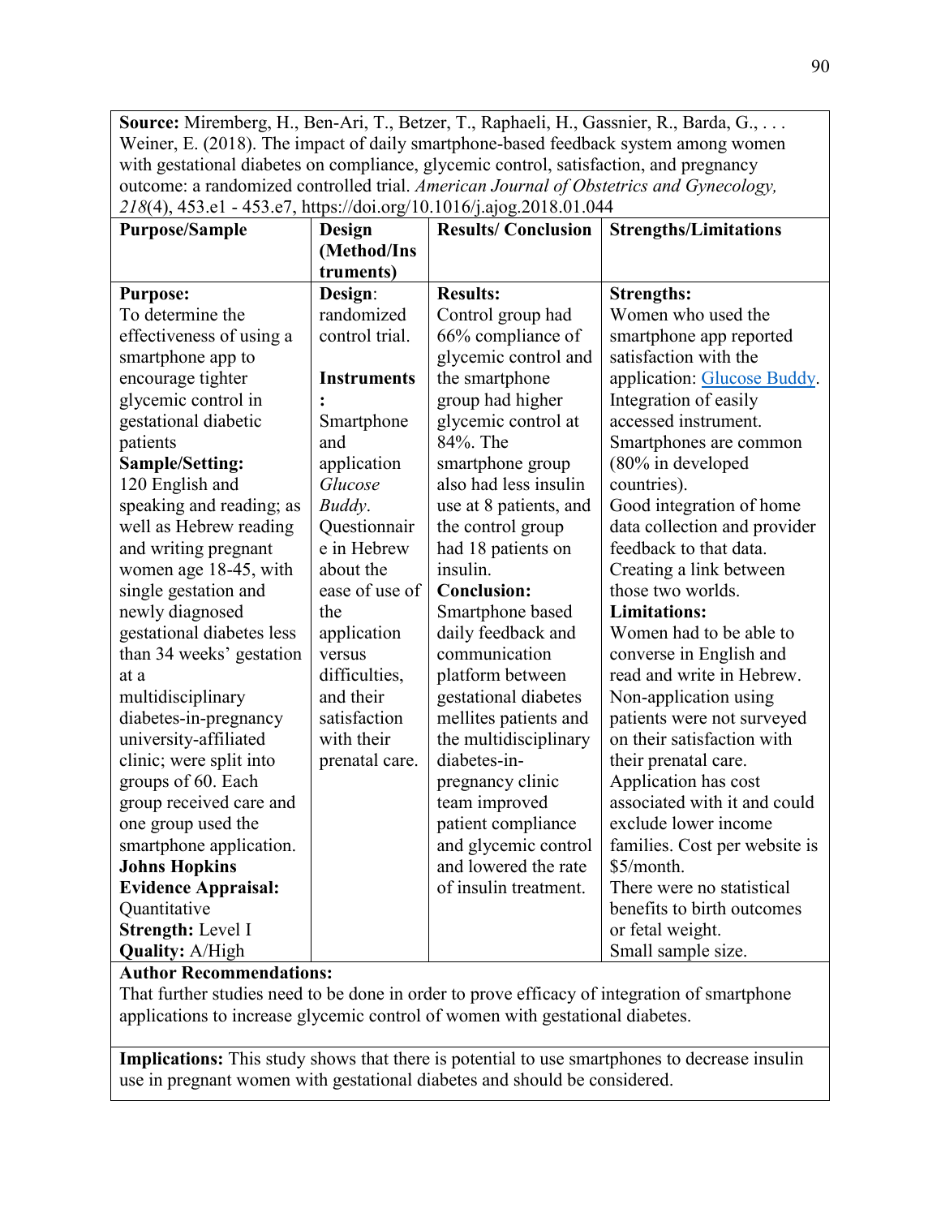**Source:** Miremberg, H., Ben-Ari, T., Betzer, T., Raphaeli, H., Gassnier, R., Barda, G., . . . Weiner, E. (2018). The impact of daily smartphone-based feedback system among women with gestational diabetes on compliance, glycemic control, satisfaction, and pregnancy outcome: a randomized controlled trial. *American Journal of Obstetrics and Gynecology, 218*(4), 453.e1 - 453.e7, https://doi.org/10.1016/j.ajog.2018.01.044

| Purpose/Sample | Design (Method/Instruments) | Results/ Conclusion | Strengths/Limitations |
|---|---|---|---|
| **Purpose:** To determine the effectiveness of using a smartphone app to encourage tighter glycemic control in gestational diabetic patients **Sample/Setting:** 120 English and speaking and reading; as well as Hebrew reading and writing pregnant women age 18-45, with single gestation and newly diagnosed gestational diabetes less than 34 weeks' gestation at a multidisciplinary diabetes-in-pregnancy university-affiliated clinic; were split into groups of 60. Each group received care and one group used the smartphone application. **Johns Hopkins Evidence Appraisal:** Quantitative **Strength:** Level I **Quality:** A/High | **Design**: randomized control trial. **Instruments:** Smartphone and application *Glucose Buddy*. Questionnaire in Hebrew about the ease of use of the application versus difficulties, and their satisfaction with their prenatal care. | **Results:** Control group had 66% compliance of glycemic control and the smartphone group had higher glycemic control at 84%. The smartphone group also had less insulin use at 8 patients, and the control group had 18 patients on insulin. **Conclusion:** Smartphone based daily feedback and communication platform between gestational diabetes mellites patients and the multidisciplinary diabetes-in-pregnancy clinic team improved patient compliance and glycemic control and lowered the rate of insulin treatment. | **Strengths:** Women who used the smartphone app reported satisfaction with the application: Glucose Buddy. Integration of easily accessed instrument. Smartphones are common (80% in developed countries). Good integration of home data collection and provider feedback to that data. Creating a link between those two worlds. **Limitations:** Women had to be able to converse in English and read and write in Hebrew. Non-application using patients were not surveyed on their satisfaction with their prenatal care. Application has cost associated with it and could exclude lower income families. Cost per website is $5/month. There were no statistical benefits to birth outcomes or fetal weight. Small sample size. |

**Author Recommendations:**
That further studies need to be done in order to prove efficacy of integration of smartphone applications to increase glycemic control of women with gestational diabetes.

**Implications:** This study shows that there is potential to use smartphones to decrease insulin use in pregnant women with gestational diabetes and should be considered.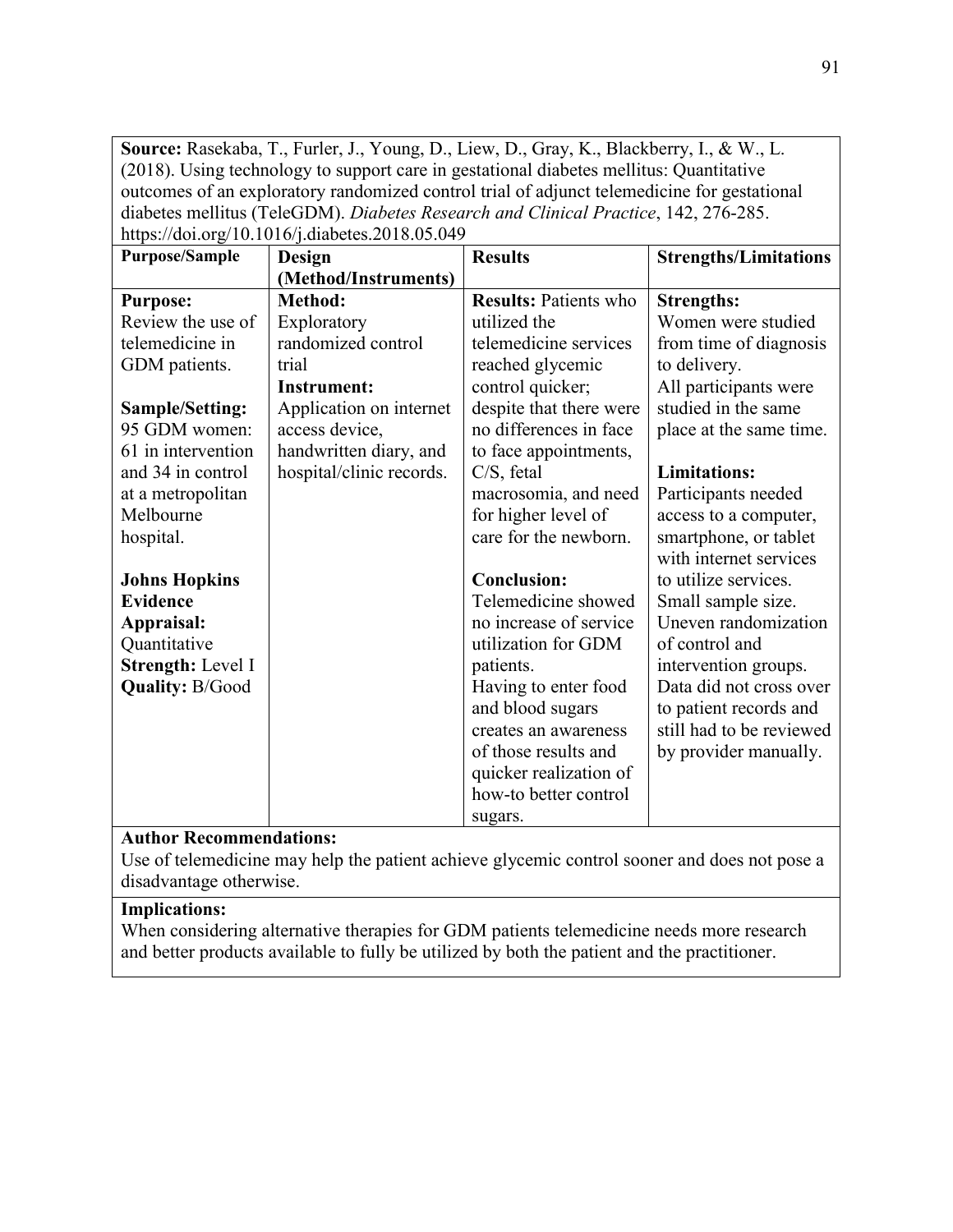**Source:** Rasekaba, T., Furler, J., Young, D., Liew, D., Gray, K., Blackberry, I., & W., L. (2018). Using technology to support care in gestational diabetes mellitus: Quantitative outcomes of an exploratory randomized control trial of adjunct telemedicine for gestational diabetes mellitus (TeleGDM). *Diabetes Research and Clinical Practice*, 142, 276-285. https://doi.org/10.1016/j.diabetes.2018.05.049

| Purpose/Sample | Design (Method/Instruments) | Results | Strengths/Limitations |
|---|---|---|---|
| **Purpose:** Review the use of telemedicine in GDM patients.<br><br>**Sample/Setting:** 95 GDM women: 61 in intervention and 34 in control at a metropolitan Melbourne hospital.<br><br>**Johns Hopkins Evidence Appraisal:** Quantitative<br>**Strength:** Level I<br>**Quality:** B/Good | **Method:** Exploratory randomized control trial<br>**Instrument:** Application on internet access device, handwritten diary, and hospital/clinic records. | **Results:** Patients who utilized the telemedicine services reached glycemic control quicker; despite that there were no differences in face to face appointments, C/S, fetal macrosomia, and need for higher level of care for the newborn.<br><br>**Conclusion:** Telemedicine showed no increase of service utilization for GDM patients.<br>Having to enter food and blood sugars creates an awareness of those results and quicker realization of how-to better control sugars. | **Strengths:** Women were studied from time of diagnosis to delivery.<br>All participants were studied in the same place at the same time.<br><br>**Limitations:** Participants needed access to a computer, smartphone, or tablet with internet services to utilize services.<br>Small sample size.<br>Uneven randomization of control and intervention groups.<br>Data did not cross over to patient records and still had to be reviewed by provider manually. |

**Author Recommendations:**
Use of telemedicine may help the patient achieve glycemic control sooner and does not pose a disadvantage otherwise.

**Implications:**
When considering alternative therapies for GDM patients telemedicine needs more research and better products available to fully be utilized by both the patient and the practitioner.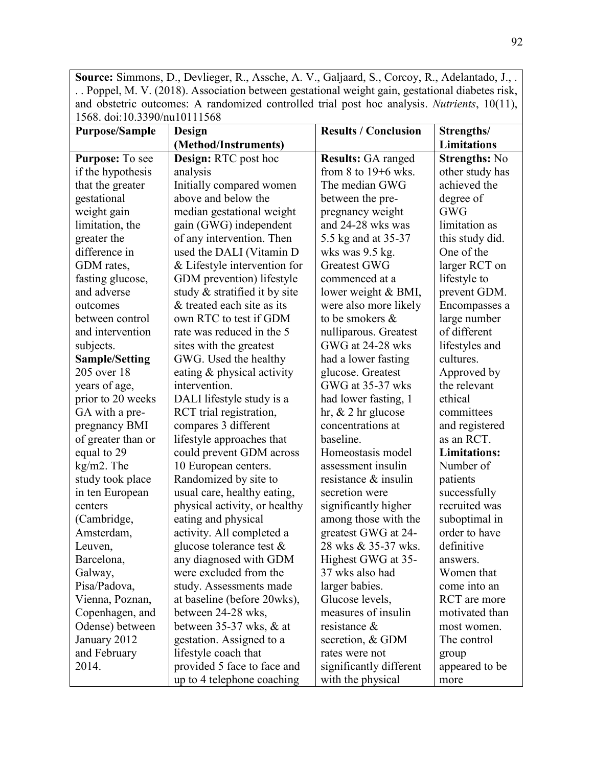| **Source:** Simmons, D., Devlieger, R., Assche, A. V., Galjaard, S., Corcoy, R., Adelantado, J., . . . Poppel, M. V. (2018). Association between gestational weight gain, gestational diabetes risk, and obstetric outcomes: A randomized controlled trial post hoc analysis. *Nutrients*, 10(11), 1568. doi:10.3390/nu10111568 | | | |
|---|---|---|---|
| **Purpose/Sample** | **Design (Method/Instruments)** | **Results / Conclusion** | **Strengths/ Limitations** |
| **Purpose:** To see if the hypothesis that the greater gestational weight gain limitation, the greater the difference in GDM rates, fasting glucose, and adverse outcomes between control and intervention subjects. **Sample/Setting** 205 over 18 years of age, prior to 20 weeks GA with a pre-pregnancy BMI of greater than or equal to 29 kg/m2. The study took place in ten European centers (Cambridge, Amsterdam, Leuven, Barcelona, Galway, Pisa/Padova, Vienna, Poznan, Copenhagen, and Odense) between January 2012 and February 2014. | **Design:** RTC post hoc analysis Initially compared women above and below the median gestational weight gain (GWG) independent of any intervention. Then used the DALI (Vitamin D & Lifestyle intervention for GDM prevention) lifestyle study & stratified it by site & treated each site as its own RTC to test if GDM rate was reduced in the 5 sites with the greatest GWG. Used the healthy eating & physical activity intervention. DALI lifestyle study is a RCT trial registration, compares 3 different lifestyle approaches that could prevent GDM across 10 European centers. Randomized by site to usual care, healthy eating, physical activity, or healthy eating and physical activity. All completed a glucose tolerance test & any diagnosed with GDM were excluded from the study. Assessments made at baseline (before 20wks), between 24-28 wks, between 35-37 wks, & at gestation. Assigned to a lifestyle coach that provided 5 face to face and up to 4 telephone coaching | **Results:** GA ranged from 8 to 19+6 wks. The median GWG between the pre-pregnancy weight and 24-28 wks was 5.5 kg and at 35-37 wks was 9.5 kg. Greatest GWG commenced at a lower weight & BMI, were also more likely to be smokers & nulliparous. Greatest GWG at 24-28 wks had a lower fasting glucose. Greatest GWG at 35-37 wks had lower fasting, 1 hr, & 2 hr glucose concentrations at baseline. Homeostasis model assessment insulin resistance & insulin secretion were significantly higher among those with the greatest GWG at 24-28 wks & 35-37 wks. Highest GWG at 35-37 wks also had larger babies. Glucose levels, measures of insulin resistance & secretion, & GDM rates were not significantly different with the physical | **Strengths:** No other study has achieved the degree of GWG limitation as this study did. One of the larger RCT on lifestyle to prevent GDM. Encompasses a large number of different lifestyles and cultures. Approved by the relevant ethical committees and registered as an RCT. **Limitations:** Number of patients successfully recruited was suboptimal in order to have definitive answers. Women that come into an RCT are more motivated than most women. The control group appeared to be more |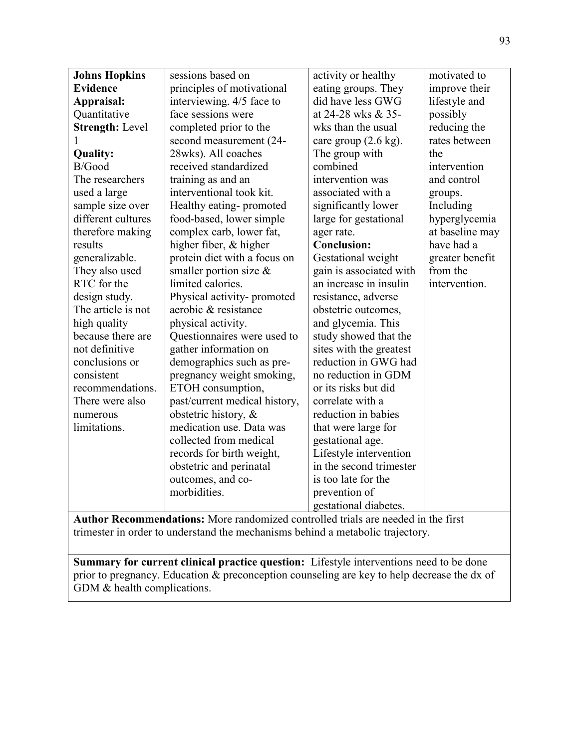| **Johns Hopkins Evidence Appraisal:** Quantitative **Strength:** Level 1 **Quality:** B/Good The researchers used a large sample size over different cultures therefore making results generalizable. They also used RTC for the design study. The article is not high quality because there are not definitive conclusions or consistent recommendations. There were also numerous limitations. | sessions based on principles of motivational interviewing. 4/5 face to face sessions were completed prior to the second measurement (24-28wks). All coaches received standardized training as and an interventional took kit. Healthy eating- promoted food-based, lower simple complex carb, lower fat, higher fiber, & higher protein diet with a focus on smaller portion size & limited calories. Physical activity- promoted aerobic & resistance physical activity. Questionnaires were used to gather information on demographics such as pre-pregnancy weight smoking, ETOH consumption, past/current medical history, obstetric history, & medication use. Data was collected from medical records for birth weight, obstetric and perinatal outcomes, and co-morbidities. | activity or healthy eating groups. They did have less GWG at 24-28 wks & 35-wks than the usual care group (2.6 kg). The group with combined intervention was associated with a significantly lower large for gestational ager rate. **Conclusion:** Gestational weight gain is associated with an increase in insulin resistance, adverse obstetric outcomes, and glycemia. This study showed that the sites with the greatest reduction in GWG had no reduction in GDM or its risks but did correlate with a reduction in babies that were large for gestational age. Lifestyle intervention in the second trimester is too late for the prevention of gestational diabetes. | motivated to improve their lifestyle and possibly reducing the rates between the intervention and control groups. Including hyperglycemia at baseline may have had a greater benefit from the intervention. |
|---|---|---|---|
| **Author Recommendations:** More randomized controlled trials are needed in the first trimester in order to understand the mechanisms behind a metabolic trajectory. | | | |
| **Summary for current clinical practice question:** Lifestyle interventions need to be done prior to pregnancy. Education & preconception counseling are key to help decrease the dx of GDM & health complications. | | | |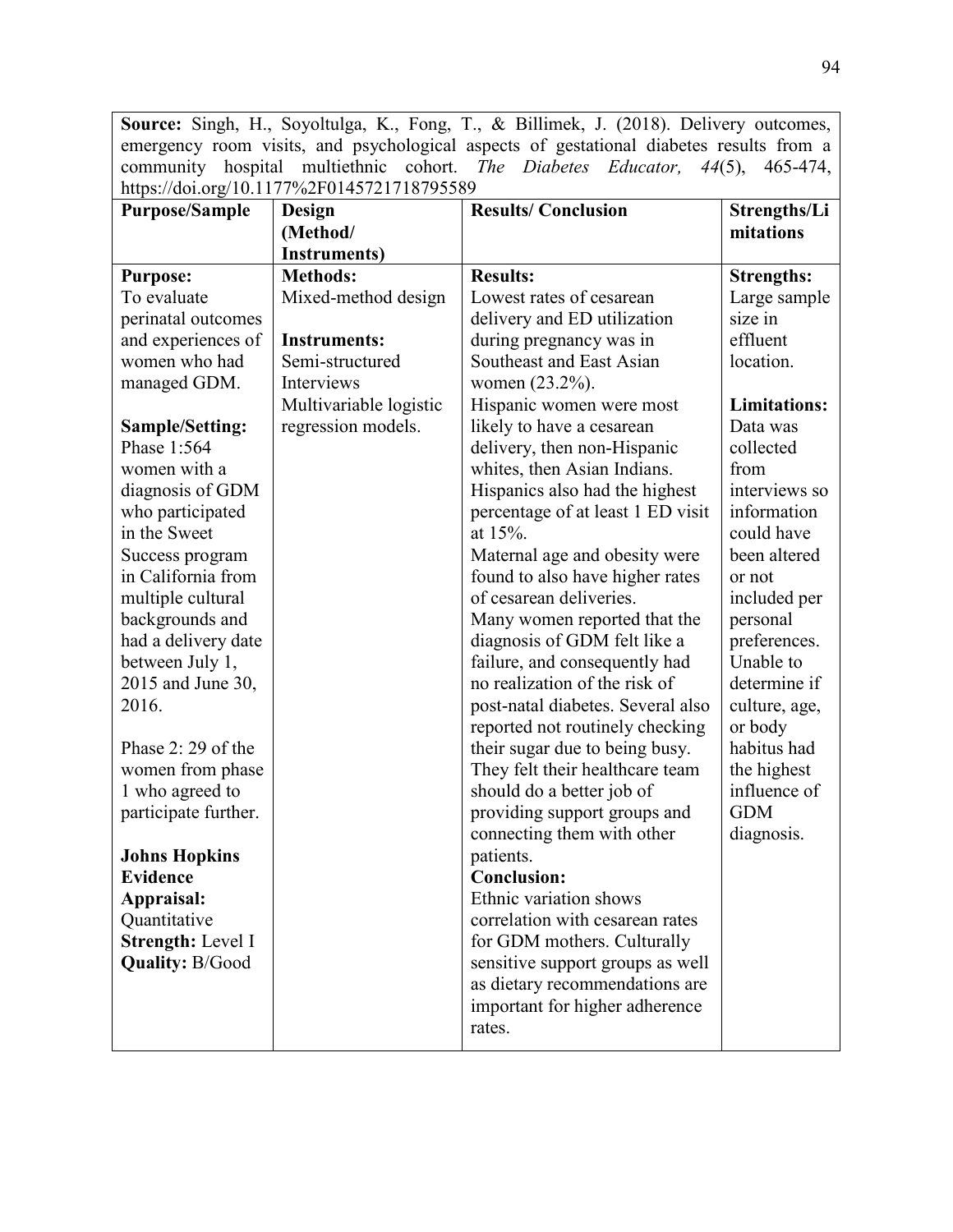**Source:** Singh, H., Soyoltulga, K., Fong, T., & Billimek, J. (2018). Delivery outcomes, emergency room visits, and psychological aspects of gestational diabetes results from a community hospital multiethnic cohort. *The Diabetes Educator, 44*(5), 465-474, https://doi.org/10.1177%2F0145721718795589

| Purpose/Sample | Design (Method/ Instruments) | Results/ Conclusion | Strengths/Limitations |
|---|---|---|---|
| **Purpose:**<br>To evaluate perinatal outcomes and experiences of women who had managed GDM.<br><br>**Sample/Setting:**<br>Phase 1:564 women with a diagnosis of GDM who participated in the Sweet Success program in California from multiple cultural backgrounds and had a delivery date between July 1, 2015 and June 30, 2016.<br><br>Phase 2: 29 of the women from phase 1 who agreed to participate further.<br><br>**Johns Hopkins Evidence Appraisal:**<br>Quantitative<br>**Strength:** Level I<br>**Quality:** B/Good | **Methods:**<br>Mixed-method design<br><br>**Instruments:**<br>Semi-structured Interviews<br>Multivariable logistic regression models. | **Results:**<br>Lowest rates of cesarean delivery and ED utilization during pregnancy was in Southeast and East Asian women (23.2%).<br>Hispanic women were most likely to have a cesarean delivery, then non-Hispanic whites, then Asian Indians.<br>Hispanics also had the highest percentage of at least 1 ED visit at 15%.<br>Maternal age and obesity were found to also have higher rates of cesarean deliveries.<br>Many women reported that the diagnosis of GDM felt like a failure, and consequently had no realization of the risk of post-natal diabetes. Several also reported not routinely checking their sugar due to being busy.<br>They felt their healthcare team should do a better job of providing support groups and connecting them with other patients.<br>**Conclusion:**<br>Ethnic variation shows correlation with cesarean rates for GDM mothers. Culturally sensitive support groups as well as dietary recommendations are important for higher adherence rates. | **Strengths:**<br>Large sample size in effluent location.<br><br>**Limitations:**<br>Data was collected from interviews so information could have been altered or not included per personal preferences.<br>Unable to determine if culture, age, or body habitus had the highest influence of GDM diagnosis. |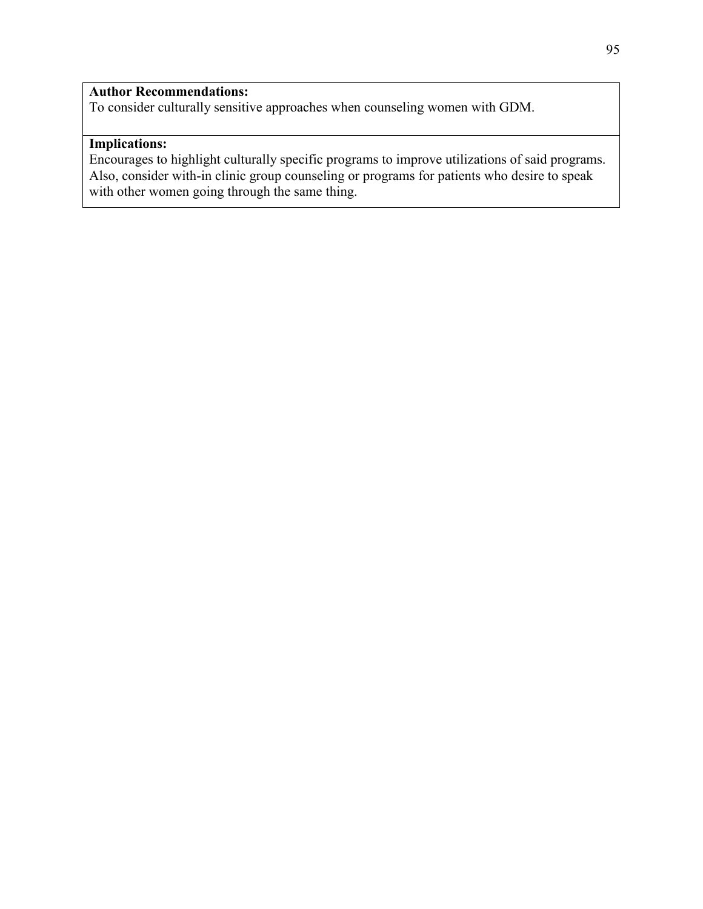| **Author Recommendations:**<br>To consider culturally sensitive approaches when counseling women with GDM. |
| --- |
| **Implications:**<br>Encourages to highlight culturally specific programs to improve utilizations of said programs. Also, consider with-in clinic group counseling or programs for patients who desire to speak with other women going through the same thing. |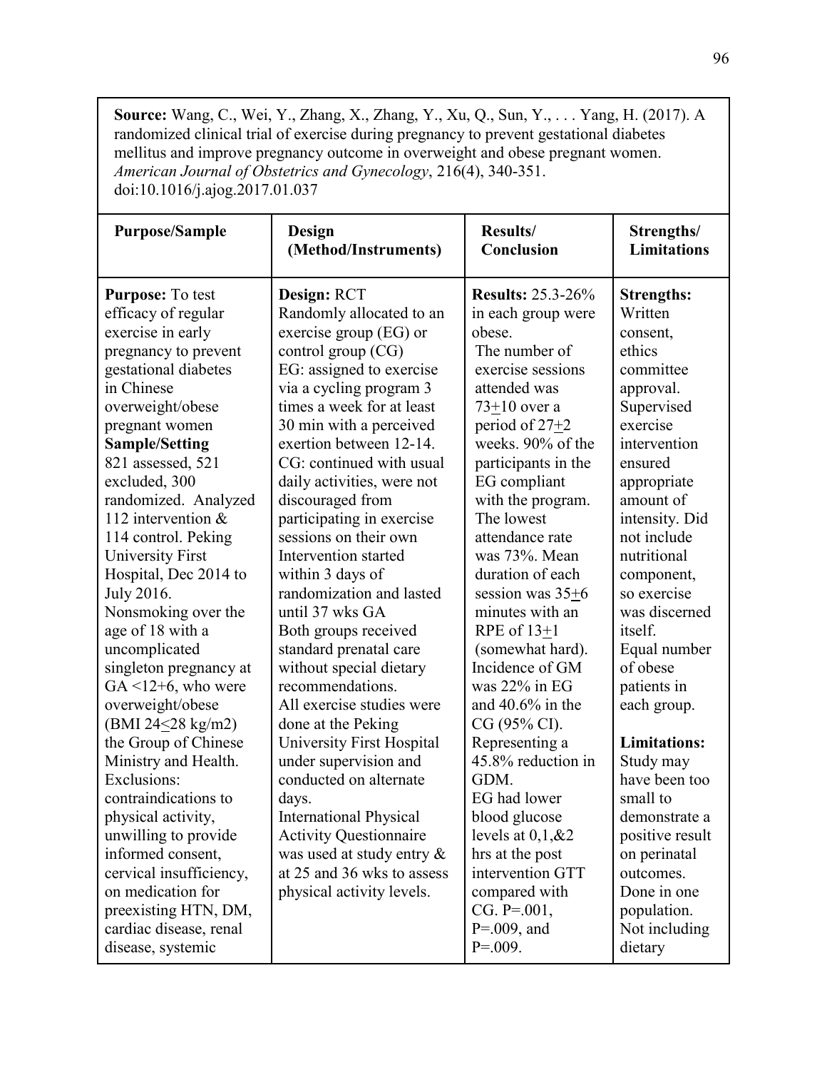**Source:** Wang, C., Wei, Y., Zhang, X., Zhang, Y., Xu, Q., Sun, Y., . . . Yang, H. (2017). A randomized clinical trial of exercise during pregnancy to prevent gestational diabetes mellitus and improve pregnancy outcome in overweight and obese pregnant women. *American Journal of Obstetrics and Gynecology*, 216(4), 340-351. doi:10.1016/j.ajog.2017.01.037

| Purpose/Sample | Design (Method/Instruments) | Results/ Conclusion | Strengths/ Limitations |
| --- | --- | --- | --- |
| **Purpose:** To test efficacy of regular exercise in early pregnancy to prevent gestational diabetes in Chinese overweight/obese pregnant women<br>**Sample/Setting**<br>821 assessed, 521 excluded, 300 randomized. Analyzed 112 intervention & 114 control. Peking University First Hospital, Dec 2014 to July 2016.<br>Nonsmoking over the age of 18 with a uncomplicated singleton pregnancy at GA <12+6, who were overweight/obese (BMI 24<u><</u>28 kg/m2) the Group of Chinese Ministry and Health.<br>Exclusions: contraindications to physical activity, unwilling to provide informed consent, cervical insufficiency, on medication for preexisting HTN, DM, cardiac disease, renal disease, systemic | **Design:** RCT<br>Randomly allocated to an exercise group (EG) or control group (CG)<br>EG: assigned to exercise via a cycling program 3 times a week for at least 30 min with a perceived exertion between 12-14.<br>CG: continued with usual daily activities, were not discouraged from participating in exercise sessions on their own<br>Intervention started within 3 days of randomization and lasted until 37 wks GA<br>Both groups received standard prenatal care without special dietary recommendations.<br>All exercise studies were done at the Peking University First Hospital under supervision and conducted on alternate days.<br>International Physical Activity Questionnaire was used at study entry & at 25 and 36 wks to assess physical activity levels. | **Results:** 25.3-26% in each group were obese.<br>The number of exercise sessions attended was 73<u>+</u>10 over a period of 27<u>+</u>2 weeks. 90% of the participants in the EG compliant with the program.<br>The lowest attendance rate was 73%. Mean duration of each session was 35<u>+</u>6 minutes with an RPE of 13<u>+</u>1 (somewhat hard).<br>Incidence of GM was 22% in EG and 40.6% in the CG (95% CI).<br>Representing a 45.8% reduction in GDM.<br>EG had lower blood glucose levels at 0,1,&2 hrs at the post intervention GTT compared with CG. P=.001, P=.009, and P=.009. | **Strengths:** Written consent, ethics committee approval.<br>Supervised exercise intervention ensured appropriate amount of intensity. Did not include nutritional component, so exercise was discerned itself.<br>Equal number of obese patients in each group.<br><br>**Limitations:** Study may have been too small to demonstrate a positive result on perinatal outcomes.<br>Done in one population.<br>Not including dietary |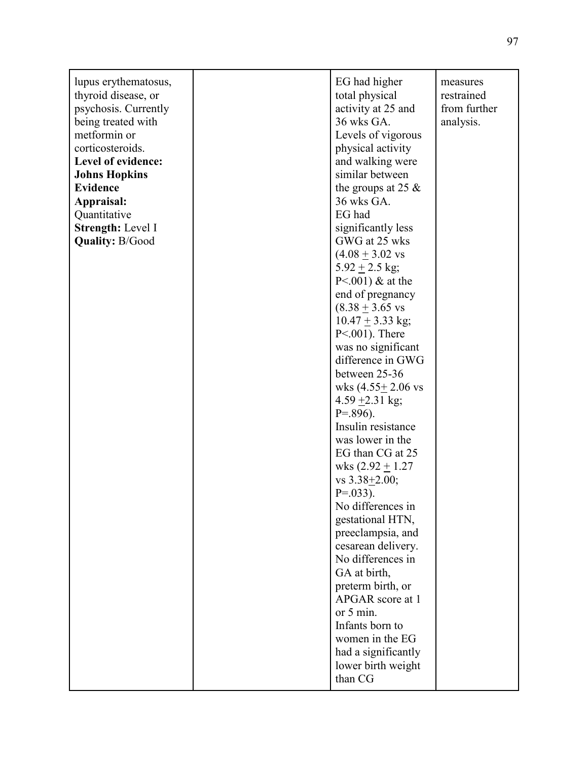| | | | |
|---|---|---|---|
| lupus erythematosus, thyroid disease, or psychosis. Currently being treated with metformin or corticosteroids. **Level of evidence: Johns Hopkins Evidence Appraisal:** Quantitative **Strength:** Level I **Quality:** B/Good | | EG had higher total physical activity at 25 and 36 wks GA. Levels of vigorous physical activity and walking were similar between the groups at 25 & 36 wks GA. EG had significantly less GWG at 25 wks (4.08 ± 3.02 vs 5.92 ± 2.5 kg; P<.001) & at the end of pregnancy (8.38 ± 3.65 vs 10.47 ± 3.33 kg; P<.001). There was no significant difference in GWG between 25-36 wks (4.55± 2.06 vs 4.59 ±2.31 kg; P=.896). Insulin resistance was lower in the EG than CG at 25 wks (2.92 ± 1.27 vs 3.38±2.00; P=.033). No differences in gestational HTN, preeclampsia, and cesarean delivery. No differences in GA at birth, preterm birth, or APGAR score at 1 or 5 min. Infants born to women in the EG had a significantly lower birth weight than CG | measures restrained from further analysis. |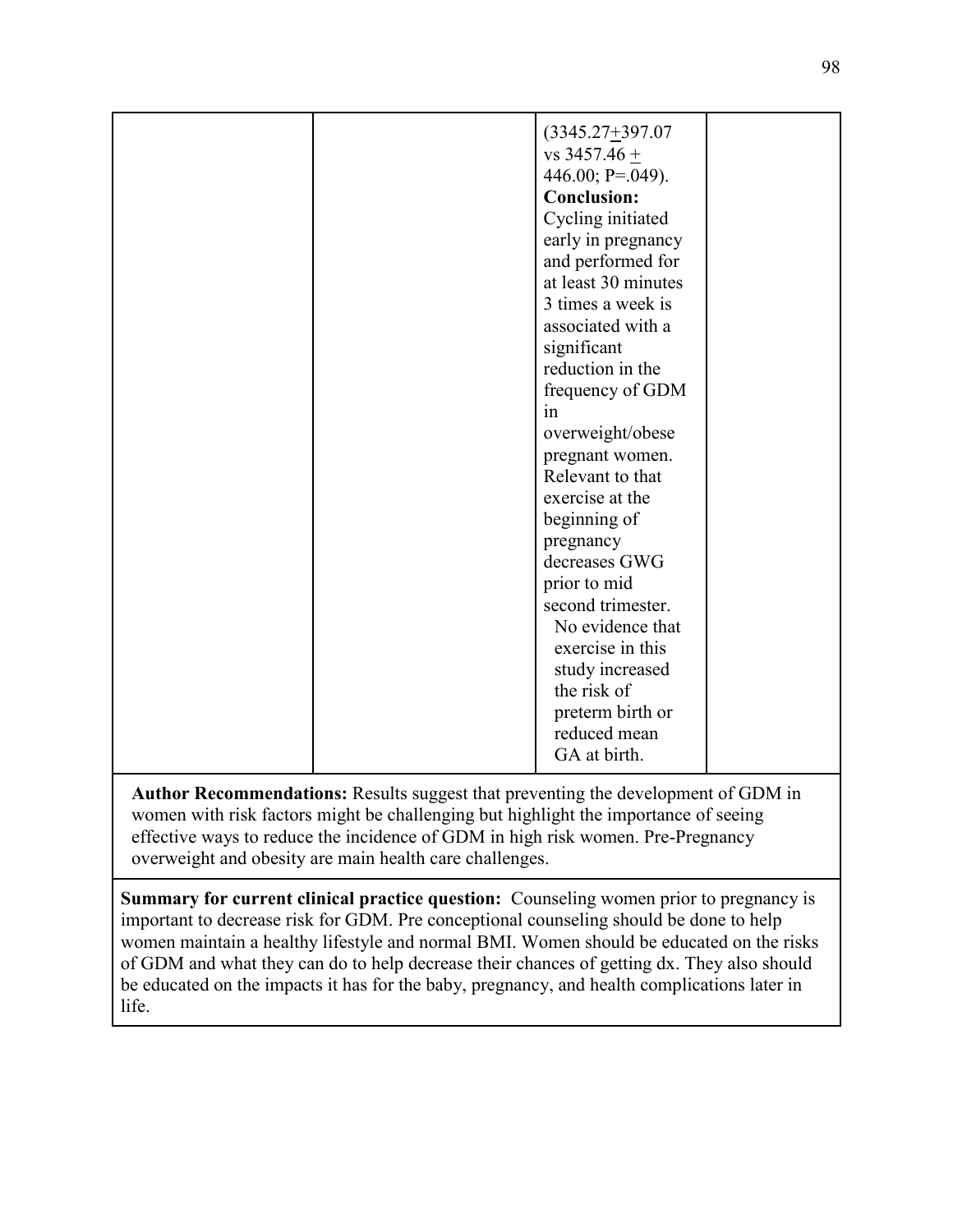| | | | |
|---|---|---|---|
| | | (3345.27±397.07 vs 3457.46 ± 446.00; P=.049). **Conclusion:** Cycling initiated early in pregnancy and performed for at least 30 minutes 3 times a week is associated with a significant reduction in the frequency of GDM in overweight/obese pregnant women. Relevant to that exercise at the beginning of pregnancy decreases GWG prior to mid second trimester. No evidence that exercise in this study increased the risk of preterm birth or reduced mean GA at birth. | |

**Author Recommendations:** Results suggest that preventing the development of GDM in women with risk factors might be challenging but highlight the importance of seeing effective ways to reduce the incidence of GDM in high risk women. Pre-Pregnancy overweight and obesity are main health care challenges.

**Summary for current clinical practice question:** Counseling women prior to pregnancy is important to decrease risk for GDM. Pre conceptional counseling should be done to help women maintain a healthy lifestyle and normal BMI. Women should be educated on the risks of GDM and what they can do to help decrease their chances of getting dx. They also should be educated on the impacts it has for the baby, pregnancy, and health complications later in life.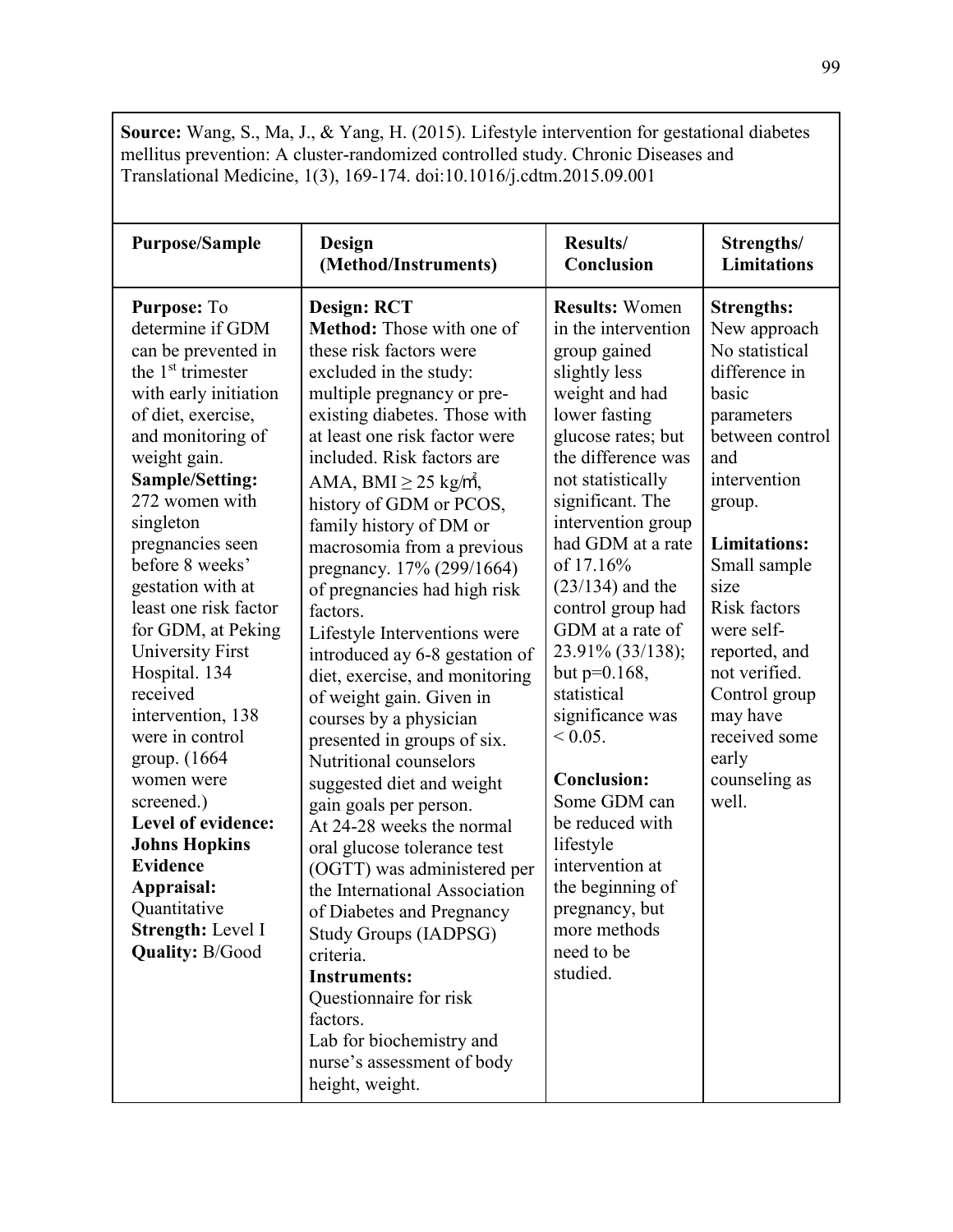**Source:** Wang, S., Ma, J., & Yang, H. (2015). Lifestyle intervention for gestational diabetes mellitus prevention: A cluster-randomized controlled study. Chronic Diseases and Translational Medicine, 1(3), 169-174. doi:10.1016/j.cdtm.2015.09.001

| Purpose/Sample | Design (Method/Instruments) | Results/ Conclusion | Strengths/ Limitations |
|---|---|---|---|
| **Purpose:** To determine if GDM can be prevented in the 1st trimester with early initiation of diet, exercise, and monitoring of weight gain.<br>**Sample/Setting:** 272 women with singleton pregnancies seen before 8 weeks' gestation with at least one risk factor for GDM, at Peking University First Hospital. 134 received intervention, 138 were in control group. (1664 women were screened.)<br>**Level of evidence: Johns Hopkins Evidence Appraisal:** Quantitative<br>**Strength:** Level I<br>**Quality:** B/Good | **Design: RCT**<br>**Method:** Those with one of these risk factors were excluded in the study: multiple pregnancy or pre-existing diabetes. Those with at least one risk factor were included. Risk factors are AMA, BMI $\geq 25$ kg/m², history of GDM or PCOS, family history of DM or macrosomia from a previous pregnancy. 17% (299/1664) of pregnancies had high risk factors.<br>Lifestyle Interventions were introduced ay 6-8 gestation of diet, exercise, and monitoring of weight gain. Given in courses by a physician presented in groups of six. Nutritional counselors suggested diet and weight gain goals per person.<br>At 24-28 weeks the normal oral glucose tolerance test (OGTT) was administered per the International Association of Diabetes and Pregnancy Study Groups (IADPSG) criteria.<br>**Instruments:**<br>Questionnaire for risk factors.<br>Lab for biochemistry and nurse's assessment of body height, weight. | **Results:** Women in the intervention group gained slightly less weight and had lower fasting glucose rates; but the difference was not statistically significant. The intervention group had GDM at a rate of 17.16% (23/134) and the control group had GDM at a rate of 23.91% (33/138); but p=0.168, statistical significance was < 0.05.<br>**Conclusion:** Some GDM can be reduced with lifestyle intervention at the beginning of pregnancy, but more methods need to be studied. | **Strengths:**<br>New approach<br>No statistical difference in basic parameters between control and intervention group.<br>**Limitations:**<br>Small sample size<br>Risk factors were self-reported, and not verified.<br>Control group may have received some early counseling as well. |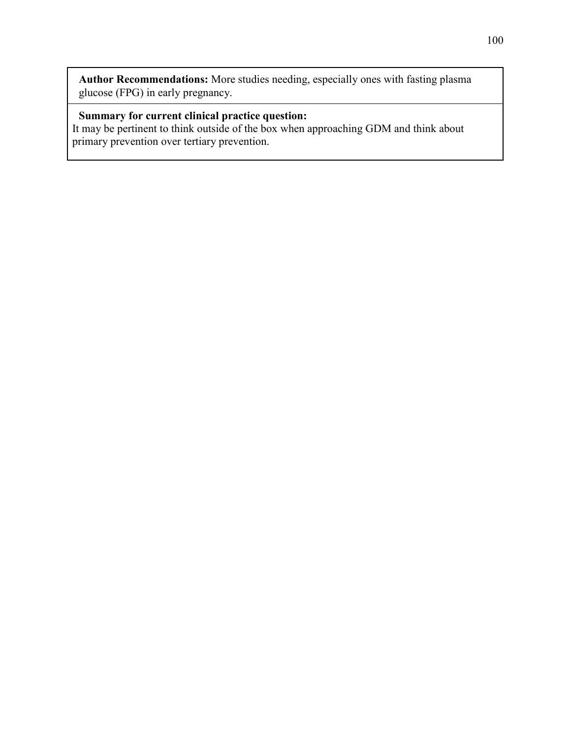| |
| --- |
| **Author Recommendations:** More studies needing, especially ones with fasting plasma glucose (FPG) in early pregnancy. |
| **Summary for current clinical practice question:** It may be pertinent to think outside of the box when approaching GDM and think about primary prevention over tertiary prevention. |